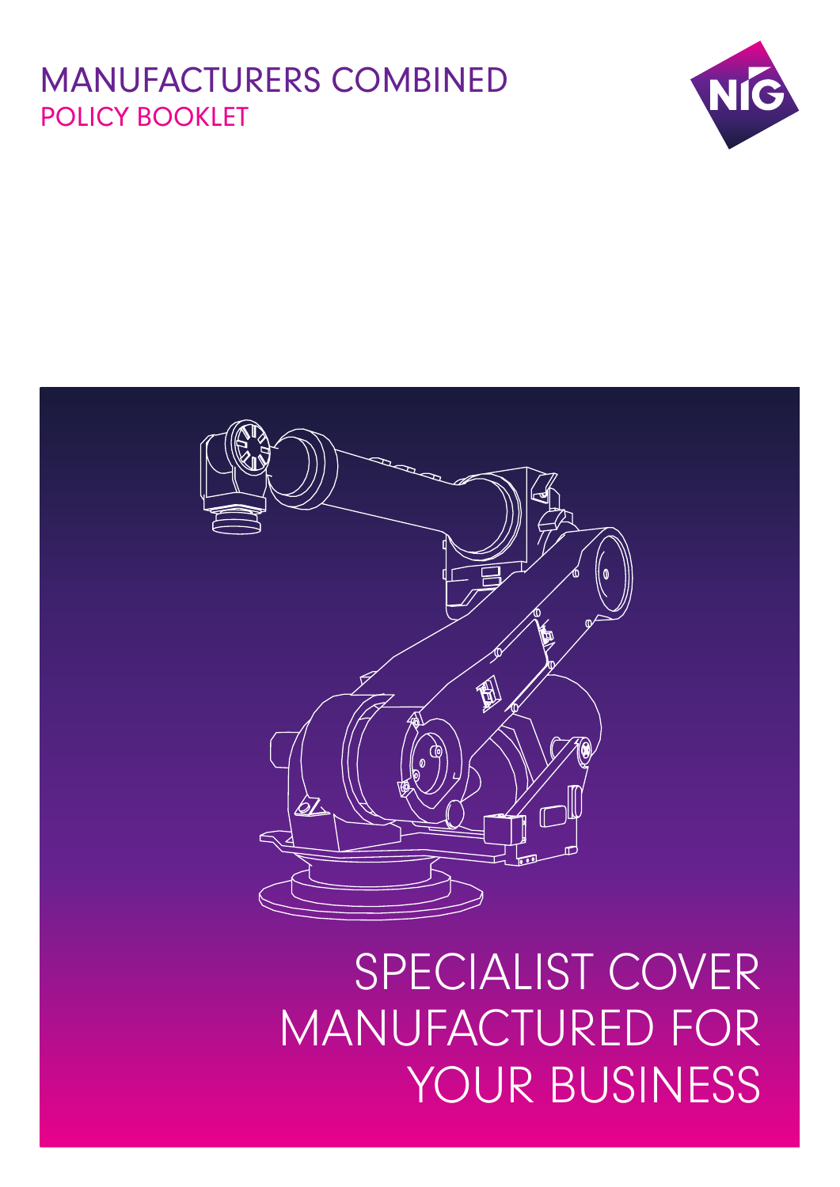# MANUFACTURERS COMBINED

## POLICY BOOKLET

SPECIALIST COVER MANUFACTURED FOR YOUR BUSINESS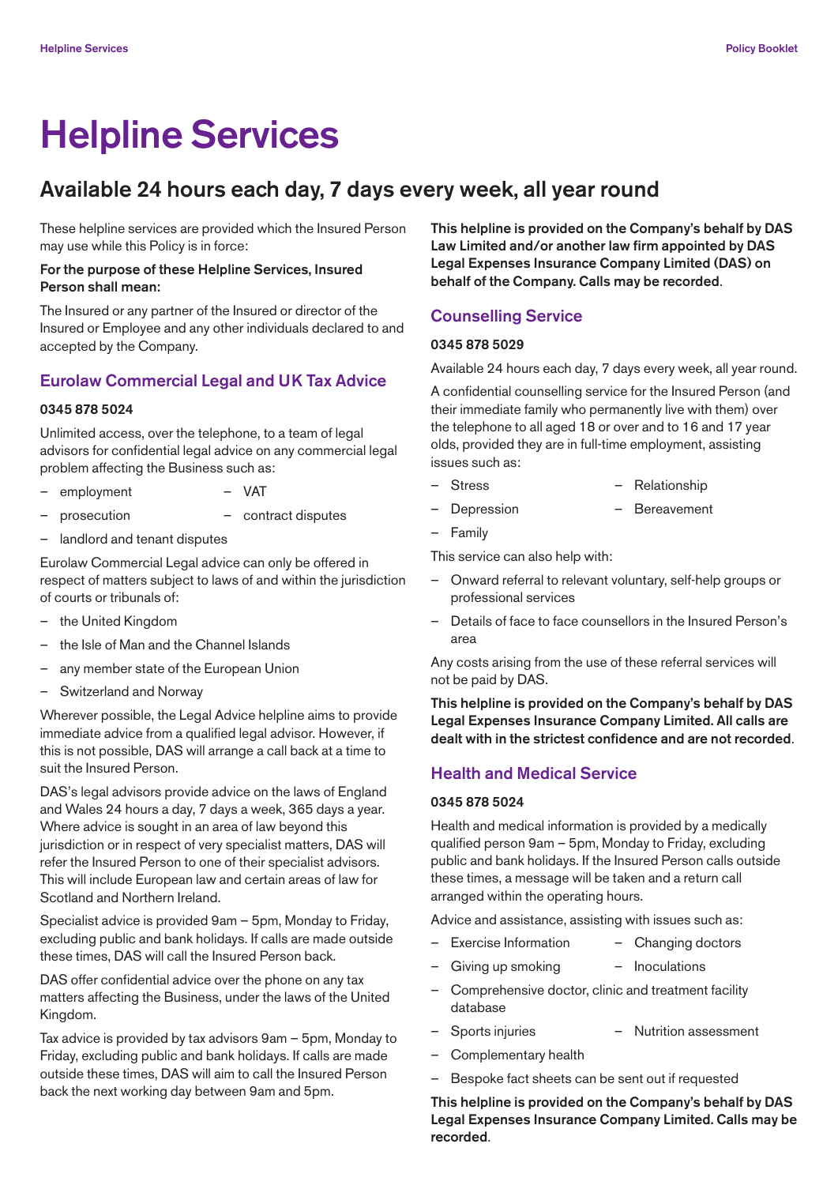# Helpline Services

## Available 24 hours each day, 7 days every week, all year round

These helpline services are provided which the Insured Person may use while this Policy is in force:

**For the purpose of these Helpline Services, Insured Person shall mean:**

The Insured or any partner of the Insured or director of the Insured or Employee and any other individuals declared to and accepted by the Company.

### Eurolaw Commercial Legal and UK Tax Advice

**0345 878 5024**

Unlimited access, over the telephone, to a team of legal advisors for confidential legal advice on any commercial legal problem affecting the Business such as:

- employment
- VAT
- prosecution
- contract disputes
- landlord and tenant disputes

Eurolaw Commercial Legal advice can only be offered in respect of matters subject to laws of and within the jurisdiction of courts or tribunals of:

- the United Kingdom
- the Isle of Man and the Channel Islands
- any member state of the European Union
- Switzerland and Norway

Wherever possible, the Legal Advice helpline aims to provide immediate advice from a qualified legal advisor. However, if this is not possible, DAS will arrange a call back at a time to suit the Insured Person.

DAS's legal advisors provide advice on the laws of England and Wales 24 hours a day, 7 days a week, 365 days a year. Where advice is sought in an area of law beyond this jurisdiction or in respect of very specialist matters, DAS will refer the Insured Person to one of their specialist advisors. This will include European law and certain areas of law for Scotland and Northern Ireland.

Specialist advice is provided 9am – 5pm, Monday to Friday, excluding public and bank holidays. If calls are made outside these times, DAS will call the Insured Person back.

DAS offer confidential advice over the phone on any tax matters affecting the Business, under the laws of the United Kingdom.

Tax advice is provided by tax advisors 9am – 5pm, Monday to Friday, excluding public and bank holidays. If calls are made outside these times, DAS will aim to call the Insured Person back the next working day between 9am and 5pm.

**This helpline is provided on the Company's behalf by DAS Law Limited and/or another law firm appointed by DAS Legal Expenses Insurance Company Limited (DAS) on behalf of the Company. Calls may be recorded**.

### Counselling Service

**0345 878 5029**

Available 24 hours each day, 7 days every week, all year round.

A confidential counselling service for the Insured Person (and their immediate family who permanently live with them) over the telephone to all aged 18 or over and to 16 and 17 year olds, provided they are in full-time employment, assisting issues such as:

- Stress
- Relationship
- Depression
- Bereavement
- Family

This service can also help with:

- Onward referral to relevant voluntary, self-help groups or professional services
- Details of face to face counsellors in the Insured Person's area

Any costs arising from the use of these referral services will not be paid by DAS.

**This helpline is provided on the Company's behalf by DAS Legal Expenses Insurance Company Limited. All calls are dealt with in the strictest confidence and are not recorded**.

### Health and Medical Service

**0345 878 5024**

Health and medical information is provided by a medically qualified person 9am – 5pm, Monday to Friday, excluding public and bank holidays. If the Insured Person calls outside these times, a message will be taken and a return call arranged within the operating hours.

Advice and assistance, assisting with issues such as:

- Exercise Information
- Changing doctors
- Giving up smoking
- Inoculations
- Comprehensive doctor, clinic and treatment facility database
- Sports injuries
- Nutrition assessment
- Complementary health
- Bespoke fact sheets can be sent out if requested

**This helpline is provided on the Company's behalf by DAS Legal Expenses Insurance Company Limited. Calls may be recorded**.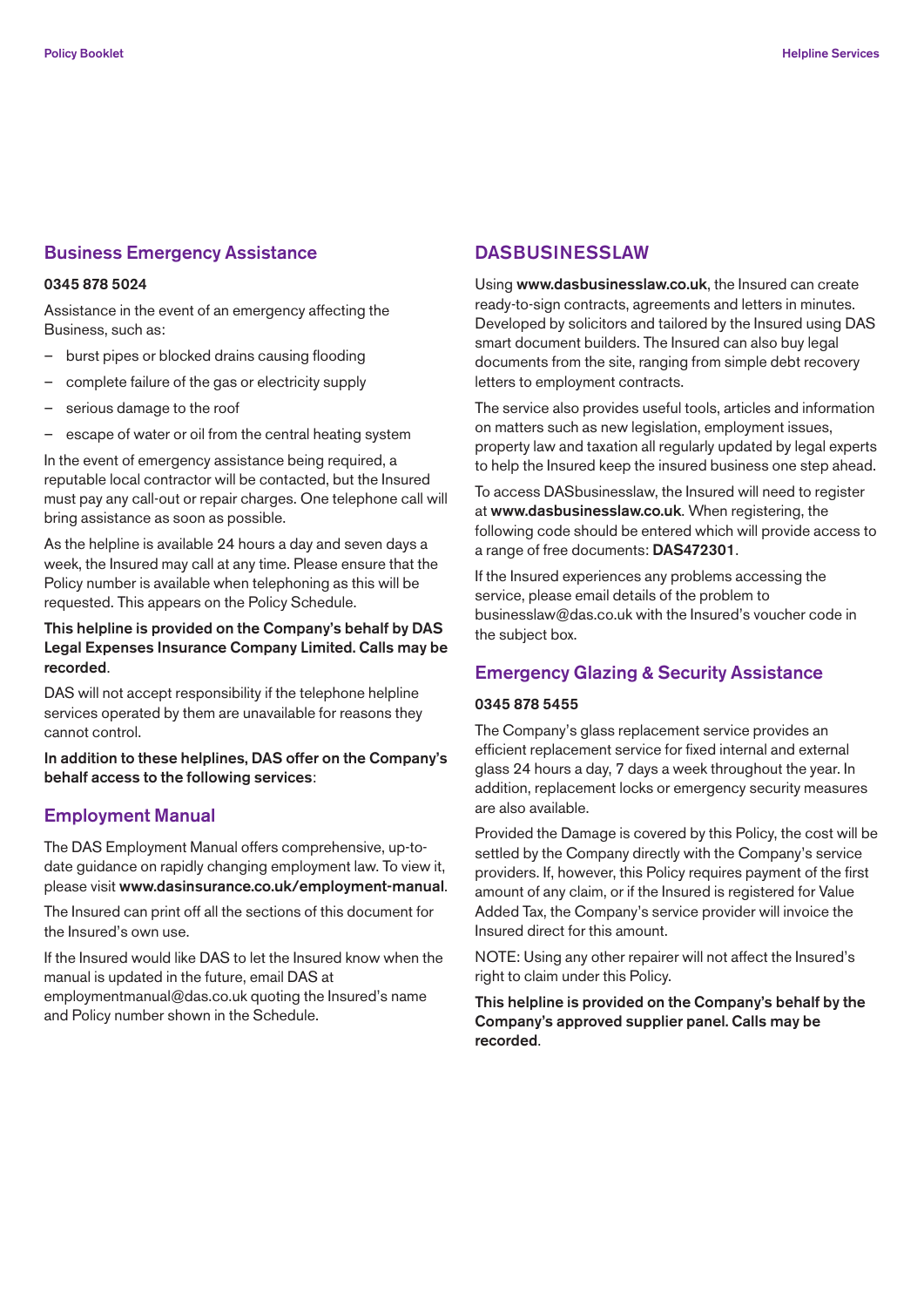## Business Emergency Assistance

**0345 878 5024**

Assistance in the event of an emergency affecting the Business, such as:

- burst pipes or blocked drains causing flooding
- complete failure of the gas or electricity supply
- serious damage to the roof
- escape of water or oil from the central heating system

In the event of emergency assistance being required, a reputable local contractor will be contacted, but the Insured must pay any call-out or repair charges. One telephone call will bring assistance as soon as possible.

As the helpline is available 24 hours a day and seven days a week, the Insured may call at any time. Please ensure that the Policy number is available when telephoning as this will be requested. This appears on the Policy Schedule.

**This helpline is provided on the Company's behalf by DAS Legal Expenses Insurance Company Limited. Calls may be recorded**.

DAS will not accept responsibility if the telephone helpline services operated by them are unavailable for reasons they cannot control.

**In addition to these helplines, DAS offer on the Company's behalf access to the following services**:

## Employment Manual

The DAS Employment Manual offers comprehensive, up-to-date guidance on rapidly changing employment law. To view it, please visit **www.dasinsurance.co.uk/employment-manual**.

The Insured can print off all the sections of this document for the Insured's own use.

If the Insured would like DAS to let the Insured know when the manual is updated in the future, email DAS at employmentmanual@das.co.uk quoting the Insured's name and Policy number shown in the Schedule.

## DASBUSINESSLAW

Using **www.dasbusinesslaw.co.uk**, the Insured can create ready-to-sign contracts, agreements and letters in minutes. Developed by solicitors and tailored by the Insured using DAS smart document builders. The Insured can also buy legal documents from the site, ranging from simple debt recovery letters to employment contracts.

The service also provides useful tools, articles and information on matters such as new legislation, employment issues, property law and taxation all regularly updated by legal experts to help the Insured keep the insured business one step ahead.

To access DASbusinesslaw, the Insured will need to register at **www.dasbusinesslaw.co.uk**. When registering, the following code should be entered which will provide access to a range of free documents: **DAS472301**.

If the Insured experiences any problems accessing the service, please email details of the problem to businesslaw@das.co.uk with the Insured's voucher code in the subject box.

## Emergency Glazing & Security Assistance

**0345 878 5455**

The Company's glass replacement service provides an efficient replacement service for fixed internal and external glass 24 hours a day, 7 days a week throughout the year. In addition, replacement locks or emergency security measures are also available.

Provided the Damage is covered by this Policy, the cost will be settled by the Company directly with the Company's service providers. If, however, this Policy requires payment of the first amount of any claim, or if the Insured is registered for Value Added Tax, the Company's service provider will invoice the Insured direct for this amount.

NOTE: Using any other repairer will not affect the Insured's right to claim under this Policy.

**This helpline is provided on the Company's behalf by the Company's approved supplier panel. Calls may be recorded**.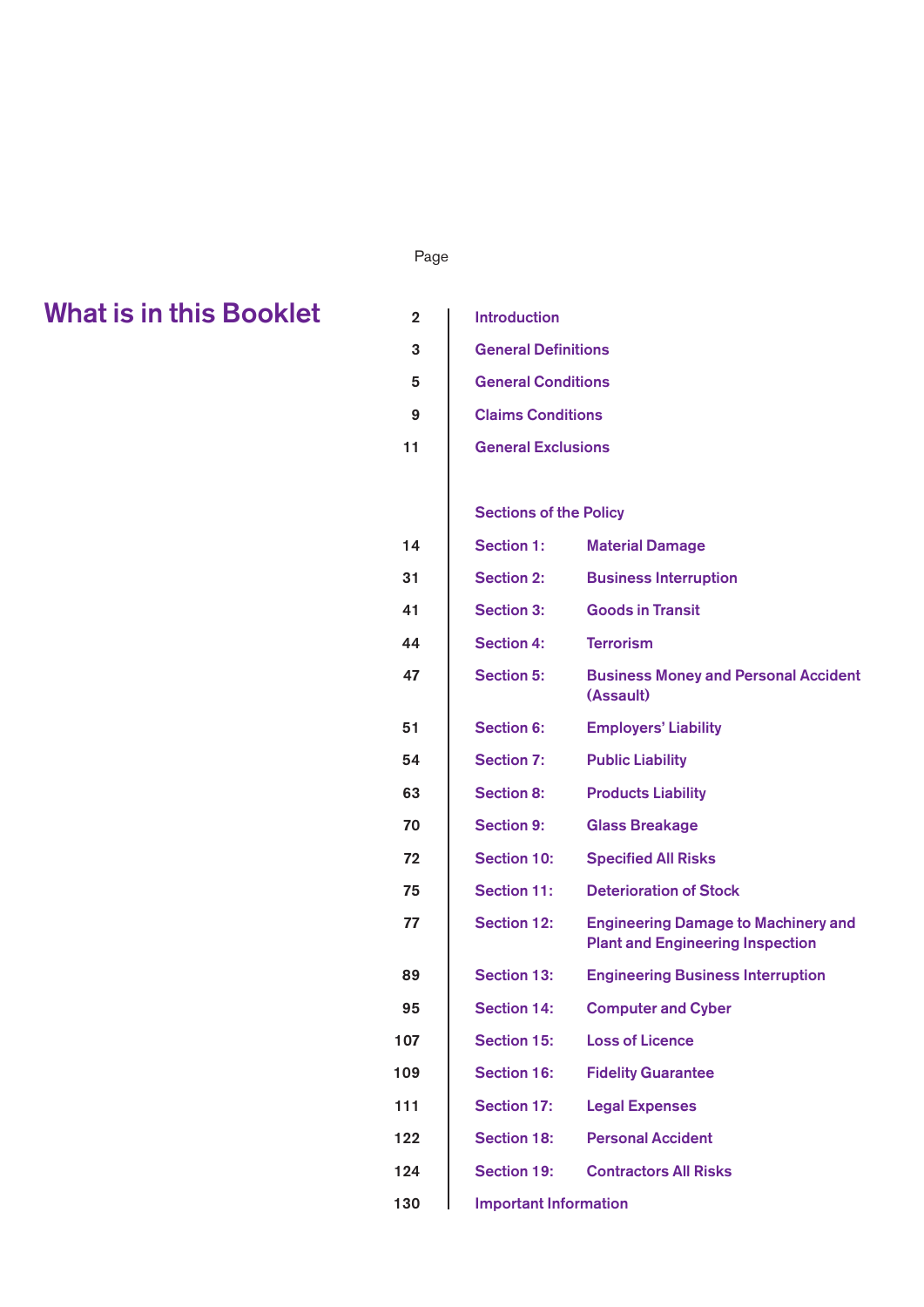# What is in this Booklet

| Page | Contents | |
|---|---|---|
| 2 | Introduction | |
| 3 | General Definitions | |
| 5 | General Conditions | |
| 9 | Claims Conditions | |
| 11 | General Exclusions | |
| | **Sections of the Policy** | |
| 14 | Section 1: | Material Damage |
| 31 | Section 2: | Business Interruption |
| 41 | Section 3: | Goods in Transit |
| 44 | Section 4: | Terrorism |
| 47 | Section 5: | Business Money and Personal Accident (Assault) |
| 51 | Section 6: | Employers' Liability |
| 54 | Section 7: | Public Liability |
| 63 | Section 8: | Products Liability |
| 70 | Section 9: | Glass Breakage |
| 72 | Section 10: | Specified All Risks |
| 75 | Section 11: | Deterioration of Stock |
| 77 | Section 12: | Engineering Damage to Machinery and Plant and Engineering Inspection |
| 89 | Section 13: | Engineering Business Interruption |
| 95 | Section 14: | Computer and Cyber |
| 107 | Section 15: | Loss of Licence |
| 109 | Section 16: | Fidelity Guarantee |
| 111 | Section 17: | Legal Expenses |
| 122 | Section 18: | Personal Accident |
| 124 | Section 19: | Contractors All Risks |
| 130 | Important Information | |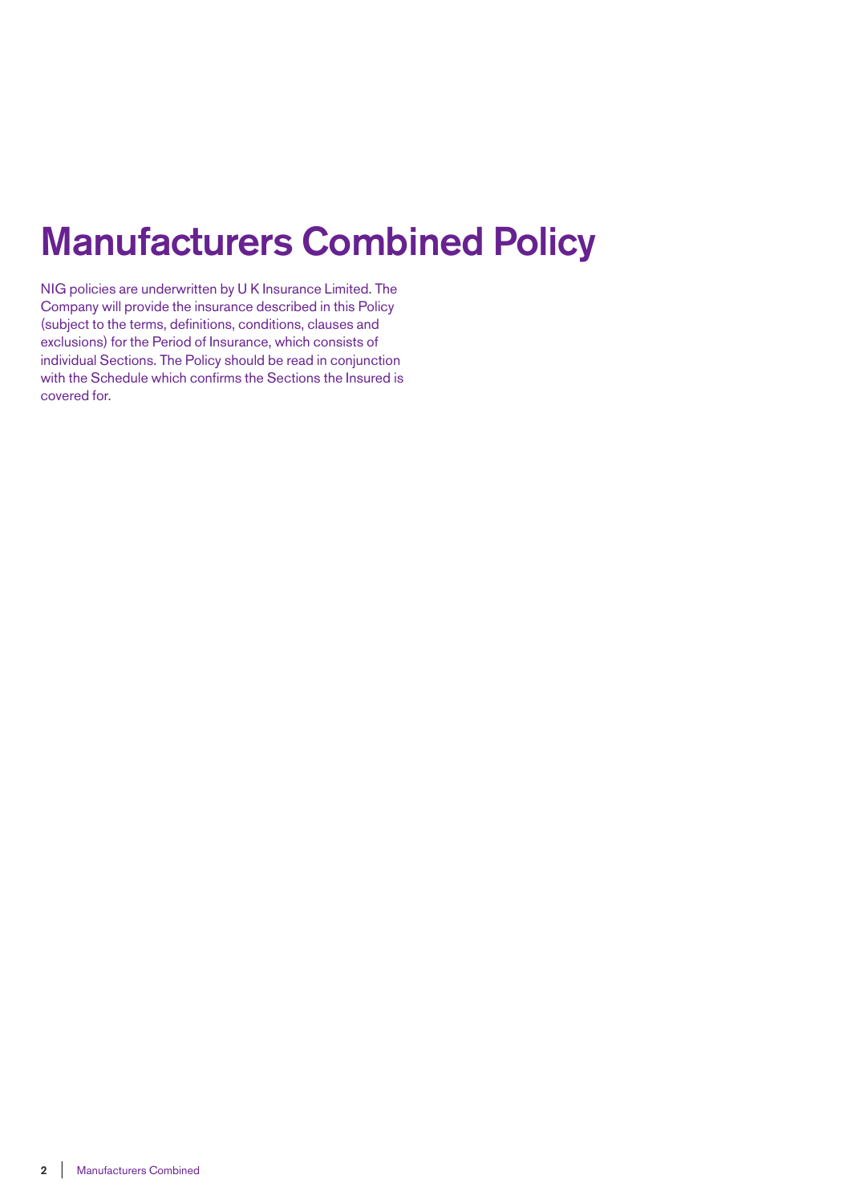# Manufacturers Combined Policy

NIG policies are underwritten by U K Insurance Limited. The Company will provide the insurance described in this Policy (subject to the terms, definitions, conditions, clauses and exclusions) for the Period of Insurance, which consists of individual Sections. The Policy should be read in conjunction with the Schedule which confirms the Sections the Insured is covered for.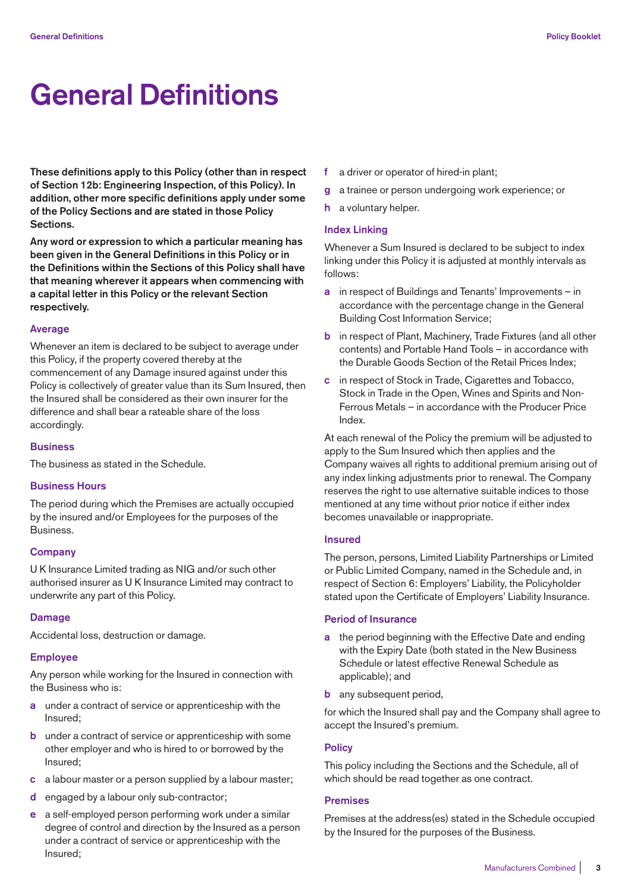# General Definitions

**These definitions apply to this Policy (other than in respect of Section 12b: Engineering Inspection, of this Policy). In addition, other more specific definitions apply under some of the Policy Sections and are stated in those Policy Sections.**

**Any word or expression to which a particular meaning has been given in the General Definitions in this Policy or in the Definitions within the Sections of this Policy shall have that meaning wherever it appears when commencing with a capital letter in this Policy or the relevant Section respectively.**

### Average

Whenever an item is declared to be subject to average under this Policy, if the property covered thereby at the commencement of any Damage insured against under this Policy is collectively of greater value than its Sum Insured, then the Insured shall be considered as their own insurer for the difference and shall bear a rateable share of the loss accordingly.

### Business

The business as stated in the Schedule.

### Business Hours

The period during which the Premises are actually occupied by the insured and/or Employees for the purposes of the Business.

### Company

U K Insurance Limited trading as NIG and/or such other authorised insurer as U K Insurance Limited may contract to underwrite any part of this Policy.

### Damage

Accidental loss, destruction or damage.

### Employee

Any person while working for the Insured in connection with the Business who is:

- **a** under a contract of service or apprenticeship with the Insured;
- **b** under a contract of service or apprenticeship with some other employer and who is hired to or borrowed by the Insured;
- **c** a labour master or a person supplied by a labour master;
- **d** engaged by a labour only sub-contractor;
- **e** a self-employed person performing work under a similar degree of control and direction by the Insured as a person under a contract of service or apprenticeship with the Insured;
- **f** a driver or operator of hired-in plant;
- **g** a trainee or person undergoing work experience; or
- **h** a voluntary helper.

### Index Linking

Whenever a Sum Insured is declared to be subject to index linking under this Policy it is adjusted at monthly intervals as follows:

- **a** in respect of Buildings and Tenants' Improvements – in accordance with the percentage change in the General Building Cost Information Service;
- **b** in respect of Plant, Machinery, Trade Fixtures (and all other contents) and Portable Hand Tools – in accordance with the Durable Goods Section of the Retail Prices Index;
- **c** in respect of Stock in Trade, Cigarettes and Tobacco, Stock in Trade in the Open, Wines and Spirits and Non-Ferrous Metals – in accordance with the Producer Price Index.

At each renewal of the Policy the premium will be adjusted to apply to the Sum Insured which then applies and the Company waives all rights to additional premium arising out of any index linking adjustments prior to renewal. The Company reserves the right to use alternative suitable indices to those mentioned at any time without prior notice if either index becomes unavailable or inappropriate.

### Insured

The person, persons, Limited Liability Partnerships or Limited or Public Limited Company, named in the Schedule and, in respect of Section 6: Employers' Liability, the Policyholder stated upon the Certificate of Employers' Liability Insurance.

### Period of Insurance

- **a** the period beginning with the Effective Date and ending with the Expiry Date (both stated in the New Business Schedule or latest effective Renewal Schedule as applicable); and
- **b** any subsequent period,

for which the Insured shall pay and the Company shall agree to accept the Insured's premium.

### Policy

This policy including the Sections and the Schedule, all of which should be read together as one contract.

### Premises

Premises at the address(es) stated in the Schedule occupied by the Insured for the purposes of the Business.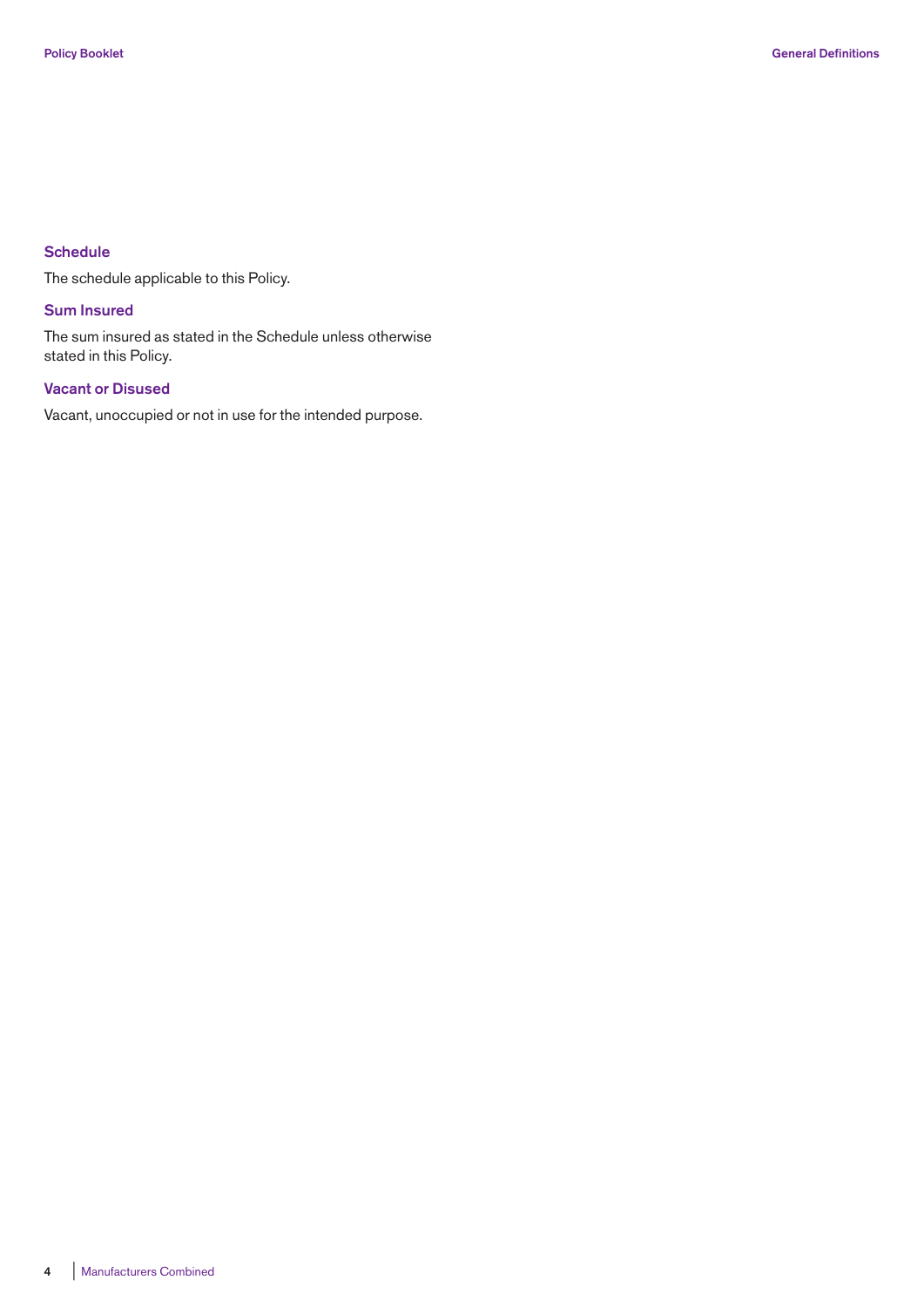### Schedule

The schedule applicable to this Policy.

### Sum Insured

The sum insured as stated in the Schedule unless otherwise stated in this Policy.

### Vacant or Disused

Vacant, unoccupied or not in use for the intended purpose.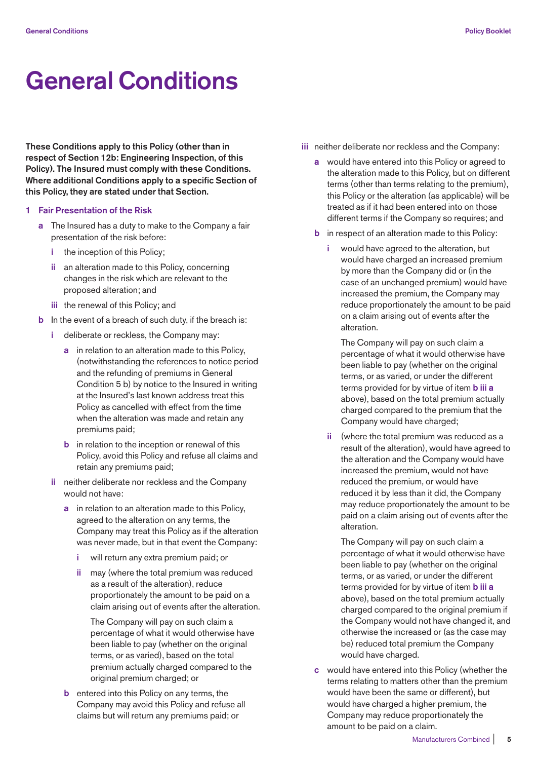# General Conditions

**These Conditions apply to this Policy (other than in respect of Section 12b: Engineering Inspection, of this Policy). The Insured must comply with these Conditions. Where additional Conditions apply to a specific Section of this Policy, they are stated under that Section.**

## 1 Fair Presentation of the Risk

- **a** The Insured has a duty to make to the Company a fair presentation of the risk before:
  - **i** the inception of this Policy;
  - **ii** an alteration made to this Policy, concerning changes in the risk which are relevant to the proposed alteration; and
  - **iii** the renewal of this Policy; and
- **b** In the event of a breach of such duty, if the breach is:
  - **i** deliberate or reckless, the Company may:
    - **a** in relation to an alteration made to this Policy, (notwithstanding the references to notice period and the refunding of premiums in General Condition 5 b) by notice to the Insured in writing at the Insured's last known address treat this Policy as cancelled with effect from the time when the alteration was made and retain any premiums paid;
    - **b** in relation to the inception or renewal of this Policy, avoid this Policy and refuse all claims and retain any premiums paid;
  - **ii** neither deliberate nor reckless and the Company would not have:
    - **a** in relation to an alteration made to this Policy, agreed to the alteration on any terms, the Company may treat this Policy as if the alteration was never made, but in that event the Company:
      - **i** will return any extra premium paid; or
      - **ii** may (where the total premium was reduced as a result of the alteration), reduce proportionately the amount to be paid on a claim arising out of events after the alteration.

        The Company will pay on such claim a percentage of what it would otherwise have been liable to pay (whether on the original terms, or as varied), based on the total premium actually charged compared to the original premium charged; or
    - **b** entered into this Policy on any terms, the Company may avoid this Policy and refuse all claims but will return any premiums paid; or
  - **iii** neither deliberate nor reckless and the Company:
    - **a** would have entered into this Policy or agreed to the alteration made to this Policy, but on different terms (other than terms relating to the premium), this Policy or the alteration (as applicable) will be treated as if it had been entered into on those different terms if the Company so requires; and
    - **b** in respect of an alteration made to this Policy:
      - **i** would have agreed to the alteration, but would have charged an increased premium by more than the Company did or (in the case of an unchanged premium) would have increased the premium, the Company may reduce proportionately the amount to be paid on a claim arising out of events after the alteration.

        The Company will pay on such claim a percentage of what it would otherwise have been liable to pay (whether on the original terms, or as varied, or under the different terms provided for by virtue of item **b iii a** above), based on the total premium actually charged compared to the premium that the Company would have charged;
      - **ii** (where the total premium was reduced as a result of the alteration), would have agreed to the alteration and the Company would have increased the premium, would not have reduced the premium, or would have reduced it by less than it did, the Company may reduce proportionately the amount to be paid on a claim arising out of events after the alteration.

        The Company will pay on such claim a percentage of what it would otherwise have been liable to pay (whether on the original terms, or as varied, or under the different terms provided for by virtue of item **b iii a** above), based on the total premium actually charged compared to the original premium if the Company would not have changed it, and otherwise the increased or (as the case may be) reduced total premium the Company would have charged.
    - **c** would have entered into this Policy (whether the terms relating to matters other than the premium would have been the same or different), but would have charged a higher premium, the Company may reduce proportionately the amount to be paid on a claim.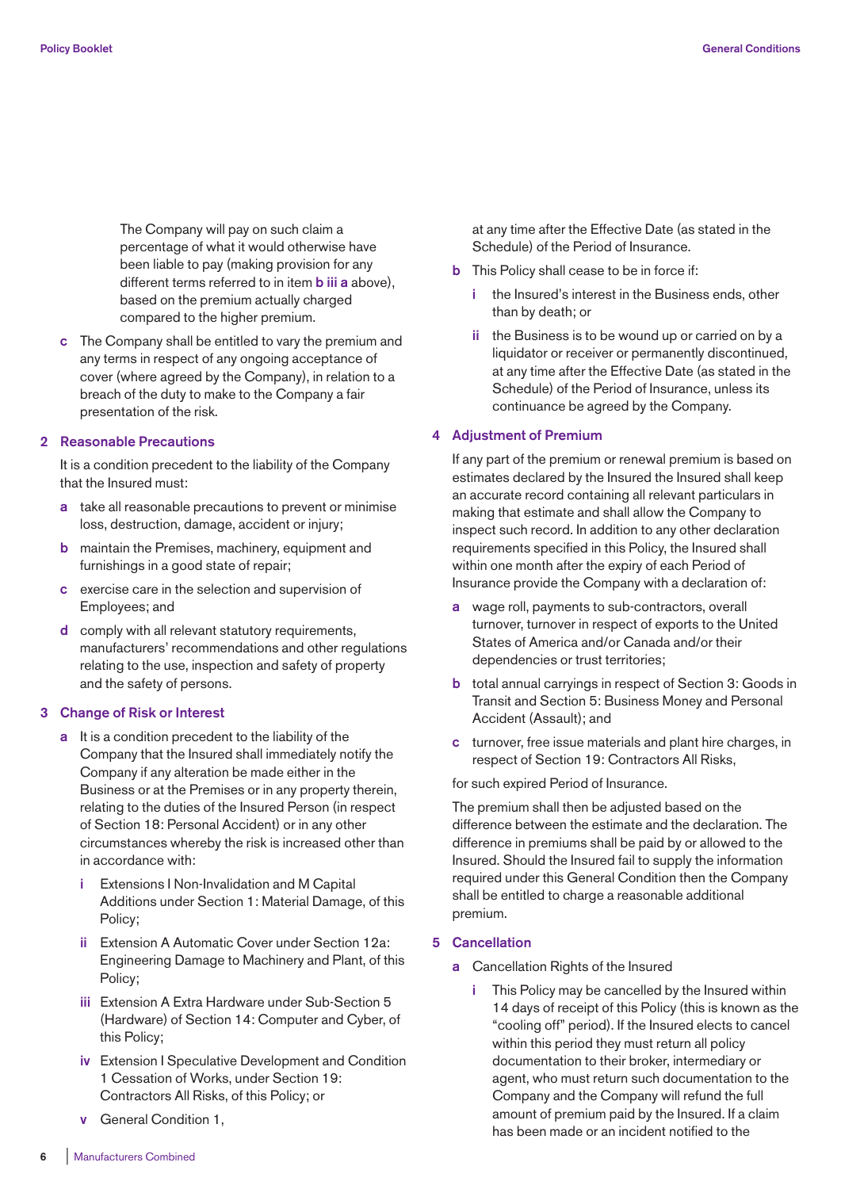The Company will pay on such claim a percentage of what it would otherwise have been liable to pay (making provision for any different terms referred to in item **b iii a** above), based on the premium actually charged compared to the higher premium.

**c** The Company shall be entitled to vary the premium and any terms in respect of any ongoing acceptance of cover (where agreed by the Company), in relation to a breach of the duty to make to the Company a fair presentation of the risk.

## 2 Reasonable Precautions

It is a condition precedent to the liability of the Company that the Insured must:

**a** take all reasonable precautions to prevent or minimise loss, destruction, damage, accident or injury;

**b** maintain the Premises, machinery, equipment and furnishings in a good state of repair;

**c** exercise care in the selection and supervision of Employees; and

**d** comply with all relevant statutory requirements, manufacturers' recommendations and other regulations relating to the use, inspection and safety of property and the safety of persons.

## 3 Change of Risk or Interest

**a** It is a condition precedent to the liability of the Company that the Insured shall immediately notify the Company if any alteration be made either in the Business or at the Premises or in any property therein, relating to the duties of the Insured Person (in respect of Section 18: Personal Accident) or in any other circumstances whereby the risk is increased other than in accordance with:

- **i** Extensions I Non-Invalidation and M Capital Additions under Section 1: Material Damage, of this Policy;
- **ii** Extension A Automatic Cover under Section 12a: Engineering Damage to Machinery and Plant, of this Policy;
- **iii** Extension A Extra Hardware under Sub-Section 5 (Hardware) of Section 14: Computer and Cyber, of this Policy;
- **iv** Extension I Speculative Development and Condition 1 Cessation of Works, under Section 19: Contractors All Risks, of this Policy; or
- **v** General Condition 1,

at any time after the Effective Date (as stated in the Schedule) of the Period of Insurance.

**b** This Policy shall cease to be in force if:

- **i** the Insured's interest in the Business ends, other than by death; or
- **ii** the Business is to be wound up or carried on by a liquidator or receiver or permanently discontinued, at any time after the Effective Date (as stated in the Schedule) of the Period of Insurance, unless its continuance be agreed by the Company.

## 4 Adjustment of Premium

If any part of the premium or renewal premium is based on estimates declared by the Insured the Insured shall keep an accurate record containing all relevant particulars in making that estimate and shall allow the Company to inspect such record. In addition to any other declaration requirements specified in this Policy, the Insured shall within one month after the expiry of each Period of Insurance provide the Company with a declaration of:

**a** wage roll, payments to sub-contractors, overall turnover, turnover in respect of exports to the United States of America and/or Canada and/or their dependencies or trust territories;

**b** total annual carryings in respect of Section 3: Goods in Transit and Section 5: Business Money and Personal Accident (Assault); and

**c** turnover, free issue materials and plant hire charges, in respect of Section 19: Contractors All Risks,

for such expired Period of Insurance.

The premium shall then be adjusted based on the difference between the estimate and the declaration. The difference in premiums shall be paid by or allowed to the Insured. Should the Insured fail to supply the information required under this General Condition then the Company shall be entitled to charge a reasonable additional premium.

## 5 Cancellation

**a** Cancellation Rights of the Insured

- **i** This Policy may be cancelled by the Insured within 14 days of receipt of this Policy (this is known as the "cooling off" period). If the Insured elects to cancel within this period they must return all policy documentation to their broker, intermediary or agent, who must return such documentation to the Company and the Company will refund the full amount of premium paid by the Insured. If a claim has been made or an incident notified to the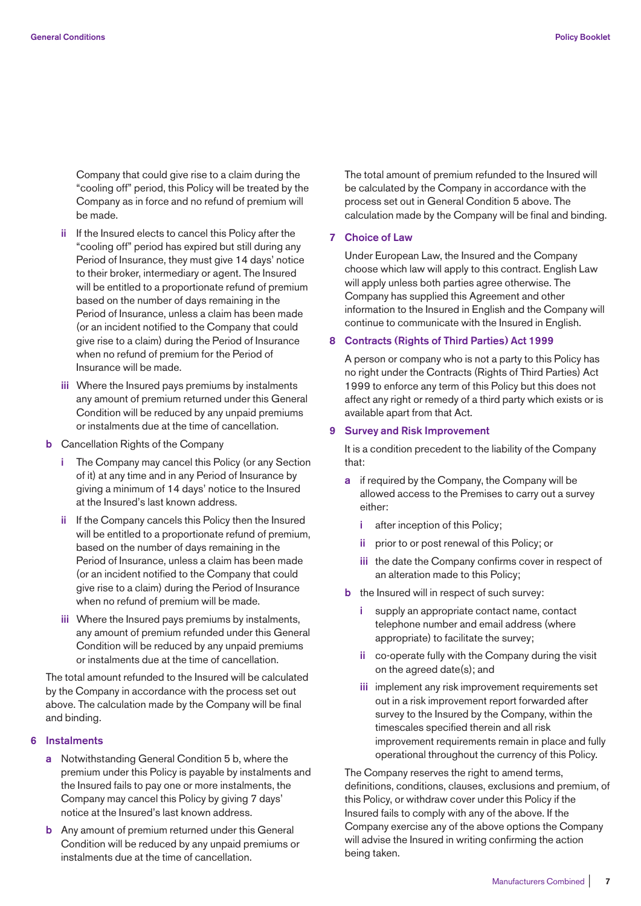Company that could give rise to a claim during the "cooling off" period, this Policy will be treated by the Company as in force and no refund of premium will be made.

  - **ii** If the Insured elects to cancel this Policy after the "cooling off" period has expired but still during any Period of Insurance, they must give 14 days' notice to their broker, intermediary or agent. The Insured will be entitled to a proportionate refund of premium based on the number of days remaining in the Period of Insurance, unless a claim has been made (or an incident notified to the Company that could give rise to a claim) during the Period of Insurance when no refund of premium for the Period of Insurance will be made.
  - **iii** Where the Insured pays premiums by instalments any amount of premium returned under this General Condition will be reduced by any unpaid premiums or instalments due at the time of cancellation.

- **b** Cancellation Rights of the Company
  - **i** The Company may cancel this Policy (or any Section of it) at any time and in any Period of Insurance by giving a minimum of 14 days' notice to the Insured at the Insured's last known address.
  - **ii** If the Company cancels this Policy then the Insured will be entitled to a proportionate refund of premium, based on the number of days remaining in the Period of Insurance, unless a claim has been made (or an incident notified to the Company that could give rise to a claim) during the Period of Insurance when no refund of premium will be made.
  - **iii** Where the Insured pays premiums by instalments, any amount of premium refunded under this General Condition will be reduced by any unpaid premiums or instalments due at the time of cancellation.

The total amount refunded to the Insured will be calculated by the Company in accordance with the process set out above. The calculation made by the Company will be final and binding.

## 6 Instalments

- **a** Notwithstanding General Condition 5 b, where the premium under this Policy is payable by instalments and the Insured fails to pay one or more instalments, the Company may cancel this Policy by giving 7 days' notice at the Insured's last known address.
- **b** Any amount of premium returned under this General Condition will be reduced by any unpaid premiums or instalments due at the time of cancellation.

The total amount of premium refunded to the Insured will be calculated by the Company in accordance with the process set out in General Condition 5 above. The calculation made by the Company will be final and binding.

## 7 Choice of Law

Under European Law, the Insured and the Company choose which law will apply to this contract. English Law will apply unless both parties agree otherwise. The Company has supplied this Agreement and other information to the Insured in English and the Company will continue to communicate with the Insured in English.

## 8 Contracts (Rights of Third Parties) Act 1999

A person or company who is not a party to this Policy has no right under the Contracts (Rights of Third Parties) Act 1999 to enforce any term of this Policy but this does not affect any right or remedy of a third party which exists or is available apart from that Act.

## 9 Survey and Risk Improvement

It is a condition precedent to the liability of the Company that:

- **a** if required by the Company, the Company will be allowed access to the Premises to carry out a survey either:
  - **i** after inception of this Policy;
  - **ii** prior to or post renewal of this Policy; or
  - **iii** the date the Company confirms cover in respect of an alteration made to this Policy;
- **b** the Insured will in respect of such survey:
  - **i** supply an appropriate contact name, contact telephone number and email address (where appropriate) to facilitate the survey;
  - **ii** co-operate fully with the Company during the visit on the agreed date(s); and
  - **iii** implement any risk improvement requirements set out in a risk improvement report forwarded after survey to the Insured by the Company, within the timescales specified therein and all risk improvement requirements remain in place and fully operational throughout the currency of this Policy.

The Company reserves the right to amend terms, definitions, conditions, clauses, exclusions and premium, of this Policy, or withdraw cover under this Policy if the Insured fails to comply with any of the above. If the Company exercise any of the above options the Company will advise the Insured in writing confirming the action being taken.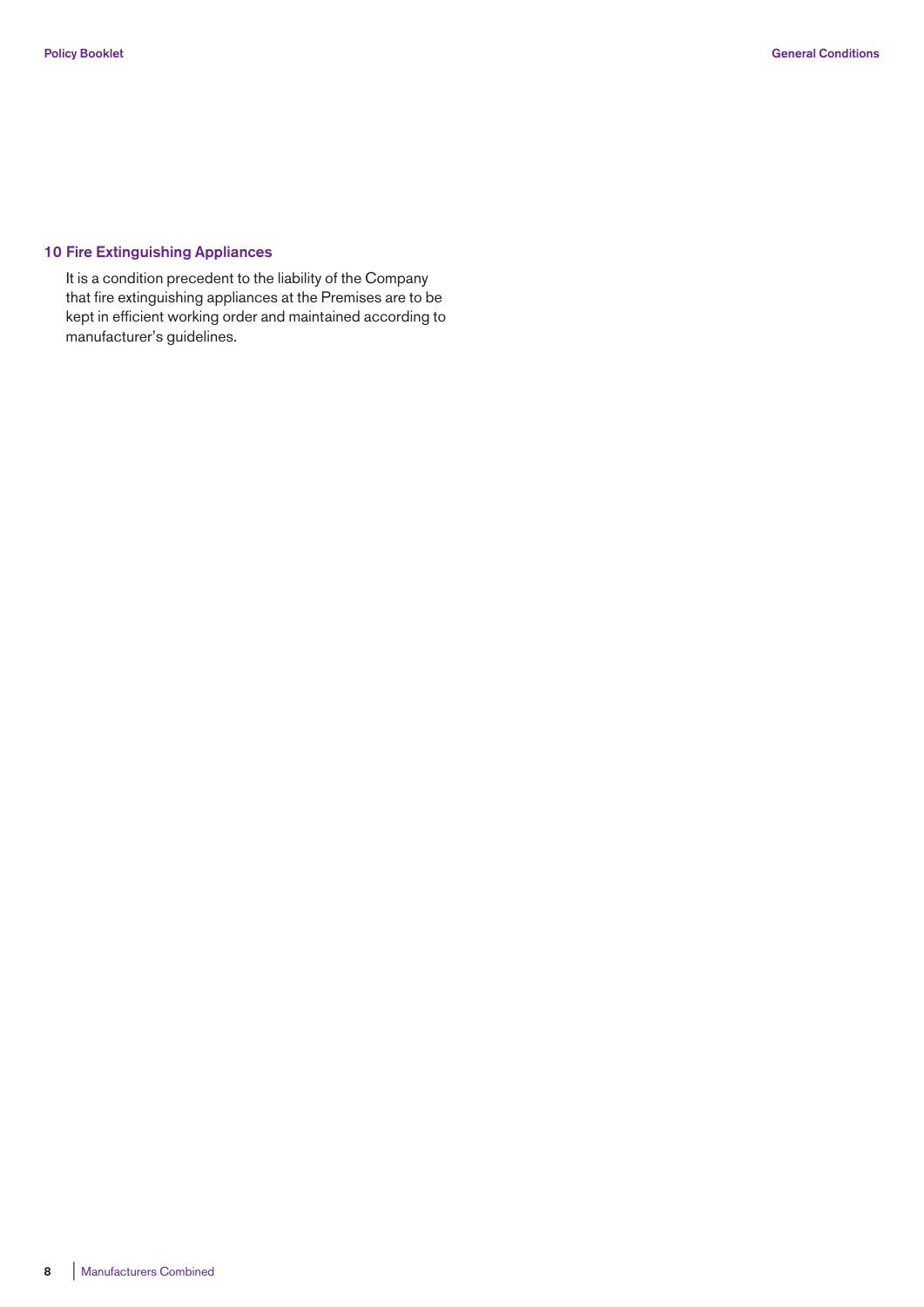## 10 Fire Extinguishing Appliances

It is a condition precedent to the liability of the Company that fire extinguishing appliances at the Premises are to be kept in efficient working order and maintained according to manufacturer's guidelines.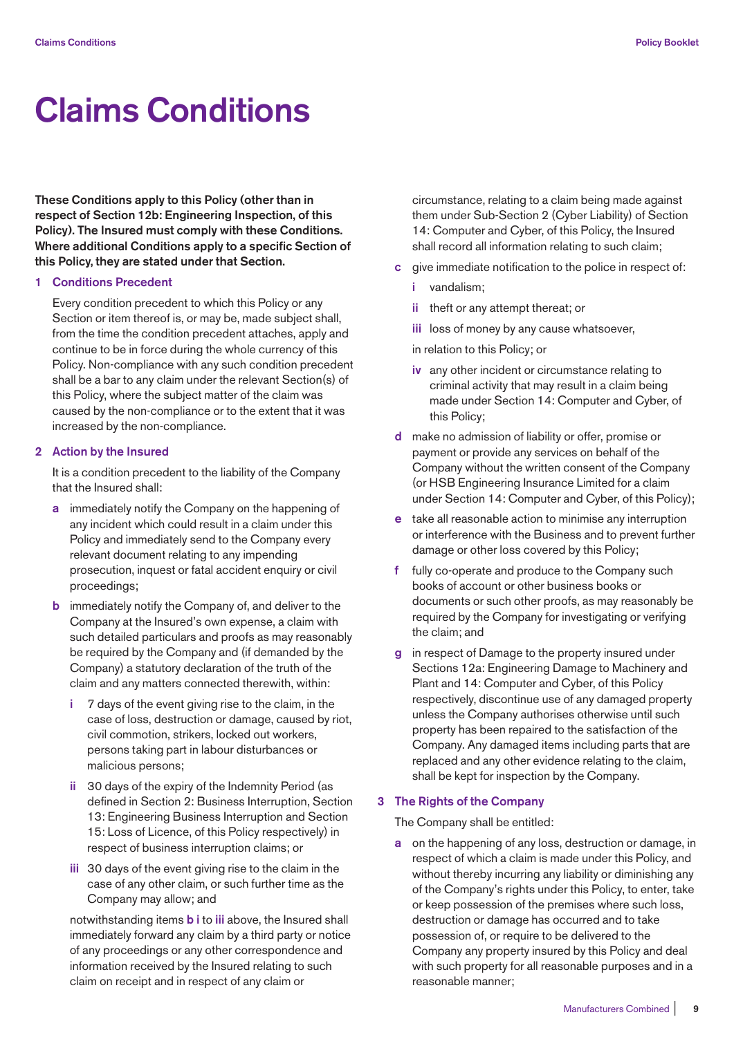# Claims Conditions

**These Conditions apply to this Policy (other than in respect of Section 12b: Engineering Inspection, of this Policy). The Insured must comply with these Conditions. Where additional Conditions apply to a specific Section of this Policy, they are stated under that Section.**

## 1 Conditions Precedent

Every condition precedent to which this Policy or any Section or item thereof is, or may be, made subject shall, from the time the condition precedent attaches, apply and continue to be in force during the whole currency of this Policy. Non-compliance with any such condition precedent shall be a bar to any claim under the relevant Section(s) of this Policy, where the subject matter of the claim was caused by the non-compliance or to the extent that it was increased by the non-compliance.

## 2 Action by the Insured

It is a condition precedent to the liability of the Company that the Insured shall:

**a** immediately notify the Company on the happening of any incident which could result in a claim under this Policy and immediately send to the Company every relevant document relating to any impending prosecution, inquest or fatal accident enquiry or civil proceedings;

**b** immediately notify the Company of, and deliver to the Company at the Insured's own expense, a claim with such detailed particulars and proofs as may reasonably be required by the Company and (if demanded by the Company) a statutory declaration of the truth of the claim and any matters connected therewith, within:

**i** 7 days of the event giving rise to the claim, in the case of loss, destruction or damage, caused by riot, civil commotion, strikers, locked out workers, persons taking part in labour disturbances or malicious persons;

**ii** 30 days of the expiry of the Indemnity Period (as defined in Section 2: Business Interruption, Section 13: Engineering Business Interruption and Section 15: Loss of Licence, of this Policy respectively) in respect of business interruption claims; or

**iii** 30 days of the event giving rise to the claim in the case of any other claim, or such further time as the Company may allow; and

notwithstanding items **b i** to **iii** above, the Insured shall immediately forward any claim by a third party or notice of any proceedings or any other correspondence and information received by the Insured relating to such claim on receipt and in respect of any claim or circumstance, relating to a claim being made against them under Sub-Section 2 (Cyber Liability) of Section 14: Computer and Cyber, of this Policy, the Insured shall record all information relating to such claim;

**c** give immediate notification to the police in respect of:

**i** vandalism;

**ii** theft or any attempt thereat; or

**iii** loss of money by any cause whatsoever,

in relation to this Policy; or

**iv** any other incident or circumstance relating to criminal activity that may result in a claim being made under Section 14: Computer and Cyber, of this Policy;

**d** make no admission of liability or offer, promise or payment or provide any services on behalf of the Company without the written consent of the Company (or HSB Engineering Insurance Limited for a claim under Section 14: Computer and Cyber, of this Policy);

**e** take all reasonable action to minimise any interruption or interference with the Business and to prevent further damage or other loss covered by this Policy;

**f** fully co-operate and produce to the Company such books of account or other business books or documents or such other proofs, as may reasonably be required by the Company for investigating or verifying the claim; and

**g** in respect of Damage to the property insured under Sections 12a: Engineering Damage to Machinery and Plant and 14: Computer and Cyber, of this Policy respectively, discontinue use of any damaged property unless the Company authorises otherwise until such property has been repaired to the satisfaction of the Company. Any damaged items including parts that are replaced and any other evidence relating to the claim, shall be kept for inspection by the Company.

## 3 The Rights of the Company

The Company shall be entitled:

**a** on the happening of any loss, destruction or damage, in respect of which a claim is made under this Policy, and without thereby incurring any liability or diminishing any of the Company's rights under this Policy, to enter, take or keep possession of the premises where such loss, destruction or damage has occurred and to take possession of, or require to be delivered to the Company any property insured by this Policy and deal with such property for all reasonable purposes and in a reasonable manner;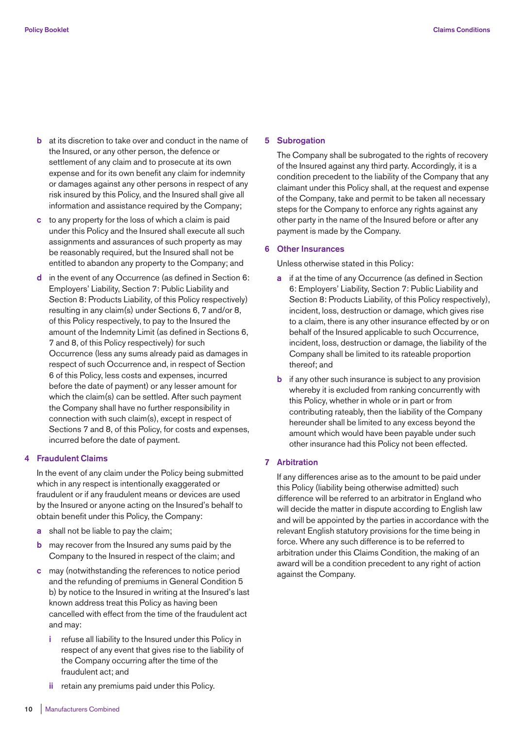**b** at its discretion to take over and conduct in the name of the Insured, or any other person, the defence or settlement of any claim and to prosecute at its own expense and for its own benefit any claim for indemnity or damages against any other persons in respect of any risk insured by this Policy, and the Insured shall give all information and assistance required by the Company;

**c** to any property for the loss of which a claim is paid under this Policy and the Insured shall execute all such assignments and assurances of such property as may be reasonably required, but the Insured shall not be entitled to abandon any property to the Company; and

**d** in the event of any Occurrence (as defined in Section 6: Employers' Liability, Section 7: Public Liability and Section 8: Products Liability, of this Policy respectively) resulting in any claim(s) under Sections 6, 7 and/or 8, of this Policy respectively, to pay to the Insured the amount of the Indemnity Limit (as defined in Sections 6, 7 and 8, of this Policy respectively) for such Occurrence (less any sums already paid as damages in respect of such Occurrence and, in respect of Section 6 of this Policy, less costs and expenses, incurred before the date of payment) or any lesser amount for which the claim(s) can be settled. After such payment the Company shall have no further responsibility in connection with such claim(s), except in respect of Sections 7 and 8, of this Policy, for costs and expenses, incurred before the date of payment.

## 4 Fraudulent Claims

In the event of any claim under the Policy being submitted which in any respect is intentionally exaggerated or fraudulent or if any fraudulent means or devices are used by the Insured or anyone acting on the Insured's behalf to obtain benefit under this Policy, the Company:

**a** shall not be liable to pay the claim;

**b** may recover from the Insured any sums paid by the Company to the Insured in respect of the claim; and

**c** may (notwithstanding the references to notice period and the refunding of premiums in General Condition 5 b) by notice to the Insured in writing at the Insured's last known address treat this Policy as having been cancelled with effect from the time of the fraudulent act and may:

- **i** refuse all liability to the Insured under this Policy in respect of any event that gives rise to the liability of the Company occurring after the time of the fraudulent act; and
- **ii** retain any premiums paid under this Policy.

## 5 Subrogation

The Company shall be subrogated to the rights of recovery of the Insured against any third party. Accordingly, it is a condition precedent to the liability of the Company that any claimant under this Policy shall, at the request and expense of the Company, take and permit to be taken all necessary steps for the Company to enforce any rights against any other party in the name of the Insured before or after any payment is made by the Company.

## 6 Other Insurances

Unless otherwise stated in this Policy:

**a** if at the time of any Occurrence (as defined in Section 6: Employers' Liability, Section 7: Public Liability and Section 8: Products Liability, of this Policy respectively), incident, loss, destruction or damage, which gives rise to a claim, there is any other insurance effected by or on behalf of the Insured applicable to such Occurrence, incident, loss, destruction or damage, the liability of the Company shall be limited to its rateable proportion thereof; and

**b** if any other such insurance is subject to any provision whereby it is excluded from ranking concurrently with this Policy, whether in whole or in part or from contributing rateably, then the liability of the Company hereunder shall be limited to any excess beyond the amount which would have been payable under such other insurance had this Policy not been effected.

## 7 Arbitration

If any differences arise as to the amount to be paid under this Policy (liability being otherwise admitted) such difference will be referred to an arbitrator in England who will decide the matter in dispute according to English law and will be appointed by the parties in accordance with the relevant English statutory provisions for the time being in force. Where any such difference is to be referred to arbitration under this Claims Condition, the making of an award will be a condition precedent to any right of action against the Company.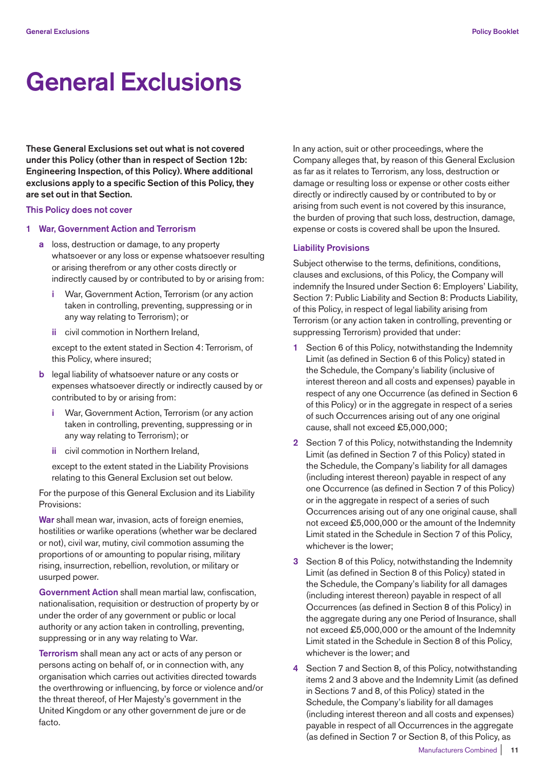# General Exclusions

**These General Exclusions set out what is not covered under this Policy (other than in respect of Section 12b: Engineering Inspection, of this Policy). Where additional exclusions apply to a specific Section of this Policy, they are set out in that Section.**

### This Policy does not cover

#### 1 War, Government Action and Terrorism

- **a** loss, destruction or damage, to any property whatsoever or any loss or expense whatsoever resulting or arising therefrom or any other costs directly or indirectly caused by or contributed to by or arising from:
  - **i** War, Government Action, Terrorism (or any action taken in controlling, preventing, suppressing or in any way relating to Terrorism); or
  - **ii** civil commotion in Northern Ireland,

  except to the extent stated in Section 4: Terrorism, of this Policy, where insured;

- **b** legal liability of whatsoever nature or any costs or expenses whatsoever directly or indirectly caused by or contributed to by or arising from:
  - **i** War, Government Action, Terrorism (or any action taken in controlling, preventing, suppressing or in any way relating to Terrorism); or
  - **ii** civil commotion in Northern Ireland,

  except to the extent stated in the Liability Provisions relating to this General Exclusion set out below.

For the purpose of this General Exclusion and its Liability Provisions:

**War** shall mean war, invasion, acts of foreign enemies, hostilities or warlike operations (whether war be declared or not), civil war, mutiny, civil commotion assuming the proportions of or amounting to popular rising, military rising, insurrection, rebellion, revolution, or military or usurped power.

**Government Action** shall mean martial law, confiscation, nationalisation, requisition or destruction of property by or under the order of any government or public or local authority or any action taken in controlling, preventing, suppressing or in any way relating to War.

**Terrorism** shall mean any act or acts of any person or persons acting on behalf of, or in connection with, any organisation which carries out activities directed towards the overthrowing or influencing, by force or violence and/or the threat thereof, of Her Majesty's government in the United Kingdom or any other government de jure or de facto.

In any action, suit or other proceedings, where the Company alleges that, by reason of this General Exclusion as far as it relates to Terrorism, any loss, destruction or damage or resulting loss or expense or other costs either directly or indirectly caused by or contributed to by or arising from such event is not covered by this insurance, the burden of proving that such loss, destruction, damage, expense or costs is covered shall be upon the Insured.

### Liability Provisions

Subject otherwise to the terms, definitions, conditions, clauses and exclusions, of this Policy, the Company will indemnify the Insured under Section 6: Employers' Liability, Section 7: Public Liability and Section 8: Products Liability, of this Policy, in respect of legal liability arising from Terrorism (or any action taken in controlling, preventing or suppressing Terrorism) provided that under:

1. Section 6 of this Policy, notwithstanding the Indemnity Limit (as defined in Section 6 of this Policy) stated in the Schedule, the Company's liability (inclusive of interest thereon and all costs and expenses) payable in respect of any one Occurrence (as defined in Section 6 of this Policy) or in the aggregate in respect of a series of such Occurrences arising out of any one original cause, shall not exceed £5,000,000;
2. Section 7 of this Policy, notwithstanding the Indemnity Limit (as defined in Section 7 of this Policy) stated in the Schedule, the Company's liability for all damages (including interest thereon) payable in respect of any one Occurrence (as defined in Section 7 of this Policy) or in the aggregate in respect of a series of such Occurrences arising out of any one original cause, shall not exceed £5,000,000 or the amount of the Indemnity Limit stated in the Schedule in Section 7 of this Policy, whichever is the lower;
3. Section 8 of this Policy, notwithstanding the Indemnity Limit (as defined in Section 8 of this Policy) stated in the Schedule, the Company's liability for all damages (including interest thereon) payable in respect of all Occurrences (as defined in Section 8 of this Policy) in the aggregate during any one Period of Insurance, shall not exceed £5,000,000 or the amount of the Indemnity Limit stated in the Schedule in Section 8 of this Policy, whichever is the lower; and
4. Section 7 and Section 8, of this Policy, notwithstanding items 2 and 3 above and the Indemnity Limit (as defined in Sections 7 and 8, of this Policy) stated in the Schedule, the Company's liability for all damages (including interest thereon and all costs and expenses) payable in respect of all Occurrences in the aggregate (as defined in Section 7 or Section 8, of this Policy, as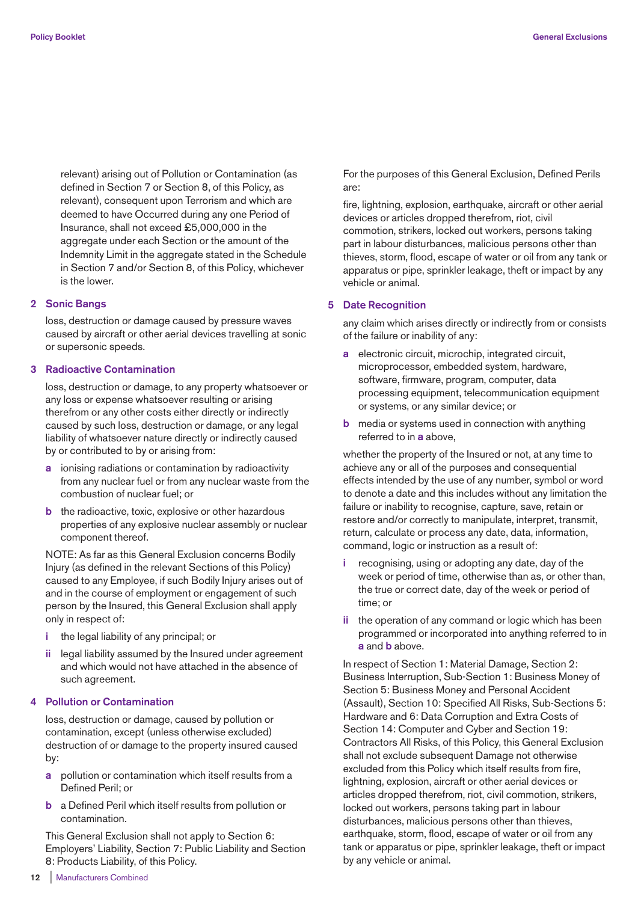relevant) arising out of Pollution or Contamination (as defined in Section 7 or Section 8, of this Policy, as relevant), consequent upon Terrorism and which are deemed to have Occurred during any one Period of Insurance, shall not exceed £5,000,000 in the aggregate under each Section or the amount of the Indemnity Limit in the aggregate stated in the Schedule in Section 7 and/or Section 8, of this Policy, whichever is the lower.

## 2 Sonic Bangs

loss, destruction or damage caused by pressure waves caused by aircraft or other aerial devices travelling at sonic or supersonic speeds.

## 3 Radioactive Contamination

loss, destruction or damage, to any property whatsoever or any loss or expense whatsoever resulting or arising therefrom or any other costs either directly or indirectly caused by such loss, destruction or damage, or any legal liability of whatsoever nature directly or indirectly caused by or contributed to by or arising from:

- **a** ionising radiations or contamination by radioactivity from any nuclear fuel or from any nuclear waste from the combustion of nuclear fuel; or
- **b** the radioactive, toxic, explosive or other hazardous properties of any explosive nuclear assembly or nuclear component thereof.

NOTE: As far as this General Exclusion concerns Bodily Injury (as defined in the relevant Sections of this Policy) caused to any Employee, if such Bodily Injury arises out of and in the course of employment or engagement of such person by the Insured, this General Exclusion shall apply only in respect of:

- **i** the legal liability of any principal; or
- **ii** legal liability assumed by the Insured under agreement and which would not have attached in the absence of such agreement.

## 4 Pollution or Contamination

loss, destruction or damage, caused by pollution or contamination, except (unless otherwise excluded) destruction of or damage to the property insured caused by:

- **a** pollution or contamination which itself results from a Defined Peril; or
- **b** a Defined Peril which itself results from pollution or contamination.

This General Exclusion shall not apply to Section 6: Employers' Liability, Section 7: Public Liability and Section 8: Products Liability, of this Policy.

For the purposes of this General Exclusion, Defined Perils are:

fire, lightning, explosion, earthquake, aircraft or other aerial devices or articles dropped therefrom, riot, civil commotion, strikers, locked out workers, persons taking part in labour disturbances, malicious persons other than thieves, storm, flood, escape of water or oil from any tank or apparatus or pipe, sprinkler leakage, theft or impact by any vehicle or animal.

## 5 Date Recognition

any claim which arises directly or indirectly from or consists of the failure or inability of any:

- **a** electronic circuit, microchip, integrated circuit, microprocessor, embedded system, hardware, software, firmware, program, computer, data processing equipment, telecommunication equipment or systems, or any similar device; or
- **b** media or systems used in connection with anything referred to in **a** above,

whether the property of the Insured or not, at any time to achieve any or all of the purposes and consequential effects intended by the use of any number, symbol or word to denote a date and this includes without any limitation the failure or inability to recognise, capture, save, retain or restore and/or correctly to manipulate, interpret, transmit, return, calculate or process any date, data, information, command, logic or instruction as a result of:

- **i** recognising, using or adopting any date, day of the week or period of time, otherwise than as, or other than, the true or correct date, day of the week or period of time; or
- **ii** the operation of any command or logic which has been programmed or incorporated into anything referred to in **a** and **b** above.

In respect of Section 1: Material Damage, Section 2: Business Interruption, Sub-Section 1: Business Money of Section 5: Business Money and Personal Accident (Assault), Section 10: Specified All Risks, Sub-Sections 5: Hardware and 6: Data Corruption and Extra Costs of Section 14: Computer and Cyber and Section 19: Contractors All Risks, of this Policy, this General Exclusion shall not exclude subsequent Damage not otherwise excluded from this Policy which itself results from fire, lightning, explosion, aircraft or other aerial devices or articles dropped therefrom, riot, civil commotion, strikers, locked out workers, persons taking part in labour disturbances, malicious persons other than thieves, earthquake, storm, flood, escape of water or oil from any tank or apparatus or pipe, sprinkler leakage, theft or impact by any vehicle or animal.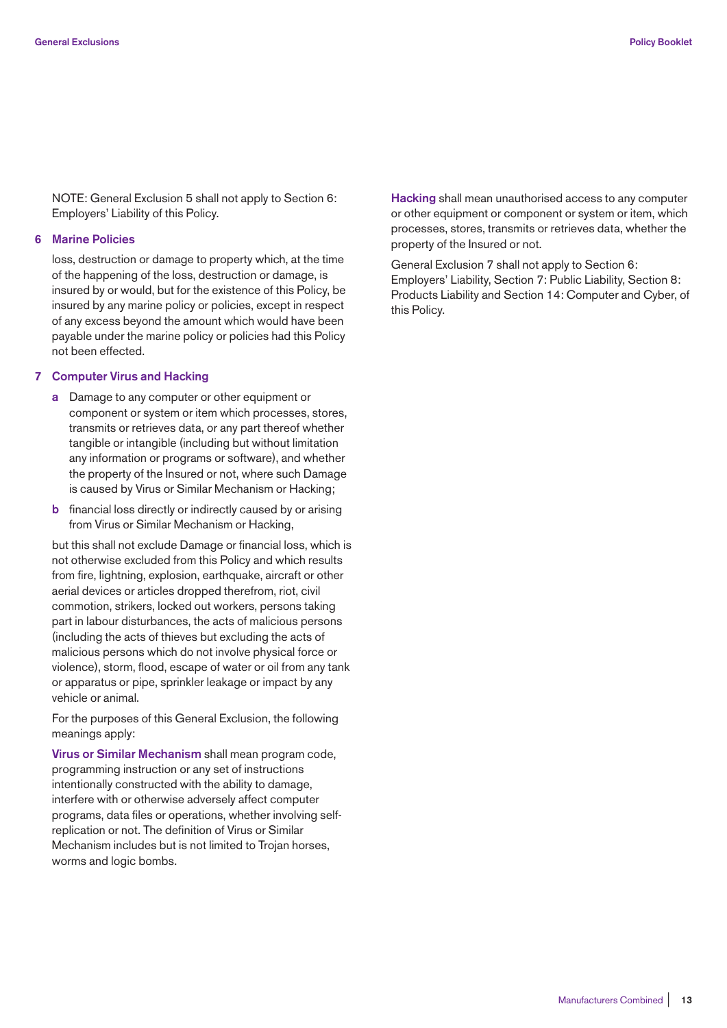NOTE: General Exclusion 5 shall not apply to Section 6: Employers' Liability of this Policy.

## 6 Marine Policies

loss, destruction or damage to property which, at the time of the happening of the loss, destruction or damage, is insured by or would, but for the existence of this Policy, be insured by any marine policy or policies, except in respect of any excess beyond the amount which would have been payable under the marine policy or policies had this Policy not been effected.

## 7 Computer Virus and Hacking

**a** Damage to any computer or other equipment or component or system or item which processes, stores, transmits or retrieves data, or any part thereof whether tangible or intangible (including but without limitation any information or programs or software), and whether the property of the Insured or not, where such Damage is caused by Virus or Similar Mechanism or Hacking;

**b** financial loss directly or indirectly caused by or arising from Virus or Similar Mechanism or Hacking,

but this shall not exclude Damage or financial loss, which is not otherwise excluded from this Policy and which results from fire, lightning, explosion, earthquake, aircraft or other aerial devices or articles dropped therefrom, riot, civil commotion, strikers, locked out workers, persons taking part in labour disturbances, the acts of malicious persons (including the acts of thieves but excluding the acts of malicious persons which do not involve physical force or violence), storm, flood, escape of water or oil from any tank or apparatus or pipe, sprinkler leakage or impact by any vehicle or animal.

For the purposes of this General Exclusion, the following meanings apply:

**Virus or Similar Mechanism** shall mean program code, programming instruction or any set of instructions intentionally constructed with the ability to damage, interfere with or otherwise adversely affect computer programs, data files or operations, whether involving self-replication or not. The definition of Virus or Similar Mechanism includes but is not limited to Trojan horses, worms and logic bombs.

**Hacking** shall mean unauthorised access to any computer or other equipment or component or system or item, which processes, stores, transmits or retrieves data, whether the property of the Insured or not.

General Exclusion 7 shall not apply to Section 6: Employers' Liability, Section 7: Public Liability, Section 8: Products Liability and Section 14: Computer and Cyber, of this Policy.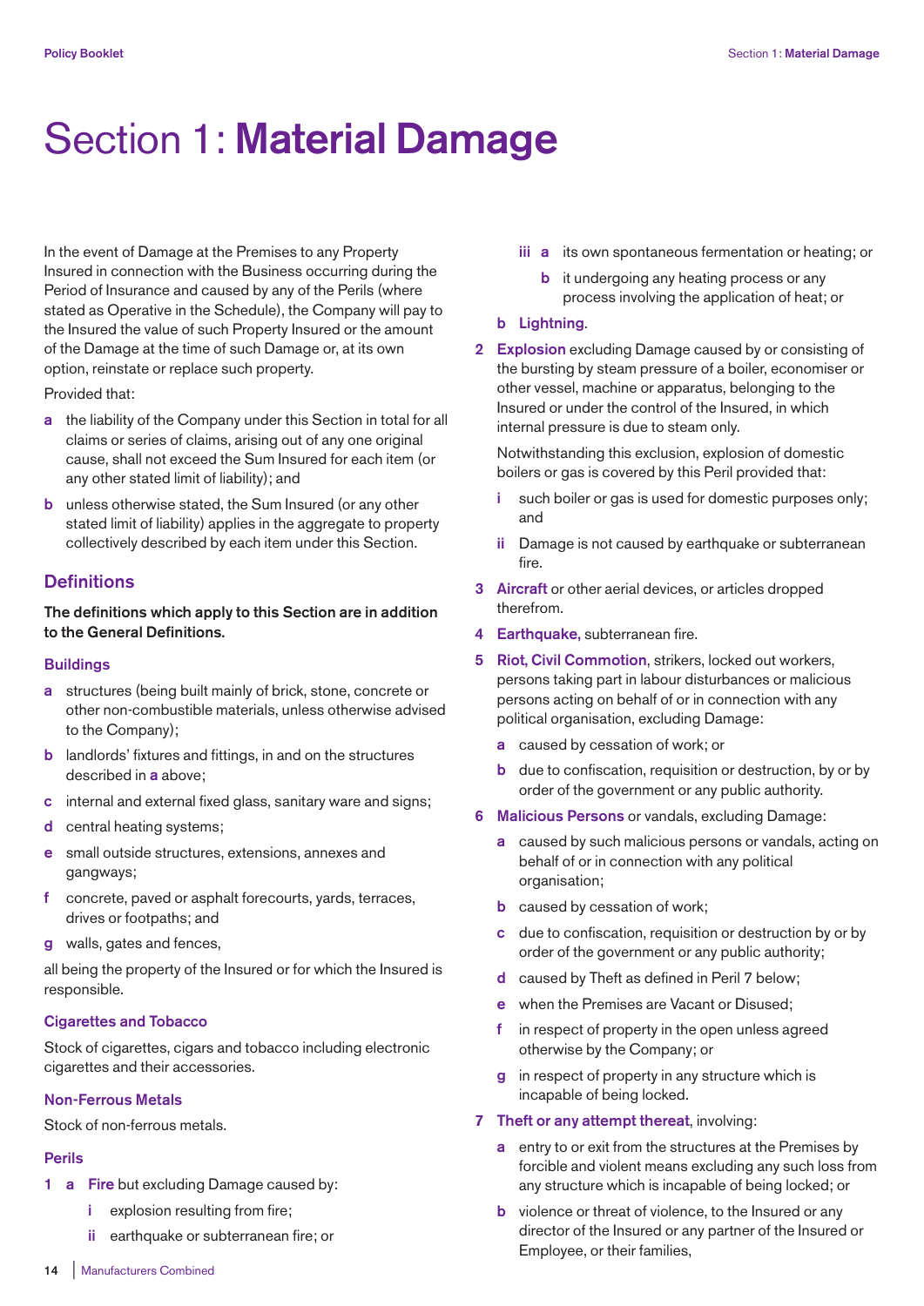# Section 1: **Material Damage**

In the event of Damage at the Premises to any Property Insured in connection with the Business occurring during the Period of Insurance and caused by any of the Perils (where stated as Operative in the Schedule), the Company will pay to the Insured the value of such Property Insured or the amount of the Damage at the time of such Damage or, at its own option, reinstate or replace such property.

Provided that:

- **a** the liability of the Company under this Section in total for all claims or series of claims, arising out of any one original cause, shall not exceed the Sum Insured for each item (or any other stated limit of liability); and
- **b** unless otherwise stated, the Sum Insured (or any other stated limit of liability) applies in the aggregate to property collectively described by each item under this Section.

## Definitions

**The definitions which apply to this Section are in addition to the General Definitions.**

### Buildings

- **a** structures (being built mainly of brick, stone, concrete or other non-combustible materials, unless otherwise advised to the Company);
- **b** landlords' fixtures and fittings, in and on the structures described in **a** above;
- **c** internal and external fixed glass, sanitary ware and signs;
- **d** central heating systems;
- **e** small outside structures, extensions, annexes and gangways;
- **f** concrete, paved or asphalt forecourts, yards, terraces, drives or footpaths; and
- **g** walls, gates and fences,

all being the property of the Insured or for which the Insured is responsible.

### Cigarettes and Tobacco

Stock of cigarettes, cigars and tobacco including electronic cigarettes and their accessories.

### Non-Ferrous Metals

Stock of non-ferrous metals.

### Perils

**1** **a** **Fire** but excluding Damage caused by:

- **i** explosion resulting from fire;
- **ii** earthquake or subterranean fire; or
- **iii** **a** its own spontaneous fermentation or heating; or
  - **b** it undergoing any heating process or any process involving the application of heat; or

**b** **Lightning**.

**2** **Explosion** excluding Damage caused by or consisting of the bursting by steam pressure of a boiler, economiser or other vessel, machine or apparatus, belonging to the Insured or under the control of the Insured, in which internal pressure is due to steam only.

Notwithstanding this exclusion, explosion of domestic boilers or gas is covered by this Peril provided that:

- **i** such boiler or gas is used for domestic purposes only; and
- **ii** Damage is not caused by earthquake or subterranean fire.

**3** **Aircraft** or other aerial devices, or articles dropped therefrom.

**4** **Earthquake,** subterranean fire.

**5** **Riot, Civil Commotion**, strikers, locked out workers, persons taking part in labour disturbances or malicious persons acting on behalf of or in connection with any political organisation, excluding Damage:

- **a** caused by cessation of work; or
- **b** due to confiscation, requisition or destruction, by or by order of the government or any public authority.

**6** **Malicious Persons** or vandals, excluding Damage:

- **a** caused by such malicious persons or vandals, acting on behalf of or in connection with any political organisation;
- **b** caused by cessation of work;
- **c** due to confiscation, requisition or destruction by or by order of the government or any public authority;
- **d** caused by Theft as defined in Peril 7 below;
- **e** when the Premises are Vacant or Disused;
- **f** in respect of property in the open unless agreed otherwise by the Company; or
- **g** in respect of property in any structure which is incapable of being locked.

**7** **Theft or any attempt thereat**, involving:

- **a** entry to or exit from the structures at the Premises by forcible and violent means excluding any such loss from any structure which is incapable of being locked; or
- **b** violence or threat of violence, to the Insured or any director of the Insured or any partner of the Insured or Employee, or their families,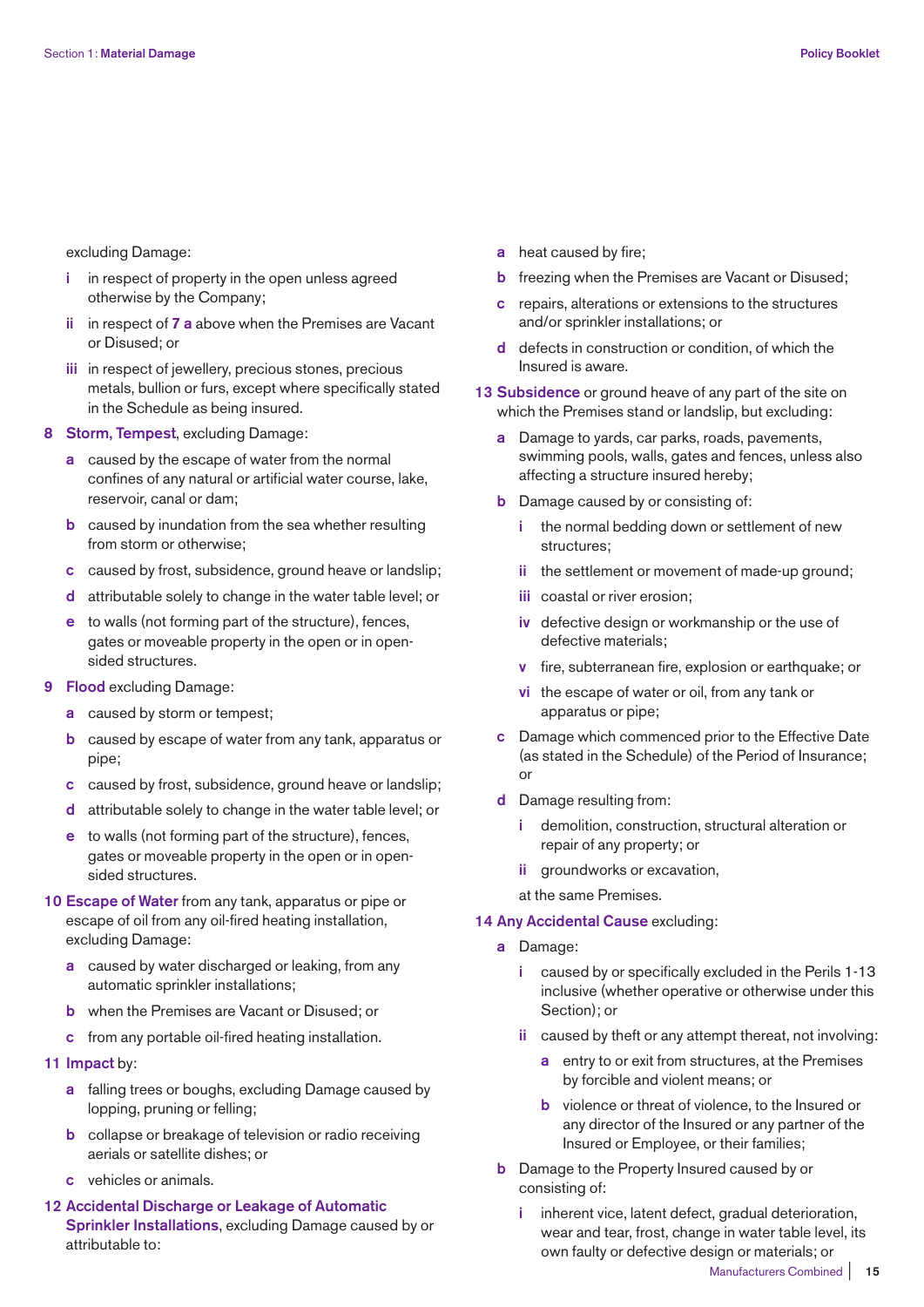excluding Damage:

- **i** in respect of property in the open unless agreed otherwise by the Company;
- **ii** in respect of **7 a** above when the Premises are Vacant or Disused; or
- **iii** in respect of jewellery, precious stones, precious metals, bullion or furs, except where specifically stated in the Schedule as being insured.

**8 Storm, Tempest**, excluding Damage:

- **a** caused by the escape of water from the normal confines of any natural or artificial water course, lake, reservoir, canal or dam;
- **b** caused by inundation from the sea whether resulting from storm or otherwise;
- **c** caused by frost, subsidence, ground heave or landslip;
- **d** attributable solely to change in the water table level; or
- **e** to walls (not forming part of the structure), fences, gates or moveable property in the open or in open-sided structures.

**9 Flood** excluding Damage:

- **a** caused by storm or tempest;
- **b** caused by escape of water from any tank, apparatus or pipe;
- **c** caused by frost, subsidence, ground heave or landslip;
- **d** attributable solely to change in the water table level; or
- **e** to walls (not forming part of the structure), fences, gates or moveable property in the open or in open-sided structures.

**10 Escape of Water** from any tank, apparatus or pipe or escape of oil from any oil-fired heating installation, excluding Damage:

- **a** caused by water discharged or leaking, from any automatic sprinkler installations;
- **b** when the Premises are Vacant or Disused; or
- **c** from any portable oil-fired heating installation.

**11 Impact** by:

- **a** falling trees or boughs, excluding Damage caused by lopping, pruning or felling;
- **b** collapse or breakage of television or radio receiving aerials or satellite dishes; or
- **c** vehicles or animals.

**12 Accidental Discharge or Leakage of Automatic Sprinkler Installations**, excluding Damage caused by or attributable to:

- **a** heat caused by fire;
- **b** freezing when the Premises are Vacant or Disused;
- **c** repairs, alterations or extensions to the structures and/or sprinkler installations; or
- **d** defects in construction or condition, of which the Insured is aware.

**13 Subsidence** or ground heave of any part of the site on which the Premises stand or landslip, but excluding:

- **a** Damage to yards, car parks, roads, pavements, swimming pools, walls, gates and fences, unless also affecting a structure insured hereby;
- **b** Damage caused by or consisting of:
  - **i** the normal bedding down or settlement of new structures;
  - **ii** the settlement or movement of made-up ground;
  - **iii** coastal or river erosion;
  - **iv** defective design or workmanship or the use of defective materials;
  - **v** fire, subterranean fire, explosion or earthquake; or
  - **vi** the escape of water or oil, from any tank or apparatus or pipe;
- **c** Damage which commenced prior to the Effective Date (as stated in the Schedule) of the Period of Insurance; or
- **d** Damage resulting from:
  - **i** demolition, construction, structural alteration or repair of any property; or
  - **ii** groundworks or excavation,

  at the same Premises.

**14 Any Accidental Cause** excluding:

- **a** Damage:
  - **i** caused by or specifically excluded in the Perils 1-13 inclusive (whether operative or otherwise under this Section); or
  - **ii** caused by theft or any attempt thereat, not involving:
    - **a** entry to or exit from structures, at the Premises by forcible and violent means; or
    - **b** violence or threat of violence, to the Insured or any director of the Insured or any partner of the Insured or Employee, or their families;
- **b** Damage to the Property Insured caused by or consisting of:
  - **i** inherent vice, latent defect, gradual deterioration, wear and tear, frost, change in water table level, its own faulty or defective design or materials; or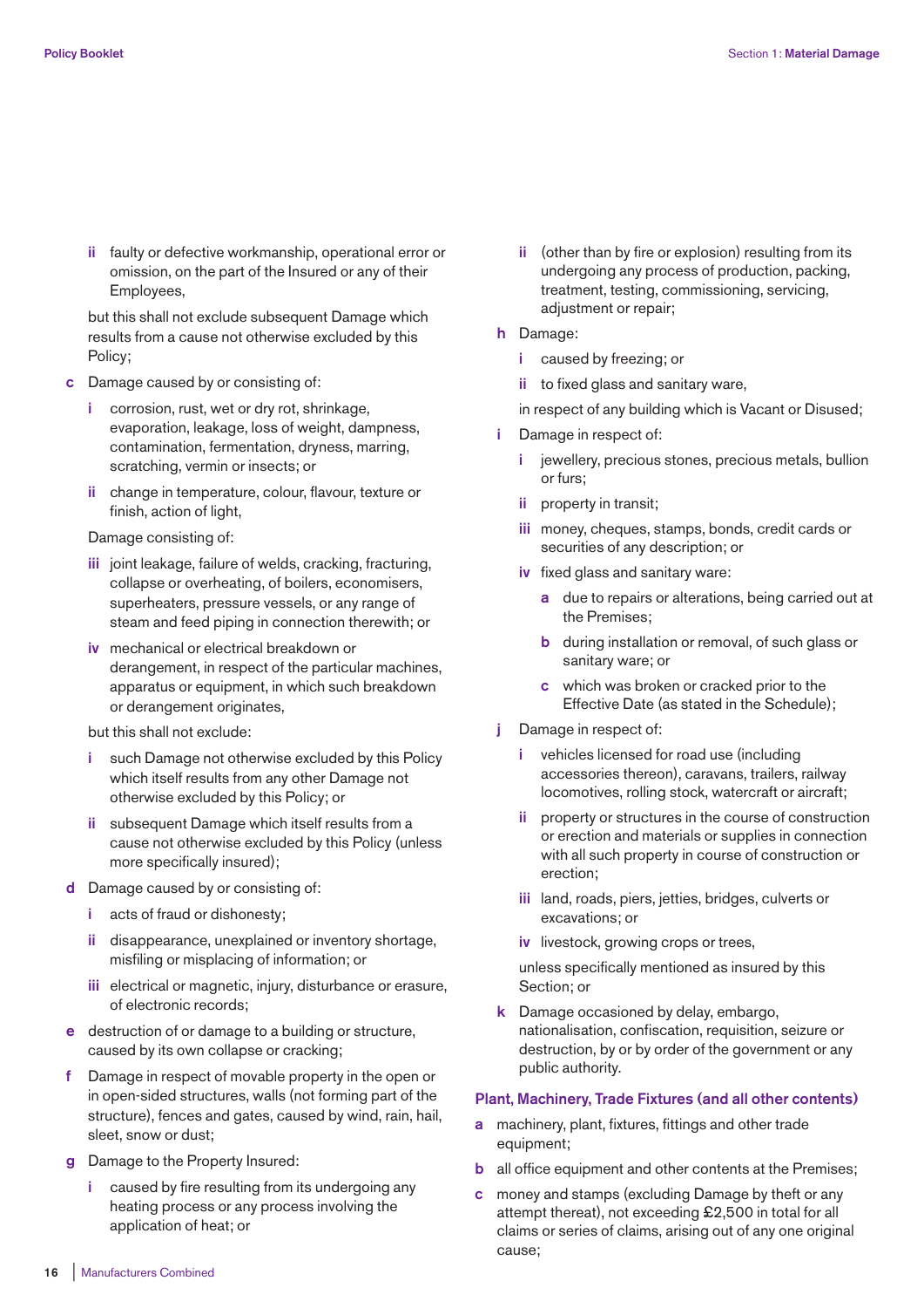ii faulty or defective workmanship, operational error or omission, on the part of the Insured or any of their Employees,

but this shall not exclude subsequent Damage which results from a cause not otherwise excluded by this Policy;

**c** Damage caused by or consisting of:

- **i** corrosion, rust, wet or dry rot, shrinkage, evaporation, leakage, loss of weight, dampness, contamination, fermentation, dryness, marring, scratching, vermin or insects; or
- **ii** change in temperature, colour, flavour, texture or finish, action of light,

Damage consisting of:

- **iii** joint leakage, failure of welds, cracking, fracturing, collapse or overheating, of boilers, economisers, superheaters, pressure vessels, or any range of steam and feed piping in connection therewith; or
- **iv** mechanical or electrical breakdown or derangement, in respect of the particular machines, apparatus or equipment, in which such breakdown or derangement originates,

but this shall not exclude:

- **i** such Damage not otherwise excluded by this Policy which itself results from any other Damage not otherwise excluded by this Policy; or
- **ii** subsequent Damage which itself results from a cause not otherwise excluded by this Policy (unless more specifically insured);

**d** Damage caused by or consisting of:

- **i** acts of fraud or dishonesty;
- **ii** disappearance, unexplained or inventory shortage, misfiling or misplacing of information; or
- **iii** electrical or magnetic, injury, disturbance or erasure, of electronic records;

**e** destruction of or damage to a building or structure, caused by its own collapse or cracking;

**f** Damage in respect of movable property in the open or in open-sided structures, walls (not forming part of the structure), fences and gates, caused by wind, rain, hail, sleet, snow or dust;

**g** Damage to the Property Insured:

- **i** caused by fire resulting from its undergoing any heating process or any process involving the application of heat; or
- **ii** (other than by fire or explosion) resulting from its undergoing any process of production, packing, treatment, testing, commissioning, servicing, adjustment or repair;

**h** Damage:

- **i** caused by freezing; or
- **ii** to fixed glass and sanitary ware,

in respect of any building which is Vacant or Disused;

**i** Damage in respect of:

- **i** jewellery, precious stones, precious metals, bullion or furs;
- **ii** property in transit;
- **iii** money, cheques, stamps, bonds, credit cards or securities of any description; or
- **iv** fixed glass and sanitary ware:
  - **a** due to repairs or alterations, being carried out at the Premises;
  - **b** during installation or removal, of such glass or sanitary ware; or
  - **c** which was broken or cracked prior to the Effective Date (as stated in the Schedule);

**j** Damage in respect of:

- **i** vehicles licensed for road use (including accessories thereon), caravans, trailers, railway locomotives, rolling stock, watercraft or aircraft;
- **ii** property or structures in the course of construction or erection and materials or supplies in connection with all such property in course of construction or erection;
- **iii** land, roads, piers, jetties, bridges, culverts or excavations; or
- **iv** livestock, growing crops or trees,

unless specifically mentioned as insured by this Section; or

**k** Damage occasioned by delay, embargo, nationalisation, confiscation, requisition, seizure or destruction, by or by order of the government or any public authority.

### Plant, Machinery, Trade Fixtures (and all other contents)

**a** machinery, plant, fixtures, fittings and other trade equipment;

**b** all office equipment and other contents at the Premises;

**c** money and stamps (excluding Damage by theft or any attempt thereat), not exceeding £2,500 in total for all claims or series of claims, arising out of any one original cause;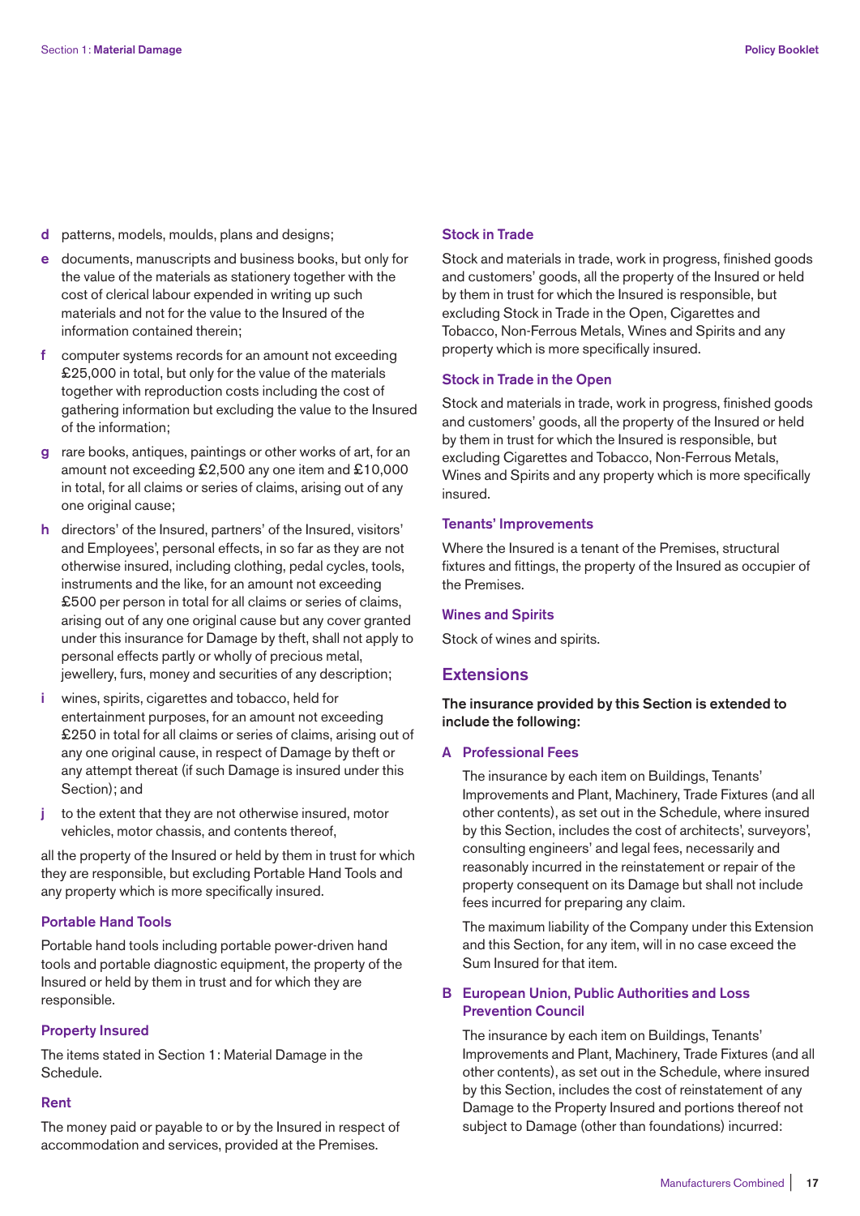**d** patterns, models, moulds, plans and designs;

**e** documents, manuscripts and business books, but only for the value of the materials as stationery together with the cost of clerical labour expended in writing up such materials and not for the value to the Insured of the information contained therein;

**f** computer systems records for an amount not exceeding £25,000 in total, but only for the value of the materials together with reproduction costs including the cost of gathering information but excluding the value to the Insured of the information;

**g** rare books, antiques, paintings or other works of art, for an amount not exceeding £2,500 any one item and £10,000 in total, for all claims or series of claims, arising out of any one original cause;

**h** directors' of the Insured, partners' of the Insured, visitors' and Employees', personal effects, in so far as they are not otherwise insured, including clothing, pedal cycles, tools, instruments and the like, for an amount not exceeding £500 per person in total for all claims or series of claims, arising out of any one original cause but any cover granted under this insurance for Damage by theft, shall not apply to personal effects partly or wholly of precious metal, jewellery, furs, money and securities of any description;

**i** wines, spirits, cigarettes and tobacco, held for entertainment purposes, for an amount not exceeding £250 in total for all claims or series of claims, arising out of any one original cause, in respect of Damage by theft or any attempt thereat (if such Damage is insured under this Section); and

**j** to the extent that they are not otherwise insured, motor vehicles, motor chassis, and contents thereof,

all the property of the Insured or held by them in trust for which they are responsible, but excluding Portable Hand Tools and any property which is more specifically insured.

### Portable Hand Tools

Portable hand tools including portable power-driven hand tools and portable diagnostic equipment, the property of the Insured or held by them in trust and for which they are responsible.

### Property Insured

The items stated in Section 1: Material Damage in the Schedule.

### Rent

The money paid or payable to or by the Insured in respect of accommodation and services, provided at the Premises.

### Stock in Trade

Stock and materials in trade, work in progress, finished goods and customers' goods, all the property of the Insured or held by them in trust for which the Insured is responsible, but excluding Stock in Trade in the Open, Cigarettes and Tobacco, Non-Ferrous Metals, Wines and Spirits and any property which is more specifically insured.

### Stock in Trade in the Open

Stock and materials in trade, work in progress, finished goods and customers' goods, all the property of the Insured or held by them in trust for which the Insured is responsible, but excluding Cigarettes and Tobacco, Non-Ferrous Metals, Wines and Spirits and any property which is more specifically insured.

### Tenants' Improvements

Where the Insured is a tenant of the Premises, structural fixtures and fittings, the property of the Insured as occupier of the Premises.

### Wines and Spirits

Stock of wines and spirits.

## Extensions

**The insurance provided by this Section is extended to include the following:**

### A Professional Fees

The insurance by each item on Buildings, Tenants' Improvements and Plant, Machinery, Trade Fixtures (and all other contents), as set out in the Schedule, where insured by this Section, includes the cost of architects', surveyors', consulting engineers' and legal fees, necessarily and reasonably incurred in the reinstatement or repair of the property consequent on its Damage but shall not include fees incurred for preparing any claim.

The maximum liability of the Company under this Extension and this Section, for any item, will in no case exceed the Sum Insured for that item.

### B European Union, Public Authorities and Loss Prevention Council

The insurance by each item on Buildings, Tenants' Improvements and Plant, Machinery, Trade Fixtures (and all other contents), as set out in the Schedule, where insured by this Section, includes the cost of reinstatement of any Damage to the Property Insured and portions thereof not subject to Damage (other than foundations) incurred: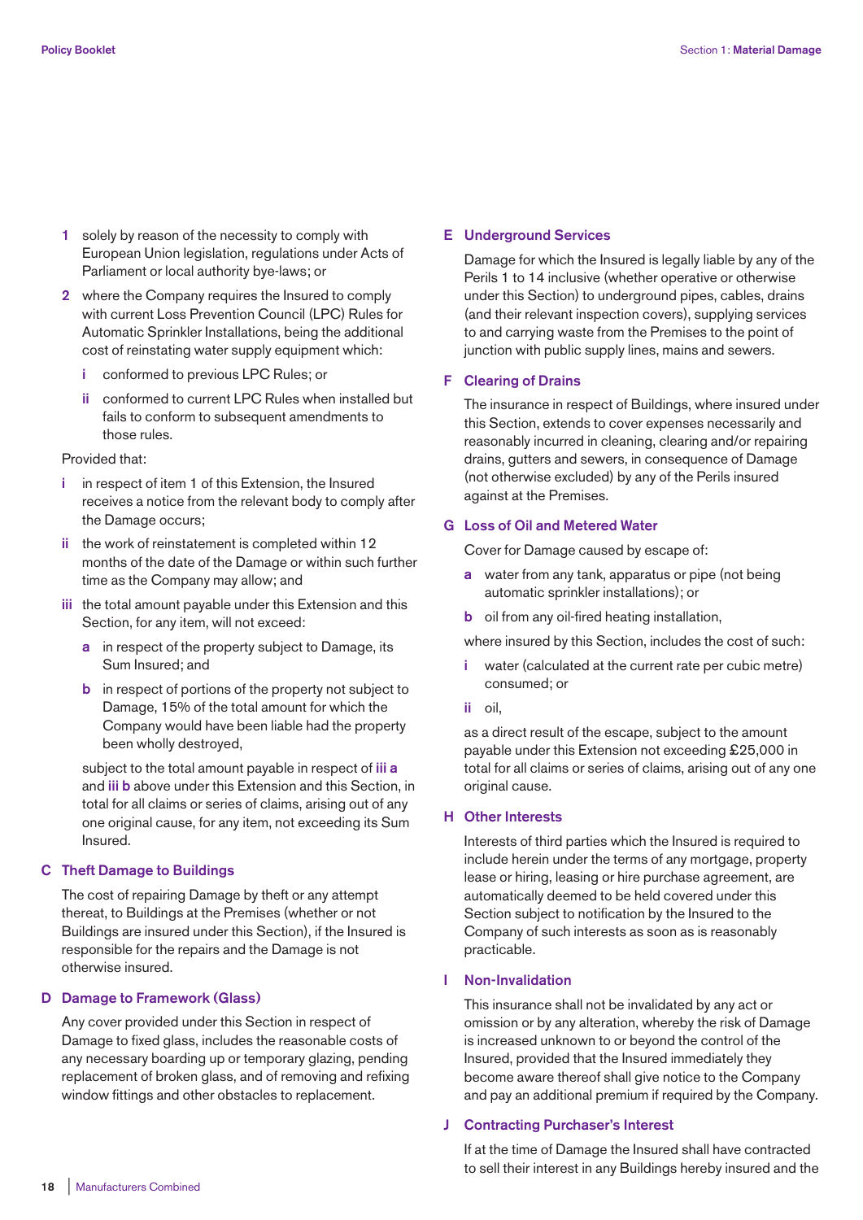1 solely by reason of the necessity to comply with European Union legislation, regulations under Acts of Parliament or local authority bye-laws; or

2 where the Company requires the Insured to comply with current Loss Prevention Council (LPC) Rules for Automatic Sprinkler Installations, being the additional cost of reinstating water supply equipment which:

   i conformed to previous LPC Rules; or

   ii conformed to current LPC Rules when installed but fails to conform to subsequent amendments to those rules.

Provided that:

i in respect of item 1 of this Extension, the Insured receives a notice from the relevant body to comply after the Damage occurs;

ii the work of reinstatement is completed within 12 months of the date of the Damage or within such further time as the Company may allow; and

iii the total amount payable under this Extension and this Section, for any item, will not exceed:

   a in respect of the property subject to Damage, its Sum Insured; and

   b in respect of portions of the property not subject to Damage, 15% of the total amount for which the Company would have been liable had the property been wholly destroyed,

   subject to the total amount payable in respect of **iii a** and **iii b** above under this Extension and this Section, in total for all claims or series of claims, arising out of any one original cause, for any item, not exceeding its Sum Insured.

## C Theft Damage to Buildings

The cost of repairing Damage by theft or any attempt thereat, to Buildings at the Premises (whether or not Buildings are insured under this Section), if the Insured is responsible for the repairs and the Damage is not otherwise insured.

## D Damage to Framework (Glass)

Any cover provided under this Section in respect of Damage to fixed glass, includes the reasonable costs of any necessary boarding up or temporary glazing, pending replacement of broken glass, and of removing and refixing window fittings and other obstacles to replacement.

## E Underground Services

Damage for which the Insured is legally liable by any of the Perils 1 to 14 inclusive (whether operative or otherwise under this Section) to underground pipes, cables, drains (and their relevant inspection covers), supplying services to and carrying waste from the Premises to the point of junction with public supply lines, mains and sewers.

## F Clearing of Drains

The insurance in respect of Buildings, where insured under this Section, extends to cover expenses necessarily and reasonably incurred in cleaning, clearing and/or repairing drains, gutters and sewers, in consequence of Damage (not otherwise excluded) by any of the Perils insured against at the Premises.

## G Loss of Oil and Metered Water

Cover for Damage caused by escape of:

a water from any tank, apparatus or pipe (not being automatic sprinkler installations); or

b oil from any oil-fired heating installation,

where insured by this Section, includes the cost of such:

i water (calculated at the current rate per cubic metre) consumed; or

ii oil,

as a direct result of the escape, subject to the amount payable under this Extension not exceeding £25,000 in total for all claims or series of claims, arising out of any one original cause.

## H Other Interests

Interests of third parties which the Insured is required to include herein under the terms of any mortgage, property lease or hiring, leasing or hire purchase agreement, are automatically deemed to be held covered under this Section subject to notification by the Insured to the Company of such interests as soon as is reasonably practicable.

## I Non-Invalidation

This insurance shall not be invalidated by any act or omission or by any alteration, whereby the risk of Damage is increased unknown to or beyond the control of the Insured, provided that the Insured immediately they become aware thereof shall give notice to the Company and pay an additional premium if required by the Company.

## J Contracting Purchaser's Interest

If at the time of Damage the Insured shall have contracted to sell their interest in any Buildings hereby insured and the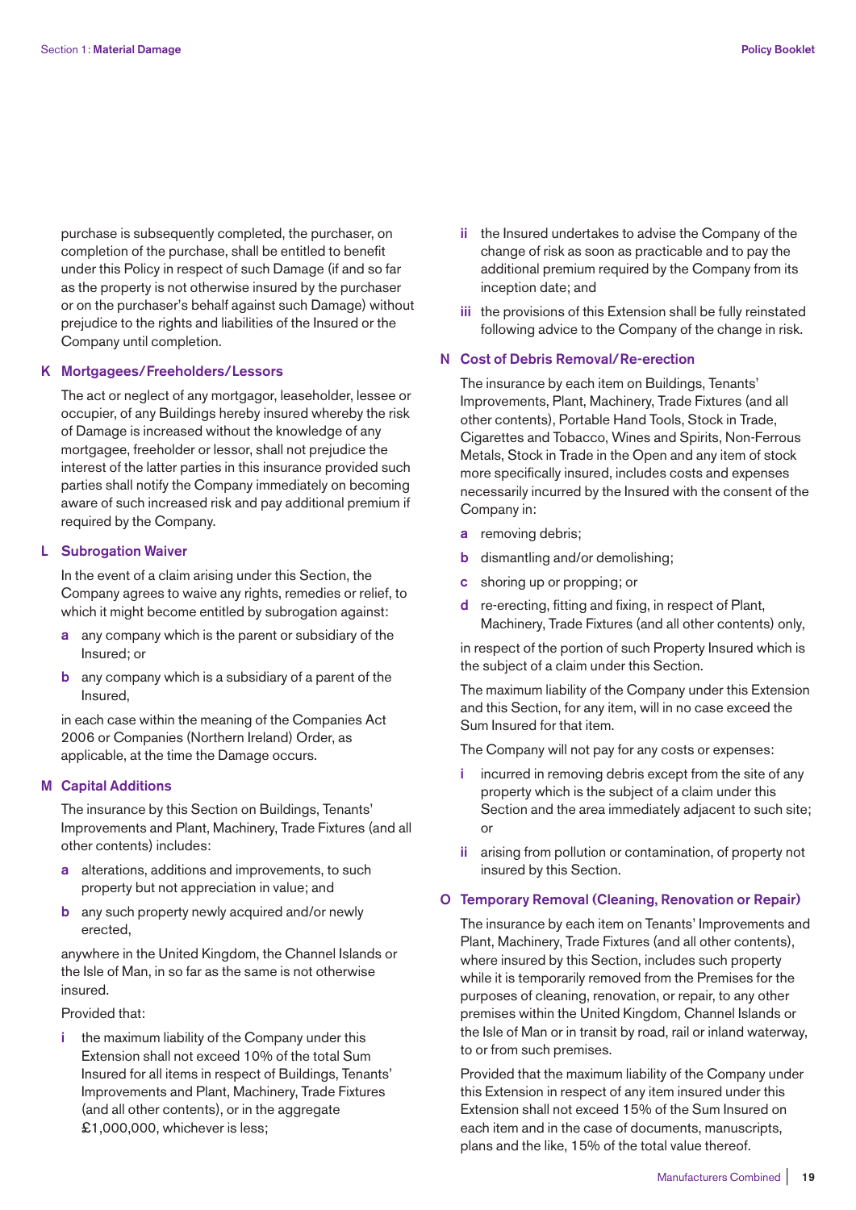purchase is subsequently completed, the purchaser, on completion of the purchase, shall be entitled to benefit under this Policy in respect of such Damage (if and so far as the property is not otherwise insured by the purchaser or on the purchaser's behalf against such Damage) without prejudice to the rights and liabilities of the Insured or the Company until completion.

### K Mortgagees/Freeholders/Lessors

The act or neglect of any mortgagor, leaseholder, lessee or occupier, of any Buildings hereby insured whereby the risk of Damage is increased without the knowledge of any mortgagee, freeholder or lessor, shall not prejudice the interest of the latter parties in this insurance provided such parties shall notify the Company immediately on becoming aware of such increased risk and pay additional premium if required by the Company.

### L Subrogation Waiver

In the event of a claim arising under this Section, the Company agrees to waive any rights, remedies or relief, to which it might become entitled by subrogation against:

- **a** any company which is the parent or subsidiary of the Insured; or
- **b** any company which is a subsidiary of a parent of the Insured,

in each case within the meaning of the Companies Act 2006 or Companies (Northern Ireland) Order, as applicable, at the time the Damage occurs.

### M Capital Additions

The insurance by this Section on Buildings, Tenants' Improvements and Plant, Machinery, Trade Fixtures (and all other contents) includes:

- **a** alterations, additions and improvements, to such property but not appreciation in value; and
- **b** any such property newly acquired and/or newly erected,

anywhere in the United Kingdom, the Channel Islands or the Isle of Man, in so far as the same is not otherwise insured.

Provided that:

- **i** the maximum liability of the Company under this Extension shall not exceed 10% of the total Sum Insured for all items in respect of Buildings, Tenants' Improvements and Plant, Machinery, Trade Fixtures (and all other contents), or in the aggregate £1,000,000, whichever is less;
- **ii** the Insured undertakes to advise the Company of the change of risk as soon as practicable and to pay the additional premium required by the Company from its inception date; and
- **iii** the provisions of this Extension shall be fully reinstated following advice to the Company of the change in risk.

### N Cost of Debris Removal/Re-erection

The insurance by each item on Buildings, Tenants' Improvements, Plant, Machinery, Trade Fixtures (and all other contents), Portable Hand Tools, Stock in Trade, Cigarettes and Tobacco, Wines and Spirits, Non-Ferrous Metals, Stock in Trade in the Open and any item of stock more specifically insured, includes costs and expenses necessarily incurred by the Insured with the consent of the Company in:

- **a** removing debris;
- **b** dismantling and/or demolishing;
- **c** shoring up or propping; or
- **d** re-erecting, fitting and fixing, in respect of Plant, Machinery, Trade Fixtures (and all other contents) only,

in respect of the portion of such Property Insured which is the subject of a claim under this Section.

The maximum liability of the Company under this Extension and this Section, for any item, will in no case exceed the Sum Insured for that item.

The Company will not pay for any costs or expenses:

- **i** incurred in removing debris except from the site of any property which is the subject of a claim under this Section and the area immediately adjacent to such site; or
- **ii** arising from pollution or contamination, of property not insured by this Section.

### O Temporary Removal (Cleaning, Renovation or Repair)

The insurance by each item on Tenants' Improvements and Plant, Machinery, Trade Fixtures (and all other contents), where insured by this Section, includes such property while it is temporarily removed from the Premises for the purposes of cleaning, renovation, or repair, to any other premises within the United Kingdom, Channel Islands or the Isle of Man or in transit by road, rail or inland waterway, to or from such premises.

Provided that the maximum liability of the Company under this Extension in respect of any item insured under this Extension shall not exceed 15% of the Sum Insured on each item and in the case of documents, manuscripts, plans and the like, 15% of the total value thereof.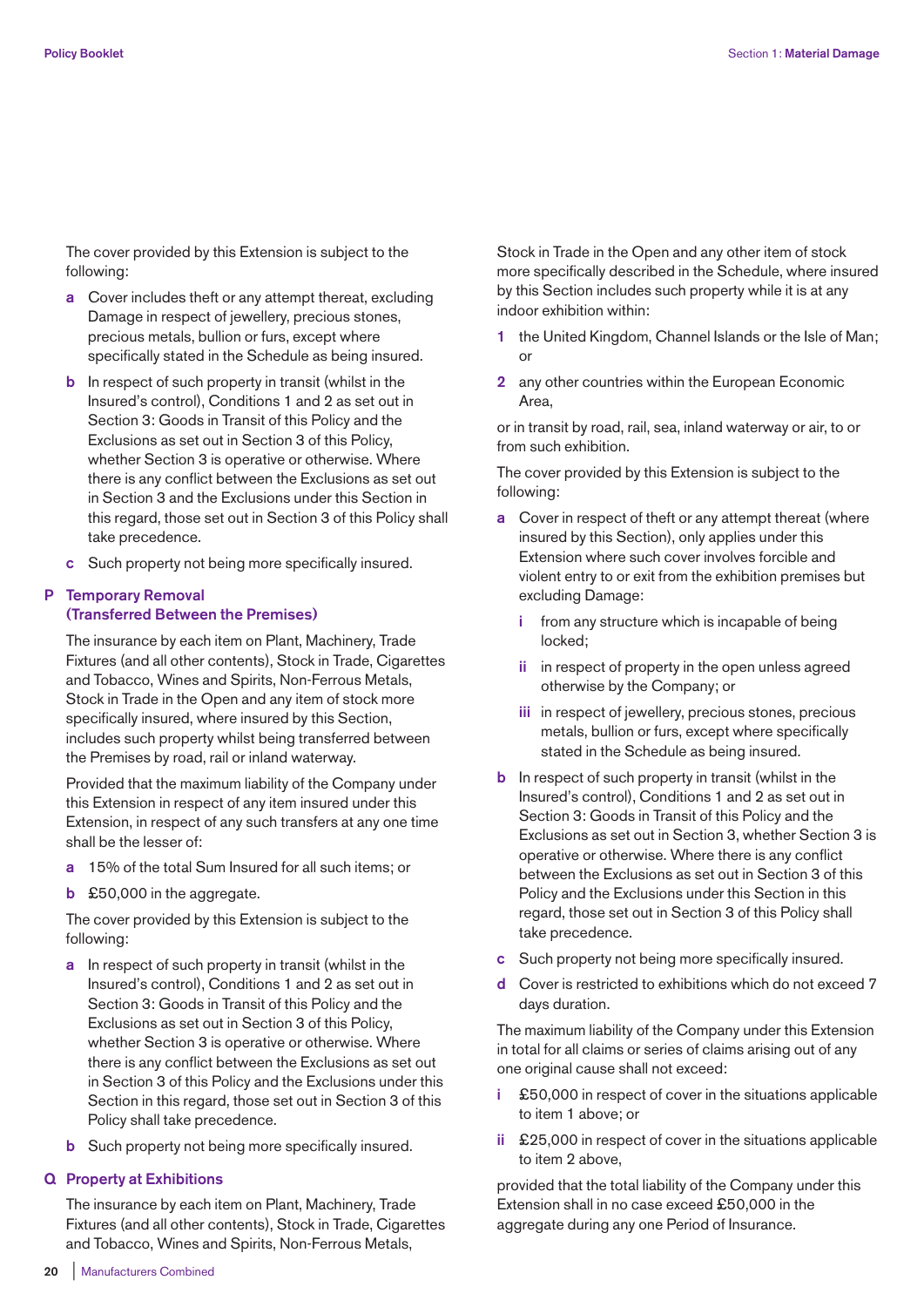The cover provided by this Extension is subject to the following:

- **a** Cover includes theft or any attempt thereat, excluding Damage in respect of jewellery, precious stones, precious metals, bullion or furs, except where specifically stated in the Schedule as being insured.
- **b** In respect of such property in transit (whilst in the Insured's control), Conditions 1 and 2 as set out in Section 3: Goods in Transit of this Policy and the Exclusions as set out in Section 3 of this Policy, whether Section 3 is operative or otherwise. Where there is any conflict between the Exclusions as set out in Section 3 and the Exclusions under this Section in this regard, those set out in Section 3 of this Policy shall take precedence.
- **c** Such property not being more specifically insured.

## P Temporary Removal (Transferred Between the Premises)

The insurance by each item on Plant, Machinery, Trade Fixtures (and all other contents), Stock in Trade, Cigarettes and Tobacco, Wines and Spirits, Non-Ferrous Metals, Stock in Trade in the Open and any item of stock more specifically insured, where insured by this Section, includes such property whilst being transferred between the Premises by road, rail or inland waterway.

Provided that the maximum liability of the Company under this Extension in respect of any item insured under this Extension, in respect of any such transfers at any one time shall be the lesser of:

- **a** 15% of the total Sum Insured for all such items; or
- **b** £50,000 in the aggregate.

The cover provided by this Extension is subject to the following:

- **a** In respect of such property in transit (whilst in the Insured's control), Conditions 1 and 2 as set out in Section 3: Goods in Transit of this Policy and the Exclusions as set out in Section 3 of this Policy, whether Section 3 is operative or otherwise. Where there is any conflict between the Exclusions as set out in Section 3 of this Policy and the Exclusions under this Section in this regard, those set out in Section 3 of this Policy shall take precedence.
- **b** Such property not being more specifically insured.

## Q Property at Exhibitions

The insurance by each item on Plant, Machinery, Trade Fixtures (and all other contents), Stock in Trade, Cigarettes and Tobacco, Wines and Spirits, Non-Ferrous Metals, Stock in Trade in the Open and any other item of stock more specifically described in the Schedule, where insured by this Section includes such property while it is at any indoor exhibition within:

1. the United Kingdom, Channel Islands or the Isle of Man; or
2. any other countries within the European Economic Area,

or in transit by road, rail, sea, inland waterway or air, to or from such exhibition.

The cover provided by this Extension is subject to the following:

- **a** Cover in respect of theft or any attempt thereat (where insured by this Section), only applies under this Extension where such cover involves forcible and violent entry to or exit from the exhibition premises but excluding Damage:
  - **i** from any structure which is incapable of being locked;
  - **ii** in respect of property in the open unless agreed otherwise by the Company; or
  - **iii** in respect of jewellery, precious stones, precious metals, bullion or furs, except where specifically stated in the Schedule as being insured.
- **b** In respect of such property in transit (whilst in the Insured's control), Conditions 1 and 2 as set out in Section 3: Goods in Transit of this Policy and the Exclusions as set out in Section 3, whether Section 3 is operative or otherwise. Where there is any conflict between the Exclusions as set out in Section 3 of this Policy and the Exclusions under this Section in this regard, those set out in Section 3 of this Policy shall take precedence.
- **c** Such property not being more specifically insured.
- **d** Cover is restricted to exhibitions which do not exceed 7 days duration.

The maximum liability of the Company under this Extension in total for all claims or series of claims arising out of any one original cause shall not exceed:

- **i** £50,000 in respect of cover in the situations applicable to item 1 above; or
- **ii** £25,000 in respect of cover in the situations applicable to item 2 above,

provided that the total liability of the Company under this Extension shall in no case exceed £50,000 in the aggregate during any one Period of Insurance.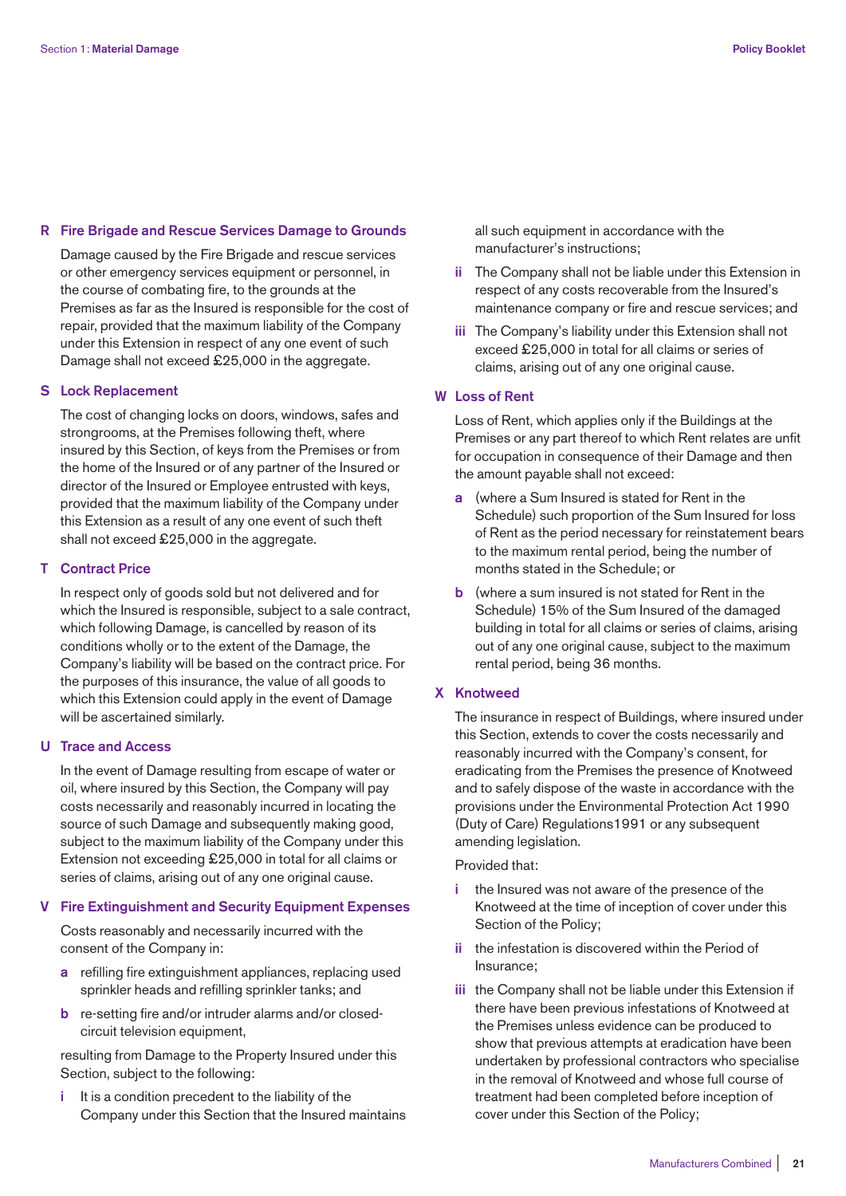### R Fire Brigade and Rescue Services Damage to Grounds

Damage caused by the Fire Brigade and rescue services or other emergency services equipment or personnel, in the course of combating fire, to the grounds at the Premises as far as the Insured is responsible for the cost of repair, provided that the maximum liability of the Company under this Extension in respect of any one event of such Damage shall not exceed £25,000 in the aggregate.

### S Lock Replacement

The cost of changing locks on doors, windows, safes and strongrooms, at the Premises following theft, where insured by this Section, of keys from the Premises or from the home of the Insured or of any partner of the Insured or director of the Insured or Employee entrusted with keys, provided that the maximum liability of the Company under this Extension as a result of any one event of such theft shall not exceed £25,000 in the aggregate.

### T Contract Price

In respect only of goods sold but not delivered and for which the Insured is responsible, subject to a sale contract, which following Damage, is cancelled by reason of its conditions wholly or to the extent of the Damage, the Company's liability will be based on the contract price. For the purposes of this insurance, the value of all goods to which this Extension could apply in the event of Damage will be ascertained similarly.

### U Trace and Access

In the event of Damage resulting from escape of water or oil, where insured by this Section, the Company will pay costs necessarily and reasonably incurred in locating the source of such Damage and subsequently making good, subject to the maximum liability of the Company under this Extension not exceeding £25,000 in total for all claims or series of claims, arising out of any one original cause.

### V Fire Extinguishment and Security Equipment Expenses

Costs reasonably and necessarily incurred with the consent of the Company in:

- **a** refilling fire extinguishment appliances, replacing used sprinkler heads and refilling sprinkler tanks; and
- **b** re-setting fire and/or intruder alarms and/or closed-circuit television equipment,

resulting from Damage to the Property Insured under this Section, subject to the following:

- **i** It is a condition precedent to the liability of the Company under this Section that the Insured maintains all such equipment in accordance with the manufacturer's instructions;
- **ii** The Company shall not be liable under this Extension in respect of any costs recoverable from the Insured's maintenance company or fire and rescue services; and
- **iii** The Company's liability under this Extension shall not exceed £25,000 in total for all claims or series of claims, arising out of any one original cause.

### W Loss of Rent

Loss of Rent, which applies only if the Buildings at the Premises or any part thereof to which Rent relates are unfit for occupation in consequence of their Damage and then the amount payable shall not exceed:

- **a** (where a Sum Insured is stated for Rent in the Schedule) such proportion of the Sum Insured for loss of Rent as the period necessary for reinstatement bears to the maximum rental period, being the number of months stated in the Schedule; or
- **b** (where a sum insured is not stated for Rent in the Schedule) 15% of the Sum Insured of the damaged building in total for all claims or series of claims, arising out of any one original cause, subject to the maximum rental period, being 36 months.

### X Knotweed

The insurance in respect of Buildings, where insured under this Section, extends to cover the costs necessarily and reasonably incurred with the Company's consent, for eradicating from the Premises the presence of Knotweed and to safely dispose of the waste in accordance with the provisions under the Environmental Protection Act 1990 (Duty of Care) Regulations1991 or any subsequent amending legislation.

Provided that:

- **i** the Insured was not aware of the presence of the Knotweed at the time of inception of cover under this Section of the Policy;
- **ii** the infestation is discovered within the Period of Insurance;
- **iii** the Company shall not be liable under this Extension if there have been previous infestations of Knotweed at the Premises unless evidence can be produced to show that previous attempts at eradication have been undertaken by professional contractors who specialise in the removal of Knotweed and whose full course of treatment had been completed before inception of cover under this Section of the Policy;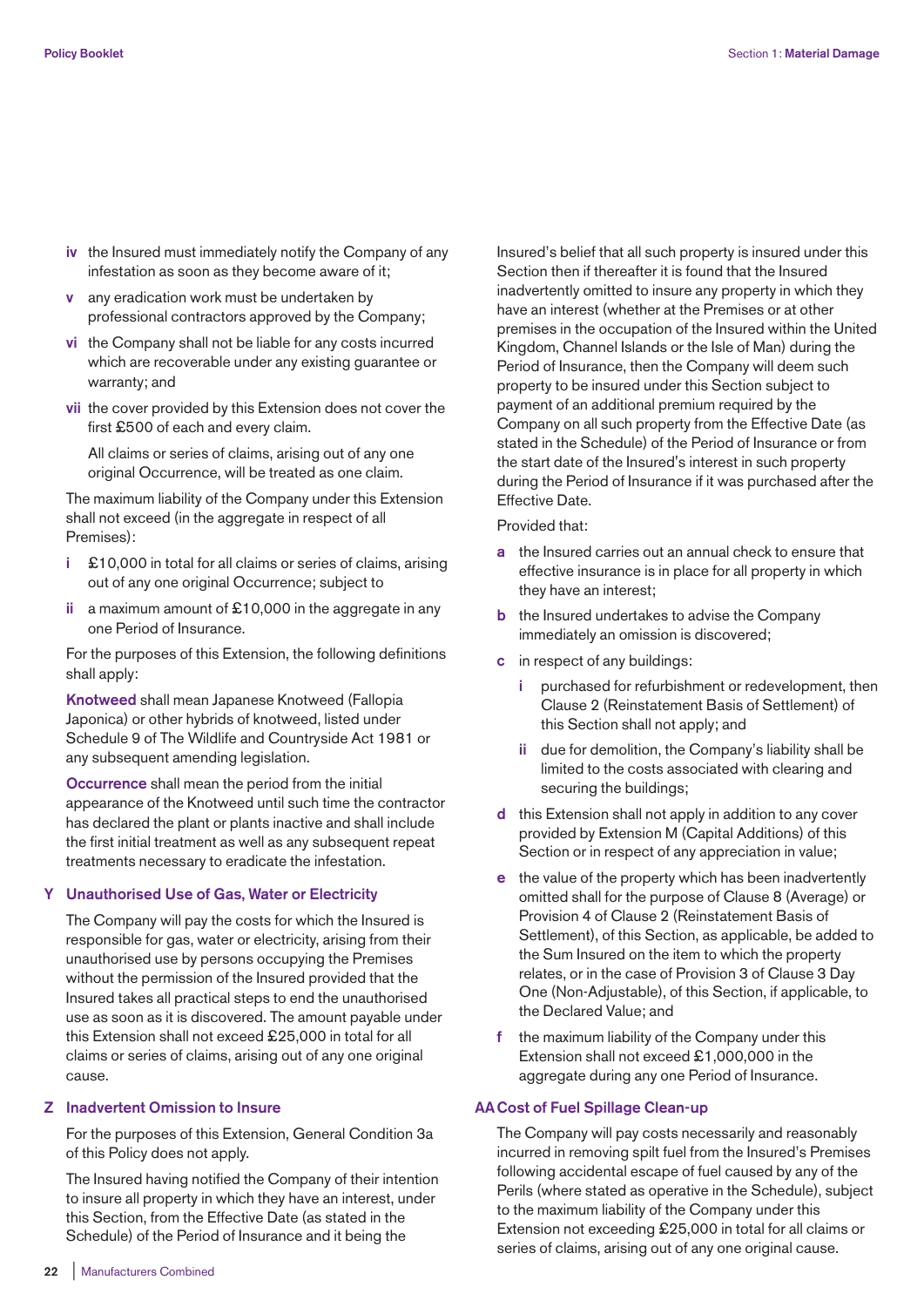- **iv** the Insured must immediately notify the Company of any infestation as soon as they become aware of it;
- **v** any eradication work must be undertaken by professional contractors approved by the Company;
- **vi** the Company shall not be liable for any costs incurred which are recoverable under any existing guarantee or warranty; and
- **vii** the cover provided by this Extension does not cover the first £500 of each and every claim.

  All claims or series of claims, arising out of any one original Occurrence, will be treated as one claim.

The maximum liability of the Company under this Extension shall not exceed (in the aggregate in respect of all Premises):

- **i** £10,000 in total for all claims or series of claims, arising out of any one original Occurrence; subject to
- **ii** a maximum amount of £10,000 in the aggregate in any one Period of Insurance.

For the purposes of this Extension, the following definitions shall apply:

**Knotweed** shall mean Japanese Knotweed (Fallopia Japonica) or other hybrids of knotweed, listed under Schedule 9 of The Wildlife and Countryside Act 1981 or any subsequent amending legislation.

**Occurrence** shall mean the period from the initial appearance of the Knotweed until such time the contractor has declared the plant or plants inactive and shall include the first initial treatment as well as any subsequent repeat treatments necessary to eradicate the infestation.

### Y Unauthorised Use of Gas, Water or Electricity

The Company will pay the costs for which the Insured is responsible for gas, water or electricity, arising from their unauthorised use by persons occupying the Premises without the permission of the Insured provided that the Insured takes all practical steps to end the unauthorised use as soon as it is discovered. The amount payable under this Extension shall not exceed £25,000 in total for all claims or series of claims, arising out of any one original cause.

### Z Inadvertent Omission to Insure

For the purposes of this Extension, General Condition 3a of this Policy does not apply.

The Insured having notified the Company of their intention to insure all property in which they have an interest, under this Section, from the Effective Date (as stated in the Schedule) of the Period of Insurance and it being the Insured's belief that all such property is insured under this Section then if thereafter it is found that the Insured inadvertently omitted to insure any property in which they have an interest (whether at the Premises or at other premises in the occupation of the Insured within the United Kingdom, Channel Islands or the Isle of Man) during the Period of Insurance, then the Company will deem such property to be insured under this Section subject to payment of an additional premium required by the Company on all such property from the Effective Date (as stated in the Schedule) of the Period of Insurance or from the start date of the Insured's interest in such property during the Period of Insurance if it was purchased after the Effective Date.

Provided that:

- **a** the Insured carries out an annual check to ensure that effective insurance is in place for all property in which they have an interest;
- **b** the Insured undertakes to advise the Company immediately an omission is discovered;
- **c** in respect of any buildings:
  - **i** purchased for refurbishment or redevelopment, then Clause 2 (Reinstatement Basis of Settlement) of this Section shall not apply; and
  - **ii** due for demolition, the Company's liability shall be limited to the costs associated with clearing and securing the buildings;
- **d** this Extension shall not apply in addition to any cover provided by Extension M (Capital Additions) of this Section or in respect of any appreciation in value;
- **e** the value of the property which has been inadvertently omitted shall for the purpose of Clause 8 (Average) or Provision 4 of Clause 2 (Reinstatement Basis of Settlement), of this Section, as applicable, be added to the Sum Insured on the item to which the property relates, or in the case of Provision 3 of Clause 3 Day One (Non-Adjustable), of this Section, if applicable, to the Declared Value; and
- **f** the maximum liability of the Company under this Extension shall not exceed £1,000,000 in the aggregate during any one Period of Insurance.

### AA Cost of Fuel Spillage Clean-up

The Company will pay costs necessarily and reasonably incurred in removing spilt fuel from the Insured's Premises following accidental escape of fuel caused by any of the Perils (where stated as operative in the Schedule), subject to the maximum liability of the Company under this Extension not exceeding £25,000 in total for all claims or series of claims, arising out of any one original cause.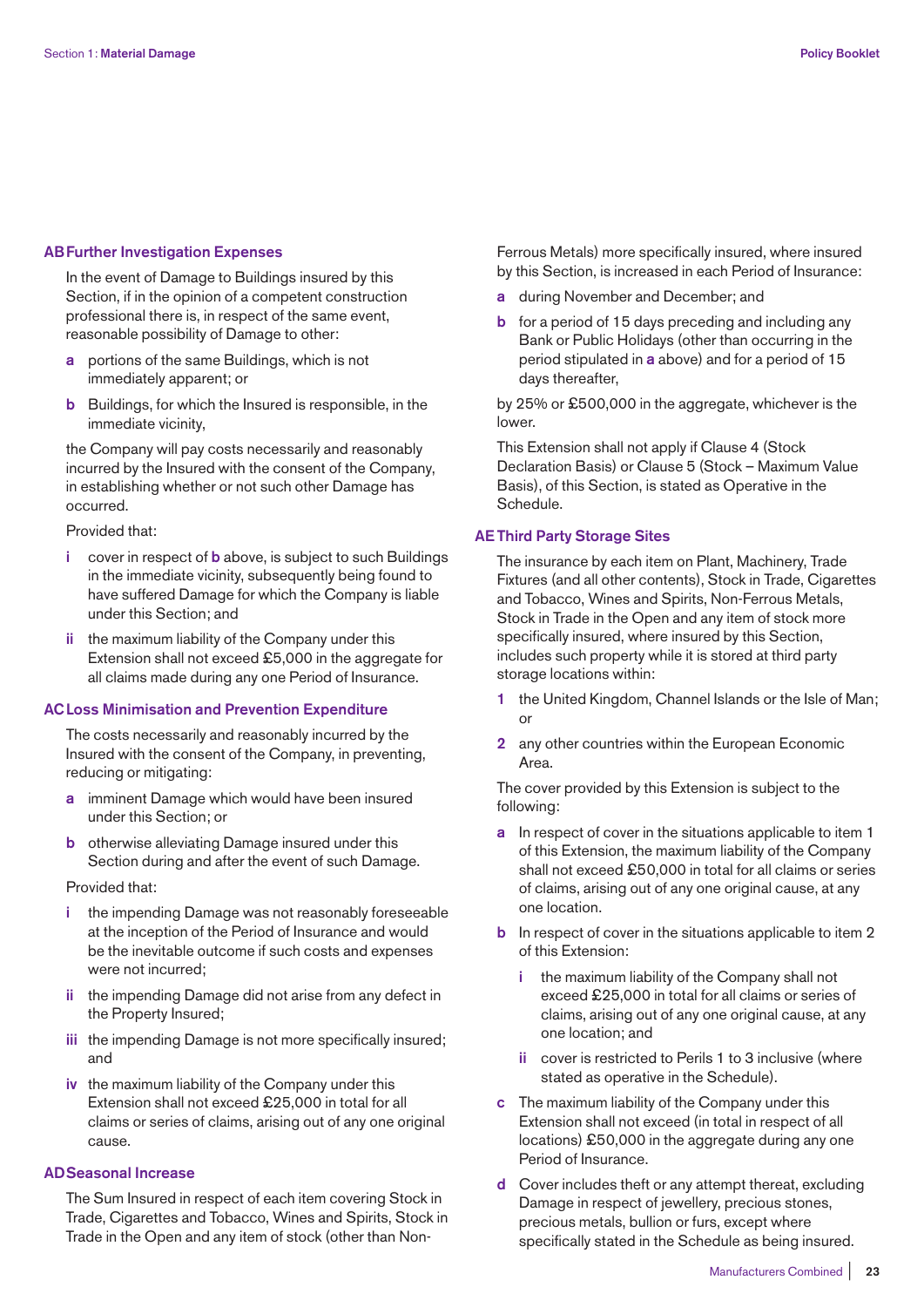### AB Further Investigation Expenses

In the event of Damage to Buildings insured by this Section, if in the opinion of a competent construction professional there is, in respect of the same event, reasonable possibility of Damage to other:

- **a** portions of the same Buildings, which is not immediately apparent; or
- **b** Buildings, for which the Insured is responsible, in the immediate vicinity,

the Company will pay costs necessarily and reasonably incurred by the Insured with the consent of the Company, in establishing whether or not such other Damage has occurred.

Provided that:

- **i** cover in respect of **b** above, is subject to such Buildings in the immediate vicinity, subsequently being found to have suffered Damage for which the Company is liable under this Section; and
- **ii** the maximum liability of the Company under this Extension shall not exceed £5,000 in the aggregate for all claims made during any one Period of Insurance.

### AC Loss Minimisation and Prevention Expenditure

The costs necessarily and reasonably incurred by the Insured with the consent of the Company, in preventing, reducing or mitigating:

- **a** imminent Damage which would have been insured under this Section; or
- **b** otherwise alleviating Damage insured under this Section during and after the event of such Damage.

Provided that:

- **i** the impending Damage was not reasonably foreseeable at the inception of the Period of Insurance and would be the inevitable outcome if such costs and expenses were not incurred;
- **ii** the impending Damage did not arise from any defect in the Property Insured;
- **iii** the impending Damage is not more specifically insured; and
- **iv** the maximum liability of the Company under this Extension shall not exceed £25,000 in total for all claims or series of claims, arising out of any one original cause.

### AD Seasonal Increase

The Sum Insured in respect of each item covering Stock in Trade, Cigarettes and Tobacco, Wines and Spirits, Stock in Trade in the Open and any item of stock (other than Non-Ferrous Metals) more specifically insured, where insured by this Section, is increased in each Period of Insurance:

- **a** during November and December; and
- **b** for a period of 15 days preceding and including any Bank or Public Holidays (other than occurring in the period stipulated in **a** above) and for a period of 15 days thereafter,

by 25% or £500,000 in the aggregate, whichever is the lower.

This Extension shall not apply if Clause 4 (Stock Declaration Basis) or Clause 5 (Stock – Maximum Value Basis), of this Section, is stated as Operative in the Schedule.

### AE Third Party Storage Sites

The insurance by each item on Plant, Machinery, Trade Fixtures (and all other contents), Stock in Trade, Cigarettes and Tobacco, Wines and Spirits, Non-Ferrous Metals, Stock in Trade in the Open and any item of stock more specifically insured, where insured by this Section, includes such property while it is stored at third party storage locations within:

1. the United Kingdom, Channel Islands or the Isle of Man; or
2. any other countries within the European Economic Area.

The cover provided by this Extension is subject to the following:

- **a** In respect of cover in the situations applicable to item 1 of this Extension, the maximum liability of the Company shall not exceed £50,000 in total for all claims or series of claims, arising out of any one original cause, at any one location.
- **b** In respect of cover in the situations applicable to item 2 of this Extension:
  - **i** the maximum liability of the Company shall not exceed £25,000 in total for all claims or series of claims, arising out of any one original cause, at any one location; and
  - **ii** cover is restricted to Perils 1 to 3 inclusive (where stated as operative in the Schedule).
- **c** The maximum liability of the Company under this Extension shall not exceed (in total in respect of all locations) £50,000 in the aggregate during any one Period of Insurance.
- **d** Cover includes theft or any attempt thereat, excluding Damage in respect of jewellery, precious stones, precious metals, bullion or furs, except where specifically stated in the Schedule as being insured.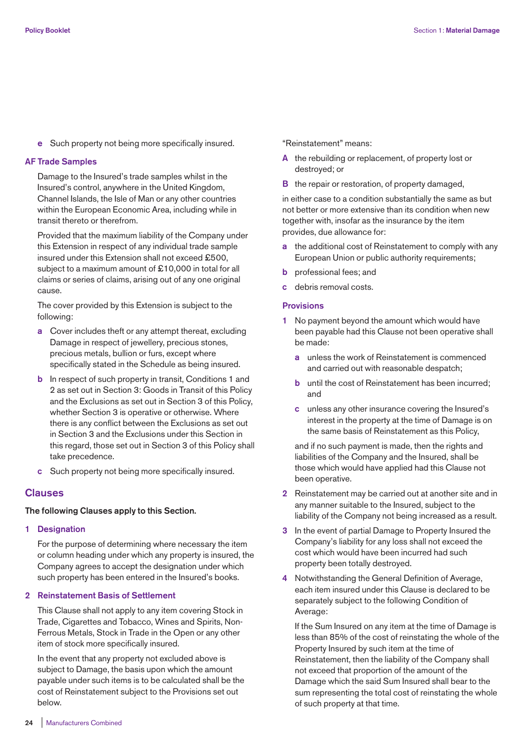**e** Such property not being more specifically insured.

### AF Trade Samples

Damage to the Insured's trade samples whilst in the Insured's control, anywhere in the United Kingdom, Channel Islands, the Isle of Man or any other countries within the European Economic Area, including while in transit thereto or therefrom.

Provided that the maximum liability of the Company under this Extension in respect of any individual trade sample insured under this Extension shall not exceed £500, subject to a maximum amount of £10,000 in total for all claims or series of claims, arising out of any one original cause.

The cover provided by this Extension is subject to the following:

**a** Cover includes theft or any attempt thereat, excluding Damage in respect of jewellery, precious stones, precious metals, bullion or furs, except where specifically stated in the Schedule as being insured.

**b** In respect of such property in transit, Conditions 1 and 2 as set out in Section 3: Goods in Transit of this Policy and the Exclusions as set out in Section 3 of this Policy, whether Section 3 is operative or otherwise. Where there is any conflict between the Exclusions as set out in Section 3 and the Exclusions under this Section in this regard, those set out in Section 3 of this Policy shall take precedence.

**c** Such property not being more specifically insured.

## Clauses

**The following Clauses apply to this Section.**

### 1 Designation

For the purpose of determining where necessary the item or column heading under which any property is insured, the Company agrees to accept the designation under which such property has been entered in the Insured's books.

### 2 Reinstatement Basis of Settlement

This Clause shall not apply to any item covering Stock in Trade, Cigarettes and Tobacco, Wines and Spirits, Non-Ferrous Metals, Stock in Trade in the Open or any other item of stock more specifically insured.

In the event that any property not excluded above is subject to Damage, the basis upon which the amount payable under such items is to be calculated shall be the cost of Reinstatement subject to the Provisions set out below.

"Reinstatement" means:

**A** the rebuilding or replacement, of property lost or destroyed; or

**B** the repair or restoration, of property damaged,

in either case to a condition substantially the same as but not better or more extensive than its condition when new together with, insofar as the insurance by the item provides, due allowance for:

**a** the additional cost of Reinstatement to comply with any European Union or public authority requirements;

**b** professional fees; and

**c** debris removal costs.

### Provisions

**1** No payment beyond the amount which would have been payable had this Clause not been operative shall be made:

**a** unless the work of Reinstatement is commenced and carried out with reasonable despatch;

**b** until the cost of Reinstatement has been incurred; and

**c** unless any other insurance covering the Insured's interest in the property at the time of Damage is on the same basis of Reinstatement as this Policy,

and if no such payment is made, then the rights and liabilities of the Company and the Insured, shall be those which would have applied had this Clause not been operative.

**2** Reinstatement may be carried out at another site and in any manner suitable to the Insured, subject to the liability of the Company not being increased as a result.

**3** In the event of partial Damage to Property Insured the Company's liability for any loss shall not exceed the cost which would have been incurred had such property been totally destroyed.

**4** Notwithstanding the General Definition of Average, each item insured under this Clause is declared to be separately subject to the following Condition of Average:

If the Sum Insured on any item at the time of Damage is less than 85% of the cost of reinstating the whole of the Property Insured by such item at the time of Reinstatement, then the liability of the Company shall not exceed that proportion of the amount of the Damage which the said Sum Insured shall bear to the sum representing the total cost of reinstating the whole of such property at that time.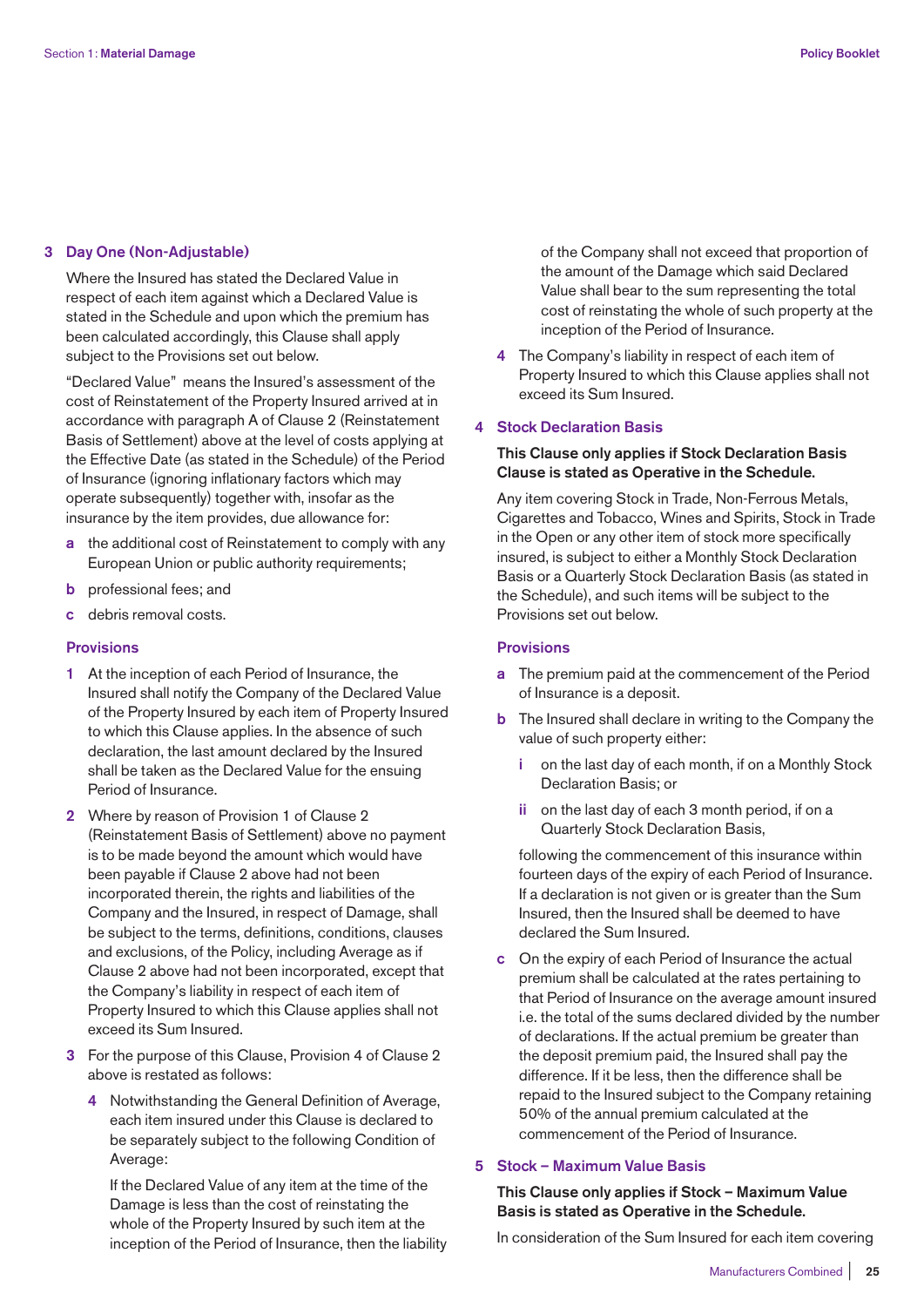## 3 Day One (Non-Adjustable)

Where the Insured has stated the Declared Value in respect of each item against which a Declared Value is stated in the Schedule and upon which the premium has been calculated accordingly, this Clause shall apply subject to the Provisions set out below.

"Declared Value" means the Insured's assessment of the cost of Reinstatement of the Property Insured arrived at in accordance with paragraph A of Clause 2 (Reinstatement Basis of Settlement) above at the level of costs applying at the Effective Date (as stated in the Schedule) of the Period of Insurance (ignoring inflationary factors which may operate subsequently) together with, insofar as the insurance by the item provides, due allowance for:

- **a** the additional cost of Reinstatement to comply with any European Union or public authority requirements;
- **b** professional fees; and
- **c** debris removal costs.

### Provisions

1. At the inception of each Period of Insurance, the Insured shall notify the Company of the Declared Value of the Property Insured by each item of Property Insured to which this Clause applies. In the absence of such declaration, the last amount declared by the Insured shall be taken as the Declared Value for the ensuing Period of Insurance.
2. Where by reason of Provision 1 of Clause 2 (Reinstatement Basis of Settlement) above no payment is to be made beyond the amount which would have been payable if Clause 2 above had not been incorporated therein, the rights and liabilities of the Company and the Insured, in respect of Damage, shall be subject to the terms, definitions, conditions, clauses and exclusions, of the Policy, including Average as if Clause 2 above had not been incorporated, except that the Company's liability in respect of each item of Property Insured to which this Clause applies shall not exceed its Sum Insured.
3. For the purpose of this Clause, Provision 4 of Clause 2 above is restated as follows:
   4. Notwithstanding the General Definition of Average, each item insured under this Clause is declared to be separately subject to the following Condition of Average:

      If the Declared Value of any item at the time of the Damage is less than the cost of reinstating the whole of the Property Insured by such item at the inception of the Period of Insurance, then the liability of the Company shall not exceed that proportion of the amount of the Damage which said Declared Value shall bear to the sum representing the total cost of reinstating the whole of such property at the inception of the Period of Insurance.
4. The Company's liability in respect of each item of Property Insured to which this Clause applies shall not exceed its Sum Insured.

## 4 Stock Declaration Basis

**This Clause only applies if Stock Declaration Basis Clause is stated as Operative in the Schedule.**

Any item covering Stock in Trade, Non-Ferrous Metals, Cigarettes and Tobacco, Wines and Spirits, Stock in Trade in the Open or any other item of stock more specifically insured, is subject to either a Monthly Stock Declaration Basis or a Quarterly Stock Declaration Basis (as stated in the Schedule), and such items will be subject to the Provisions set out below.

### Provisions

- **a** The premium paid at the commencement of the Period of Insurance is a deposit.
- **b** The Insured shall declare in writing to the Company the value of such property either:
  - **i** on the last day of each month, if on a Monthly Stock Declaration Basis; or
  - **ii** on the last day of each 3 month period, if on a Quarterly Stock Declaration Basis,

  following the commencement of this insurance within fourteen days of the expiry of each Period of Insurance. If a declaration is not given or is greater than the Sum Insured, then the Insured shall be deemed to have declared the Sum Insured.
- **c** On the expiry of each Period of Insurance the actual premium shall be calculated at the rates pertaining to that Period of Insurance on the average amount insured i.e. the total of the sums declared divided by the number of declarations. If the actual premium be greater than the deposit premium paid, the Insured shall pay the difference. If it be less, then the difference shall be repaid to the Insured subject to the Company retaining 50% of the annual premium calculated at the commencement of the Period of Insurance.

## 5 Stock – Maximum Value Basis

**This Clause only applies if Stock – Maximum Value Basis is stated as Operative in the Schedule.**

In consideration of the Sum Insured for each item covering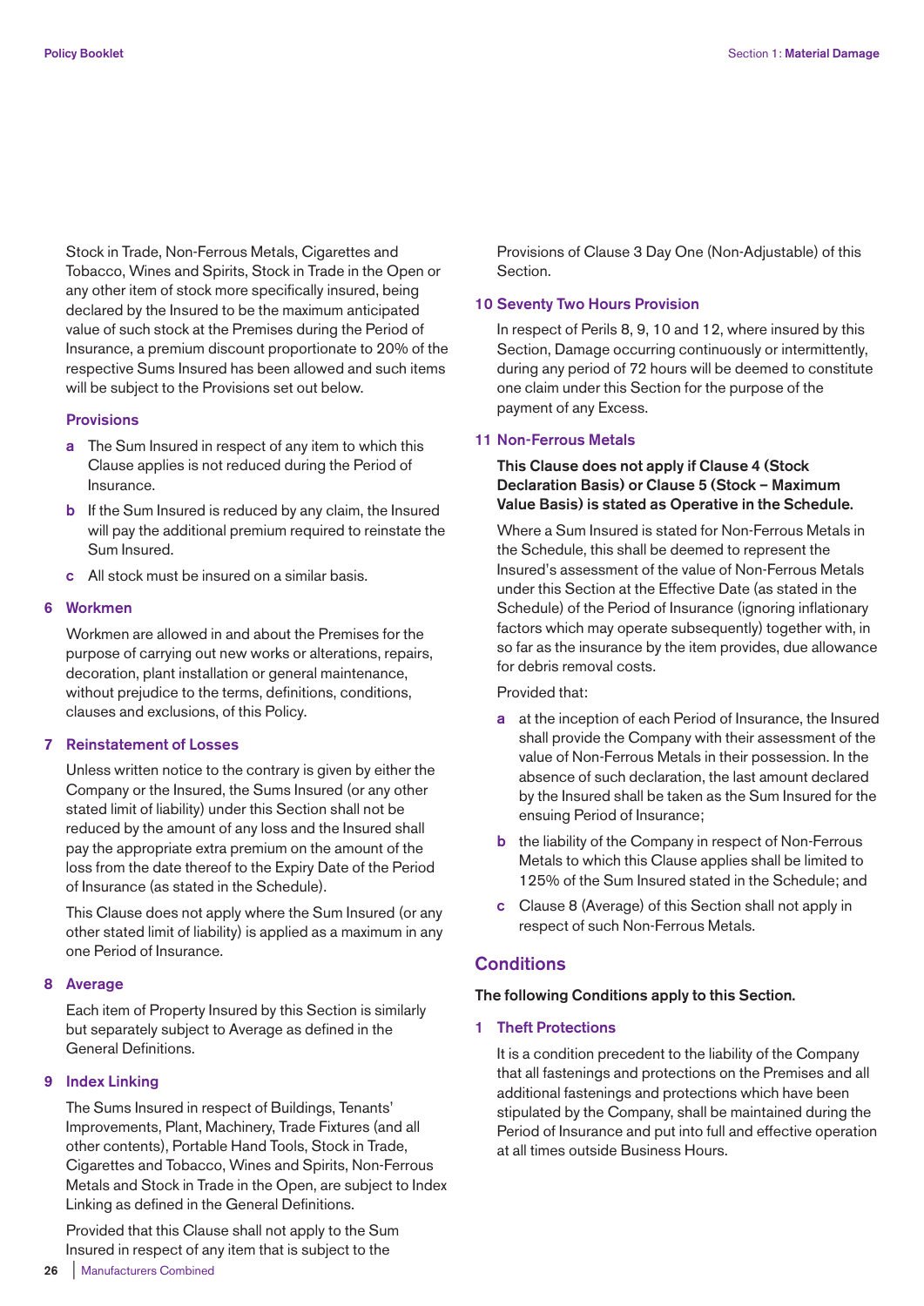Stock in Trade, Non-Ferrous Metals, Cigarettes and Tobacco, Wines and Spirits, Stock in Trade in the Open or any other item of stock more specifically insured, being declared by the Insured to be the maximum anticipated value of such stock at the Premises during the Period of Insurance, a premium discount proportionate to 20% of the respective Sums Insured has been allowed and such items will be subject to the Provisions set out below.

### Provisions

- **a** The Sum Insured in respect of any item to which this Clause applies is not reduced during the Period of Insurance.
- **b** If the Sum Insured is reduced by any claim, the Insured will pay the additional premium required to reinstate the Sum Insured.
- **c** All stock must be insured on a similar basis.

### 6 Workmen

Workmen are allowed in and about the Premises for the purpose of carrying out new works or alterations, repairs, decoration, plant installation or general maintenance, without prejudice to the terms, definitions, conditions, clauses and exclusions, of this Policy.

### 7 Reinstatement of Losses

Unless written notice to the contrary is given by either the Company or the Insured, the Sums Insured (or any other stated limit of liability) under this Section shall not be reduced by the amount of any loss and the Insured shall pay the appropriate extra premium on the amount of the loss from the date thereof to the Expiry Date of the Period of Insurance (as stated in the Schedule).

This Clause does not apply where the Sum Insured (or any other stated limit of liability) is applied as a maximum in any one Period of Insurance.

### 8 Average

Each item of Property Insured by this Section is similarly but separately subject to Average as defined in the General Definitions.

### 9 Index Linking

The Sums Insured in respect of Buildings, Tenants' Improvements, Plant, Machinery, Trade Fixtures (and all other contents), Portable Hand Tools, Stock in Trade, Cigarettes and Tobacco, Wines and Spirits, Non-Ferrous Metals and Stock in Trade in the Open, are subject to Index Linking as defined in the General Definitions.

Provided that this Clause shall not apply to the Sum Insured in respect of any item that is subject to the Provisions of Clause 3 Day One (Non-Adjustable) of this Section.

### 10 Seventy Two Hours Provision

In respect of Perils 8, 9, 10 and 12, where insured by this Section, Damage occurring continuously or intermittently, during any period of 72 hours will be deemed to constitute one claim under this Section for the purpose of the payment of any Excess.

### 11 Non-Ferrous Metals

**This Clause does not apply if Clause 4 (Stock Declaration Basis) or Clause 5 (Stock – Maximum Value Basis) is stated as Operative in the Schedule.**

Where a Sum Insured is stated for Non-Ferrous Metals in the Schedule, this shall be deemed to represent the Insured's assessment of the value of Non-Ferrous Metals under this Section at the Effective Date (as stated in the Schedule) of the Period of Insurance (ignoring inflationary factors which may operate subsequently) together with, in so far as the insurance by the item provides, due allowance for debris removal costs.

Provided that:

- **a** at the inception of each Period of Insurance, the Insured shall provide the Company with their assessment of the value of Non-Ferrous Metals in their possession. In the absence of such declaration, the last amount declared by the Insured shall be taken as the Sum Insured for the ensuing Period of Insurance;
- **b** the liability of the Company in respect of Non-Ferrous Metals to which this Clause applies shall be limited to 125% of the Sum Insured stated in the Schedule; and
- **c** Clause 8 (Average) of this Section shall not apply in respect of such Non-Ferrous Metals.

## Conditions

**The following Conditions apply to this Section.**

### 1 Theft Protections

It is a condition precedent to the liability of the Company that all fastenings and protections on the Premises and all additional fastenings and protections which have been stipulated by the Company, shall be maintained during the Period of Insurance and put into full and effective operation at all times outside Business Hours.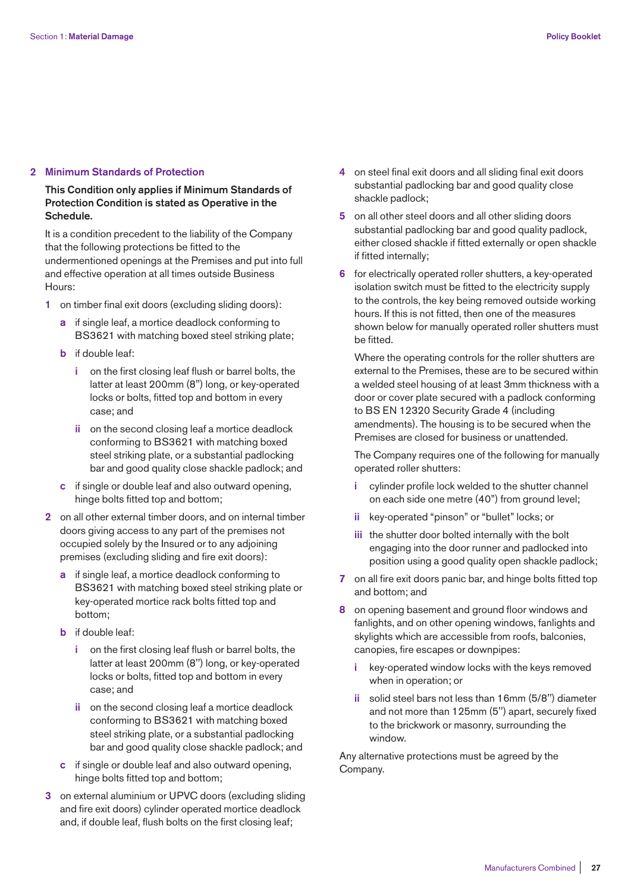## 2 Minimum Standards of Protection

**This Condition only applies if Minimum Standards of Protection Condition is stated as Operative in the Schedule.**

It is a condition precedent to the liability of the Company that the following protections be fitted to the undermentioned openings at the Premises and put into full and effective operation at all times outside Business Hours:

1. on timber final exit doors (excluding sliding doors):
   - **a** if single leaf, a mortice deadlock conforming to BS3621 with matching boxed steel striking plate;
   - **b** if double leaf:
     - **i** on the first closing leaf flush or barrel bolts, the latter at least 200mm (8") long, or key-operated locks or bolts, fitted top and bottom in every case; and
     - **ii** on the second closing leaf a mortice deadlock conforming to BS3621 with matching boxed steel striking plate, or a substantial padlocking bar and good quality close shackle padlock; and
   - **c** if single or double leaf and also outward opening, hinge bolts fitted top and bottom;
2. on all other external timber doors, and on internal timber doors giving access to any part of the premises not occupied solely by the Insured or to any adjoining premises (excluding sliding and fire exit doors):
   - **a** if single leaf, a mortice deadlock conforming to BS3621 with matching boxed steel striking plate or key-operated mortice rack bolts fitted top and bottom;
   - **b** if double leaf:
     - **i** on the first closing leaf flush or barrel bolts, the latter at least 200mm (8") long, or key-operated locks or bolts, fitted top and bottom in every case; and
     - **ii** on the second closing leaf a mortice deadlock conforming to BS3621 with matching boxed steel striking plate, or a substantial padlocking bar and good quality close shackle padlock; and
   - **c** if single or double leaf and also outward opening, hinge bolts fitted top and bottom;
3. on external aluminium or UPVC doors (excluding sliding and fire exit doors) cylinder operated mortice deadlock and, if double leaf, flush bolts on the first closing leaf;
4. on steel final exit doors and all sliding final exit doors substantial padlocking bar and good quality close shackle padlock;
5. on all other steel doors and all other sliding doors substantial padlocking bar and good quality padlock, either closed shackle if fitted externally or open shackle if fitted internally;
6. for electrically operated roller shutters, a key-operated isolation switch must be fitted to the electricity supply to the controls, the key being removed outside working hours. If this is not fitted, then one of the measures shown below for manually operated roller shutters must be fitted.

   Where the operating controls for the roller shutters are external to the Premises, these are to be secured within a welded steel housing of at least 3mm thickness with a door or cover plate secured with a padlock conforming to BS EN 12320 Security Grade 4 (including amendments). The housing is to be secured when the Premises are closed for business or unattended.

   The Company requires one of the following for manually operated roller shutters:
   - **i** cylinder profile lock welded to the shutter channel on each side one metre (40") from ground level;
   - **ii** key-operated "pinson" or "bullet" locks; or
   - **iii** the shutter door bolted internally with the bolt engaging into the door runner and padlocked into position using a good quality open shackle padlock;
7. on all fire exit doors panic bar, and hinge bolts fitted top and bottom; and
8. on opening basement and ground floor windows and fanlights, and on other opening windows, fanlights and skylights which are accessible from roofs, balconies, canopies, fire escapes or downpipes:
   - **i** key-operated window locks with the keys removed when in operation; or
   - **ii** solid steel bars not less than 16mm (5/8") diameter and not more than 125mm (5") apart, securely fixed to the brickwork or masonry, surrounding the window.

Any alternative protections must be agreed by the Company.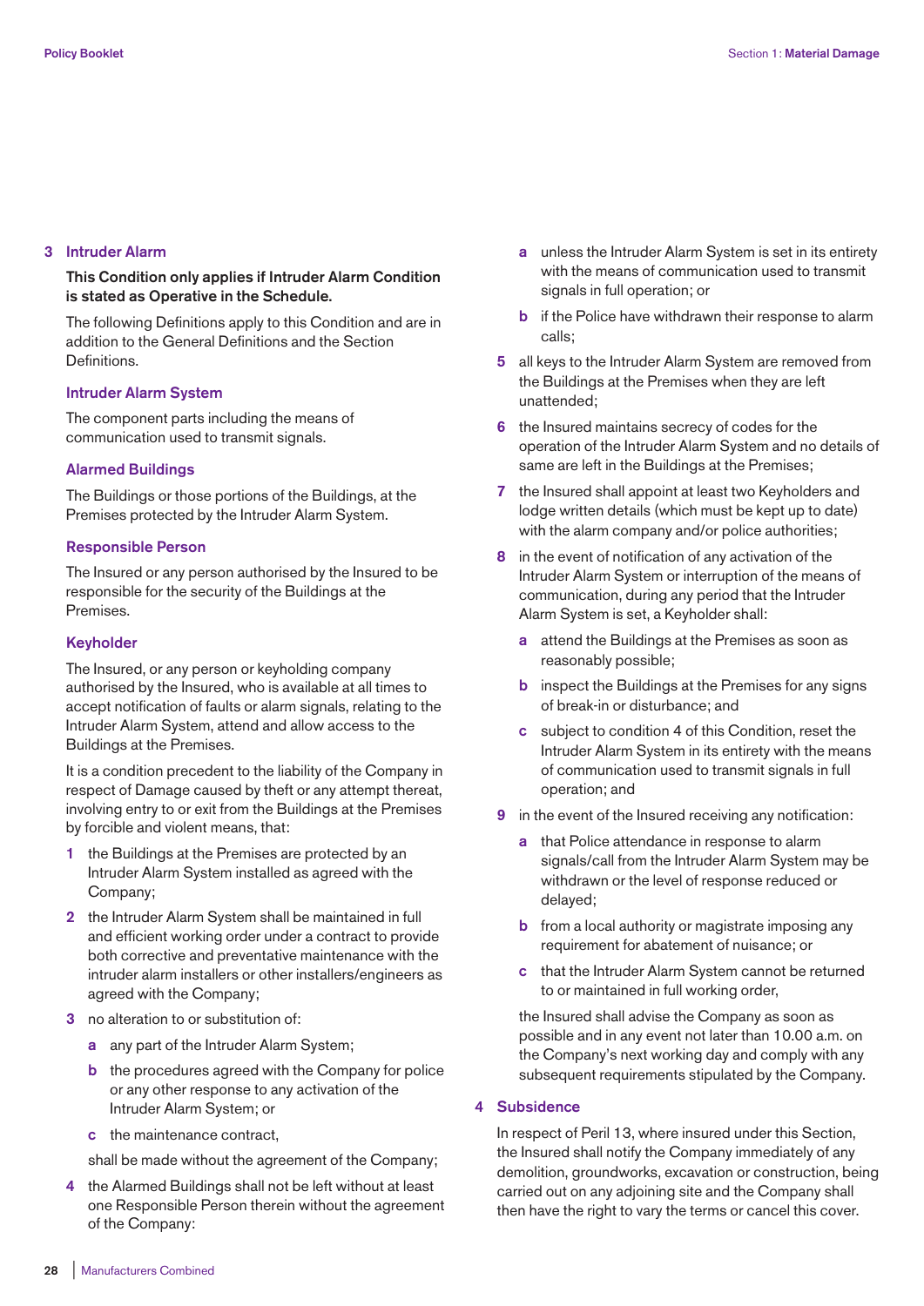## 3 Intruder Alarm

**This Condition only applies if Intruder Alarm Condition is stated as Operative in the Schedule.**

The following Definitions apply to this Condition and are in addition to the General Definitions and the Section Definitions.

### Intruder Alarm System

The component parts including the means of communication used to transmit signals.

### Alarmed Buildings

The Buildings or those portions of the Buildings, at the Premises protected by the Intruder Alarm System.

### Responsible Person

The Insured or any person authorised by the Insured to be responsible for the security of the Buildings at the Premises.

### Keyholder

The Insured, or any person or keyholding company authorised by the Insured, who is available at all times to accept notification of faults or alarm signals, relating to the Intruder Alarm System, attend and allow access to the Buildings at the Premises.

It is a condition precedent to the liability of the Company in respect of Damage caused by theft or any attempt thereat, involving entry to or exit from the Buildings at the Premises by forcible and violent means, that:

1. the Buildings at the Premises are protected by an Intruder Alarm System installed as agreed with the Company;
2. the Intruder Alarm System shall be maintained in full and efficient working order under a contract to provide both corrective and preventative maintenance with the intruder alarm installers or other installers/engineers as agreed with the Company;
3. no alteration to or substitution of:
   - **a** any part of the Intruder Alarm System;
   - **b** the procedures agreed with the Company for police or any other response to any activation of the Intruder Alarm System; or
   - **c** the maintenance contract,

   shall be made without the agreement of the Company;
4. the Alarmed Buildings shall not be left without at least one Responsible Person therein without the agreement of the Company:
   - **a** unless the Intruder Alarm System is set in its entirety with the means of communication used to transmit signals in full operation; or
   - **b** if the Police have withdrawn their response to alarm calls;
5. all keys to the Intruder Alarm System are removed from the Buildings at the Premises when they are left unattended;
6. the Insured maintains secrecy of codes for the operation of the Intruder Alarm System and no details of same are left in the Buildings at the Premises;
7. the Insured shall appoint at least two Keyholders and lodge written details (which must be kept up to date) with the alarm company and/or police authorities;
8. in the event of notification of any activation of the Intruder Alarm System or interruption of the means of communication, during any period that the Intruder Alarm System is set, a Keyholder shall:
   - **a** attend the Buildings at the Premises as soon as reasonably possible;
   - **b** inspect the Buildings at the Premises for any signs of break-in or disturbance; and
   - **c** subject to condition 4 of this Condition, reset the Intruder Alarm System in its entirety with the means of communication used to transmit signals in full operation; and
9. in the event of the Insured receiving any notification:
   - **a** that Police attendance in response to alarm signals/call from the Intruder Alarm System may be withdrawn or the level of response reduced or delayed;
   - **b** from a local authority or magistrate imposing any requirement for abatement of nuisance; or
   - **c** that the Intruder Alarm System cannot be returned to or maintained in full working order,

   the Insured shall advise the Company as soon as possible and in any event not later than 10.00 a.m. on the Company's next working day and comply with any subsequent requirements stipulated by the Company.

## 4 Subsidence

In respect of Peril 13, where insured under this Section, the Insured shall notify the Company immediately of any demolition, groundworks, excavation or construction, being carried out on any adjoining site and the Company shall then have the right to vary the terms or cancel this cover.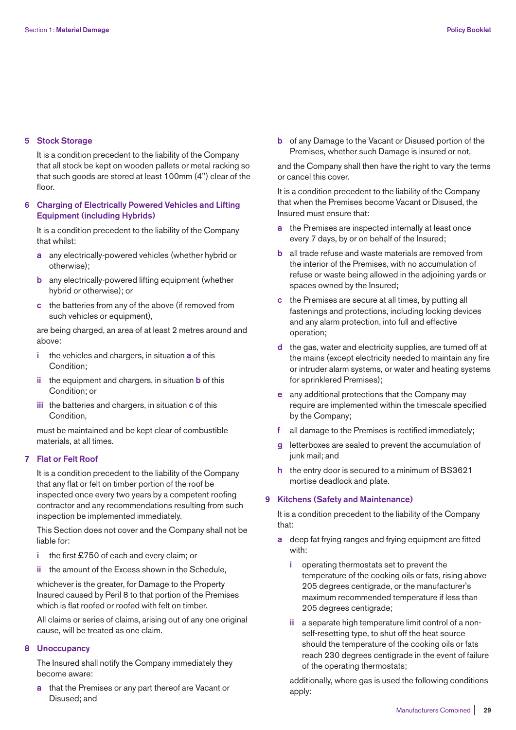## 5 Stock Storage

It is a condition precedent to the liability of the Company that all stock be kept on wooden pallets or metal racking so that such goods are stored at least 100mm (4") clear of the floor.

## 6 Charging of Electrically Powered Vehicles and Lifting Equipment (including Hybrids)

It is a condition precedent to the liability of the Company that whilst:

- **a** any electrically-powered vehicles (whether hybrid or otherwise);
- **b** any electrically-powered lifting equipment (whether hybrid or otherwise); or
- **c** the batteries from any of the above (if removed from such vehicles or equipment),

are being charged, an area of at least 2 metres around and above:

- **i** the vehicles and chargers, in situation **a** of this Condition;
- **ii** the equipment and chargers, in situation **b** of this Condition; or
- **iii** the batteries and chargers, in situation **c** of this Condition,

must be maintained and be kept clear of combustible materials, at all times.

## 7 Flat or Felt Roof

It is a condition precedent to the liability of the Company that any flat or felt on timber portion of the roof be inspected once every two years by a competent roofing contractor and any recommendations resulting from such inspection be implemented immediately.

This Section does not cover and the Company shall not be liable for:

- **i** the first £750 of each and every claim; or
- **ii** the amount of the Excess shown in the Schedule,

whichever is the greater, for Damage to the Property Insured caused by Peril 8 to that portion of the Premises which is flat roofed or roofed with felt on timber.

All claims or series of claims, arising out of any one original cause, will be treated as one claim.

## 8 Unoccupancy

The Insured shall notify the Company immediately they become aware:

- **a** that the Premises or any part thereof are Vacant or Disused; and
- **b** of any Damage to the Vacant or Disused portion of the Premises, whether such Damage is insured or not,

and the Company shall then have the right to vary the terms or cancel this cover.

It is a condition precedent to the liability of the Company that when the Premises become Vacant or Disused, the Insured must ensure that:

- **a** the Premises are inspected internally at least once every 7 days, by or on behalf of the Insured;
- **b** all trade refuse and waste materials are removed from the interior of the Premises, with no accumulation of refuse or waste being allowed in the adjoining yards or spaces owned by the Insured;
- **c** the Premises are secure at all times, by putting all fastenings and protections, including locking devices and any alarm protection, into full and effective operation;
- **d** the gas, water and electricity supplies, are turned off at the mains (except electricity needed to maintain any fire or intruder alarm systems, or water and heating systems for sprinklered Premises);
- **e** any additional protections that the Company may require are implemented within the timescale specified by the Company;
- **f** all damage to the Premises is rectified immediately;
- **g** letterboxes are sealed to prevent the accumulation of junk mail; and
- **h** the entry door is secured to a minimum of BS3621 mortise deadlock and plate.

## 9 Kitchens (Safety and Maintenance)

It is a condition precedent to the liability of the Company that:

- **a** deep fat frying ranges and frying equipment are fitted with:
  - **i** operating thermostats set to prevent the temperature of the cooking oils or fats, rising above 205 degrees centigrade, or the manufacturer's maximum recommended temperature if less than 205 degrees centigrade;
  - **ii** a separate high temperature limit control of a non-self-resetting type, to shut off the heat source should the temperature of the cooking oils or fats reach 230 degrees centigrade in the event of failure of the operating thermostats;

  additionally, where gas is used the following conditions apply: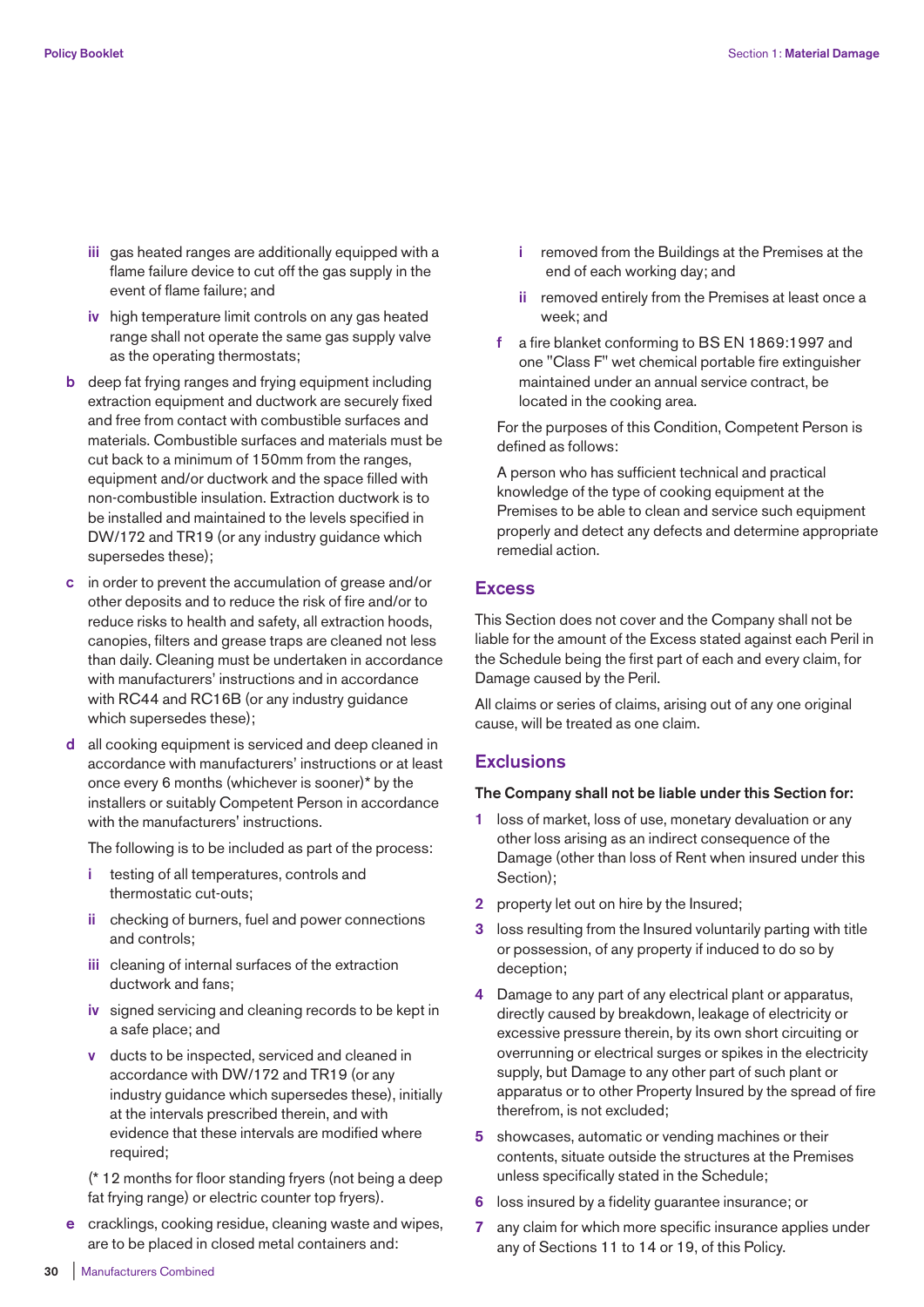iii gas heated ranges are additionally equipped with a flame failure device to cut off the gas supply in the event of flame failure; and

iv high temperature limit controls on any gas heated range shall not operate the same gas supply valve as the operating thermostats;

b deep fat frying ranges and frying equipment including extraction equipment and ductwork are securely fixed and free from contact with combustible surfaces and materials. Combustible surfaces and materials must be cut back to a minimum of 150mm from the ranges, equipment and/or ductwork and the space filled with non-combustible insulation. Extraction ductwork is to be installed and maintained to the levels specified in DW/172 and TR19 (or any industry guidance which supersedes these);

c in order to prevent the accumulation of grease and/or other deposits and to reduce the risk of fire and/or to reduce risks to health and safety, all extraction hoods, canopies, filters and grease traps are cleaned not less than daily. Cleaning must be undertaken in accordance with manufacturers' instructions and in accordance with RC44 and RC16B (or any industry guidance which supersedes these);

d all cooking equipment is serviced and deep cleaned in accordance with manufacturers' instructions or at least once every 6 months (whichever is sooner)* by the installers or suitably Competent Person in accordance with the manufacturers' instructions.

The following is to be included as part of the process:

i testing of all temperatures, controls and thermostatic cut-outs;

ii checking of burners, fuel and power connections and controls;

iii cleaning of internal surfaces of the extraction ductwork and fans;

iv signed servicing and cleaning records to be kept in a safe place; and

v ducts to be inspected, serviced and cleaned in accordance with DW/172 and TR19 (or any industry guidance which supersedes these), initially at the intervals prescribed therein, and with evidence that these intervals are modified where required;

(* 12 months for floor standing fryers (not being a deep fat frying range) or electric counter top fryers).

e cracklings, cooking residue, cleaning waste and wipes, are to be placed in closed metal containers and:

i removed from the Buildings at the Premises at the end of each working day; and

ii removed entirely from the Premises at least once a week; and

f a fire blanket conforming to BS EN 1869:1997 and one "Class F" wet chemical portable fire extinguisher maintained under an annual service contract, be located in the cooking area.

For the purposes of this Condition, Competent Person is defined as follows:

A person who has sufficient technical and practical knowledge of the type of cooking equipment at the Premises to be able to clean and service such equipment properly and detect any defects and determine appropriate remedial action.

## Excess

This Section does not cover and the Company shall not be liable for the amount of the Excess stated against each Peril in the Schedule being the first part of each and every claim, for Damage caused by the Peril.

All claims or series of claims, arising out of any one original cause, will be treated as one claim.

## Exclusions

**The Company shall not be liable under this Section for:**

1. loss of market, loss of use, monetary devaluation or any other loss arising as an indirect consequence of the Damage (other than loss of Rent when insured under this Section);
2. property let out on hire by the Insured;
3. loss resulting from the Insured voluntarily parting with title or possession, of any property if induced to do so by deception;
4. Damage to any part of any electrical plant or apparatus, directly caused by breakdown, leakage of electricity or excessive pressure therein, by its own short circuiting or overrunning or electrical surges or spikes in the electricity supply, but Damage to any other part of such plant or apparatus or to other Property Insured by the spread of fire therefrom, is not excluded;
5. showcases, automatic or vending machines or their contents, situate outside the structures at the Premises unless specifically stated in the Schedule;
6. loss insured by a fidelity guarantee insurance; or
7. any claim for which more specific insurance applies under any of Sections 11 to 14 or 19, of this Policy.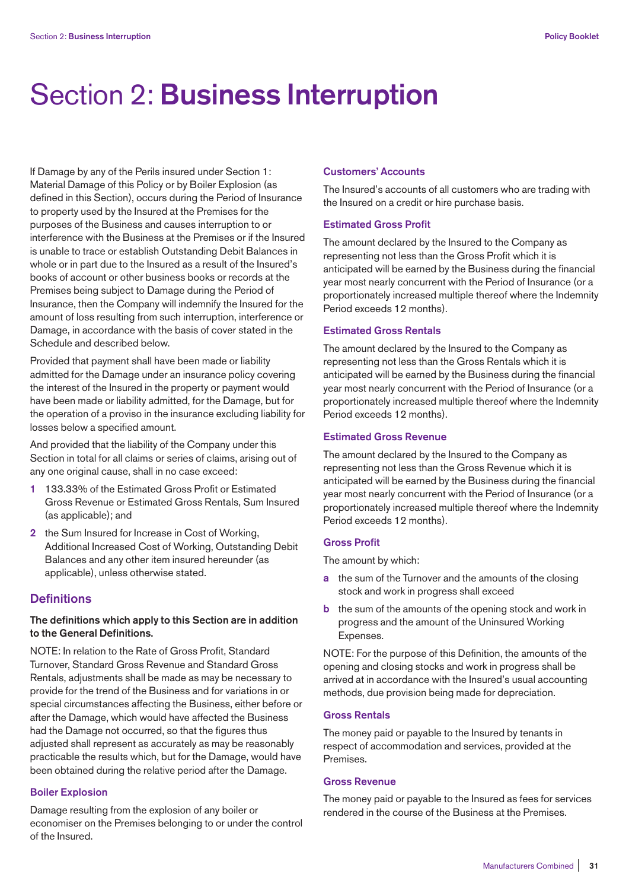# Section 2: **Business Interruption**

If Damage by any of the Perils insured under Section 1: Material Damage of this Policy or by Boiler Explosion (as defined in this Section), occurs during the Period of Insurance to property used by the Insured at the Premises for the purposes of the Business and causes interruption to or interference with the Business at the Premises or if the Insured is unable to trace or establish Outstanding Debit Balances in whole or in part due to the Insured as a result of the Insured's books of account or other business books or records at the Premises being subject to Damage during the Period of Insurance, then the Company will indemnify the Insured for the amount of loss resulting from such interruption, interference or Damage, in accordance with the basis of cover stated in the Schedule and described below.

Provided that payment shall have been made or liability admitted for the Damage under an insurance policy covering the interest of the Insured in the property or payment would have been made or liability admitted, for the Damage, but for the operation of a proviso in the insurance excluding liability for losses below a specified amount.

And provided that the liability of the Company under this Section in total for all claims or series of claims, arising out of any one original cause, shall in no case exceed:

1. 133.33% of the Estimated Gross Profit or Estimated Gross Revenue or Estimated Gross Rentals, Sum Insured (as applicable); and
2. the Sum Insured for Increase in Cost of Working, Additional Increased Cost of Working, Outstanding Debit Balances and any other item insured hereunder (as applicable), unless otherwise stated.

## Definitions

**The definitions which apply to this Section are in addition to the General Definitions.**

NOTE: In relation to the Rate of Gross Profit, Standard Turnover, Standard Gross Revenue and Standard Gross Rentals, adjustments shall be made as may be necessary to provide for the trend of the Business and for variations in or special circumstances affecting the Business, either before or after the Damage, which would have affected the Business had the Damage not occurred, so that the figures thus adjusted shall represent as accurately as may be reasonably practicable the results which, but for the Damage, would have been obtained during the relative period after the Damage.

### Boiler Explosion

Damage resulting from the explosion of any boiler or economiser on the Premises belonging to or under the control of the Insured.

### Customers' Accounts

The Insured's accounts of all customers who are trading with the Insured on a credit or hire purchase basis.

### Estimated Gross Profit

The amount declared by the Insured to the Company as representing not less than the Gross Profit which it is anticipated will be earned by the Business during the financial year most nearly concurrent with the Period of Insurance (or a proportionately increased multiple thereof where the Indemnity Period exceeds 12 months).

### Estimated Gross Rentals

The amount declared by the Insured to the Company as representing not less than the Gross Rentals which it is anticipated will be earned by the Business during the financial year most nearly concurrent with the Period of Insurance (or a proportionately increased multiple thereof where the Indemnity Period exceeds 12 months).

### Estimated Gross Revenue

The amount declared by the Insured to the Company as representing not less than the Gross Revenue which it is anticipated will be earned by the Business during the financial year most nearly concurrent with the Period of Insurance (or a proportionately increased multiple thereof where the Indemnity Period exceeds 12 months).

### Gross Profit

The amount by which:

a. the sum of the Turnover and the amounts of the closing stock and work in progress shall exceed
b. the sum of the amounts of the opening stock and work in progress and the amount of the Uninsured Working Expenses.

NOTE: For the purpose of this Definition, the amounts of the opening and closing stocks and work in progress shall be arrived at in accordance with the Insured's usual accounting methods, due provision being made for depreciation.

### Gross Rentals

The money paid or payable to the Insured by tenants in respect of accommodation and services, provided at the Premises.

### Gross Revenue

The money paid or payable to the Insured as fees for services rendered in the course of the Business at the Premises.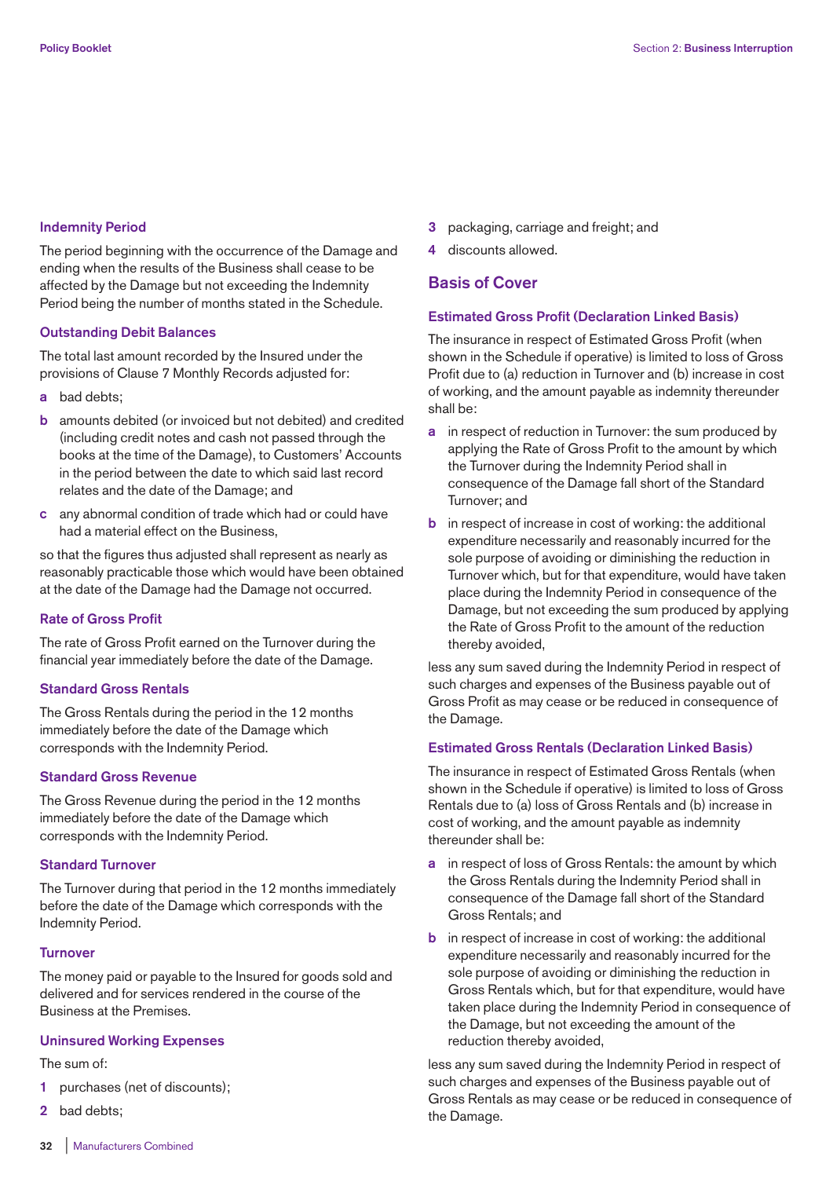### Indemnity Period

The period beginning with the occurrence of the Damage and ending when the results of the Business shall cease to be affected by the Damage but not exceeding the Indemnity Period being the number of months stated in the Schedule.

### Outstanding Debit Balances

The total last amount recorded by the Insured under the provisions of Clause 7 Monthly Records adjusted for:

- **a** bad debts;
- **b** amounts debited (or invoiced but not debited) and credited (including credit notes and cash not passed through the books at the time of the Damage), to Customers' Accounts in the period between the date to which said last record relates and the date of the Damage; and
- **c** any abnormal condition of trade which had or could have had a material effect on the Business,

so that the figures thus adjusted shall represent as nearly as reasonably practicable those which would have been obtained at the date of the Damage had the Damage not occurred.

### Rate of Gross Profit

The rate of Gross Profit earned on the Turnover during the financial year immediately before the date of the Damage.

### Standard Gross Rentals

The Gross Rentals during the period in the 12 months immediately before the date of the Damage which corresponds with the Indemnity Period.

### Standard Gross Revenue

The Gross Revenue during the period in the 12 months immediately before the date of the Damage which corresponds with the Indemnity Period.

### Standard Turnover

The Turnover during that period in the 12 months immediately before the date of the Damage which corresponds with the Indemnity Period.

### Turnover

The money paid or payable to the Insured for goods sold and delivered and for services rendered in the course of the Business at the Premises.

### Uninsured Working Expenses

The sum of:

1. purchases (net of discounts);
2. bad debts;
3. packaging, carriage and freight; and
4. discounts allowed.

## Basis of Cover

### Estimated Gross Profit (Declaration Linked Basis)

The insurance in respect of Estimated Gross Profit (when shown in the Schedule if operative) is limited to loss of Gross Profit due to (a) reduction in Turnover and (b) increase in cost of working, and the amount payable as indemnity thereunder shall be:

- **a** in respect of reduction in Turnover: the sum produced by applying the Rate of Gross Profit to the amount by which the Turnover during the Indemnity Period shall in consequence of the Damage fall short of the Standard Turnover; and
- **b** in respect of increase in cost of working: the additional expenditure necessarily and reasonably incurred for the sole purpose of avoiding or diminishing the reduction in Turnover which, but for that expenditure, would have taken place during the Indemnity Period in consequence of the Damage, but not exceeding the sum produced by applying the Rate of Gross Profit to the amount of the reduction thereby avoided,

less any sum saved during the Indemnity Period in respect of such charges and expenses of the Business payable out of Gross Profit as may cease or be reduced in consequence of the Damage.

### Estimated Gross Rentals (Declaration Linked Basis)

The insurance in respect of Estimated Gross Rentals (when shown in the Schedule if operative) is limited to loss of Gross Rentals due to (a) loss of Gross Rentals and (b) increase in cost of working, and the amount payable as indemnity thereunder shall be:

- **a** in respect of loss of Gross Rentals: the amount by which the Gross Rentals during the Indemnity Period shall in consequence of the Damage fall short of the Standard Gross Rentals; and
- **b** in respect of increase in cost of working: the additional expenditure necessarily and reasonably incurred for the sole purpose of avoiding or diminishing the reduction in Gross Rentals which, but for that expenditure, would have taken place during the Indemnity Period in consequence of the Damage, but not exceeding the amount of the reduction thereby avoided,

less any sum saved during the Indemnity Period in respect of such charges and expenses of the Business payable out of Gross Rentals as may cease or be reduced in consequence of the Damage.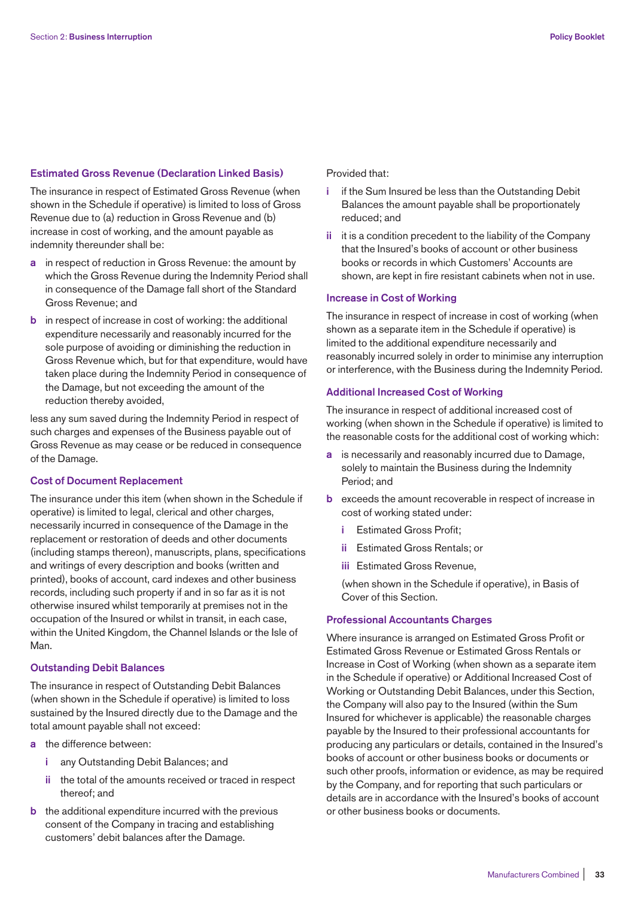### Estimated Gross Revenue (Declaration Linked Basis)

The insurance in respect of Estimated Gross Revenue (when shown in the Schedule if operative) is limited to loss of Gross Revenue due to (a) reduction in Gross Revenue and (b) increase in cost of working, and the amount payable as indemnity thereunder shall be:

- **a** in respect of reduction in Gross Revenue: the amount by which the Gross Revenue during the Indemnity Period shall in consequence of the Damage fall short of the Standard Gross Revenue; and
- **b** in respect of increase in cost of working: the additional expenditure necessarily and reasonably incurred for the sole purpose of avoiding or diminishing the reduction in Gross Revenue which, but for that expenditure, would have taken place during the Indemnity Period in consequence of the Damage, but not exceeding the amount of the reduction thereby avoided,

less any sum saved during the Indemnity Period in respect of such charges and expenses of the Business payable out of Gross Revenue as may cease or be reduced in consequence of the Damage.

### Cost of Document Replacement

The insurance under this item (when shown in the Schedule if operative) is limited to legal, clerical and other charges, necessarily incurred in consequence of the Damage in the replacement or restoration of deeds and other documents (including stamps thereon), manuscripts, plans, specifications and writings of every description and books (written and printed), books of account, card indexes and other business records, including such property if and in so far as it is not otherwise insured whilst temporarily at premises not in the occupation of the Insured or whilst in transit, in each case, within the United Kingdom, the Channel Islands or the Isle of Man.

### Outstanding Debit Balances

The insurance in respect of Outstanding Debit Balances (when shown in the Schedule if operative) is limited to loss sustained by the Insured directly due to the Damage and the total amount payable shall not exceed:

- **a** the difference between:
  - **i** any Outstanding Debit Balances; and
  - **ii** the total of the amounts received or traced in respect thereof; and
- **b** the additional expenditure incurred with the previous consent of the Company in tracing and establishing customers' debit balances after the Damage.

Provided that:

- **i** if the Sum Insured be less than the Outstanding Debit Balances the amount payable shall be proportionately reduced; and
- **ii** it is a condition precedent to the liability of the Company that the Insured's books of account or other business books or records in which Customers' Accounts are shown, are kept in fire resistant cabinets when not in use.

### Increase in Cost of Working

The insurance in respect of increase in cost of working (when shown as a separate item in the Schedule if operative) is limited to the additional expenditure necessarily and reasonably incurred solely in order to minimise any interruption or interference, with the Business during the Indemnity Period.

### Additional Increased Cost of Working

The insurance in respect of additional increased cost of working (when shown in the Schedule if operative) is limited to the reasonable costs for the additional cost of working which:

- **a** is necessarily and reasonably incurred due to Damage, solely to maintain the Business during the Indemnity Period; and
- **b** exceeds the amount recoverable in respect of increase in cost of working stated under:
  - **i** Estimated Gross Profit;
  - **ii** Estimated Gross Rentals; or
  - **iii** Estimated Gross Revenue,

  (when shown in the Schedule if operative), in Basis of Cover of this Section.

### Professional Accountants Charges

Where insurance is arranged on Estimated Gross Profit or Estimated Gross Revenue or Estimated Gross Rentals or Increase in Cost of Working (when shown as a separate item in the Schedule if operative) or Additional Increased Cost of Working or Outstanding Debit Balances, under this Section, the Company will also pay to the Insured (within the Sum Insured for whichever is applicable) the reasonable charges payable by the Insured to their professional accountants for producing any particulars or details, contained in the Insured's books of account or other business books or documents or such other proofs, information or evidence, as may be required by the Company, and for reporting that such particulars or details are in accordance with the Insured's books of account or other business books or documents.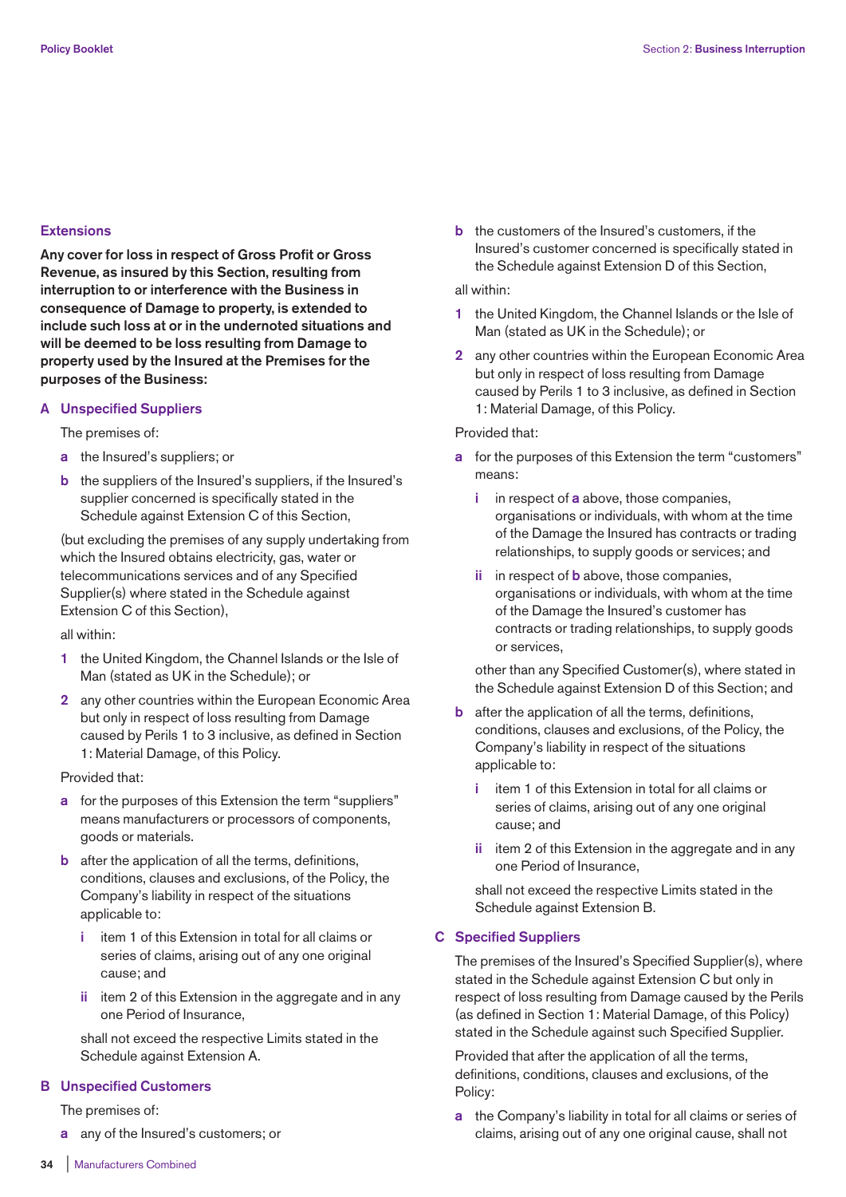## Extensions

**Any cover for loss in respect of Gross Profit or Gross Revenue, as insured by this Section, resulting from interruption to or interference with the Business in consequence of Damage to property, is extended to include such loss at or in the undernoted situations and will be deemed to be loss resulting from Damage to property used by the Insured at the Premises for the purposes of the Business:**

### A Unspecified Suppliers

The premises of:

- **a** the Insured's suppliers; or
- **b** the suppliers of the Insured's suppliers, if the Insured's supplier concerned is specifically stated in the Schedule against Extension C of this Section,

(but excluding the premises of any supply undertaking from which the Insured obtains electricity, gas, water or telecommunications services and of any Specified Supplier(s) where stated in the Schedule against Extension C of this Section),

all within:

1. the United Kingdom, the Channel Islands or the Isle of Man (stated as UK in the Schedule); or
2. any other countries within the European Economic Area but only in respect of loss resulting from Damage caused by Perils 1 to 3 inclusive, as defined in Section 1: Material Damage, of this Policy.

Provided that:

- **a** for the purposes of this Extension the term "suppliers" means manufacturers or processors of components, goods or materials.
- **b** after the application of all the terms, definitions, conditions, clauses and exclusions, of the Policy, the Company's liability in respect of the situations applicable to:
  - **i** item 1 of this Extension in total for all claims or series of claims, arising out of any one original cause; and
  - **ii** item 2 of this Extension in the aggregate and in any one Period of Insurance,

  shall not exceed the respective Limits stated in the Schedule against Extension A.

### B Unspecified Customers

The premises of:

- **a** any of the Insured's customers; or
- **b** the customers of the Insured's customers, if the Insured's customer concerned is specifically stated in the Schedule against Extension D of this Section,

all within:

1. the United Kingdom, the Channel Islands or the Isle of Man (stated as UK in the Schedule); or
2. any other countries within the European Economic Area but only in respect of loss resulting from Damage caused by Perils 1 to 3 inclusive, as defined in Section 1: Material Damage, of this Policy.

Provided that:

- **a** for the purposes of this Extension the term "customers" means:
  - **i** in respect of **a** above, those companies, organisations or individuals, with whom at the time of the Damage the Insured has contracts or trading relationships, to supply goods or services; and
  - **ii** in respect of **b** above, those companies, organisations or individuals, with whom at the time of the Damage the Insured's customer has contracts or trading relationships, to supply goods or services,

  other than any Specified Customer(s), where stated in the Schedule against Extension D of this Section; and
- **b** after the application of all the terms, definitions, conditions, clauses and exclusions, of the Policy, the Company's liability in respect of the situations applicable to:
  - **i** item 1 of this Extension in total for all claims or series of claims, arising out of any one original cause; and
  - **ii** item 2 of this Extension in the aggregate and in any one Period of Insurance,

  shall not exceed the respective Limits stated in the Schedule against Extension B.

### C Specified Suppliers

The premises of the Insured's Specified Supplier(s), where stated in the Schedule against Extension C but only in respect of loss resulting from Damage caused by the Perils (as defined in Section 1: Material Damage, of this Policy) stated in the Schedule against such Specified Supplier.

Provided that after the application of all the terms, definitions, conditions, clauses and exclusions, of the Policy:

- **a** the Company's liability in total for all claims or series of claims, arising out of any one original cause, shall not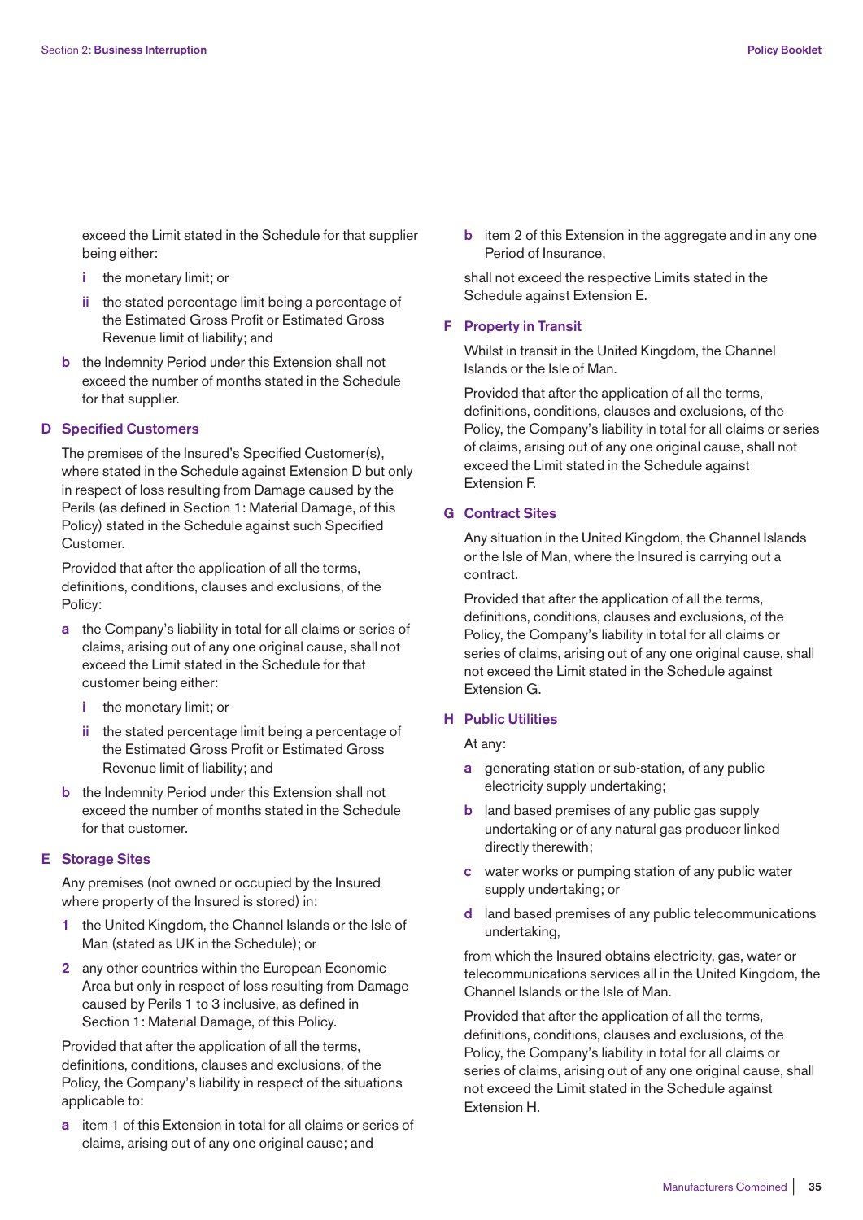exceed the Limit stated in the Schedule for that supplier being either:

- **i** the monetary limit; or
- **ii** the stated percentage limit being a percentage of the Estimated Gross Profit or Estimated Gross Revenue limit of liability; and

**b** the Indemnity Period under this Extension shall not exceed the number of months stated in the Schedule for that supplier.

### D Specified Customers

The premises of the Insured's Specified Customer(s), where stated in the Schedule against Extension D but only in respect of loss resulting from Damage caused by the Perils (as defined in Section 1: Material Damage, of this Policy) stated in the Schedule against such Specified Customer.

Provided that after the application of all the terms, definitions, conditions, clauses and exclusions, of the Policy:

**a** the Company's liability in total for all claims or series of claims, arising out of any one original cause, shall not exceed the Limit stated in the Schedule for that customer being either:

- **i** the monetary limit; or
- **ii** the stated percentage limit being a percentage of the Estimated Gross Profit or Estimated Gross Revenue limit of liability; and

**b** the Indemnity Period under this Extension shall not exceed the number of months stated in the Schedule for that customer.

### E Storage Sites

Any premises (not owned or occupied by the Insured where property of the Insured is stored) in:

1. the United Kingdom, the Channel Islands or the Isle of Man (stated as UK in the Schedule); or
2. any other countries within the European Economic Area but only in respect of loss resulting from Damage caused by Perils 1 to 3 inclusive, as defined in Section 1: Material Damage, of this Policy.

Provided that after the application of all the terms, definitions, conditions, clauses and exclusions, of the Policy, the Company's liability in respect of the situations applicable to:

**a** item 1 of this Extension in total for all claims or series of claims, arising out of any one original cause; and

**b** item 2 of this Extension in the aggregate and in any one Period of Insurance,

shall not exceed the respective Limits stated in the Schedule against Extension E.

### F Property in Transit

Whilst in transit in the United Kingdom, the Channel Islands or the Isle of Man.

Provided that after the application of all the terms, definitions, conditions, clauses and exclusions, of the Policy, the Company's liability in total for all claims or series of claims, arising out of any one original cause, shall not exceed the Limit stated in the Schedule against Extension F.

### G Contract Sites

Any situation in the United Kingdom, the Channel Islands or the Isle of Man, where the Insured is carrying out a contract.

Provided that after the application of all the terms, definitions, conditions, clauses and exclusions, of the Policy, the Company's liability in total for all claims or series of claims, arising out of any one original cause, shall not exceed the Limit stated in the Schedule against Extension G.

### H Public Utilities

At any:

- **a** generating station or sub-station, of any public electricity supply undertaking;
- **b** land based premises of any public gas supply undertaking or of any natural gas producer linked directly therewith;
- **c** water works or pumping station of any public water supply undertaking; or
- **d** land based premises of any public telecommunications undertaking,

from which the Insured obtains electricity, gas, water or telecommunications services all in the United Kingdom, the Channel Islands or the Isle of Man.

Provided that after the application of all the terms, definitions, conditions, clauses and exclusions, of the Policy, the Company's liability in total for all claims or series of claims, arising out of any one original cause, shall not exceed the Limit stated in the Schedule against Extension H.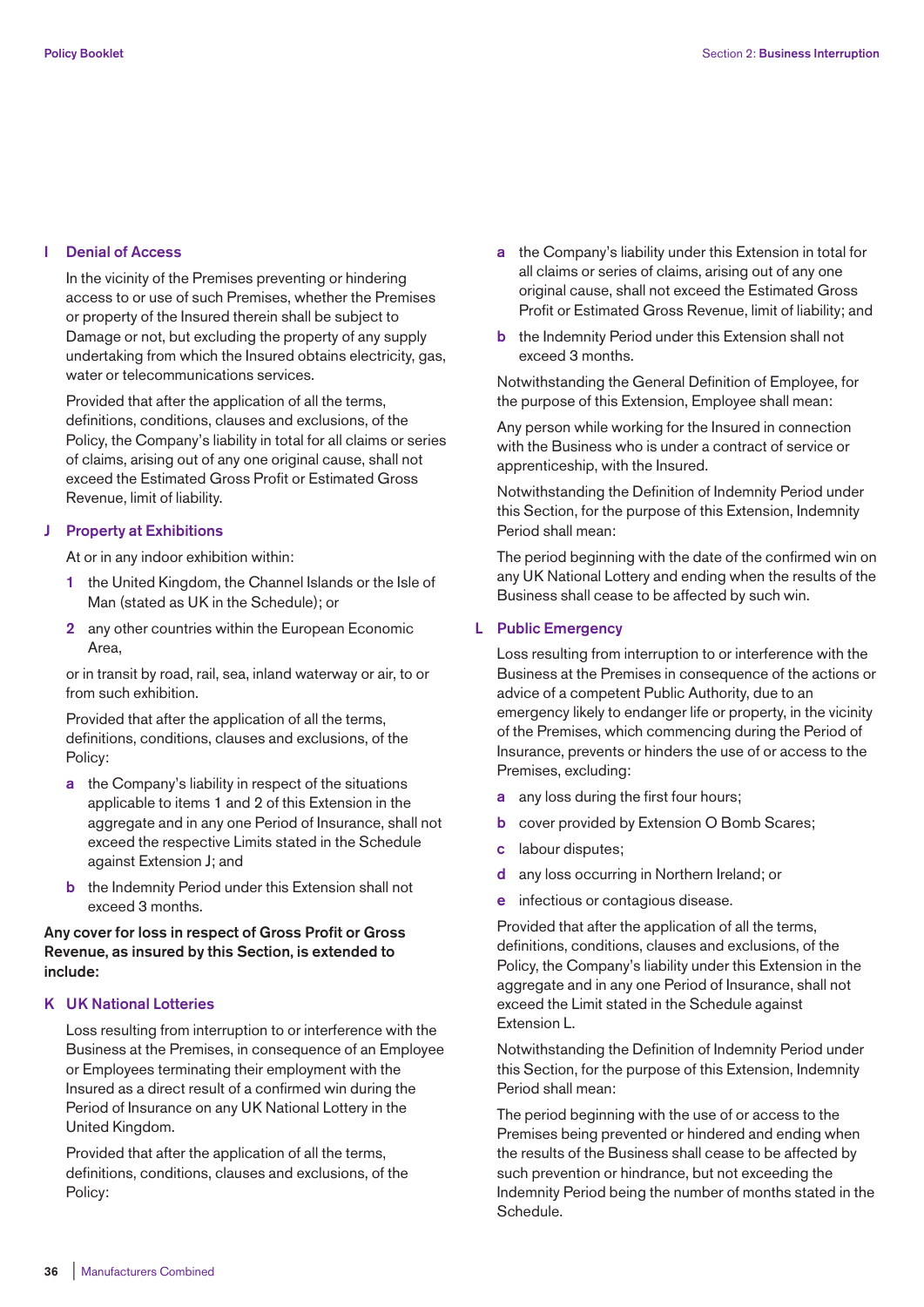### I Denial of Access

In the vicinity of the Premises preventing or hindering access to or use of such Premises, whether the Premises or property of the Insured therein shall be subject to Damage or not, but excluding the property of any supply undertaking from which the Insured obtains electricity, gas, water or telecommunications services.

Provided that after the application of all the terms, definitions, conditions, clauses and exclusions, of the Policy, the Company's liability in total for all claims or series of claims, arising out of any one original cause, shall not exceed the Estimated Gross Profit or Estimated Gross Revenue, limit of liability.

### J Property at Exhibitions

At or in any indoor exhibition within:

1. the United Kingdom, the Channel Islands or the Isle of Man (stated as UK in the Schedule); or
2. any other countries within the European Economic Area,

or in transit by road, rail, sea, inland waterway or air, to or from such exhibition.

Provided that after the application of all the terms, definitions, conditions, clauses and exclusions, of the Policy:

a. the Company's liability in respect of the situations applicable to items 1 and 2 of this Extension in the aggregate and in any one Period of Insurance, shall not exceed the respective Limits stated in the Schedule against Extension J; and
b. the Indemnity Period under this Extension shall not exceed 3 months.

**Any cover for loss in respect of Gross Profit or Gross Revenue, as insured by this Section, is extended to include:**

### K UK National Lotteries

Loss resulting from interruption to or interference with the Business at the Premises, in consequence of an Employee or Employees terminating their employment with the Insured as a direct result of a confirmed win during the Period of Insurance on any UK National Lottery in the United Kingdom.

Provided that after the application of all the terms, definitions, conditions, clauses and exclusions, of the Policy:

a. the Company's liability under this Extension in total for all claims or series of claims, arising out of any one original cause, shall not exceed the Estimated Gross Profit or Estimated Gross Revenue, limit of liability; and
b. the Indemnity Period under this Extension shall not exceed 3 months.

Notwithstanding the General Definition of Employee, for the purpose of this Extension, Employee shall mean:

Any person while working for the Insured in connection with the Business who is under a contract of service or apprenticeship, with the Insured.

Notwithstanding the Definition of Indemnity Period under this Section, for the purpose of this Extension, Indemnity Period shall mean:

The period beginning with the date of the confirmed win on any UK National Lottery and ending when the results of the Business shall cease to be affected by such win.

### L Public Emergency

Loss resulting from interruption to or interference with the Business at the Premises in consequence of the actions or advice of a competent Public Authority, due to an emergency likely to endanger life or property, in the vicinity of the Premises, which commencing during the Period of Insurance, prevents or hinders the use of or access to the Premises, excluding:

a. any loss during the first four hours;
b. cover provided by Extension O Bomb Scares;
c. labour disputes;
d. any loss occurring in Northern Ireland; or
e. infectious or contagious disease.

Provided that after the application of all the terms, definitions, conditions, clauses and exclusions, of the Policy, the Company's liability under this Extension in the aggregate and in any one Period of Insurance, shall not exceed the Limit stated in the Schedule against Extension L.

Notwithstanding the Definition of Indemnity Period under this Section, for the purpose of this Extension, Indemnity Period shall mean:

The period beginning with the use of or access to the Premises being prevented or hindered and ending when the results of the Business shall cease to be affected by such prevention or hindrance, but not exceeding the Indemnity Period being the number of months stated in the Schedule.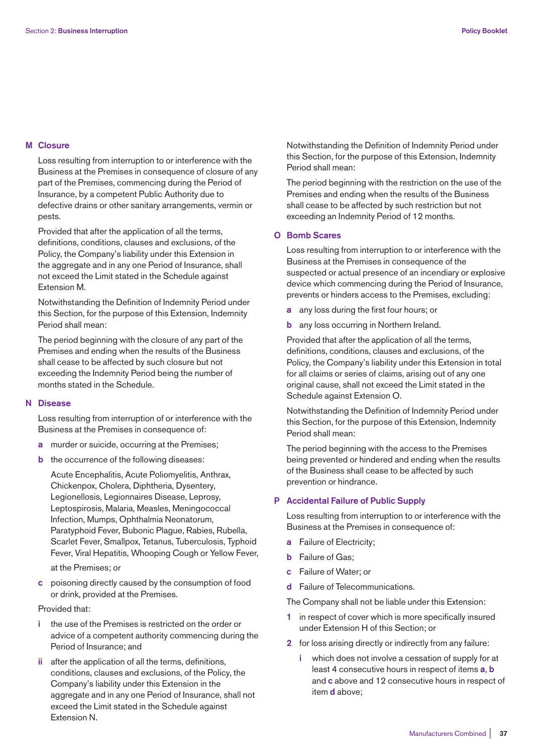## M Closure

Loss resulting from interruption to or interference with the Business at the Premises in consequence of closure of any part of the Premises, commencing during the Period of Insurance, by a competent Public Authority due to defective drains or other sanitary arrangements, vermin or pests.

Provided that after the application of all the terms, definitions, conditions, clauses and exclusions, of the Policy, the Company's liability under this Extension in the aggregate and in any one Period of Insurance, shall not exceed the Limit stated in the Schedule against Extension M.

Notwithstanding the Definition of Indemnity Period under this Section, for the purpose of this Extension, Indemnity Period shall mean:

The period beginning with the closure of any part of the Premises and ending when the results of the Business shall cease to be affected by such closure but not exceeding the Indemnity Period being the number of months stated in the Schedule.

## N Disease

Loss resulting from interruption of or interference with the Business at the Premises in consequence of:

**a** murder or suicide, occurring at the Premises;

**b** the occurrence of the following diseases:

Acute Encephalitis, Acute Poliomyelitis, Anthrax, Chickenpox, Cholera, Diphtheria, Dysentery, Legionellosis, Legionnaires Disease, Leprosy, Leptospirosis, Malaria, Measles, Meningococcal Infection, Mumps, Ophthalmia Neonatorum, Paratyphoid Fever, Bubonic Plague, Rabies, Rubella, Scarlet Fever, Smallpox, Tetanus, Tuberculosis, Typhoid Fever, Viral Hepatitis, Whooping Cough or Yellow Fever,

at the Premises; or

**c** poisoning directly caused by the consumption of food or drink, provided at the Premises.

Provided that:

**i** the use of the Premises is restricted on the order or advice of a competent authority commencing during the Period of Insurance; and

**ii** after the application of all the terms, definitions, conditions, clauses and exclusions, of the Policy, the Company's liability under this Extension in the aggregate and in any one Period of Insurance, shall not exceed the Limit stated in the Schedule against Extension N.

Notwithstanding the Definition of Indemnity Period under this Section, for the purpose of this Extension, Indemnity Period shall mean:

The period beginning with the restriction on the use of the Premises and ending when the results of the Business shall cease to be affected by such restriction but not exceeding an Indemnity Period of 12 months.

## O Bomb Scares

Loss resulting from interruption to or interference with the Business at the Premises in consequence of the suspected or actual presence of an incendiary or explosive device which commencing during the Period of Insurance, prevents or hinders access to the Premises, excluding:

**a** any loss during the first four hours; or

**b** any loss occurring in Northern Ireland.

Provided that after the application of all the terms, definitions, conditions, clauses and exclusions, of the Policy, the Company's liability under this Extension in total for all claims or series of claims, arising out of any one original cause, shall not exceed the Limit stated in the Schedule against Extension O.

Notwithstanding the Definition of Indemnity Period under this Section, for the purpose of this Extension, Indemnity Period shall mean:

The period beginning with the access to the Premises being prevented or hindered and ending when the results of the Business shall cease to be affected by such prevention or hindrance.

## P Accidental Failure of Public Supply

Loss resulting from interruption to or interference with the Business at the Premises in consequence of:

**a** Failure of Electricity;

**b** Failure of Gas;

**c** Failure of Water; or

**d** Failure of Telecommunications.

The Company shall not be liable under this Extension:

**1** in respect of cover which is more specifically insured under Extension H of this Section; or

**2** for loss arising directly or indirectly from any failure:

**i** which does not involve a cessation of supply for at least 4 consecutive hours in respect of items **a**, **b** and **c** above and 12 consecutive hours in respect of item **d** above;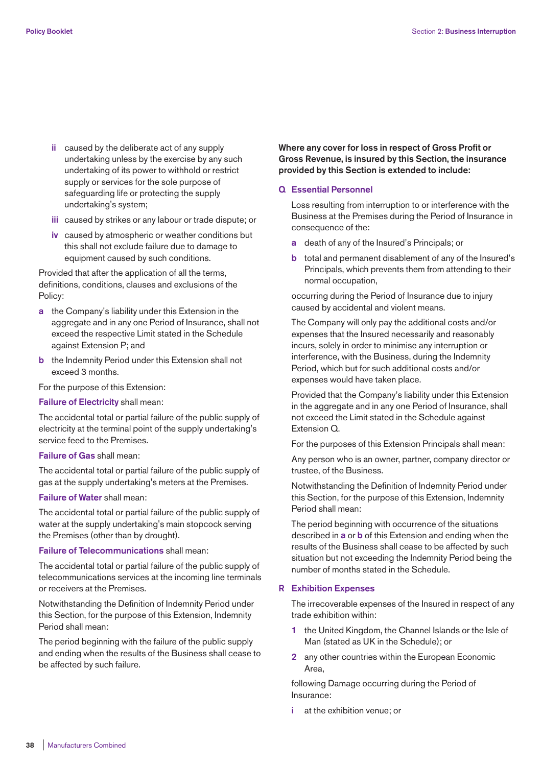- **ii** caused by the deliberate act of any supply undertaking unless by the exercise by any such undertaking of its power to withhold or restrict supply or services for the sole purpose of safeguarding life or protecting the supply undertaking's system;
- **iii** caused by strikes or any labour or trade dispute; or
- **iv** caused by atmospheric or weather conditions but this shall not exclude failure due to damage to equipment caused by such conditions.

Provided that after the application of all the terms, definitions, conditions, clauses and exclusions of the Policy:

- **a** the Company's liability under this Extension in the aggregate and in any one Period of Insurance, shall not exceed the respective Limit stated in the Schedule against Extension P; and
- **b** the Indemnity Period under this Extension shall not exceed 3 months.

For the purpose of this Extension:

**Failure of Electricity** shall mean:

The accidental total or partial failure of the public supply of electricity at the terminal point of the supply undertaking's service feed to the Premises.

**Failure of Gas** shall mean:

The accidental total or partial failure of the public supply of gas at the supply undertaking's meters at the Premises.

**Failure of Water** shall mean:

The accidental total or partial failure of the public supply of water at the supply undertaking's main stopcock serving the Premises (other than by drought).

**Failure of Telecommunications** shall mean:

The accidental total or partial failure of the public supply of telecommunications services at the incoming line terminals or receivers at the Premises.

Notwithstanding the Definition of Indemnity Period under this Section, for the purpose of this Extension, Indemnity Period shall mean:

The period beginning with the failure of the public supply and ending when the results of the Business shall cease to be affected by such failure.

**Where any cover for loss in respect of Gross Profit or Gross Revenue, is insured by this Section, the insurance provided by this Section is extended to include:**

## Q Essential Personnel

Loss resulting from interruption to or interference with the Business at the Premises during the Period of Insurance in consequence of the:

- **a** death of any of the Insured's Principals; or
- **b** total and permanent disablement of any of the Insured's Principals, which prevents them from attending to their normal occupation,

occurring during the Period of Insurance due to injury caused by accidental and violent means.

The Company will only pay the additional costs and/or expenses that the Insured necessarily and reasonably incurs, solely in order to minimise any interruption or interference, with the Business, during the Indemnity Period, which but for such additional costs and/or expenses would have taken place.

Provided that the Company's liability under this Extension in the aggregate and in any one Period of Insurance, shall not exceed the Limit stated in the Schedule against Extension Q.

For the purposes of this Extension Principals shall mean:

Any person who is an owner, partner, company director or trustee, of the Business.

Notwithstanding the Definition of Indemnity Period under this Section, for the purpose of this Extension, Indemnity Period shall mean:

The period beginning with occurrence of the situations described in **a** or **b** of this Extension and ending when the results of the Business shall cease to be affected by such situation but not exceeding the Indemnity Period being the number of months stated in the Schedule.

## R Exhibition Expenses

The irrecoverable expenses of the Insured in respect of any trade exhibition within:

1. the United Kingdom, the Channel Islands or the Isle of Man (stated as UK in the Schedule); or
2. any other countries within the European Economic Area,

following Damage occurring during the Period of Insurance:

- **i** at the exhibition venue; or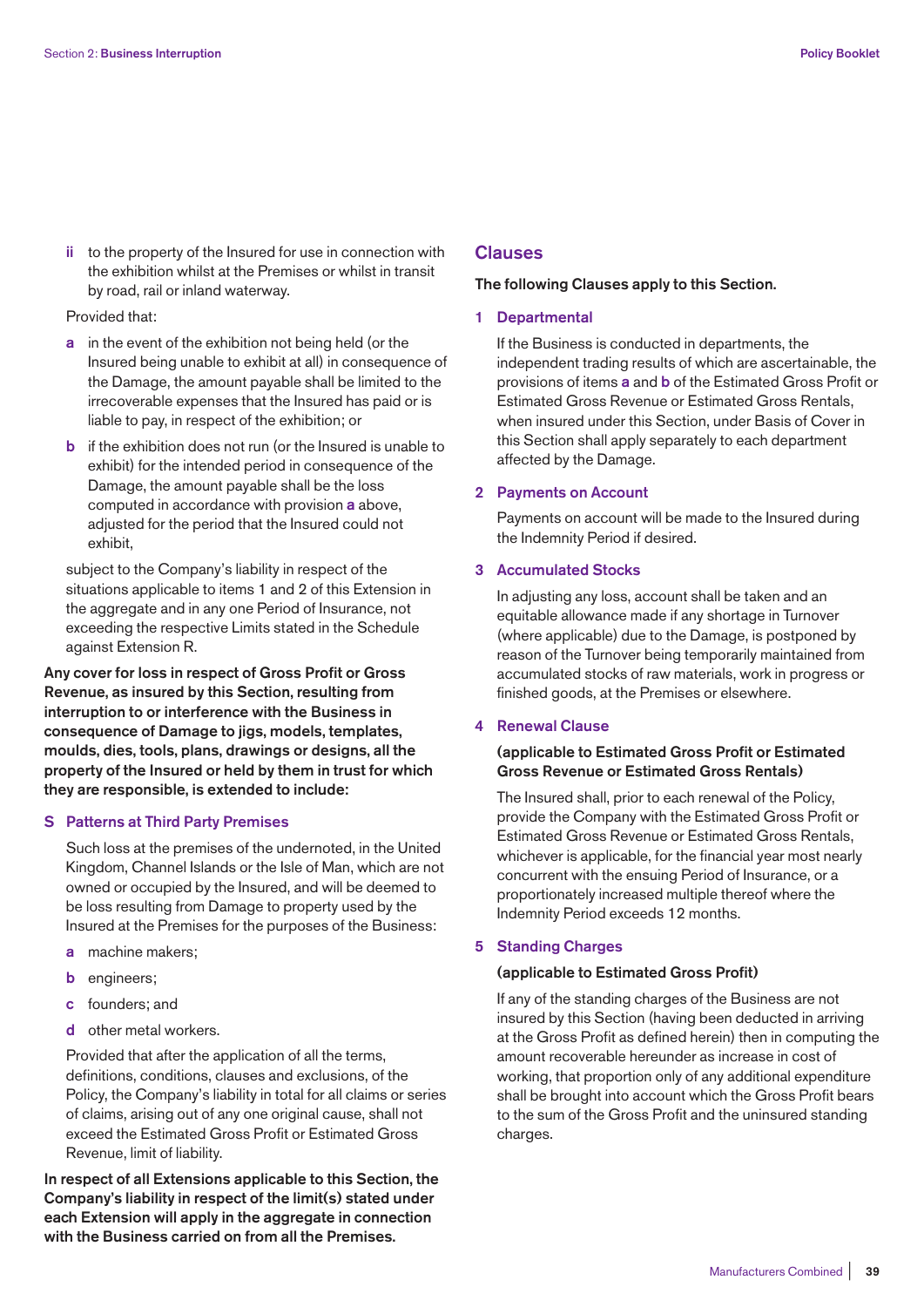- **ii** to the property of the Insured for use in connection with the exhibition whilst at the Premises or whilst in transit by road, rail or inland waterway.

Provided that:

- **a** in the event of the exhibition not being held (or the Insured being unable to exhibit at all) in consequence of the Damage, the amount payable shall be limited to the irrecoverable expenses that the Insured has paid or is liable to pay, in respect of the exhibition; or
- **b** if the exhibition does not run (or the Insured is unable to exhibit) for the intended period in consequence of the Damage, the amount payable shall be the loss computed in accordance with provision **a** above, adjusted for the period that the Insured could not exhibit,

subject to the Company's liability in respect of the situations applicable to items 1 and 2 of this Extension in the aggregate and in any one Period of Insurance, not exceeding the respective Limits stated in the Schedule against Extension R.

**Any cover for loss in respect of Gross Profit or Gross Revenue, as insured by this Section, resulting from interruption to or interference with the Business in consequence of Damage to jigs, models, templates, moulds, dies, tools, plans, drawings or designs, all the property of the Insured or held by them in trust for which they are responsible, is extended to include:**

### S Patterns at Third Party Premises

Such loss at the premises of the undernoted, in the United Kingdom, Channel Islands or the Isle of Man, which are not owned or occupied by the Insured, and will be deemed to be loss resulting from Damage to property used by the Insured at the Premises for the purposes of the Business:

- **a** machine makers;
- **b** engineers;
- **c** founders; and
- **d** other metal workers.

Provided that after the application of all the terms, definitions, conditions, clauses and exclusions, of the Policy, the Company's liability in total for all claims or series of claims, arising out of any one original cause, shall not exceed the Estimated Gross Profit or Estimated Gross Revenue, limit of liability.

**In respect of all Extensions applicable to this Section, the Company's liability in respect of the limit(s) stated under each Extension will apply in the aggregate in connection with the Business carried on from all the Premises.**

## Clauses

**The following Clauses apply to this Section.**

### 1 Departmental

If the Business is conducted in departments, the independent trading results of which are ascertainable, the provisions of items **a** and **b** of the Estimated Gross Profit or Estimated Gross Revenue or Estimated Gross Rentals, when insured under this Section, under Basis of Cover in this Section shall apply separately to each department affected by the Damage.

### 2 Payments on Account

Payments on account will be made to the Insured during the Indemnity Period if desired.

### 3 Accumulated Stocks

In adjusting any loss, account shall be taken and an equitable allowance made if any shortage in Turnover (where applicable) due to the Damage, is postponed by reason of the Turnover being temporarily maintained from accumulated stocks of raw materials, work in progress or finished goods, at the Premises or elsewhere.

### 4 Renewal Clause

**(applicable to Estimated Gross Profit or Estimated Gross Revenue or Estimated Gross Rentals)**

The Insured shall, prior to each renewal of the Policy, provide the Company with the Estimated Gross Profit or Estimated Gross Revenue or Estimated Gross Rentals, whichever is applicable, for the financial year most nearly concurrent with the ensuing Period of Insurance, or a proportionately increased multiple thereof where the Indemnity Period exceeds 12 months.

### 5 Standing Charges

**(applicable to Estimated Gross Profit)**

If any of the standing charges of the Business are not insured by this Section (having been deducted in arriving at the Gross Profit as defined herein) then in computing the amount recoverable hereunder as increase in cost of working, that proportion only of any additional expenditure shall be brought into account which the Gross Profit bears to the sum of the Gross Profit and the uninsured standing charges.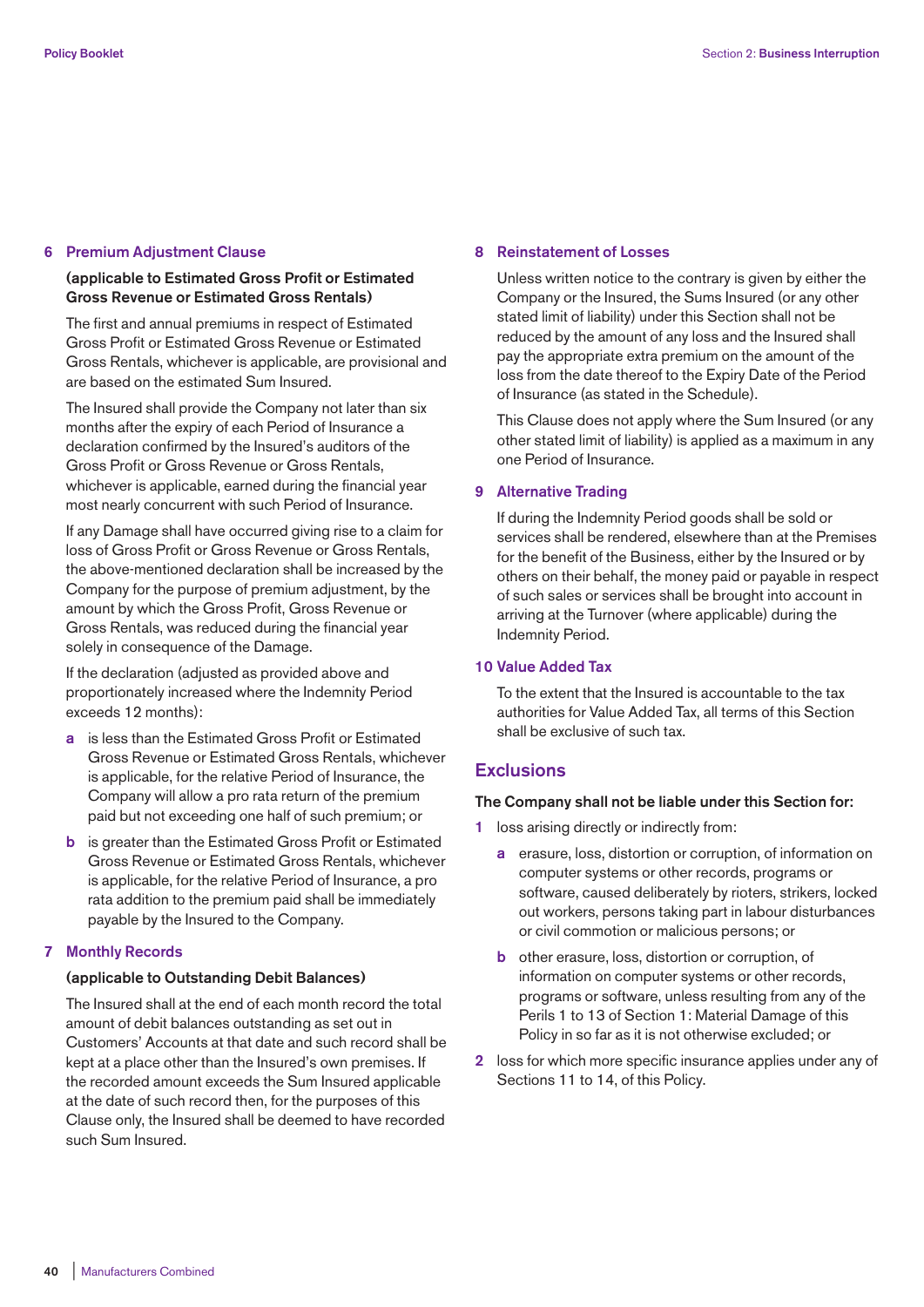### 6 Premium Adjustment Clause

**(applicable to Estimated Gross Profit or Estimated Gross Revenue or Estimated Gross Rentals)**

The first and annual premiums in respect of Estimated Gross Profit or Estimated Gross Revenue or Estimated Gross Rentals, whichever is applicable, are provisional and are based on the estimated Sum Insured.

The Insured shall provide the Company not later than six months after the expiry of each Period of Insurance a declaration confirmed by the Insured's auditors of the Gross Profit or Gross Revenue or Gross Rentals, whichever is applicable, earned during the financial year most nearly concurrent with such Period of Insurance.

If any Damage shall have occurred giving rise to a claim for loss of Gross Profit or Gross Revenue or Gross Rentals, the above-mentioned declaration shall be increased by the Company for the purpose of premium adjustment, by the amount by which the Gross Profit, Gross Revenue or Gross Rentals, was reduced during the financial year solely in consequence of the Damage.

If the declaration (adjusted as provided above and proportionately increased where the Indemnity Period exceeds 12 months):

- **a** is less than the Estimated Gross Profit or Estimated Gross Revenue or Estimated Gross Rentals, whichever is applicable, for the relative Period of Insurance, the Company will allow a pro rata return of the premium paid but not exceeding one half of such premium; or
- **b** is greater than the Estimated Gross Profit or Estimated Gross Revenue or Estimated Gross Rentals, whichever is applicable, for the relative Period of Insurance, a pro rata addition to the premium paid shall be immediately payable by the Insured to the Company.

### 7 Monthly Records

**(applicable to Outstanding Debit Balances)**

The Insured shall at the end of each month record the total amount of debit balances outstanding as set out in Customers' Accounts at that date and such record shall be kept at a place other than the Insured's own premises. If the recorded amount exceeds the Sum Insured applicable at the date of such record then, for the purposes of this Clause only, the Insured shall be deemed to have recorded such Sum Insured.

### 8 Reinstatement of Losses

Unless written notice to the contrary is given by either the Company or the Insured, the Sums Insured (or any other stated limit of liability) under this Section shall not be reduced by the amount of any loss and the Insured shall pay the appropriate extra premium on the amount of the loss from the date thereof to the Expiry Date of the Period of Insurance (as stated in the Schedule).

This Clause does not apply where the Sum Insured (or any other stated limit of liability) is applied as a maximum in any one Period of Insurance.

### 9 Alternative Trading

If during the Indemnity Period goods shall be sold or services shall be rendered, elsewhere than at the Premises for the benefit of the Business, either by the Insured or by others on their behalf, the money paid or payable in respect of such sales or services shall be brought into account in arriving at the Turnover (where applicable) during the Indemnity Period.

### 10 Value Added Tax

To the extent that the Insured is accountable to the tax authorities for Value Added Tax, all terms of this Section shall be exclusive of such tax.

## Exclusions

**The Company shall not be liable under this Section for:**

1. loss arising directly or indirectly from:
   - **a** erasure, loss, distortion or corruption, of information on computer systems or other records, programs or software, caused deliberately by rioters, strikers, locked out workers, persons taking part in labour disturbances or civil commotion or malicious persons; or
   - **b** other erasure, loss, distortion or corruption, of information on computer systems or other records, programs or software, unless resulting from any of the Perils 1 to 13 of Section 1: Material Damage of this Policy in so far as it is not otherwise excluded; or
2. loss for which more specific insurance applies under any of Sections 11 to 14, of this Policy.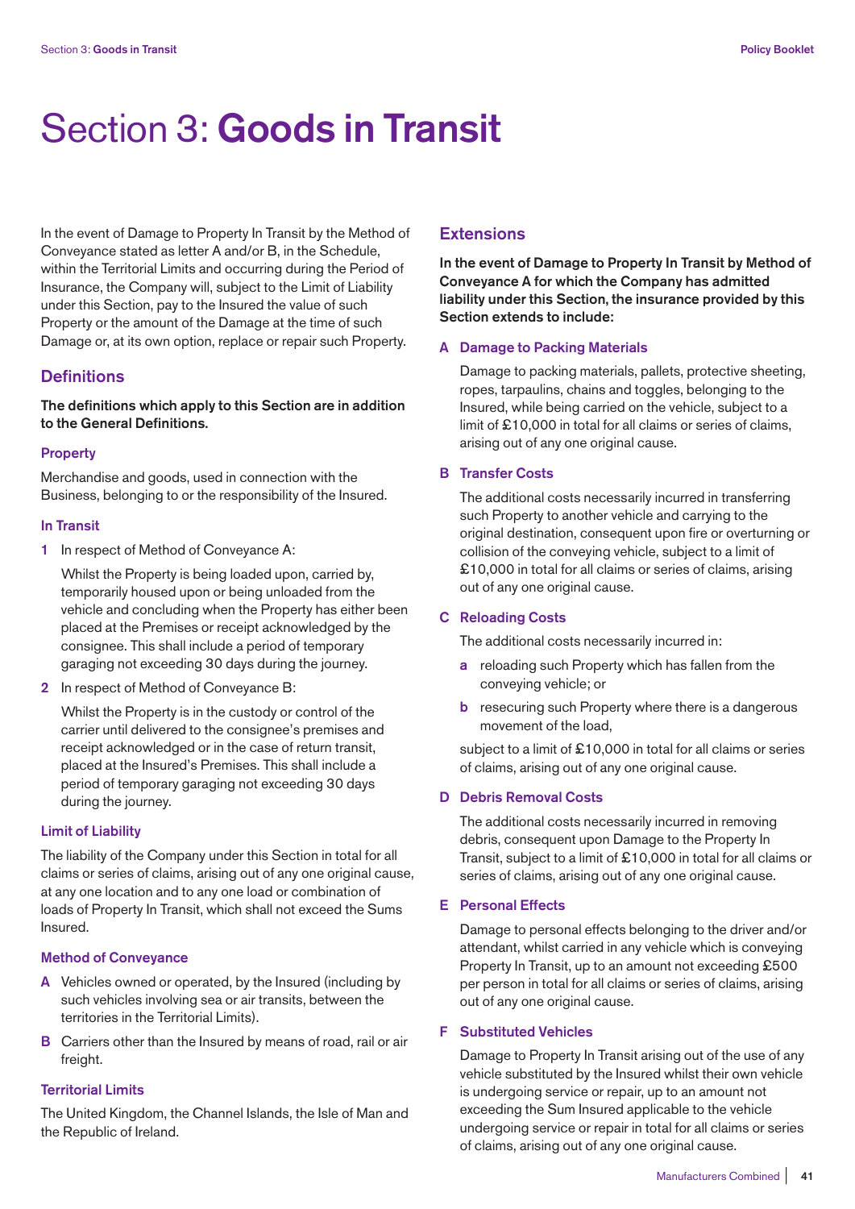# Section 3: **Goods in Transit**

In the event of Damage to Property In Transit by the Method of Conveyance stated as letter A and/or B, in the Schedule, within the Territorial Limits and occurring during the Period of Insurance, the Company will, subject to the Limit of Liability under this Section, pay to the Insured the value of such Property or the amount of the Damage at the time of such Damage or, at its own option, replace or repair such Property.

## Definitions

**The definitions which apply to this Section are in addition to the General Definitions.**

### Property

Merchandise and goods, used in connection with the Business, belonging to or the responsibility of the Insured.

### In Transit

1. In respect of Method of Conveyance A:

   Whilst the Property is being loaded upon, carried by, temporarily housed upon or being unloaded from the vehicle and concluding when the Property has either been placed at the Premises or receipt acknowledged by the consignee. This shall include a period of temporary garaging not exceeding 30 days during the journey.

2. In respect of Method of Conveyance B:

   Whilst the Property is in the custody or control of the carrier until delivered to the consignee's premises and receipt acknowledged or in the case of return transit, placed at the Insured's Premises. This shall include a period of temporary garaging not exceeding 30 days during the journey.

### Limit of Liability

The liability of the Company under this Section in total for all claims or series of claims, arising out of any one original cause, at any one location and to any one load or combination of loads of Property In Transit, which shall not exceed the Sums Insured.

### Method of Conveyance

**A** Vehicles owned or operated, by the Insured (including by such vehicles involving sea or air transits, between the territories in the Territorial Limits).

**B** Carriers other than the Insured by means of road, rail or air freight.

### Territorial Limits

The United Kingdom, the Channel Islands, the Isle of Man and the Republic of Ireland.

## Extensions

**In the event of Damage to Property In Transit by Method of Conveyance A for which the Company has admitted liability under this Section, the insurance provided by this Section extends to include:**

### A Damage to Packing Materials

Damage to packing materials, pallets, protective sheeting, ropes, tarpaulins, chains and toggles, belonging to the Insured, while being carried on the vehicle, subject to a limit of £10,000 in total for all claims or series of claims, arising out of any one original cause.

### B Transfer Costs

The additional costs necessarily incurred in transferring such Property to another vehicle and carrying to the original destination, consequent upon fire or overturning or collision of the conveying vehicle, subject to a limit of £10,000 in total for all claims or series of claims, arising out of any one original cause.

### C Reloading Costs

The additional costs necessarily incurred in:

**a** reloading such Property which has fallen from the conveying vehicle; or

**b** resecuring such Property where there is a dangerous movement of the load,

subject to a limit of £10,000 in total for all claims or series of claims, arising out of any one original cause.

### D Debris Removal Costs

The additional costs necessarily incurred in removing debris, consequent upon Damage to the Property In Transit, subject to a limit of £10,000 in total for all claims or series of claims, arising out of any one original cause.

### E Personal Effects

Damage to personal effects belonging to the driver and/or attendant, whilst carried in any vehicle which is conveying Property In Transit, up to an amount not exceeding £500 per person in total for all claims or series of claims, arising out of any one original cause.

### F Substituted Vehicles

Damage to Property In Transit arising out of the use of any vehicle substituted by the Insured whilst their own vehicle is undergoing service or repair, up to an amount not exceeding the Sum Insured applicable to the vehicle undergoing service or repair in total for all claims or series of claims, arising out of any one original cause.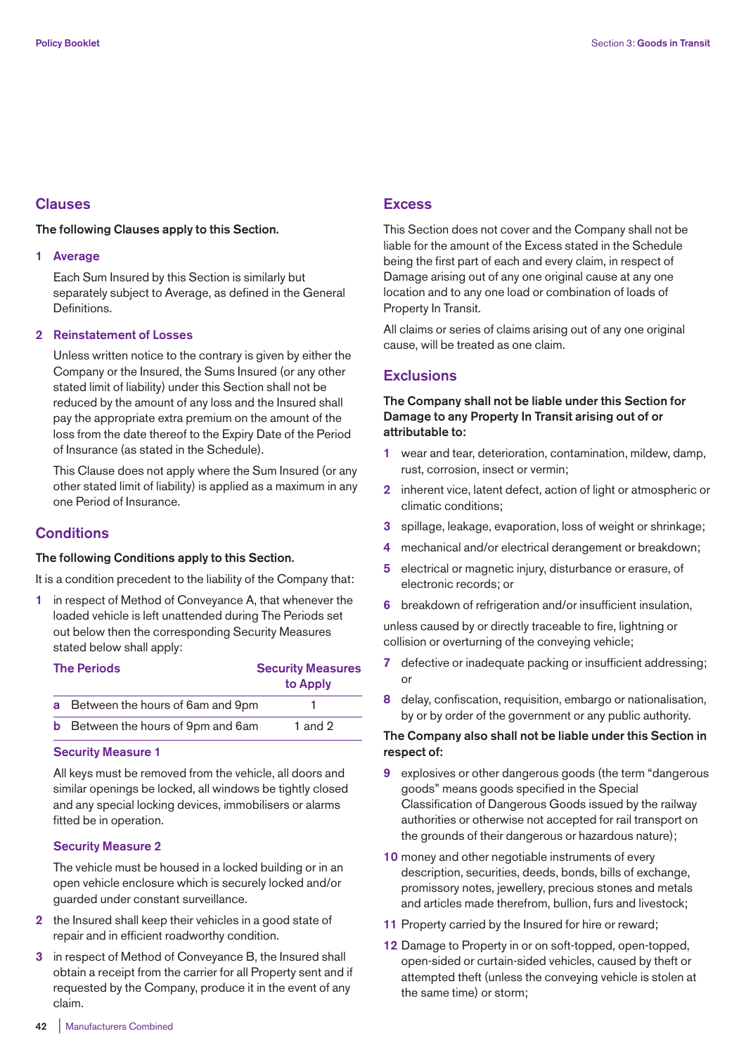## Clauses

**The following Clauses apply to this Section.**

**1 Average**

Each Sum Insured by this Section is similarly but separately subject to Average, as defined in the General Definitions.

**2 Reinstatement of Losses**

Unless written notice to the contrary is given by either the Company or the Insured, the Sums Insured (or any other stated limit of liability) under this Section shall not be reduced by the amount of any loss and the Insured shall pay the appropriate extra premium on the amount of the loss from the date thereof to the Expiry Date of the Period of Insurance (as stated in the Schedule).

This Clause does not apply where the Sum Insured (or any other stated limit of liability) is applied as a maximum in any one Period of Insurance.

## Conditions

**The following Conditions apply to this Section.**

It is a condition precedent to the liability of the Company that:

1 in respect of Method of Conveyance A, that whenever the loaded vehicle is left unattended during The Periods set out below then the corresponding Security Measures stated below shall apply:

| The Periods | Security Measures to Apply |
|---|---|
| a Between the hours of 6am and 9pm | 1 |
| b Between the hours of 9pm and 6am | 1 and 2 |

**Security Measure 1**

All keys must be removed from the vehicle, all doors and similar openings be locked, all windows be tightly closed and any special locking devices, immobilisers or alarms fitted be in operation.

**Security Measure 2**

The vehicle must be housed in a locked building or in an open vehicle enclosure which is securely locked and/or guarded under constant surveillance.

2 the Insured shall keep their vehicles in a good state of repair and in efficient roadworthy condition.

3 in respect of Method of Conveyance B, the Insured shall obtain a receipt from the carrier for all Property sent and if requested by the Company, produce it in the event of any claim.

## Excess

This Section does not cover and the Company shall not be liable for the amount of the Excess stated in the Schedule being the first part of each and every claim, in respect of Damage arising out of any one original cause at any one location and to any one load or combination of loads of Property In Transit.

All claims or series of claims arising out of any one original cause, will be treated as one claim.

## Exclusions

**The Company shall not be liable under this Section for Damage to any Property In Transit arising out of or attributable to:**

1 wear and tear, deterioration, contamination, mildew, damp, rust, corrosion, insect or vermin;

2 inherent vice, latent defect, action of light or atmospheric or climatic conditions;

3 spillage, leakage, evaporation, loss of weight or shrinkage;

4 mechanical and/or electrical derangement or breakdown;

5 electrical or magnetic injury, disturbance or erasure, of electronic records; or

6 breakdown of refrigeration and/or insufficient insulation,

unless caused by or directly traceable to fire, lightning or collision or overturning of the conveying vehicle;

7 defective or inadequate packing or insufficient addressing; or

8 delay, confiscation, requisition, embargo or nationalisation, by or by order of the government or any public authority.

**The Company also shall not be liable under this Section in respect of:**

9 explosives or other dangerous goods (the term "dangerous goods" means goods specified in the Special Classification of Dangerous Goods issued by the railway authorities or otherwise not accepted for rail transport on the grounds of their dangerous or hazardous nature);

10 money and other negotiable instruments of every description, securities, deeds, bonds, bills of exchange, promissory notes, jewellery, precious stones and metals and articles made therefrom, bullion, furs and livestock;

11 Property carried by the Insured for hire or reward;

12 Damage to Property in or on soft-topped, open-topped, open-sided or curtain-sided vehicles, caused by theft or attempted theft (unless the conveying vehicle is stolen at the same time) or storm;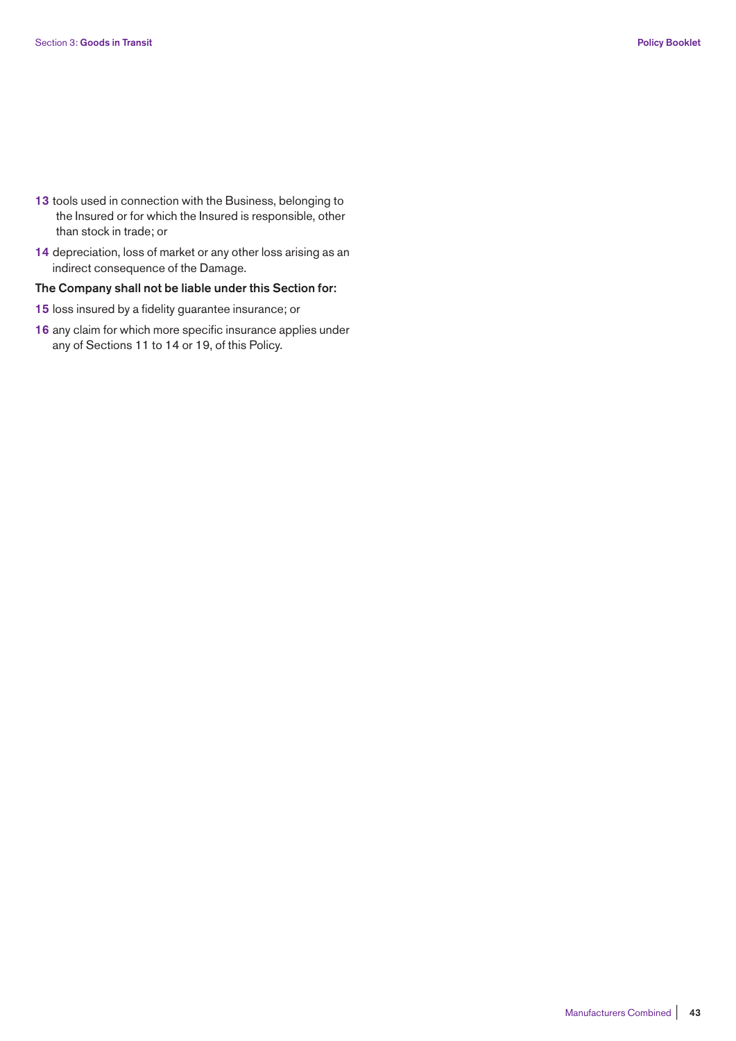**13** tools used in connection with the Business, belonging to the Insured or for which the Insured is responsible, other than stock in trade; or

**14** depreciation, loss of market or any other loss arising as an indirect consequence of the Damage.

**The Company shall not be liable under this Section for:**

**15** loss insured by a fidelity guarantee insurance; or

**16** any claim for which more specific insurance applies under any of Sections 11 to 14 or 19, of this Policy.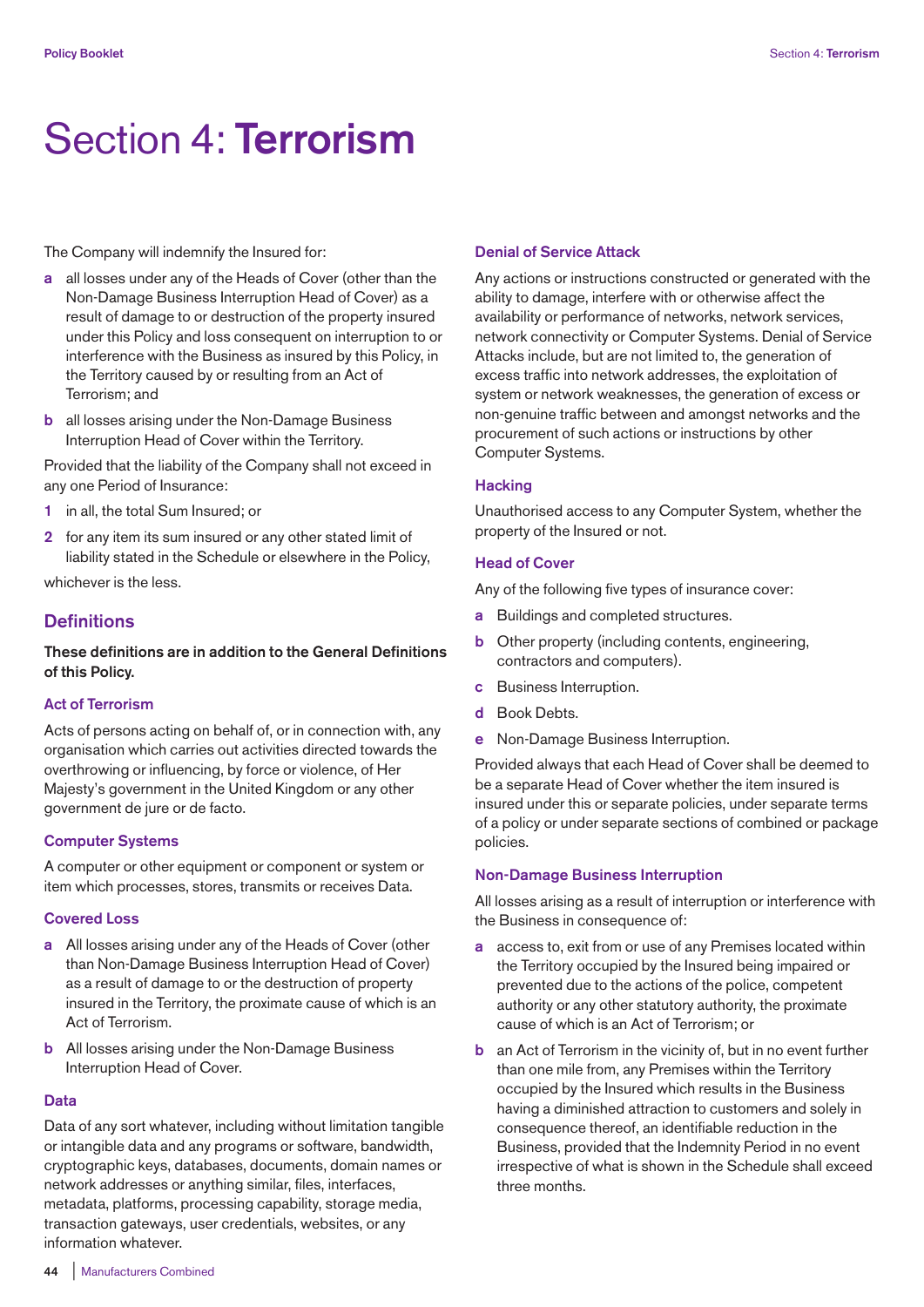# Section 4: **Terrorism**

The Company will indemnify the Insured for:

**a** all losses under any of the Heads of Cover (other than the Non-Damage Business Interruption Head of Cover) as a result of damage to or destruction of the property insured under this Policy and loss consequent on interruption to or interference with the Business as insured by this Policy, in the Territory caused by or resulting from an Act of Terrorism; and

**b** all losses arising under the Non-Damage Business Interruption Head of Cover within the Territory.

Provided that the liability of the Company shall not exceed in any one Period of Insurance:

**1** in all, the total Sum Insured; or

**2** for any item its sum insured or any other stated limit of liability stated in the Schedule or elsewhere in the Policy,

whichever is the less.

## Definitions

**These definitions are in addition to the General Definitions of this Policy.**

### Act of Terrorism

Acts of persons acting on behalf of, or in connection with, any organisation which carries out activities directed towards the overthrowing or influencing, by force or violence, of Her Majesty's government in the United Kingdom or any other government de jure or de facto.

### Computer Systems

A computer or other equipment or component or system or item which processes, stores, transmits or receives Data.

### Covered Loss

**a** All losses arising under any of the Heads of Cover (other than Non-Damage Business Interruption Head of Cover) as a result of damage to or the destruction of property insured in the Territory, the proximate cause of which is an Act of Terrorism.

**b** All losses arising under the Non-Damage Business Interruption Head of Cover.

### Data

Data of any sort whatever, including without limitation tangible or intangible data and any programs or software, bandwidth, cryptographic keys, databases, documents, domain names or network addresses or anything similar, files, interfaces, metadata, platforms, processing capability, storage media, transaction gateways, user credentials, websites, or any information whatever.

### Denial of Service Attack

Any actions or instructions constructed or generated with the ability to damage, interfere with or otherwise affect the availability or performance of networks, network services, network connectivity or Computer Systems. Denial of Service Attacks include, but are not limited to, the generation of excess traffic into network addresses, the exploitation of system or network weaknesses, the generation of excess or non-genuine traffic between and amongst networks and the procurement of such actions or instructions by other Computer Systems.

### Hacking

Unauthorised access to any Computer System, whether the property of the Insured or not.

### Head of Cover

Any of the following five types of insurance cover:

**a** Buildings and completed structures.

**b** Other property (including contents, engineering, contractors and computers).

**c** Business Interruption.

**d** Book Debts.

**e** Non-Damage Business Interruption.

Provided always that each Head of Cover shall be deemed to be a separate Head of Cover whether the item insured is insured under this or separate policies, under separate terms of a policy or under separate sections of combined or package policies.

### Non-Damage Business Interruption

All losses arising as a result of interruption or interference with the Business in consequence of:

**a** access to, exit from or use of any Premises located within the Territory occupied by the Insured being impaired or prevented due to the actions of the police, competent authority or any other statutory authority, the proximate cause of which is an Act of Terrorism; or

**b** an Act of Terrorism in the vicinity of, but in no event further than one mile from, any Premises within the Territory occupied by the Insured which results in the Business having a diminished attraction to customers and solely in consequence thereof, an identifiable reduction in the Business, provided that the Indemnity Period in no event irrespective of what is shown in the Schedule shall exceed three months.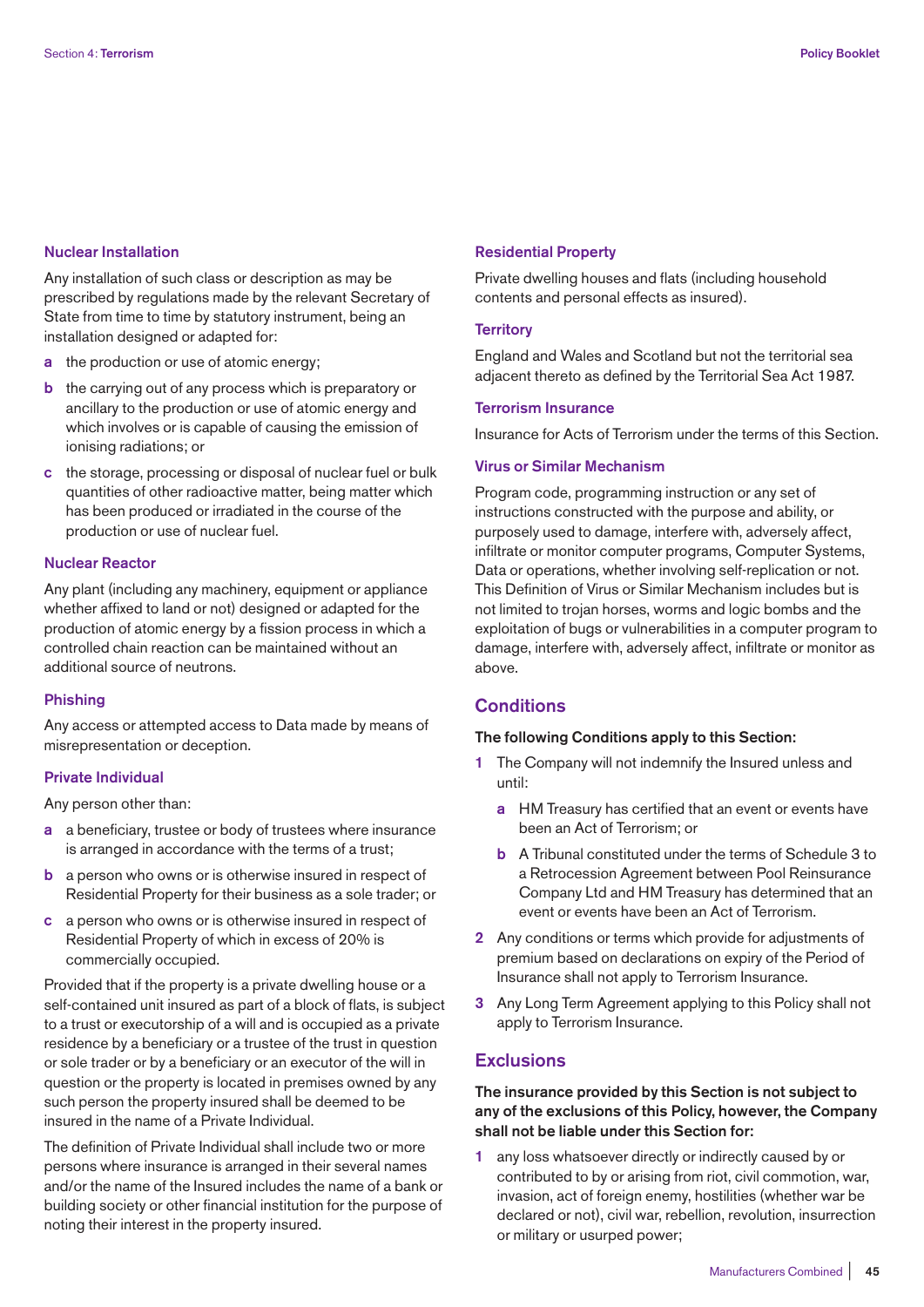### Nuclear Installation

Any installation of such class or description as may be prescribed by regulations made by the relevant Secretary of State from time to time by statutory instrument, being an installation designed or adapted for:

- **a** the production or use of atomic energy;
- **b** the carrying out of any process which is preparatory or ancillary to the production or use of atomic energy and which involves or is capable of causing the emission of ionising radiations; or
- **c** the storage, processing or disposal of nuclear fuel or bulk quantities of other radioactive matter, being matter which has been produced or irradiated in the course of the production or use of nuclear fuel.

### Nuclear Reactor

Any plant (including any machinery, equipment or appliance whether affixed to land or not) designed or adapted for the production of atomic energy by a fission process in which a controlled chain reaction can be maintained without an additional source of neutrons.

### Phishing

Any access or attempted access to Data made by means of misrepresentation or deception.

### Private Individual

Any person other than:

- **a** a beneficiary, trustee or body of trustees where insurance is arranged in accordance with the terms of a trust;
- **b** a person who owns or is otherwise insured in respect of Residential Property for their business as a sole trader; or
- **c** a person who owns or is otherwise insured in respect of Residential Property of which in excess of 20% is commercially occupied.

Provided that if the property is a private dwelling house or a self-contained unit insured as part of a block of flats, is subject to a trust or executorship of a will and is occupied as a private residence by a beneficiary or a trustee of the trust in question or sole trader or by a beneficiary or an executor of the will in question or the property is located in premises owned by any such person the property insured shall be deemed to be insured in the name of a Private Individual.

The definition of Private Individual shall include two or more persons where insurance is arranged in their several names and/or the name of the Insured includes the name of a bank or building society or other financial institution for the purpose of noting their interest in the property insured.

### Residential Property

Private dwelling houses and flats (including household contents and personal effects as insured).

### Territory

England and Wales and Scotland but not the territorial sea adjacent thereto as defined by the Territorial Sea Act 1987.

### Terrorism Insurance

Insurance for Acts of Terrorism under the terms of this Section.

### Virus or Similar Mechanism

Program code, programming instruction or any set of instructions constructed with the purpose and ability, or purposely used to damage, interfere with, adversely affect, infiltrate or monitor computer programs, Computer Systems, Data or operations, whether involving self-replication or not. This Definition of Virus or Similar Mechanism includes but is not limited to trojan horses, worms and logic bombs and the exploitation of bugs or vulnerabilities in a computer program to damage, interfere with, adversely affect, infiltrate or monitor as above.

## Conditions

**The following Conditions apply to this Section:**

1. The Company will not indemnify the Insured unless and until:
   - **a** HM Treasury has certified that an event or events have been an Act of Terrorism; or
   - **b** A Tribunal constituted under the terms of Schedule 3 to a Retrocession Agreement between Pool Reinsurance Company Ltd and HM Treasury has determined that an event or events have been an Act of Terrorism.
2. Any conditions or terms which provide for adjustments of premium based on declarations on expiry of the Period of Insurance shall not apply to Terrorism Insurance.
3. Any Long Term Agreement applying to this Policy shall not apply to Terrorism Insurance.

## Exclusions

**The insurance provided by this Section is not subject to any of the exclusions of this Policy, however, the Company shall not be liable under this Section for:**

1. any loss whatsoever directly or indirectly caused by or contributed to by or arising from riot, civil commotion, war, invasion, act of foreign enemy, hostilities (whether war be declared or not), civil war, rebellion, revolution, insurrection or military or usurped power;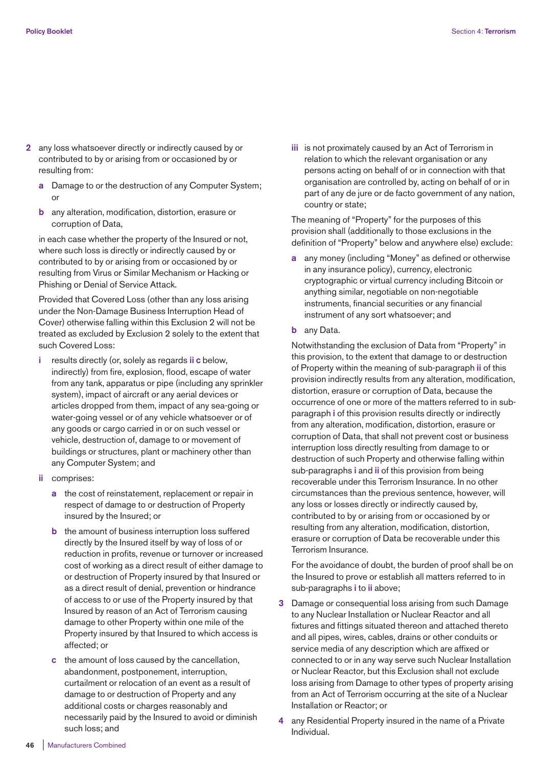2 any loss whatsoever directly or indirectly caused by or contributed to by or arising from or occasioned by or resulting from:

   **a** Damage to or the destruction of any Computer System; or

   **b** any alteration, modification, distortion, erasure or corruption of Data,

   in each case whether the property of the Insured or not, where such loss is directly or indirectly caused by or contributed to by or arising from or occasioned by or resulting from Virus or Similar Mechanism or Hacking or Phishing or Denial of Service Attack.

   Provided that Covered Loss (other than any loss arising under the Non-Damage Business Interruption Head of Cover) otherwise falling within this Exclusion 2 will not be treated as excluded by Exclusion 2 solely to the extent that such Covered Loss:

   **i** results directly (or, solely as regards **ii c** below, indirectly) from fire, explosion, flood, escape of water from any tank, apparatus or pipe (including any sprinkler system), impact of aircraft or any aerial devices or articles dropped from them, impact of any sea-going or water-going vessel or of any vehicle whatsoever or of any goods or cargo carried in or on such vessel or vehicle, destruction of, damage to or movement of buildings or structures, plant or machinery other than any Computer System; and

   **ii** comprises:

      **a** the cost of reinstatement, replacement or repair in respect of damage to or destruction of Property insured by the Insured; or

      **b** the amount of business interruption loss suffered directly by the Insured itself by way of loss of or reduction in profits, revenue or turnover or increased cost of working as a direct result of either damage to or destruction of Property insured by that Insured or as a direct result of denial, prevention or hindrance of access to or use of the Property insured by that Insured by reason of an Act of Terrorism causing damage to other Property within one mile of the Property insured by that Insured to which access is affected; or

      **c** the amount of loss caused by the cancellation, abandonment, postponement, interruption, curtailment or relocation of an event as a result of damage to or destruction of Property and any additional costs or charges reasonably and necessarily paid by the Insured to avoid or diminish such loss; and

   **iii** is not proximately caused by an Act of Terrorism in relation to which the relevant organisation or any persons acting on behalf of or in connection with that organisation are controlled by, acting on behalf of or in part of any de jure or de facto government of any nation, country or state;

   The meaning of "Property" for the purposes of this provision shall (additionally to those exclusions in the definition of "Property" below and anywhere else) exclude:

   **a** any money (including "Money" as defined or otherwise in any insurance policy), currency, electronic cryptographic or virtual currency including Bitcoin or anything similar, negotiable on non-negotiable instruments, financial securities or any financial instrument of any sort whatsoever; and

   **b** any Data.

   Notwithstanding the exclusion of Data from "Property" in this provision, to the extent that damage to or destruction of Property within the meaning of sub-paragraph **ii** of this provision indirectly results from any alteration, modification, distortion, erasure or corruption of Data, because the occurrence of one or more of the matters referred to in sub-paragraph **i** of this provision results directly or indirectly from any alteration, modification, distortion, erasure or corruption of Data, that shall not prevent cost or business interruption loss directly resulting from damage to or destruction of such Property and otherwise falling within sub-paragraphs **i** and **ii** of this provision from being recoverable under this Terrorism Insurance. In no other circumstances than the previous sentence, however, will any loss or losses directly or indirectly caused by, contributed to by or arising from or occasioned by or resulting from any alteration, modification, distortion, erasure or corruption of Data be recoverable under this Terrorism Insurance.

   For the avoidance of doubt, the burden of proof shall be on the Insured to prove or establish all matters referred to in sub-paragraphs **i** to **ii** above;

3 Damage or consequential loss arising from such Damage to any Nuclear Installation or Nuclear Reactor and all fixtures and fittings situated thereon and attached thereto and all pipes, wires, cables, drains or other conduits or service media of any description which are affixed or connected to or in any way serve such Nuclear Installation or Nuclear Reactor, but this Exclusion shall not exclude loss arising from Damage to other types of property arising from an Act of Terrorism occurring at the site of a Nuclear Installation or Reactor; or

4 any Residential Property insured in the name of a Private Individual.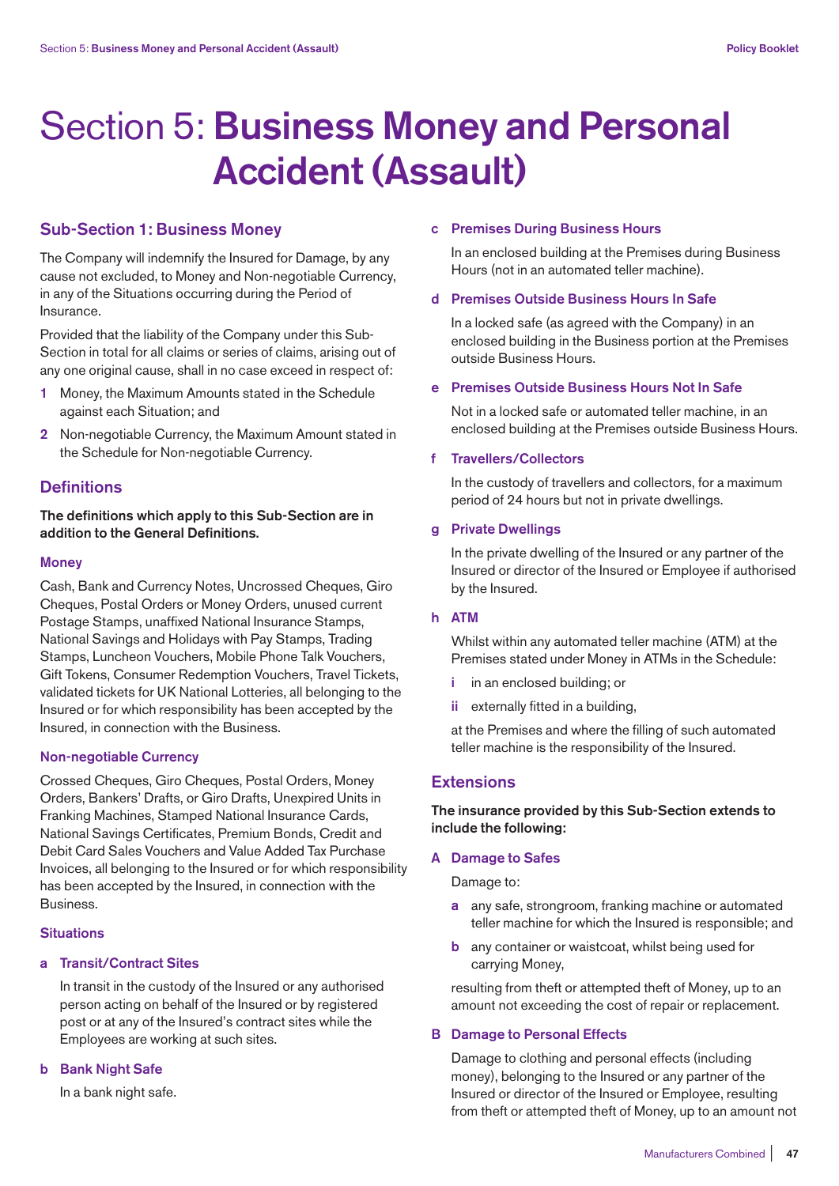# Section 5: **Business Money and Personal Accident (Assault)**

## Sub-Section 1: Business Money

The Company will indemnify the Insured for Damage, by any cause not excluded, to Money and Non-negotiable Currency, in any of the Situations occurring during the Period of Insurance.

Provided that the liability of the Company under this Sub-Section in total for all claims or series of claims, arising out of any one original cause, shall in no case exceed in respect of:

1. Money, the Maximum Amounts stated in the Schedule against each Situation; and
2. Non-negotiable Currency, the Maximum Amount stated in the Schedule for Non-negotiable Currency.

## Definitions

**The definitions which apply to this Sub-Section are in addition to the General Definitions.**

### Money

Cash, Bank and Currency Notes, Uncrossed Cheques, Giro Cheques, Postal Orders or Money Orders, unused current Postage Stamps, unaffixed National Insurance Stamps, National Savings and Holidays with Pay Stamps, Trading Stamps, Luncheon Vouchers, Mobile Phone Talk Vouchers, Gift Tokens, Consumer Redemption Vouchers, Travel Tickets, validated tickets for UK National Lotteries, all belonging to the Insured or for which responsibility has been accepted by the Insured, in connection with the Business.

### Non-negotiable Currency

Crossed Cheques, Giro Cheques, Postal Orders, Money Orders, Bankers' Drafts, or Giro Drafts, Unexpired Units in Franking Machines, Stamped National Insurance Cards, National Savings Certificates, Premium Bonds, Credit and Debit Card Sales Vouchers and Value Added Tax Purchase Invoices, all belonging to the Insured or for which responsibility has been accepted by the Insured, in connection with the Business.

### Situations

**a Transit/Contract Sites**

In transit in the custody of the Insured or any authorised person acting on behalf of the Insured or by registered post or at any of the Insured's contract sites while the Employees are working at such sites.

**b Bank Night Safe**

In a bank night safe.

**c Premises During Business Hours**

In an enclosed building at the Premises during Business Hours (not in an automated teller machine).

**d Premises Outside Business Hours In Safe**

In a locked safe (as agreed with the Company) in an enclosed building in the Business portion at the Premises outside Business Hours.

**e Premises Outside Business Hours Not In Safe**

Not in a locked safe or automated teller machine, in an enclosed building at the Premises outside Business Hours.

**f Travellers/Collectors**

In the custody of travellers and collectors, for a maximum period of 24 hours but not in private dwellings.

**g Private Dwellings**

In the private dwelling of the Insured or any partner of the Insured or director of the Insured or Employee if authorised by the Insured.

**h ATM**

Whilst within any automated teller machine (ATM) at the Premises stated under Money in ATMs in the Schedule:

- i in an enclosed building; or
- ii externally fitted in a building,

at the Premises and where the filling of such automated teller machine is the responsibility of the Insured.

## Extensions

**The insurance provided by this Sub-Section extends to include the following:**

**A Damage to Safes**

Damage to:

- a any safe, strongroom, franking machine or automated teller machine for which the Insured is responsible; and
- b any container or waistcoat, whilst being used for carrying Money,

resulting from theft or attempted theft of Money, up to an amount not exceeding the cost of repair or replacement.

**B Damage to Personal Effects**

Damage to clothing and personal effects (including money), belonging to the Insured or any partner of the Insured or director of the Insured or Employee, resulting from theft or attempted theft of Money, up to an amount not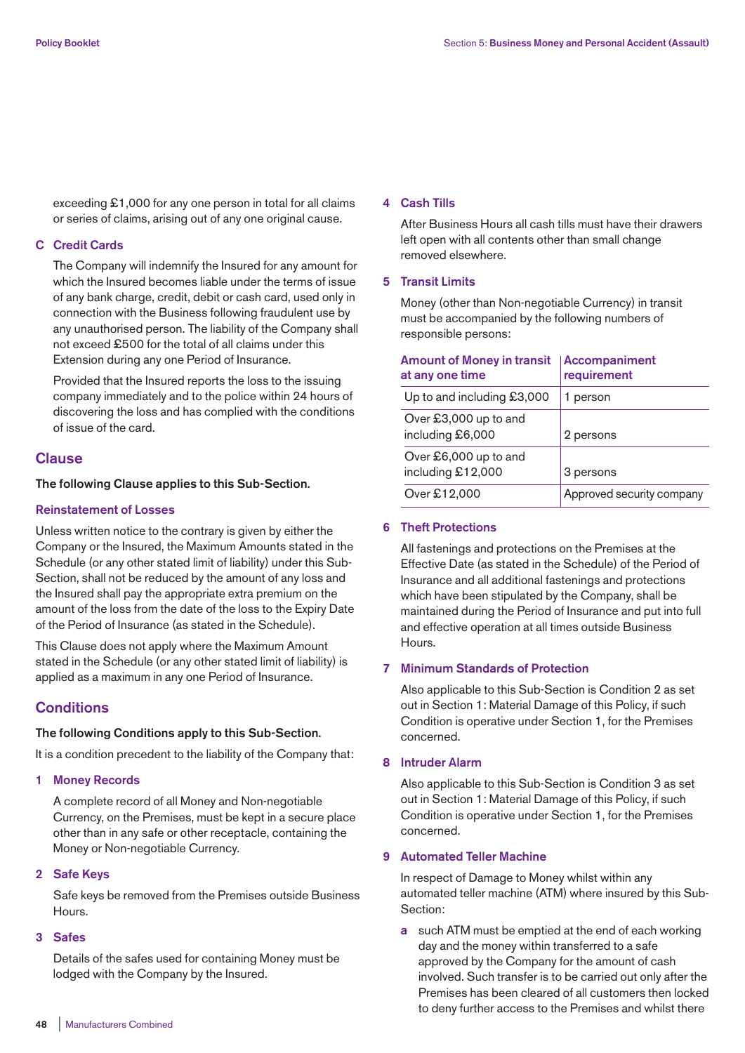exceeding £1,000 for any one person in total for all claims or series of claims, arising out of any one original cause.

**C Credit Cards**

The Company will indemnify the Insured for any amount for which the Insured becomes liable under the terms of issue of any bank charge, credit, debit or cash card, used only in connection with the Business following fraudulent use by any unauthorised person. The liability of the Company shall not exceed £500 for the total of all claims under this Extension during any one Period of Insurance.

Provided that the Insured reports the loss to the issuing company immediately and to the police within 24 hours of discovering the loss and has complied with the conditions of issue of the card.

## Clause

**The following Clause applies to this Sub-Section.**

### Reinstatement of Losses

Unless written notice to the contrary is given by either the Company or the Insured, the Maximum Amounts stated in the Schedule (or any other stated limit of liability) under this Sub-Section, shall not be reduced by the amount of any loss and the Insured shall pay the appropriate extra premium on the amount of the loss from the date of the loss to the Expiry Date of the Period of Insurance (as stated in the Schedule).

This Clause does not apply where the Maximum Amount stated in the Schedule (or any other stated limit of liability) is applied as a maximum in any one Period of Insurance.

## Conditions

**The following Conditions apply to this Sub-Section.**

It is a condition precedent to the liability of the Company that:

**1 Money Records**

A complete record of all Money and Non-negotiable Currency, on the Premises, must be kept in a secure place other than in any safe or other receptacle, containing the Money or Non-negotiable Currency.

**2 Safe Keys**

Safe keys be removed from the Premises outside Business Hours.

**3 Safes**

Details of the safes used for containing Money must be lodged with the Company by the Insured.

**4 Cash Tills**

After Business Hours all cash tills must have their drawers left open with all contents other than small change removed elsewhere.

**5 Transit Limits**

Money (other than Non-negotiable Currency) in transit must be accompanied by the following numbers of responsible persons:

| Amount of Money in transit at any one time | Accompaniment requirement |
|---|---|
| Up to and including £3,000 | 1 person |
| Over £3,000 up to and including £6,000 | 2 persons |
| Over £6,000 up to and including £12,000 | 3 persons |
| Over £12,000 | Approved security company |

**6 Theft Protections**

All fastenings and protections on the Premises at the Effective Date (as stated in the Schedule) of the Period of Insurance and all additional fastenings and protections which have been stipulated by the Company, shall be maintained during the Period of Insurance and put into full and effective operation at all times outside Business Hours.

**7 Minimum Standards of Protection**

Also applicable to this Sub-Section is Condition 2 as set out in Section 1: Material Damage of this Policy, if such Condition is operative under Section 1, for the Premises concerned.

**8 Intruder Alarm**

Also applicable to this Sub-Section is Condition 3 as set out in Section 1: Material Damage of this Policy, if such Condition is operative under Section 1, for the Premises concerned.

**9 Automated Teller Machine**

In respect of Damage to Money whilst within any automated teller machine (ATM) where insured by this Sub-Section:

**a** such ATM must be emptied at the end of each working day and the money within transferred to a safe approved by the Company for the amount of cash involved. Such transfer is to be carried out only after the Premises has been cleared of all customers then locked to deny further access to the Premises and whilst there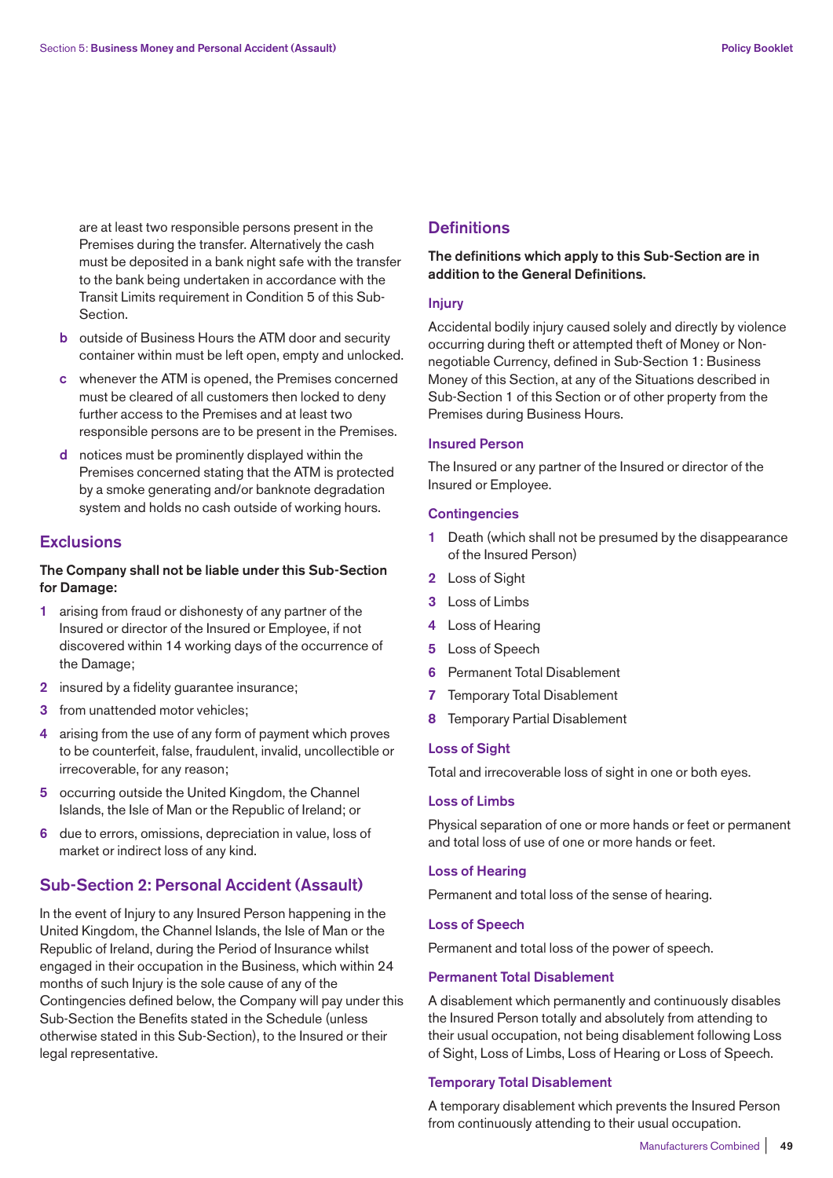are at least two responsible persons present in the Premises during the transfer. Alternatively the cash must be deposited in a bank night safe with the transfer to the bank being undertaken in accordance with the Transit Limits requirement in Condition 5 of this Sub-Section.

- **b** outside of Business Hours the ATM door and security container within must be left open, empty and unlocked.
- **c** whenever the ATM is opened, the Premises concerned must be cleared of all customers then locked to deny further access to the Premises and at least two responsible persons are to be present in the Premises.
- **d** notices must be prominently displayed within the Premises concerned stating that the ATM is protected by a smoke generating and/or banknote degradation system and holds no cash outside of working hours.

## Exclusions

**The Company shall not be liable under this Sub-Section for Damage:**

1. arising from fraud or dishonesty of any partner of the Insured or director of the Insured or Employee, if not discovered within 14 working days of the occurrence of the Damage;
2. insured by a fidelity guarantee insurance;
3. from unattended motor vehicles;
4. arising from the use of any form of payment which proves to be counterfeit, false, fraudulent, invalid, uncollectible or irrecoverable, for any reason;
5. occurring outside the United Kingdom, the Channel Islands, the Isle of Man or the Republic of Ireland; or
6. due to errors, omissions, depreciation in value, loss of market or indirect loss of any kind.

## Sub-Section 2: Personal Accident (Assault)

In the event of Injury to any Insured Person happening in the United Kingdom, the Channel Islands, the Isle of Man or the Republic of Ireland, during the Period of Insurance whilst engaged in their occupation in the Business, which within 24 months of such Injury is the sole cause of any of the Contingencies defined below, the Company will pay under this Sub-Section the Benefits stated in the Schedule (unless otherwise stated in this Sub-Section), to the Insured or their legal representative.

## Definitions

**The definitions which apply to this Sub-Section are in addition to the General Definitions.**

### Injury

Accidental bodily injury caused solely and directly by violence occurring during theft or attempted theft of Money or Non-negotiable Currency, defined in Sub-Section 1: Business Money of this Section, at any of the Situations described in Sub-Section 1 of this Section or of other property from the Premises during Business Hours.

### Insured Person

The Insured or any partner of the Insured or director of the Insured or Employee.

### Contingencies

1. Death (which shall not be presumed by the disappearance of the Insured Person)
2. Loss of Sight
3. Loss of Limbs
4. Loss of Hearing
5. Loss of Speech
6. Permanent Total Disablement
7. Temporary Total Disablement
8. Temporary Partial Disablement

### Loss of Sight

Total and irrecoverable loss of sight in one or both eyes.

### Loss of Limbs

Physical separation of one or more hands or feet or permanent and total loss of use of one or more hands or feet.

### Loss of Hearing

Permanent and total loss of the sense of hearing.

### Loss of Speech

Permanent and total loss of the power of speech.

### Permanent Total Disablement

A disablement which permanently and continuously disables the Insured Person totally and absolutely from attending to their usual occupation, not being disablement following Loss of Sight, Loss of Limbs, Loss of Hearing or Loss of Speech.

### Temporary Total Disablement

A temporary disablement which prevents the Insured Person from continuously attending to their usual occupation.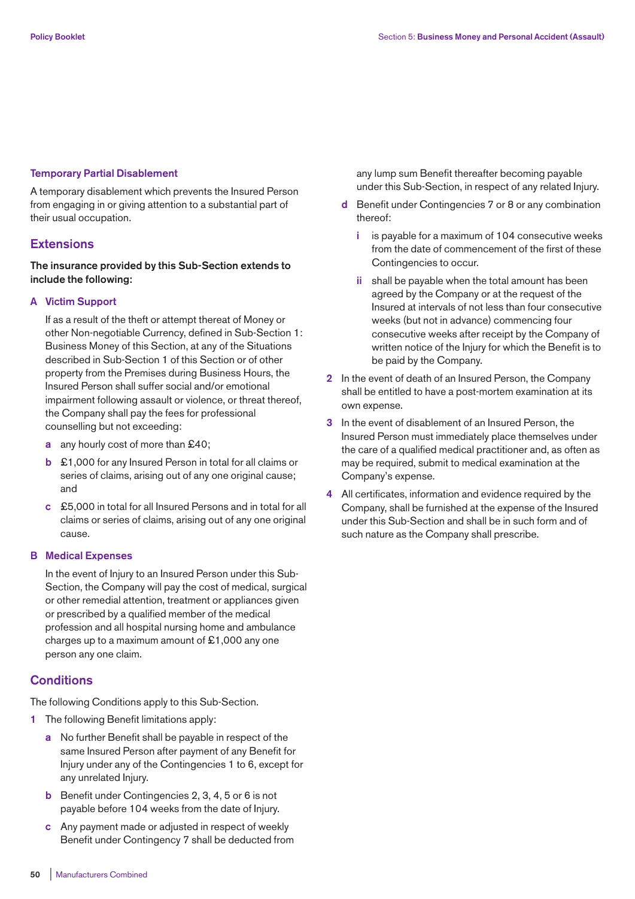### Temporary Partial Disablement

A temporary disablement which prevents the Insured Person from engaging in or giving attention to a substantial part of their usual occupation.

## Extensions

**The insurance provided by this Sub-Section extends to include the following:**

### A Victim Support

If as a result of the theft or attempt thereat of Money or other Non-negotiable Currency, defined in Sub-Section 1: Business Money of this Section, at any of the Situations described in Sub-Section 1 of this Section or of other property from the Premises during Business Hours, the Insured Person shall suffer social and/or emotional impairment following assault or violence, or threat thereof, the Company shall pay the fees for professional counselling but not exceeding:

- **a** any hourly cost of more than £40;
- **b** £1,000 for any Insured Person in total for all claims or series of claims, arising out of any one original cause; and
- **c** £5,000 in total for all Insured Persons and in total for all claims or series of claims, arising out of any one original cause.

### B Medical Expenses

In the event of Injury to an Insured Person under this Sub-Section, the Company will pay the cost of medical, surgical or other remedial attention, treatment or appliances given or prescribed by a qualified member of the medical profession and all hospital nursing home and ambulance charges up to a maximum amount of £1,000 any one person any one claim.

## Conditions

The following Conditions apply to this Sub-Section.

1. The following Benefit limitations apply:
   - **a** No further Benefit shall be payable in respect of the same Insured Person after payment of any Benefit for Injury under any of the Contingencies 1 to 6, except for any unrelated Injury.
   - **b** Benefit under Contingencies 2, 3, 4, 5 or 6 is not payable before 104 weeks from the date of Injury.
   - **c** Any payment made or adjusted in respect of weekly Benefit under Contingency 7 shall be deducted from any lump sum Benefit thereafter becoming payable under this Sub-Section, in respect of any related Injury.
   - **d** Benefit under Contingencies 7 or 8 or any combination thereof:
     - **i** is payable for a maximum of 104 consecutive weeks from the date of commencement of the first of these Contingencies to occur.
     - **ii** shall be payable when the total amount has been agreed by the Company or at the request of the Insured at intervals of not less than four consecutive weeks (but not in advance) commencing four consecutive weeks after receipt by the Company of written notice of the Injury for which the Benefit is to be paid by the Company.
2. In the event of death of an Insured Person, the Company shall be entitled to have a post-mortem examination at its own expense.
3. In the event of disablement of an Insured Person, the Insured Person must immediately place themselves under the care of a qualified medical practitioner and, as often as may be required, submit to medical examination at the Company's expense.
4. All certificates, information and evidence required by the Company, shall be furnished at the expense of the Insured under this Sub-Section and shall be in such form and of such nature as the Company shall prescribe.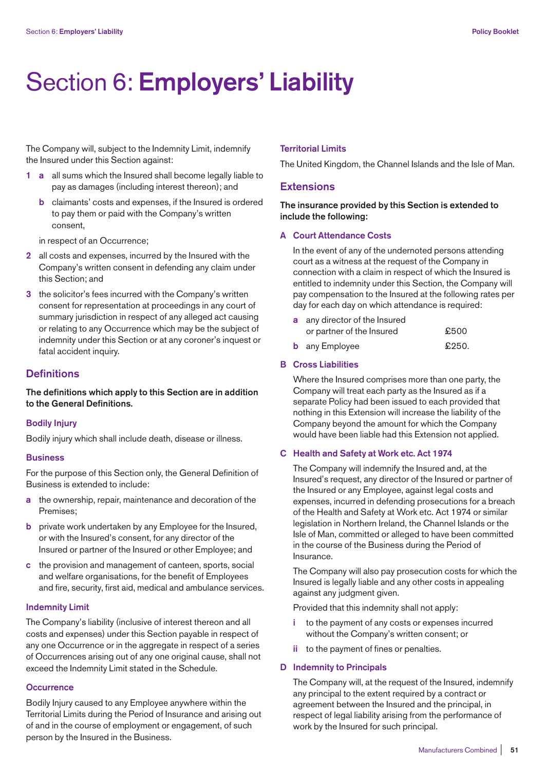# Section 6: **Employers' Liability**

The Company will, subject to the Indemnity Limit, indemnify the Insured under this Section against:

**1** **a** all sums which the Insured shall become legally liable to pay as damages (including interest thereon); and

**b** claimants' costs and expenses, if the Insured is ordered to pay them or paid with the Company's written consent,

in respect of an Occurrence;

**2** all costs and expenses, incurred by the Insured with the Company's written consent in defending any claim under this Section; and

**3** the solicitor's fees incurred with the Company's written consent for representation at proceedings in any court of summary jurisdiction in respect of any alleged act causing or relating to any Occurrence which may be the subject of indemnity under this Section or at any coroner's inquest or fatal accident inquiry.

## Definitions

**The definitions which apply to this Section are in addition to the General Definitions.**

### Bodily Injury

Bodily injury which shall include death, disease or illness.

### Business

For the purpose of this Section only, the General Definition of Business is extended to include:

**a** the ownership, repair, maintenance and decoration of the Premises;

**b** private work undertaken by any Employee for the Insured, or with the Insured's consent, for any director of the Insured or partner of the Insured or other Employee; and

**c** the provision and management of canteen, sports, social and welfare organisations, for the benefit of Employees and fire, security, first aid, medical and ambulance services.

### Indemnity Limit

The Company's liability (inclusive of interest thereon and all costs and expenses) under this Section payable in respect of any one Occurrence or in the aggregate in respect of a series of Occurrences arising out of any one original cause, shall not exceed the Indemnity Limit stated in the Schedule.

### Occurrence

Bodily Injury caused to any Employee anywhere within the Territorial Limits during the Period of Insurance and arising out of and in the course of employment or engagement, of such person by the Insured in the Business.

### Territorial Limits

The United Kingdom, the Channel Islands and the Isle of Man.

## Extensions

**The insurance provided by this Section is extended to include the following:**

### A Court Attendance Costs

In the event of any of the undernoted persons attending court as a witness at the request of the Company in connection with a claim in respect of which the Insured is entitled to indemnity under this Section, the Company will pay compensation to the Insured at the following rates per day for each day on which attendance is required:

**a** any director of the Insured or partner of the Insured £500

**b** any Employee £250.

### B Cross Liabilities

Where the Insured comprises more than one party, the Company will treat each party as the Insured as if a separate Policy had been issued to each provided that nothing in this Extension will increase the liability of the Company beyond the amount for which the Company would have been liable had this Extension not applied.

### C Health and Safety at Work etc. Act 1974

The Company will indemnify the Insured and, at the Insured's request, any director of the Insured or partner of the Insured or any Employee, against legal costs and expenses, incurred in defending prosecutions for a breach of the Health and Safety at Work etc. Act 1974 or similar legislation in Northern Ireland, the Channel Islands or the Isle of Man, committed or alleged to have been committed in the course of the Business during the Period of Insurance.

The Company will also pay prosecution costs for which the Insured is legally liable and any other costs in appealing against any judgment given.

Provided that this indemnity shall not apply:

**i** to the payment of any costs or expenses incurred without the Company's written consent; or

**ii** to the payment of fines or penalties.

### D Indemnity to Principals

The Company will, at the request of the Insured, indemnify any principal to the extent required by a contract or agreement between the Insured and the principal, in respect of legal liability arising from the performance of work by the Insured for such principal.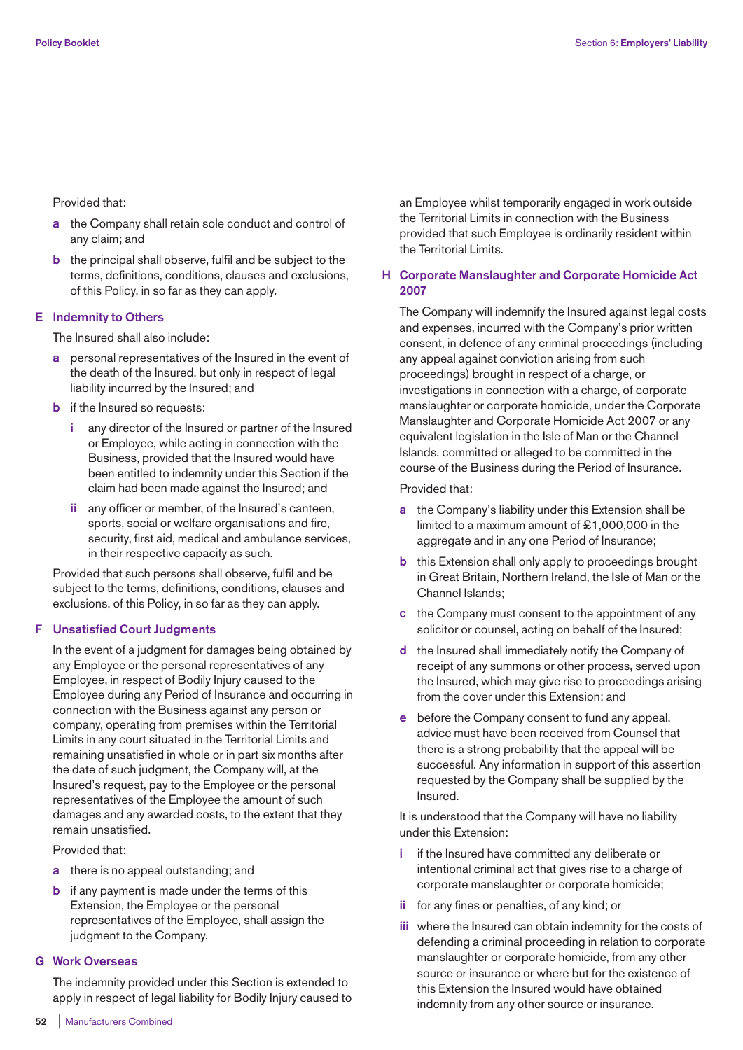Provided that:

**a** the Company shall retain sole conduct and control of any claim; and

**b** the principal shall observe, fulfil and be subject to the terms, definitions, conditions, clauses and exclusions, of this Policy, in so far as they can apply.

### E Indemnity to Others

The Insured shall also include:

**a** personal representatives of the Insured in the event of the death of the Insured, but only in respect of legal liability incurred by the Insured; and

**b** if the Insured so requests:

- **i** any director of the Insured or partner of the Insured or Employee, while acting in connection with the Business, provided that the Insured would have been entitled to indemnity under this Section if the claim had been made against the Insured; and
- **ii** any officer or member, of the Insured's canteen, sports, social or welfare organisations and fire, security, first aid, medical and ambulance services, in their respective capacity as such.

Provided that such persons shall observe, fulfil and be subject to the terms, definitions, conditions, clauses and exclusions, of this Policy, in so far as they can apply.

### F Unsatisfied Court Judgments

In the event of a judgment for damages being obtained by any Employee or the personal representatives of any Employee, in respect of Bodily Injury caused to the Employee during any Period of Insurance and occurring in connection with the Business against any person or company, operating from premises within the Territorial Limits in any court situated in the Territorial Limits and remaining unsatisfied in whole or in part six months after the date of such judgment, the Company will, at the Insured's request, pay to the Employee or the personal representatives of the Employee the amount of such damages and any awarded costs, to the extent that they remain unsatisfied.

Provided that:

**a** there is no appeal outstanding; and

**b** if any payment is made under the terms of this Extension, the Employee or the personal representatives of the Employee, shall assign the judgment to the Company.

### G Work Overseas

The indemnity provided under this Section is extended to apply in respect of legal liability for Bodily Injury caused to an Employee whilst temporarily engaged in work outside the Territorial Limits in connection with the Business provided that such Employee is ordinarily resident within the Territorial Limits.

### H Corporate Manslaughter and Corporate Homicide Act 2007

The Company will indemnify the Insured against legal costs and expenses, incurred with the Company's prior written consent, in defence of any criminal proceedings (including any appeal against conviction arising from such proceedings) brought in respect of a charge, or investigations in connection with a charge, of corporate manslaughter or corporate homicide, under the Corporate Manslaughter and Corporate Homicide Act 2007 or any equivalent legislation in the Isle of Man or the Channel Islands, committed or alleged to be committed in the course of the Business during the Period of Insurance.

Provided that:

**a** the Company's liability under this Extension shall be limited to a maximum amount of £1,000,000 in the aggregate and in any one Period of Insurance;

**b** this Extension shall only apply to proceedings brought in Great Britain, Northern Ireland, the Isle of Man or the Channel Islands;

**c** the Company must consent to the appointment of any solicitor or counsel, acting on behalf of the Insured;

**d** the Insured shall immediately notify the Company of receipt of any summons or other process, served upon the Insured, which may give rise to proceedings arising from the cover under this Extension; and

**e** before the Company consent to fund any appeal, advice must have been received from Counsel that there is a strong probability that the appeal will be successful. Any information in support of this assertion requested by the Company shall be supplied by the Insured.

It is understood that the Company will have no liability under this Extension:

**i** if the Insured have committed any deliberate or intentional criminal act that gives rise to a charge of corporate manslaughter or corporate homicide;

**ii** for any fines or penalties, of any kind; or

**iii** where the Insured can obtain indemnity for the costs of defending a criminal proceeding in relation to corporate manslaughter or corporate homicide, from any other source or insurance or where but for the existence of this Extension the Insured would have obtained indemnity from any other source or insurance.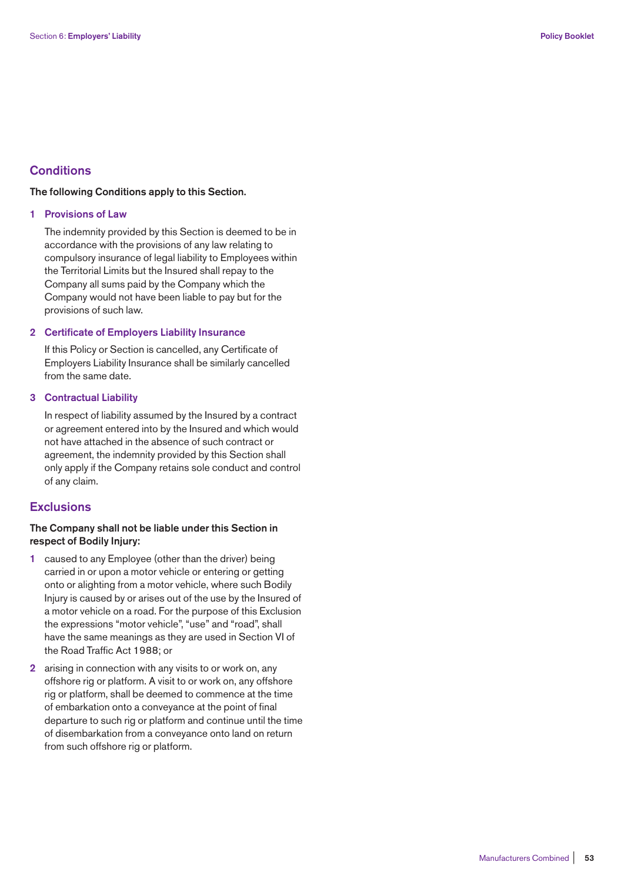## Conditions

**The following Conditions apply to this Section.**

**1 Provisions of Law**

The indemnity provided by this Section is deemed to be in accordance with the provisions of any law relating to compulsory insurance of legal liability to Employees within the Territorial Limits but the Insured shall repay to the Company all sums paid by the Company which the Company would not have been liable to pay but for the provisions of such law.

**2 Certificate of Employers Liability Insurance**

If this Policy or Section is cancelled, any Certificate of Employers Liability Insurance shall be similarly cancelled from the same date.

**3 Contractual Liability**

In respect of liability assumed by the Insured by a contract or agreement entered into by the Insured and which would not have attached in the absence of such contract or agreement, the indemnity provided by this Section shall only apply if the Company retains sole conduct and control of any claim.

## Exclusions

**The Company shall not be liable under this Section in respect of Bodily Injury:**

1. caused to any Employee (other than the driver) being carried in or upon a motor vehicle or entering or getting onto or alighting from a motor vehicle, where such Bodily Injury is caused by or arises out of the use by the Insured of a motor vehicle on a road. For the purpose of this Exclusion the expressions "motor vehicle", "use" and "road", shall have the same meanings as they are used in Section VI of the Road Traffic Act 1988; or
2. arising in connection with any visits to or work on, any offshore rig or platform. A visit to or work on, any offshore rig or platform, shall be deemed to commence at the time of embarkation onto a conveyance at the point of final departure to such rig or platform and continue until the time of disembarkation from a conveyance onto land on return from such offshore rig or platform.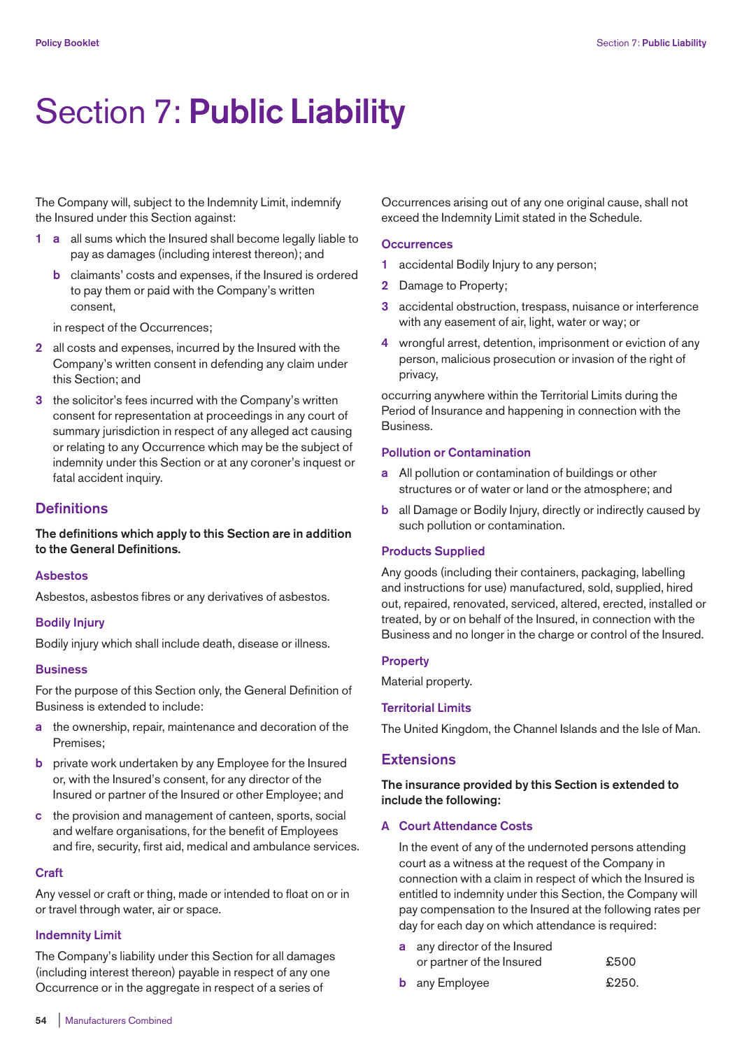# Section 7: **Public Liability**

The Company will, subject to the Indemnity Limit, indemnify the Insured under this Section against:

1. a. all sums which the Insured shall become legally liable to pay as damages (including interest thereon); and
   b. claimants' costs and expenses, if the Insured is ordered to pay them or paid with the Company's written consent,

   in respect of the Occurrences;
2. all costs and expenses, incurred by the Insured with the Company's written consent in defending any claim under this Section; and
3. the solicitor's fees incurred with the Company's written consent for representation at proceedings in any court of summary jurisdiction in respect of any alleged act causing or relating to any Occurrence which may be the subject of indemnity under this Section or at any coroner's inquest or fatal accident inquiry.

## Definitions

**The definitions which apply to this Section are in addition to the General Definitions.**

### Asbestos

Asbestos, asbestos fibres or any derivatives of asbestos.

### Bodily Injury

Bodily injury which shall include death, disease or illness.

### Business

For the purpose of this Section only, the General Definition of Business is extended to include:

a. the ownership, repair, maintenance and decoration of the Premises;
b. private work undertaken by any Employee for the Insured or, with the Insured's consent, for any director of the Insured or partner of the Insured or other Employee; and
c. the provision and management of canteen, sports, social and welfare organisations, for the benefit of Employees and fire, security, first aid, medical and ambulance services.

### Craft

Any vessel or craft or thing, made or intended to float on or in or travel through water, air or space.

### Indemnity Limit

The Company's liability under this Section for all damages (including interest thereon) payable in respect of any one Occurrence or in the aggregate in respect of a series of Occurrences arising out of any one original cause, shall not exceed the Indemnity Limit stated in the Schedule.

### Occurrences

1. accidental Bodily Injury to any person;
2. Damage to Property;
3. accidental obstruction, trespass, nuisance or interference with any easement of air, light, water or way; or
4. wrongful arrest, detention, imprisonment or eviction of any person, malicious prosecution or invasion of the right of privacy,

occurring anywhere within the Territorial Limits during the Period of Insurance and happening in connection with the Business.

### Pollution or Contamination

a. All pollution or contamination of buildings or other structures or of water or land or the atmosphere; and
b. all Damage or Bodily Injury, directly or indirectly caused by such pollution or contamination.

### Products Supplied

Any goods (including their containers, packaging, labelling and instructions for use) manufactured, sold, supplied, hired out, repaired, renovated, serviced, altered, erected, installed or treated, by or on behalf of the Insured, in connection with the Business and no longer in the charge or control of the Insured.

### Property

Material property.

### Territorial Limits

The United Kingdom, the Channel Islands and the Isle of Man.

## Extensions

**The insurance provided by this Section is extended to include the following:**

### A Court Attendance Costs

In the event of any of the undernoted persons attending court as a witness at the request of the Company in connection with a claim in respect of which the Insured is entitled to indemnity under this Section, the Company will pay compensation to the Insured at the following rates per day for each day on which attendance is required:

| | | |
|---|---|---|
| a | any director of the Insured or partner of the Insured | £500 |
| b | any Employee | £250. |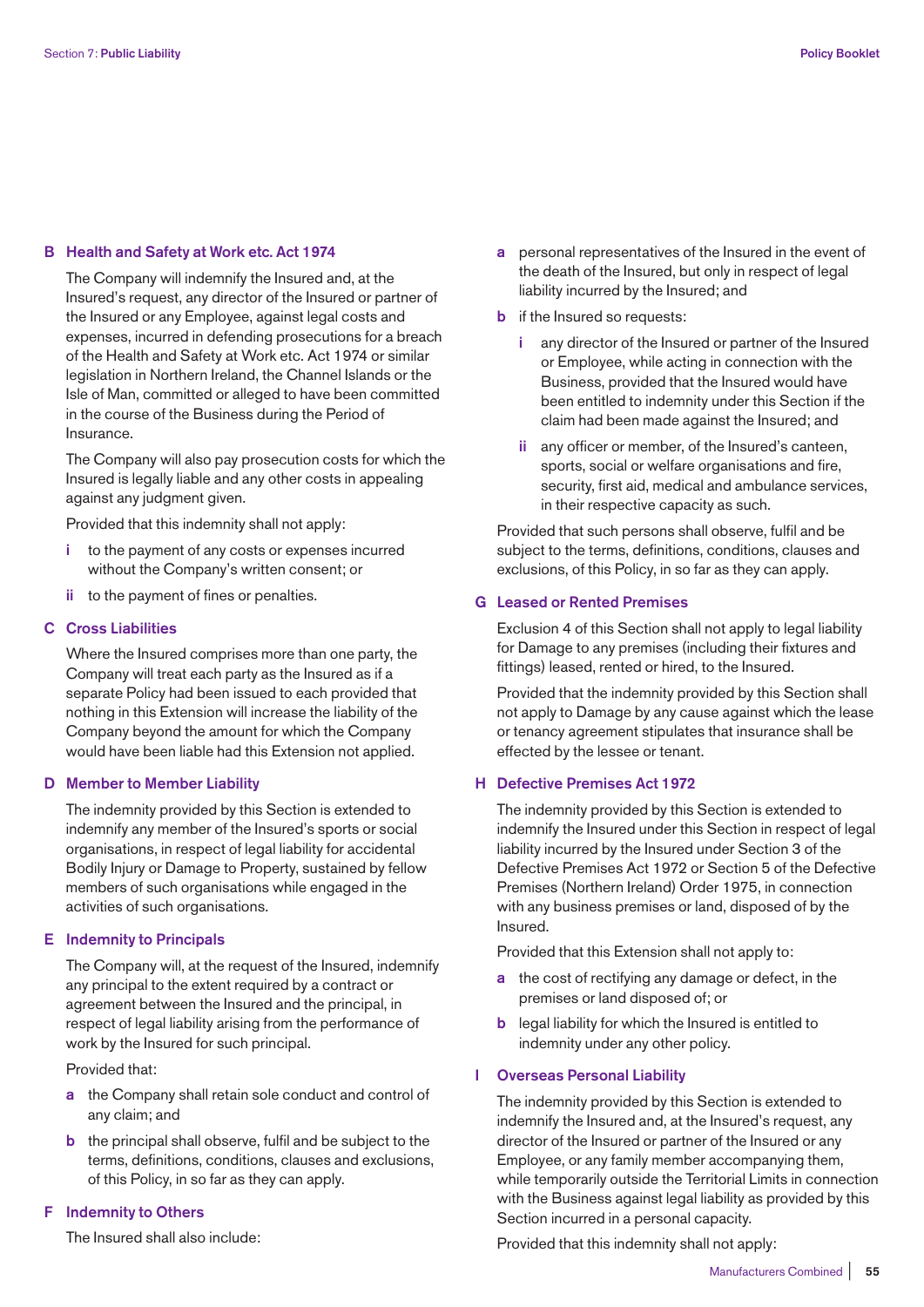### B Health and Safety at Work etc. Act 1974

The Company will indemnify the Insured and, at the Insured's request, any director of the Insured or partner of the Insured or any Employee, against legal costs and expenses, incurred in defending prosecutions for a breach of the Health and Safety at Work etc. Act 1974 or similar legislation in Northern Ireland, the Channel Islands or the Isle of Man, committed or alleged to have been committed in the course of the Business during the Period of Insurance.

The Company will also pay prosecution costs for which the Insured is legally liable and any other costs in appealing against any judgment given.

Provided that this indemnity shall not apply:

- **i** to the payment of any costs or expenses incurred without the Company's written consent; or
- **ii** to the payment of fines or penalties.

### C Cross Liabilities

Where the Insured comprises more than one party, the Company will treat each party as the Insured as if a separate Policy had been issued to each provided that nothing in this Extension will increase the liability of the Company beyond the amount for which the Company would have been liable had this Extension not applied.

### D Member to Member Liability

The indemnity provided by this Section is extended to indemnify any member of the Insured's sports or social organisations, in respect of legal liability for accidental Bodily Injury or Damage to Property, sustained by fellow members of such organisations while engaged in the activities of such organisations.

### E Indemnity to Principals

The Company will, at the request of the Insured, indemnify any principal to the extent required by a contract or agreement between the Insured and the principal, in respect of legal liability arising from the performance of work by the Insured for such principal.

Provided that:

- **a** the Company shall retain sole conduct and control of any claim; and
- **b** the principal shall observe, fulfil and be subject to the terms, definitions, conditions, clauses and exclusions, of this Policy, in so far as they can apply.

### F Indemnity to Others

The Insured shall also include:

- **a** personal representatives of the Insured in the event of the death of the Insured, but only in respect of legal liability incurred by the Insured; and
- **b** if the Insured so requests:
  - **i** any director of the Insured or partner of the Insured or Employee, while acting in connection with the Business, provided that the Insured would have been entitled to indemnity under this Section if the claim had been made against the Insured; and
  - **ii** any officer or member, of the Insured's canteen, sports, social or welfare organisations and fire, security, first aid, medical and ambulance services, in their respective capacity as such.

Provided that such persons shall observe, fulfil and be subject to the terms, definitions, conditions, clauses and exclusions, of this Policy, in so far as they can apply.

### G Leased or Rented Premises

Exclusion 4 of this Section shall not apply to legal liability for Damage to any premises (including their fixtures and fittings) leased, rented or hired, to the Insured.

Provided that the indemnity provided by this Section shall not apply to Damage by any cause against which the lease or tenancy agreement stipulates that insurance shall be effected by the lessee or tenant.

### H Defective Premises Act 1972

The indemnity provided by this Section is extended to indemnify the Insured under this Section in respect of legal liability incurred by the Insured under Section 3 of the Defective Premises Act 1972 or Section 5 of the Defective Premises (Northern Ireland) Order 1975, in connection with any business premises or land, disposed of by the Insured.

Provided that this Extension shall not apply to:

- **a** the cost of rectifying any damage or defect, in the premises or land disposed of; or
- **b** legal liability for which the Insured is entitled to indemnity under any other policy.

### I Overseas Personal Liability

The indemnity provided by this Section is extended to indemnify the Insured and, at the Insured's request, any director of the Insured or partner of the Insured or any Employee, or any family member accompanying them, while temporarily outside the Territorial Limits in connection with the Business against legal liability as provided by this Section incurred in a personal capacity.

Provided that this indemnity shall not apply: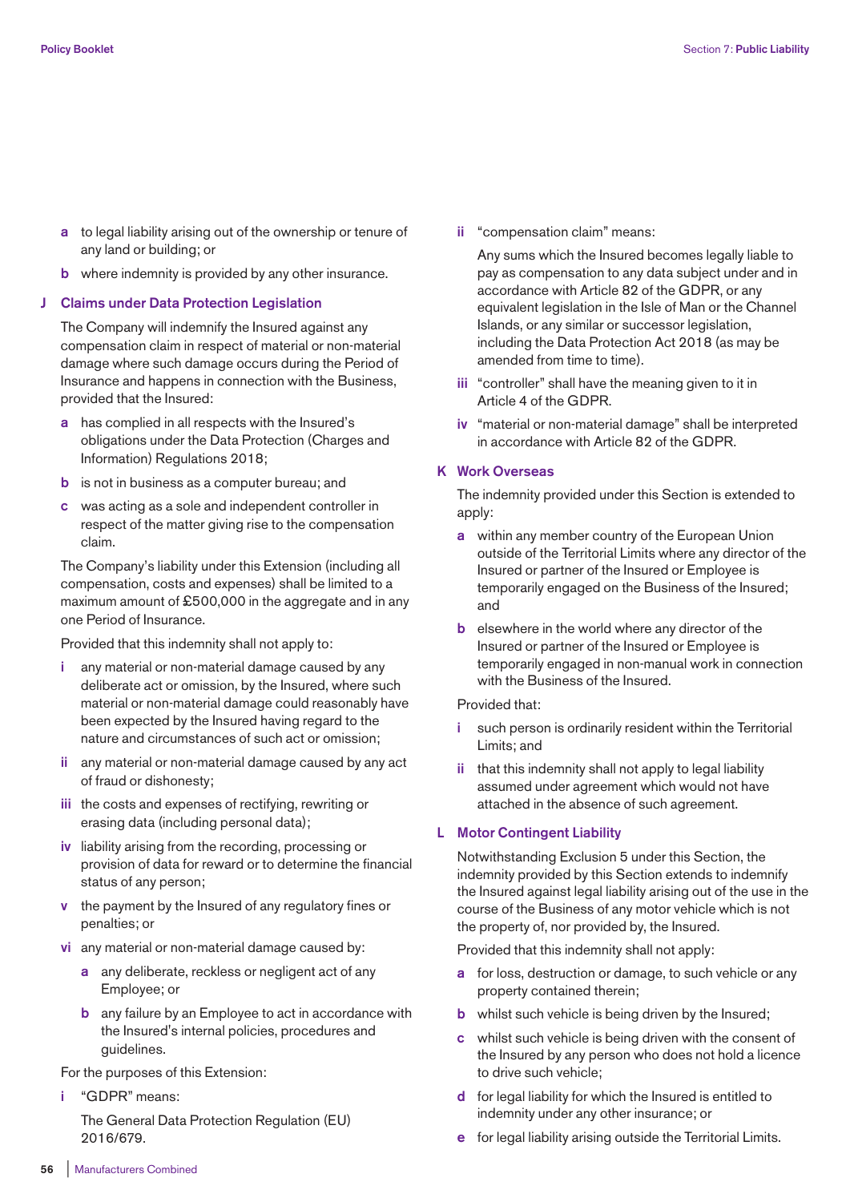a to legal liability arising out of the ownership or tenure of any land or building; or

b where indemnity is provided by any other insurance.

### J Claims under Data Protection Legislation

The Company will indemnify the Insured against any compensation claim in respect of material or non-material damage where such damage occurs during the Period of Insurance and happens in connection with the Business, provided that the Insured:

a has complied in all respects with the Insured's obligations under the Data Protection (Charges and Information) Regulations 2018;

b is not in business as a computer bureau; and

c was acting as a sole and independent controller in respect of the matter giving rise to the compensation claim.

The Company's liability under this Extension (including all compensation, costs and expenses) shall be limited to a maximum amount of £500,000 in the aggregate and in any one Period of Insurance.

Provided that this indemnity shall not apply to:

i any material or non-material damage caused by any deliberate act or omission, by the Insured, where such material or non-material damage could reasonably have been expected by the Insured having regard to the nature and circumstances of such act or omission;

ii any material or non-material damage caused by any act of fraud or dishonesty;

iii the costs and expenses of rectifying, rewriting or erasing data (including personal data);

iv liability arising from the recording, processing or provision of data for reward or to determine the financial status of any person;

v the payment by the Insured of any regulatory fines or penalties; or

vi any material or non-material damage caused by:

  a any deliberate, reckless or negligent act of any Employee; or

  b any failure by an Employee to act in accordance with the Insured's internal policies, procedures and guidelines.

For the purposes of this Extension:

i "GDPR" means:

The General Data Protection Regulation (EU) 2016/679.

ii "compensation claim" means:

Any sums which the Insured becomes legally liable to pay as compensation to any data subject under and in accordance with Article 82 of the GDPR, or any equivalent legislation in the Isle of Man or the Channel Islands, or any similar or successor legislation, including the Data Protection Act 2018 (as may be amended from time to time).

iii "controller" shall have the meaning given to it in Article 4 of the GDPR.

iv "material or non-material damage" shall be interpreted in accordance with Article 82 of the GDPR.

### K Work Overseas

The indemnity provided under this Section is extended to apply:

a within any member country of the European Union outside of the Territorial Limits where any director of the Insured or partner of the Insured or Employee is temporarily engaged on the Business of the Insured; and

b elsewhere in the world where any director of the Insured or partner of the Insured or Employee is temporarily engaged in non-manual work in connection with the Business of the Insured.

Provided that:

i such person is ordinarily resident within the Territorial Limits; and

ii that this indemnity shall not apply to legal liability assumed under agreement which would not have attached in the absence of such agreement.

### L Motor Contingent Liability

Notwithstanding Exclusion 5 under this Section, the indemnity provided by this Section extends to indemnify the Insured against legal liability arising out of the use in the course of the Business of any motor vehicle which is not the property of, nor provided by, the Insured.

Provided that this indemnity shall not apply:

a for loss, destruction or damage, to such vehicle or any property contained therein;

b whilst such vehicle is being driven by the Insured;

c whilst such vehicle is being driven with the consent of the Insured by any person who does not hold a licence to drive such vehicle;

d for legal liability for which the Insured is entitled to indemnity under any other insurance; or

e for legal liability arising outside the Territorial Limits.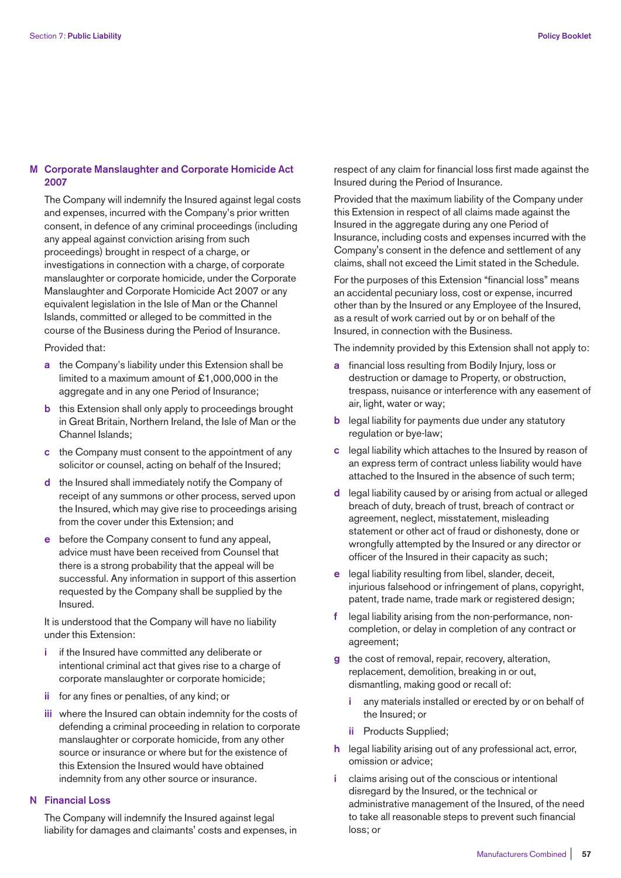### M Corporate Manslaughter and Corporate Homicide Act 2007

The Company will indemnify the Insured against legal costs and expenses, incurred with the Company's prior written consent, in defence of any criminal proceedings (including any appeal against conviction arising from such proceedings) brought in respect of a charge, or investigations in connection with a charge, of corporate manslaughter or corporate homicide, under the Corporate Manslaughter and Corporate Homicide Act 2007 or any equivalent legislation in the Isle of Man or the Channel Islands, committed or alleged to be committed in the course of the Business during the Period of Insurance.

Provided that:

- **a** the Company's liability under this Extension shall be limited to a maximum amount of £1,000,000 in the aggregate and in any one Period of Insurance;
- **b** this Extension shall only apply to proceedings brought in Great Britain, Northern Ireland, the Isle of Man or the Channel Islands;
- **c** the Company must consent to the appointment of any solicitor or counsel, acting on behalf of the Insured;
- **d** the Insured shall immediately notify the Company of receipt of any summons or other process, served upon the Insured, which may give rise to proceedings arising from the cover under this Extension; and
- **e** before the Company consent to fund any appeal, advice must have been received from Counsel that there is a strong probability that the appeal will be successful. Any information in support of this assertion requested by the Company shall be supplied by the Insured.

It is understood that the Company will have no liability under this Extension:

- **i** if the Insured have committed any deliberate or intentional criminal act that gives rise to a charge of corporate manslaughter or corporate homicide;
- **ii** for any fines or penalties, of any kind; or
- **iii** where the Insured can obtain indemnity for the costs of defending a criminal proceeding in relation to corporate manslaughter or corporate homicide, from any other source or insurance or where but for the existence of this Extension the Insured would have obtained indemnity from any other source or insurance.

### N Financial Loss

The Company will indemnify the Insured against legal liability for damages and claimants' costs and expenses, in respect of any claim for financial loss first made against the Insured during the Period of Insurance.

Provided that the maximum liability of the Company under this Extension in respect of all claims made against the Insured in the aggregate during any one Period of Insurance, including costs and expenses incurred with the Company's consent in the defence and settlement of any claims, shall not exceed the Limit stated in the Schedule.

For the purposes of this Extension "financial loss" means an accidental pecuniary loss, cost or expense, incurred other than by the Insured or any Employee of the Insured, as a result of work carried out by or on behalf of the Insured, in connection with the Business.

The indemnity provided by this Extension shall not apply to:

- **a** financial loss resulting from Bodily Injury, loss or destruction or damage to Property, or obstruction, trespass, nuisance or interference with any easement of air, light, water or way;
- **b** legal liability for payments due under any statutory regulation or bye-law;
- **c** legal liability which attaches to the Insured by reason of an express term of contract unless liability would have attached to the Insured in the absence of such term;
- **d** legal liability caused by or arising from actual or alleged breach of duty, breach of trust, breach of contract or agreement, neglect, misstatement, misleading statement or other act of fraud or dishonesty, done or wrongfully attempted by the Insured or any director or officer of the Insured in their capacity as such;
- **e** legal liability resulting from libel, slander, deceit, injurious falsehood or infringement of plans, copyright, patent, trade name, trade mark or registered design;
- **f** legal liability arising from the non-performance, non-completion, or delay in completion of any contract or agreement;
- **g** the cost of removal, repair, recovery, alteration, replacement, demolition, breaking in or out, dismantling, making good or recall of:
  - **i** any materials installed or erected by or on behalf of the Insured; or
  - **ii** Products Supplied;
- **h** legal liability arising out of any professional act, error, omission or advice;
- **i** claims arising out of the conscious or intentional disregard by the Insured, or the technical or administrative management of the Insured, of the need to take all reasonable steps to prevent such financial loss; or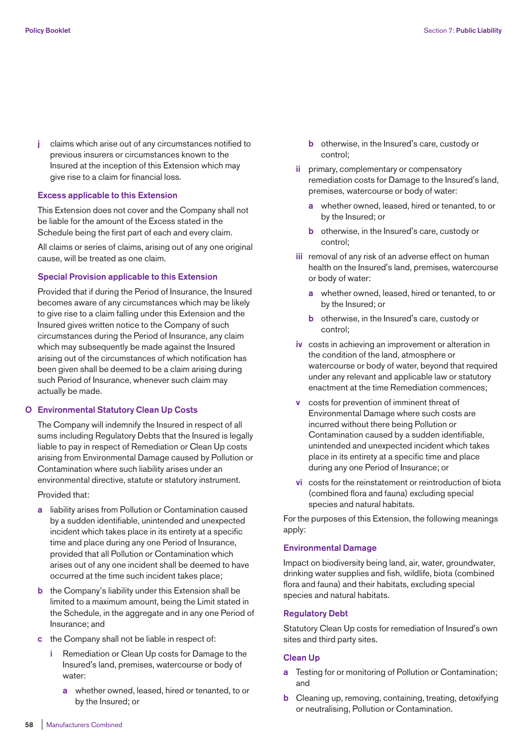**j** claims which arise out of any circumstances notified to previous insurers or circumstances known to the Insured at the inception of this Extension which may give rise to a claim for financial loss.

### Excess applicable to this Extension

This Extension does not cover and the Company shall not be liable for the amount of the Excess stated in the Schedule being the first part of each and every claim.

All claims or series of claims, arising out of any one original cause, will be treated as one claim.

### Special Provision applicable to this Extension

Provided that if during the Period of Insurance, the Insured becomes aware of any circumstances which may be likely to give rise to a claim falling under this Extension and the Insured gives written notice to the Company of such circumstances during the Period of Insurance, any claim which may subsequently be made against the Insured arising out of the circumstances of which notification has been given shall be deemed to be a claim arising during such Period of Insurance, whenever such claim may actually be made.

## O Environmental Statutory Clean Up Costs

The Company will indemnify the Insured in respect of all sums including Regulatory Debts that the Insured is legally liable to pay in respect of Remediation or Clean Up costs arising from Environmental Damage caused by Pollution or Contamination where such liability arises under an environmental directive, statute or statutory instrument.

Provided that:

**a** liability arises from Pollution or Contamination caused by a sudden identifiable, unintended and unexpected incident which takes place in its entirety at a specific time and place during any one Period of Insurance, provided that all Pollution or Contamination which arises out of any one incident shall be deemed to have occurred at the time such incident takes place;

**b** the Company's liability under this Extension shall be limited to a maximum amount, being the Limit stated in the Schedule, in the aggregate and in any one Period of Insurance; and

**c** the Company shall not be liable in respect of:

- **i** Remediation or Clean Up costs for Damage to the Insured's land, premises, watercourse or body of water:
  - **a** whether owned, leased, hired or tenanted, to or by the Insured; or
  - **b** otherwise, in the Insured's care, custody or control;
- **ii** primary, complementary or compensatory remediation costs for Damage to the Insured's land, premises, watercourse or body of water:
  - **a** whether owned, leased, hired or tenanted, to or by the Insured; or
  - **b** otherwise, in the Insured's care, custody or control;
- **iii** removal of any risk of an adverse effect on human health on the Insured's land, premises, watercourse or body of water:
  - **a** whether owned, leased, hired or tenanted, to or by the Insured; or
  - **b** otherwise, in the Insured's care, custody or control;
- **iv** costs in achieving an improvement or alteration in the condition of the land, atmosphere or watercourse or body of water, beyond that required under any relevant and applicable law or statutory enactment at the time Remediation commences;
- **v** costs for prevention of imminent threat of Environmental Damage where such costs are incurred without there being Pollution or Contamination caused by a sudden identifiable, unintended and unexpected incident which takes place in its entirety at a specific time and place during any one Period of Insurance; or
- **vi** costs for the reinstatement or reintroduction of biota (combined flora and fauna) excluding special species and natural habitats.

For the purposes of this Extension, the following meanings apply:

### Environmental Damage

Impact on biodiversity being land, air, water, groundwater, drinking water supplies and fish, wildlife, biota (combined flora and fauna) and their habitats, excluding special species and natural habitats.

### Regulatory Debt

Statutory Clean Up costs for remediation of Insured's own sites and third party sites.

### Clean Up

**a** Testing for or monitoring of Pollution or Contamination; and

**b** Cleaning up, removing, containing, treating, detoxifying or neutralising, Pollution or Contamination.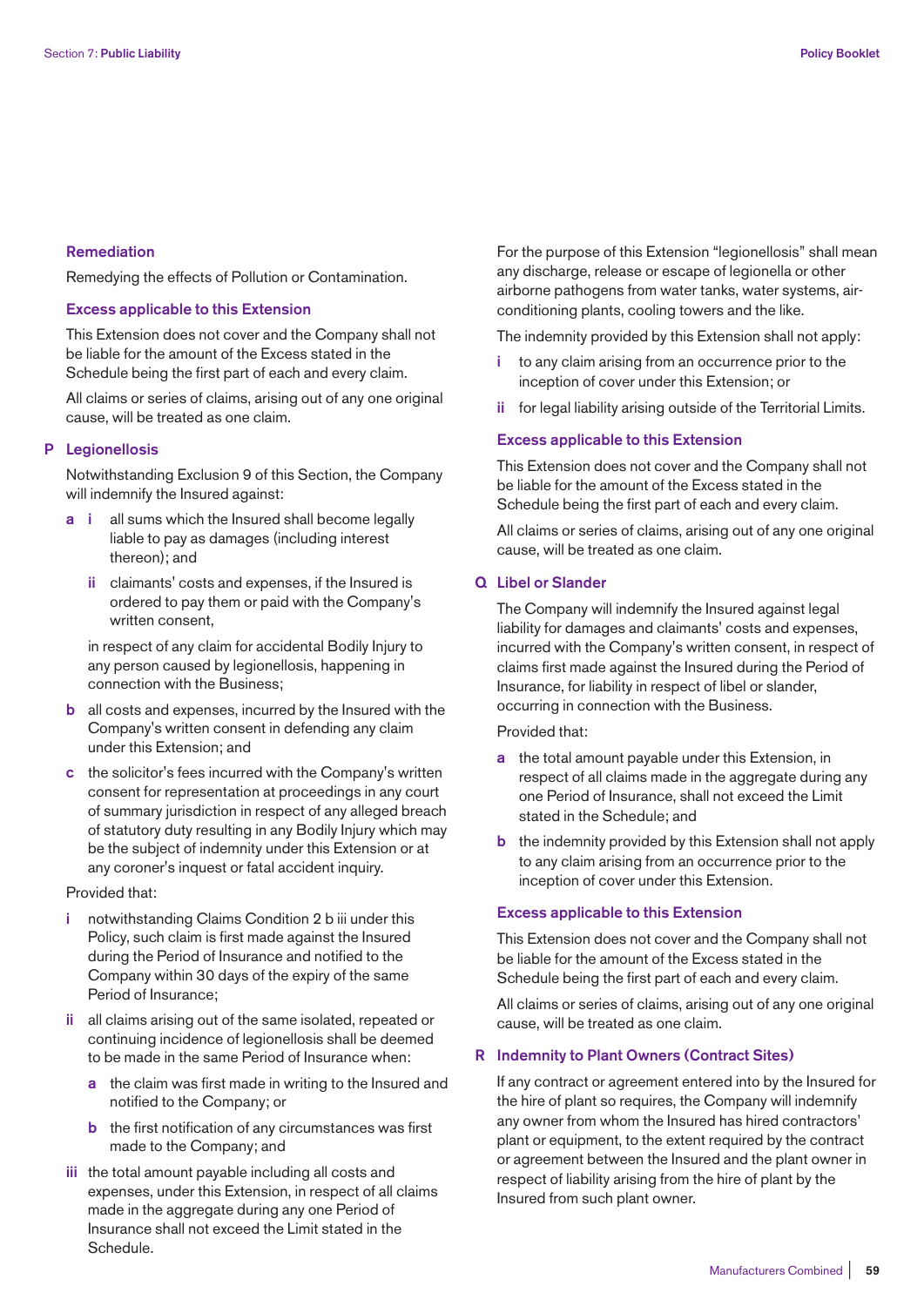#### Remediation

Remedying the effects of Pollution or Contamination.

#### Excess applicable to this Extension

This Extension does not cover and the Company shall not be liable for the amount of the Excess stated in the Schedule being the first part of each and every claim.

All claims or series of claims, arising out of any one original cause, will be treated as one claim.

### P Legionellosis

Notwithstanding Exclusion 9 of this Section, the Company will indemnify the Insured against:

- **a** **i** all sums which the Insured shall become legally liable to pay as damages (including interest thereon); and
  - **ii** claimants' costs and expenses, if the Insured is ordered to pay them or paid with the Company's written consent,

  in respect of any claim for accidental Bodily Injury to any person caused by legionellosis, happening in connection with the Business;
- **b** all costs and expenses, incurred by the Insured with the Company's written consent in defending any claim under this Extension; and
- **c** the solicitor's fees incurred with the Company's written consent for representation at proceedings in any court of summary jurisdiction in respect of any alleged breach of statutory duty resulting in any Bodily Injury which may be the subject of indemnity under this Extension or at any coroner's inquest or fatal accident inquiry.

Provided that:

- **i** notwithstanding Claims Condition 2 b iii under this Policy, such claim is first made against the Insured during the Period of Insurance and notified to the Company within 30 days of the expiry of the same Period of Insurance;
- **ii** all claims arising out of the same isolated, repeated or continuing incidence of legionellosis shall be deemed to be made in the same Period of Insurance when:
  - **a** the claim was first made in writing to the Insured and notified to the Company; or
  - **b** the first notification of any circumstances was first made to the Company; and
- **iii** the total amount payable including all costs and expenses, under this Extension, in respect of all claims made in the aggregate during any one Period of Insurance shall not exceed the Limit stated in the Schedule.

For the purpose of this Extension "legionellosis" shall mean any discharge, release or escape of legionella or other airborne pathogens from water tanks, water systems, air-conditioning plants, cooling towers and the like.

The indemnity provided by this Extension shall not apply:

- **i** to any claim arising from an occurrence prior to the inception of cover under this Extension; or
- **ii** for legal liability arising outside of the Territorial Limits.

#### Excess applicable to this Extension

This Extension does not cover and the Company shall not be liable for the amount of the Excess stated in the Schedule being the first part of each and every claim.

All claims or series of claims, arising out of any one original cause, will be treated as one claim.

### Q Libel or Slander

The Company will indemnify the Insured against legal liability for damages and claimants' costs and expenses, incurred with the Company's written consent, in respect of claims first made against the Insured during the Period of Insurance, for liability in respect of libel or slander, occurring in connection with the Business.

Provided that:

- **a** the total amount payable under this Extension, in respect of all claims made in the aggregate during any one Period of Insurance, shall not exceed the Limit stated in the Schedule; and
- **b** the indemnity provided by this Extension shall not apply to any claim arising from an occurrence prior to the inception of cover under this Extension.

#### Excess applicable to this Extension

This Extension does not cover and the Company shall not be liable for the amount of the Excess stated in the Schedule being the first part of each and every claim.

All claims or series of claims, arising out of any one original cause, will be treated as one claim.

### R Indemnity to Plant Owners (Contract Sites)

If any contract or agreement entered into by the Insured for the hire of plant so requires, the Company will indemnify any owner from whom the Insured has hired contractors' plant or equipment, to the extent required by the contract or agreement between the Insured and the plant owner in respect of liability arising from the hire of plant by the Insured from such plant owner.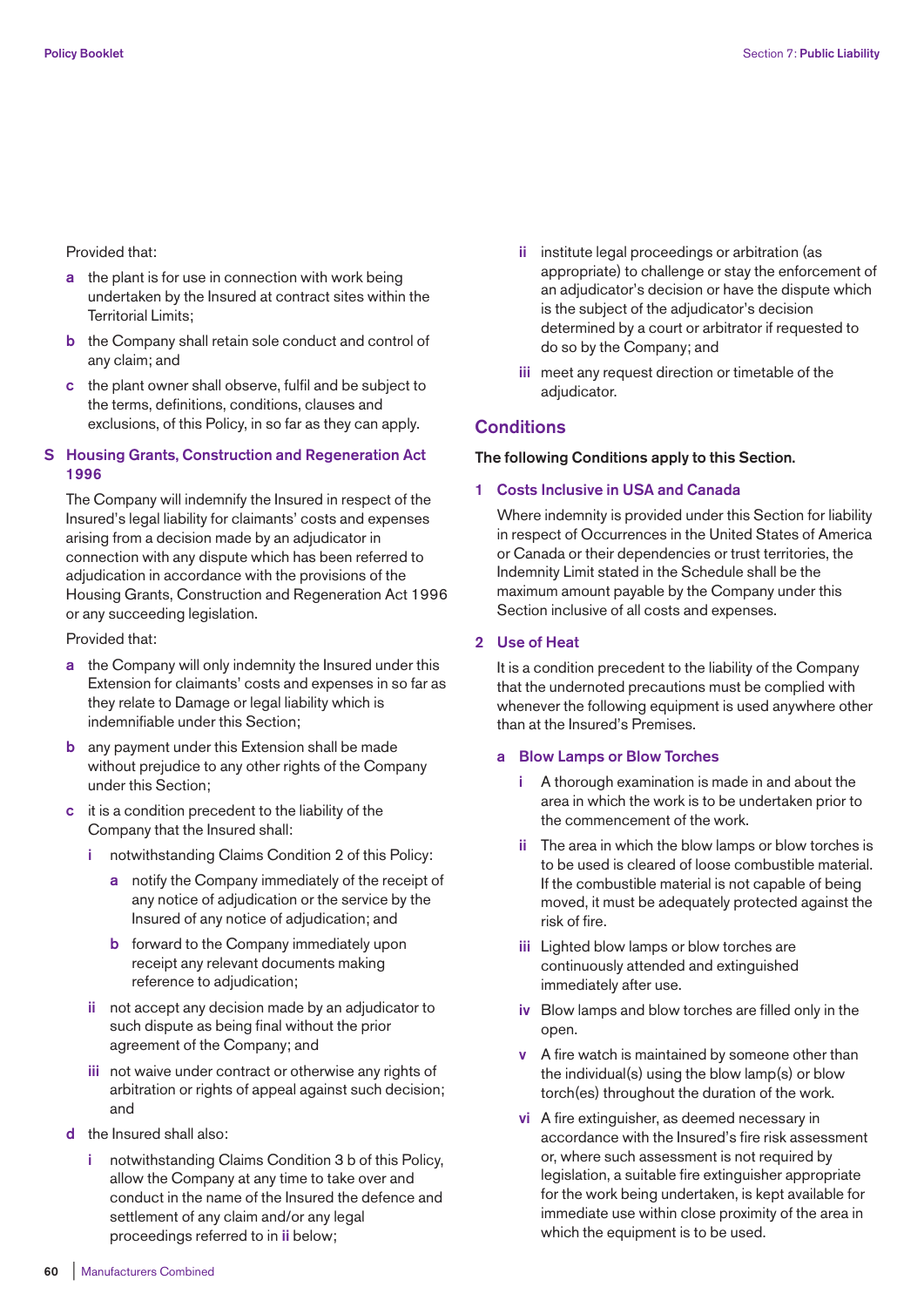Provided that:

**a** the plant is for use in connection with work being undertaken by the Insured at contract sites within the Territorial Limits;

**b** the Company shall retain sole conduct and control of any claim; and

**c** the plant owner shall observe, fulfil and be subject to the terms, definitions, conditions, clauses and exclusions, of this Policy, in so far as they can apply.

### S Housing Grants, Construction and Regeneration Act 1996

The Company will indemnify the Insured in respect of the Insured's legal liability for claimants' costs and expenses arising from a decision made by an adjudicator in connection with any dispute which has been referred to adjudication in accordance with the provisions of the Housing Grants, Construction and Regeneration Act 1996 or any succeeding legislation.

Provided that:

**a** the Company will only indemnity the Insured under this Extension for claimants' costs and expenses in so far as they relate to Damage or legal liability which is indemnifiable under this Section;

**b** any payment under this Extension shall be made without prejudice to any other rights of the Company under this Section;

**c** it is a condition precedent to the liability of the Company that the Insured shall:

- **i** notwithstanding Claims Condition 2 of this Policy:
  - **a** notify the Company immediately of the receipt of any notice of adjudication or the service by the Insured of any notice of adjudication; and
  - **b** forward to the Company immediately upon receipt any relevant documents making reference to adjudication;
- **ii** not accept any decision made by an adjudicator to such dispute as being final without the prior agreement of the Company; and
- **iii** not waive under contract or otherwise any rights of arbitration or rights of appeal against such decision; and

**d** the Insured shall also:

- **i** notwithstanding Claims Condition 3 b of this Policy, allow the Company at any time to take over and conduct in the name of the Insured the defence and settlement of any claim and/or any legal proceedings referred to in **ii** below;
- **ii** institute legal proceedings or arbitration (as appropriate) to challenge or stay the enforcement of an adjudicator's decision or have the dispute which is the subject of the adjudicator's decision determined by a court or arbitrator if requested to do so by the Company; and
- **iii** meet any request direction or timetable of the adjudicator.

## Conditions

**The following Conditions apply to this Section.**

### 1 Costs Inclusive in USA and Canada

Where indemnity is provided under this Section for liability in respect of Occurrences in the United States of America or Canada or their dependencies or trust territories, the Indemnity Limit stated in the Schedule shall be the maximum amount payable by the Company under this Section inclusive of all costs and expenses.

### 2 Use of Heat

It is a condition precedent to the liability of the Company that the undernoted precautions must be complied with whenever the following equipment is used anywhere other than at the Insured's Premises.

#### a Blow Lamps or Blow Torches

- **i** A thorough examination is made in and about the area in which the work is to be undertaken prior to the commencement of the work.
- **ii** The area in which the blow lamps or blow torches is to be used is cleared of loose combustible material. If the combustible material is not capable of being moved, it must be adequately protected against the risk of fire.
- **iii** Lighted blow lamps or blow torches are continuously attended and extinguished immediately after use.
- **iv** Blow lamps and blow torches are filled only in the open.
- **v** A fire watch is maintained by someone other than the individual(s) using the blow lamp(s) or blow torch(es) throughout the duration of the work.
- **vi** A fire extinguisher, as deemed necessary in accordance with the Insured's fire risk assessment or, where such assessment is not required by legislation, a suitable fire extinguisher appropriate for the work being undertaken, is kept available for immediate use within close proximity of the area in which the equipment is to be used.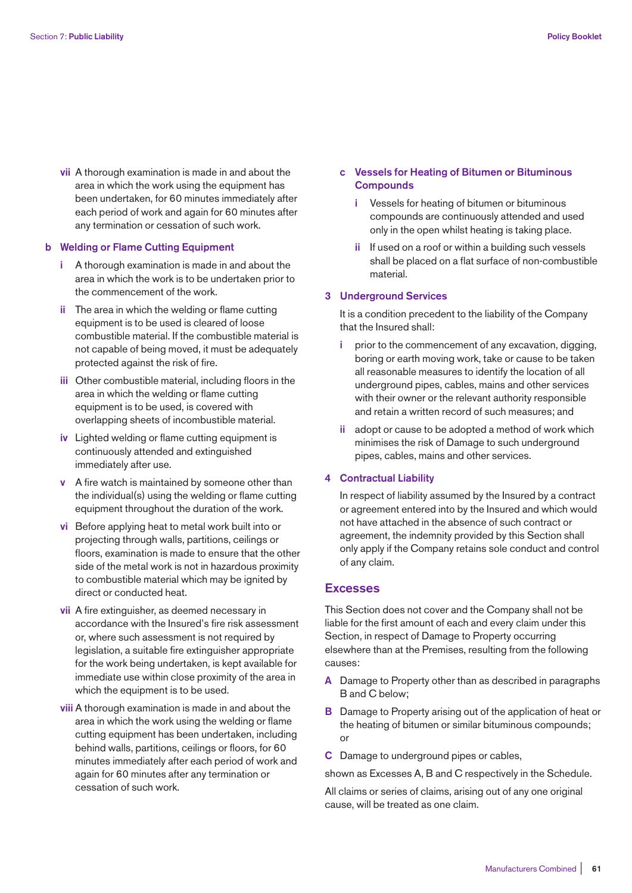**vii** A thorough examination is made in and about the area in which the work using the equipment has been undertaken, for 60 minutes immediately after each period of work and again for 60 minutes after any termination or cessation of such work.

**b Welding or Flame Cutting Equipment**

**i** A thorough examination is made in and about the area in which the work is to be undertaken prior to the commencement of the work.

**ii** The area in which the welding or flame cutting equipment is to be used is cleared of loose combustible material. If the combustible material is not capable of being moved, it must be adequately protected against the risk of fire.

**iii** Other combustible material, including floors in the area in which the welding or flame cutting equipment is to be used, is covered with overlapping sheets of incombustible material.

**iv** Lighted welding or flame cutting equipment is continuously attended and extinguished immediately after use.

**v** A fire watch is maintained by someone other than the individual(s) using the welding or flame cutting equipment throughout the duration of the work.

**vi** Before applying heat to metal work built into or projecting through walls, partitions, ceilings or floors, examination is made to ensure that the other side of the metal work is not in hazardous proximity to combustible material which may be ignited by direct or conducted heat.

**vii** A fire extinguisher, as deemed necessary in accordance with the Insured's fire risk assessment or, where such assessment is not required by legislation, a suitable fire extinguisher appropriate for the work being undertaken, is kept available for immediate use within close proximity of the area in which the equipment is to be used.

**viii** A thorough examination is made in and about the area in which the work using the welding or flame cutting equipment has been undertaken, including behind walls, partitions, ceilings or floors, for 60 minutes immediately after each period of work and again for 60 minutes after any termination or cessation of such work.

**c Vessels for Heating of Bitumen or Bituminous Compounds**

**i** Vessels for heating of bitumen or bituminous compounds are continuously attended and used only in the open whilst heating is taking place.

**ii** If used on a roof or within a building such vessels shall be placed on a flat surface of non-combustible material.

### 3 Underground Services

It is a condition precedent to the liability of the Company that the Insured shall:

**i** prior to the commencement of any excavation, digging, boring or earth moving work, take or cause to be taken all reasonable measures to identify the location of all underground pipes, cables, mains and other services with their owner or the relevant authority responsible and retain a written record of such measures; and

**ii** adopt or cause to be adopted a method of work which minimises the risk of Damage to such underground pipes, cables, mains and other services.

### 4 Contractual Liability

In respect of liability assumed by the Insured by a contract or agreement entered into by the Insured and which would not have attached in the absence of such contract or agreement, the indemnity provided by this Section shall only apply if the Company retains sole conduct and control of any claim.

## Excesses

This Section does not cover and the Company shall not be liable for the first amount of each and every claim under this Section, in respect of Damage to Property occurring elsewhere than at the Premises, resulting from the following causes:

**A** Damage to Property other than as described in paragraphs B and C below;

**B** Damage to Property arising out of the application of heat or the heating of bitumen or similar bituminous compounds; or

**C** Damage to underground pipes or cables,

shown as Excesses A, B and C respectively in the Schedule.

All claims or series of claims, arising out of any one original cause, will be treated as one claim.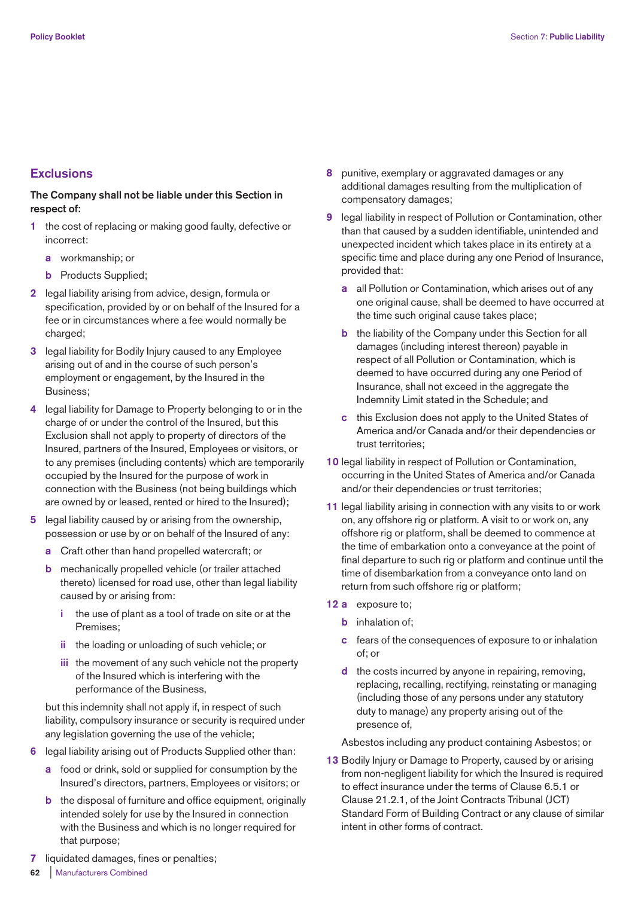## Exclusions

**The Company shall not be liable under this Section in respect of:**

1. the cost of replacing or making good faulty, defective or incorrect:
   - **a** workmanship; or
   - **b** Products Supplied;
2. legal liability arising from advice, design, formula or specification, provided by or on behalf of the Insured for a fee or in circumstances where a fee would normally be charged;
3. legal liability for Bodily Injury caused to any Employee arising out of and in the course of such person's employment or engagement, by the Insured in the Business;
4. legal liability for Damage to Property belonging to or in the charge of or under the control of the Insured, but this Exclusion shall not apply to property of directors of the Insured, partners of the Insured, Employees or visitors, or to any premises (including contents) which are temporarily occupied by the Insured for the purpose of work in connection with the Business (not being buildings which are owned by or leased, rented or hired to the Insured);
5. legal liability caused by or arising from the ownership, possession or use by or on behalf of the Insured of any:
   - **a** Craft other than hand propelled watercraft; or
   - **b** mechanically propelled vehicle (or trailer attached thereto) licensed for road use, other than legal liability caused by or arising from:
     - **i** the use of plant as a tool of trade on site or at the Premises;
     - **ii** the loading or unloading of such vehicle; or
     - **iii** the movement of any such vehicle not the property of the Insured which is interfering with the performance of the Business,

   but this indemnity shall not apply if, in respect of such liability, compulsory insurance or security is required under any legislation governing the use of the vehicle;
6. legal liability arising out of Products Supplied other than:
   - **a** food or drink, sold or supplied for consumption by the Insured's directors, partners, Employees or visitors; or
   - **b** the disposal of furniture and office equipment, originally intended solely for use by the Insured in connection with the Business and which is no longer required for that purpose;
7. liquidated damages, fines or penalties;
8. punitive, exemplary or aggravated damages or any additional damages resulting from the multiplication of compensatory damages;
9. legal liability in respect of Pollution or Contamination, other than that caused by a sudden identifiable, unintended and unexpected incident which takes place in its entirety at a specific time and place during any one Period of Insurance, provided that:
   - **a** all Pollution or Contamination, which arises out of any one original cause, shall be deemed to have occurred at the time such original cause takes place;
   - **b** the liability of the Company under this Section for all damages (including interest thereon) payable in respect of all Pollution or Contamination, which is deemed to have occurred during any one Period of Insurance, shall not exceed in the aggregate the Indemnity Limit stated in the Schedule; and
   - **c** this Exclusion does not apply to the United States of America and/or Canada and/or their dependencies or trust territories;
10. legal liability in respect of Pollution or Contamination, occurring in the United States of America and/or Canada and/or their dependencies or trust territories;
11. legal liability arising in connection with any visits to or work on, any offshore rig or platform. A visit to or work on, any offshore rig or platform, shall be deemed to commence at the time of embarkation onto a conveyance at the point of final departure to such rig or platform and continue until the time of disembarkation from a conveyance onto land on return from such offshore rig or platform;
12. 
   - **a** exposure to;
   - **b** inhalation of;
   - **c** fears of the consequences of exposure to or inhalation of; or
   - **d** the costs incurred by anyone in repairing, removing, replacing, recalling, rectifying, reinstating or managing (including those of any persons under any statutory duty to manage) any property arising out of the presence of,

   Asbestos including any product containing Asbestos; or
13. Bodily Injury or Damage to Property, caused by or arising from non-negligent liability for which the Insured is required to effect insurance under the terms of Clause 6.5.1 or Clause 21.2.1, of the Joint Contracts Tribunal (JCT) Standard Form of Building Contract or any clause of similar intent in other forms of contract.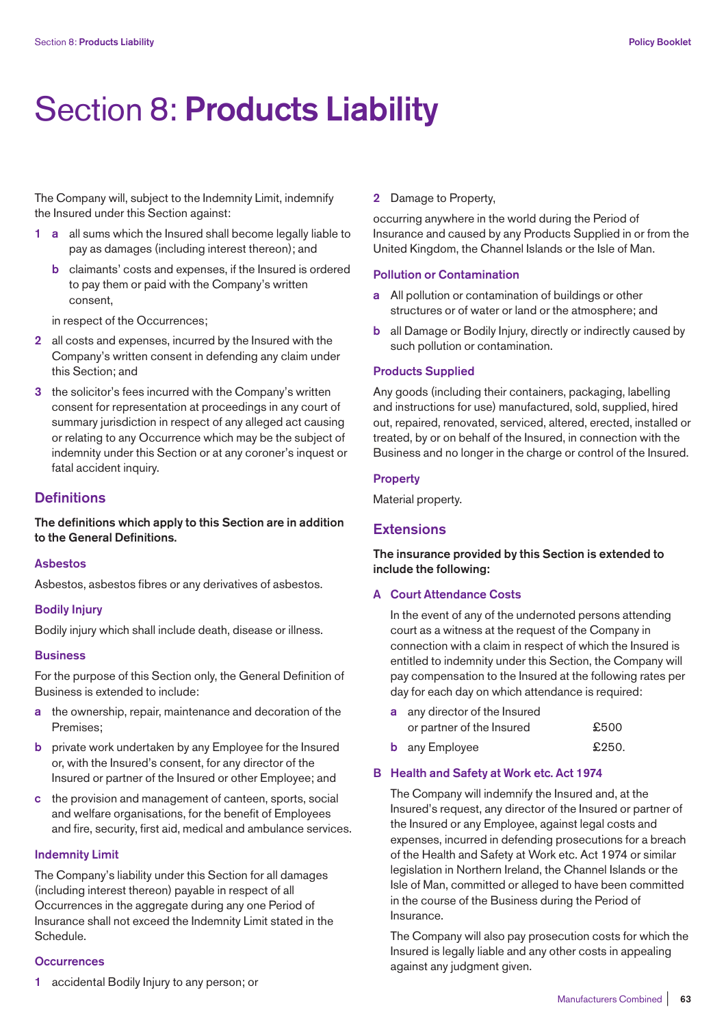# Section 8: **Products Liability**

The Company will, subject to the Indemnity Limit, indemnify the Insured under this Section against:

1. **a** all sums which the Insured shall become legally liable to pay as damages (including interest thereon); and

   **b** claimants' costs and expenses, if the Insured is ordered to pay them or paid with the Company's written consent,

   in respect of the Occurrences;

2. all costs and expenses, incurred by the Insured with the Company's written consent in defending any claim under this Section; and
3. the solicitor's fees incurred with the Company's written consent for representation at proceedings in any court of summary jurisdiction in respect of any alleged act causing or relating to any Occurrence which may be the subject of indemnity under this Section or at any coroner's inquest or fatal accident inquiry.

## Definitions

**The definitions which apply to this Section are in addition to the General Definitions.**

### Asbestos

Asbestos, asbestos fibres or any derivatives of asbestos.

### Bodily Injury

Bodily injury which shall include death, disease or illness.

### Business

For the purpose of this Section only, the General Definition of Business is extended to include:

- **a** the ownership, repair, maintenance and decoration of the Premises;
- **b** private work undertaken by any Employee for the Insured or, with the Insured's consent, for any director of the Insured or partner of the Insured or other Employee; and
- **c** the provision and management of canteen, sports, social and welfare organisations, for the benefit of Employees and fire, security, first aid, medical and ambulance services.

### Indemnity Limit

The Company's liability under this Section for all damages (including interest thereon) payable in respect of all Occurrences in the aggregate during any one Period of Insurance shall not exceed the Indemnity Limit stated in the Schedule.

### Occurrences

1. accidental Bodily Injury to any person; or
2. Damage to Property,

occurring anywhere in the world during the Period of Insurance and caused by any Products Supplied in or from the United Kingdom, the Channel Islands or the Isle of Man.

### Pollution or Contamination

- **a** All pollution or contamination of buildings or other structures or of water or land or the atmosphere; and
- **b** all Damage or Bodily Injury, directly or indirectly caused by such pollution or contamination.

### Products Supplied

Any goods (including their containers, packaging, labelling and instructions for use) manufactured, sold, supplied, hired out, repaired, renovated, serviced, altered, erected, installed or treated, by or on behalf of the Insured, in connection with the Business and no longer in the charge or control of the Insured.

### Property

Material property.

## Extensions

**The insurance provided by this Section is extended to include the following:**

### A Court Attendance Costs

In the event of any of the undernoted persons attending court as a witness at the request of the Company in connection with a claim in respect of which the Insured is entitled to indemnity under this Section, the Company will pay compensation to the Insured at the following rates per day for each day on which attendance is required:

| | | |
|---|---|---|
| **a** | any director of the Insured or partner of the Insured | £500 |
| **b** | any Employee | £250. |

### B Health and Safety at Work etc. Act 1974

The Company will indemnify the Insured and, at the Insured's request, any director of the Insured or partner of the Insured or any Employee, against legal costs and expenses, incurred in defending prosecutions for a breach of the Health and Safety at Work etc. Act 1974 or similar legislation in Northern Ireland, the Channel Islands or the Isle of Man, committed or alleged to have been committed in the course of the Business during the Period of Insurance.

The Company will also pay prosecution costs for which the Insured is legally liable and any other costs in appealing against any judgment given.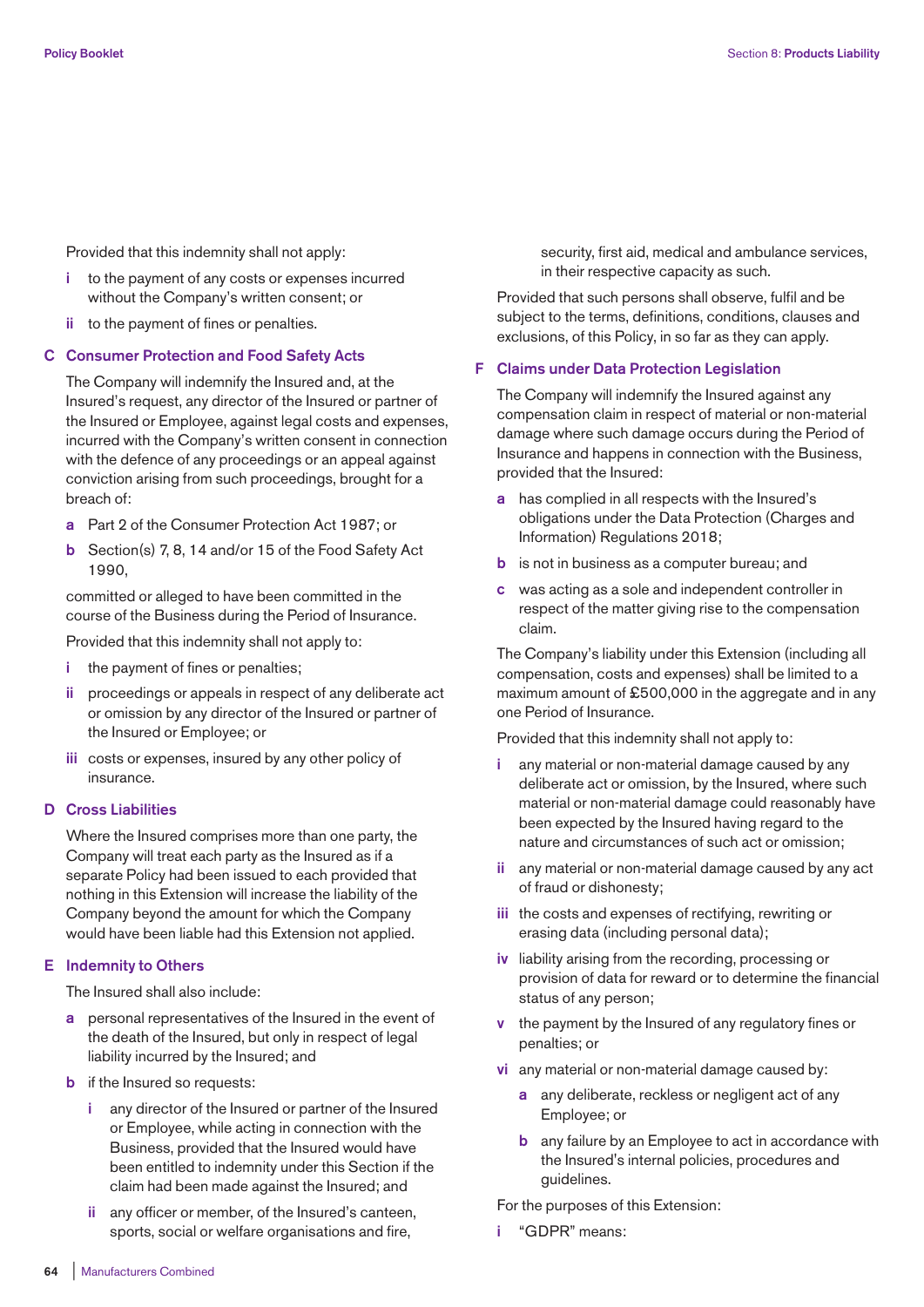Provided that this indemnity shall not apply:

- **i** to the payment of any costs or expenses incurred without the Company's written consent; or
- **ii** to the payment of fines or penalties.

### C Consumer Protection and Food Safety Acts

The Company will indemnify the Insured and, at the Insured's request, any director of the Insured or partner of the Insured or Employee, against legal costs and expenses, incurred with the Company's written consent in connection with the defence of any proceedings or an appeal against conviction arising from such proceedings, brought for a breach of:

- **a** Part 2 of the Consumer Protection Act 1987; or
- **b** Section(s) 7, 8, 14 and/or 15 of the Food Safety Act 1990,

committed or alleged to have been committed in the course of the Business during the Period of Insurance.

Provided that this indemnity shall not apply to:

- **i** the payment of fines or penalties;
- **ii** proceedings or appeals in respect of any deliberate act or omission by any director of the Insured or partner of the Insured or Employee; or
- **iii** costs or expenses, insured by any other policy of insurance.

### D Cross Liabilities

Where the Insured comprises more than one party, the Company will treat each party as the Insured as if a separate Policy had been issued to each provided that nothing in this Extension will increase the liability of the Company beyond the amount for which the Company would have been liable had this Extension not applied.

### E Indemnity to Others

The Insured shall also include:

- **a** personal representatives of the Insured in the event of the death of the Insured, but only in respect of legal liability incurred by the Insured; and
- **b** if the Insured so requests:
  - **i** any director of the Insured or partner of the Insured or Employee, while acting in connection with the Business, provided that the Insured would have been entitled to indemnity under this Section if the claim had been made against the Insured; and
  - **ii** any officer or member, of the Insured's canteen, sports, social or welfare organisations and fire, security, first aid, medical and ambulance services, in their respective capacity as such.

Provided that such persons shall observe, fulfil and be subject to the terms, definitions, conditions, clauses and exclusions, of this Policy, in so far as they can apply.

### F Claims under Data Protection Legislation

The Company will indemnify the Insured against any compensation claim in respect of material or non-material damage where such damage occurs during the Period of Insurance and happens in connection with the Business, provided that the Insured:

- **a** has complied in all respects with the Insured's obligations under the Data Protection (Charges and Information) Regulations 2018;
- **b** is not in business as a computer bureau; and
- **c** was acting as a sole and independent controller in respect of the matter giving rise to the compensation claim.

The Company's liability under this Extension (including all compensation, costs and expenses) shall be limited to a maximum amount of £500,000 in the aggregate and in any one Period of Insurance.

Provided that this indemnity shall not apply to:

- **i** any material or non-material damage caused by any deliberate act or omission, by the Insured, where such material or non-material damage could reasonably have been expected by the Insured having regard to the nature and circumstances of such act or omission;
- **ii** any material or non-material damage caused by any act of fraud or dishonesty;
- **iii** the costs and expenses of rectifying, rewriting or erasing data (including personal data);
- **iv** liability arising from the recording, processing or provision of data for reward or to determine the financial status of any person;
- **v** the payment by the Insured of any regulatory fines or penalties; or
- **vi** any material or non-material damage caused by:
  - **a** any deliberate, reckless or negligent act of any Employee; or
  - **b** any failure by an Employee to act in accordance with the Insured's internal policies, procedures and guidelines.

For the purposes of this Extension:

- **i** "GDPR" means: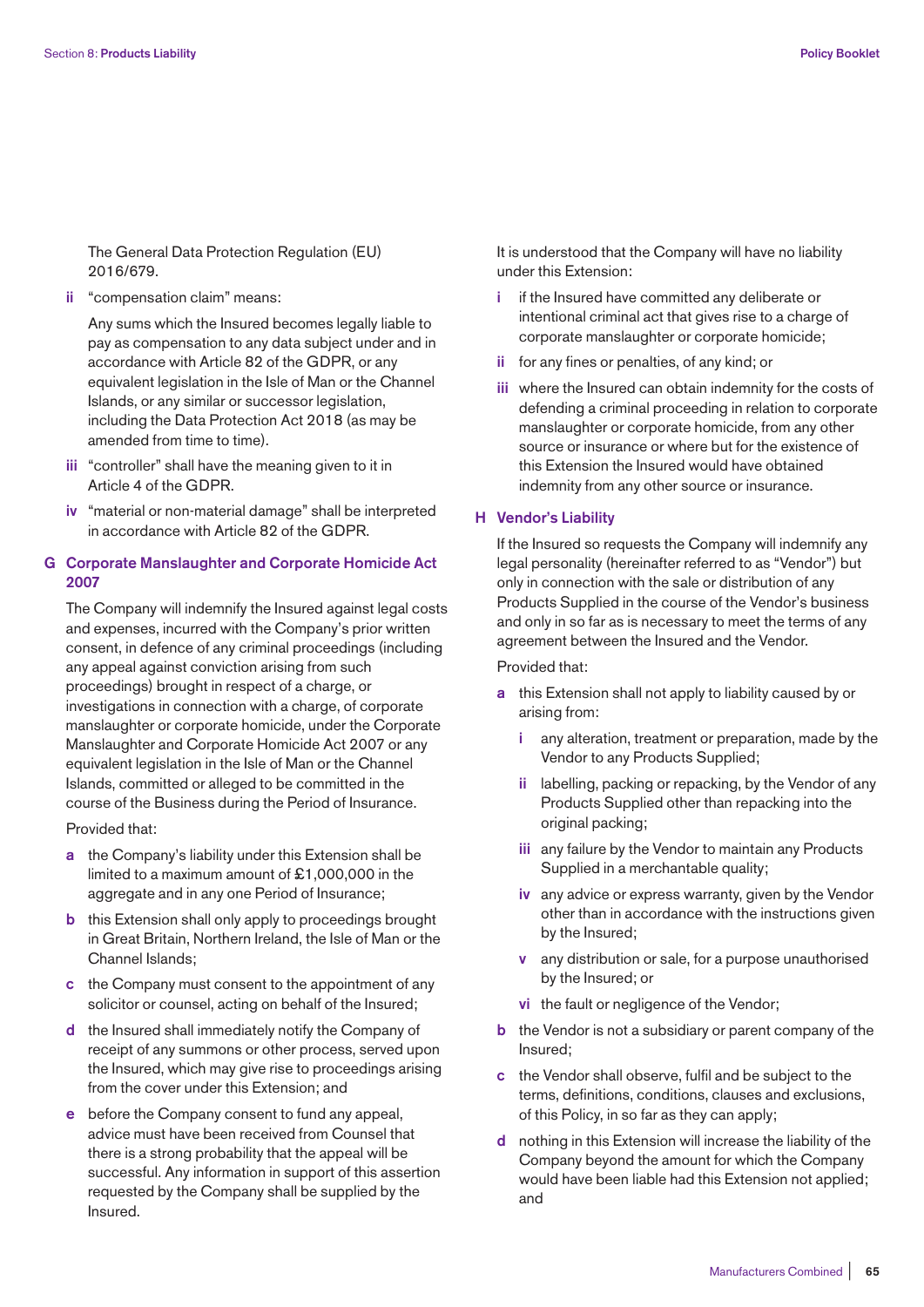The General Data Protection Regulation (EU) 2016/679.

**ii** "compensation claim" means:

Any sums which the Insured becomes legally liable to pay as compensation to any data subject under and in accordance with Article 82 of the GDPR, or any equivalent legislation in the Isle of Man or the Channel Islands, or any similar or successor legislation, including the Data Protection Act 2018 (as may be amended from time to time).

**iii** "controller" shall have the meaning given to it in Article 4 of the GDPR.

**iv** "material or non-material damage" shall be interpreted in accordance with Article 82 of the GDPR.

### G Corporate Manslaughter and Corporate Homicide Act 2007

The Company will indemnify the Insured against legal costs and expenses, incurred with the Company's prior written consent, in defence of any criminal proceedings (including any appeal against conviction arising from such proceedings) brought in respect of a charge, or investigations in connection with a charge, of corporate manslaughter or corporate homicide, under the Corporate Manslaughter and Corporate Homicide Act 2007 or any equivalent legislation in the Isle of Man or the Channel Islands, committed or alleged to be committed in the course of the Business during the Period of Insurance.

Provided that:

**a** the Company's liability under this Extension shall be limited to a maximum amount of £1,000,000 in the aggregate and in any one Period of Insurance;

**b** this Extension shall only apply to proceedings brought in Great Britain, Northern Ireland, the Isle of Man or the Channel Islands;

**c** the Company must consent to the appointment of any solicitor or counsel, acting on behalf of the Insured;

**d** the Insured shall immediately notify the Company of receipt of any summons or other process, served upon the Insured, which may give rise to proceedings arising from the cover under this Extension; and

**e** before the Company consent to fund any appeal, advice must have been received from Counsel that there is a strong probability that the appeal will be successful. Any information in support of this assertion requested by the Company shall be supplied by the Insured.

It is understood that the Company will have no liability under this Extension:

**i** if the Insured have committed any deliberate or intentional criminal act that gives rise to a charge of corporate manslaughter or corporate homicide;

**ii** for any fines or penalties, of any kind; or

**iii** where the Insured can obtain indemnity for the costs of defending a criminal proceeding in relation to corporate manslaughter or corporate homicide, from any other source or insurance or where but for the existence of this Extension the Insured would have obtained indemnity from any other source or insurance.

### H Vendor's Liability

If the Insured so requests the Company will indemnify any legal personality (hereinafter referred to as "Vendor") but only in connection with the sale or distribution of any Products Supplied in the course of the Vendor's business and only in so far as is necessary to meet the terms of any agreement between the Insured and the Vendor.

Provided that:

**a** this Extension shall not apply to liability caused by or arising from:

- **i** any alteration, treatment or preparation, made by the Vendor to any Products Supplied;
- **ii** labelling, packing or repacking, by the Vendor of any Products Supplied other than repacking into the original packing;
- **iii** any failure by the Vendor to maintain any Products Supplied in a merchantable quality;
- **iv** any advice or express warranty, given by the Vendor other than in accordance with the instructions given by the Insured;
- **v** any distribution or sale, for a purpose unauthorised by the Insured; or
- **vi** the fault or negligence of the Vendor;

**b** the Vendor is not a subsidiary or parent company of the Insured;

**c** the Vendor shall observe, fulfil and be subject to the terms, definitions, conditions, clauses and exclusions, of this Policy, in so far as they can apply;

**d** nothing in this Extension will increase the liability of the Company beyond the amount for which the Company would have been liable had this Extension not applied; and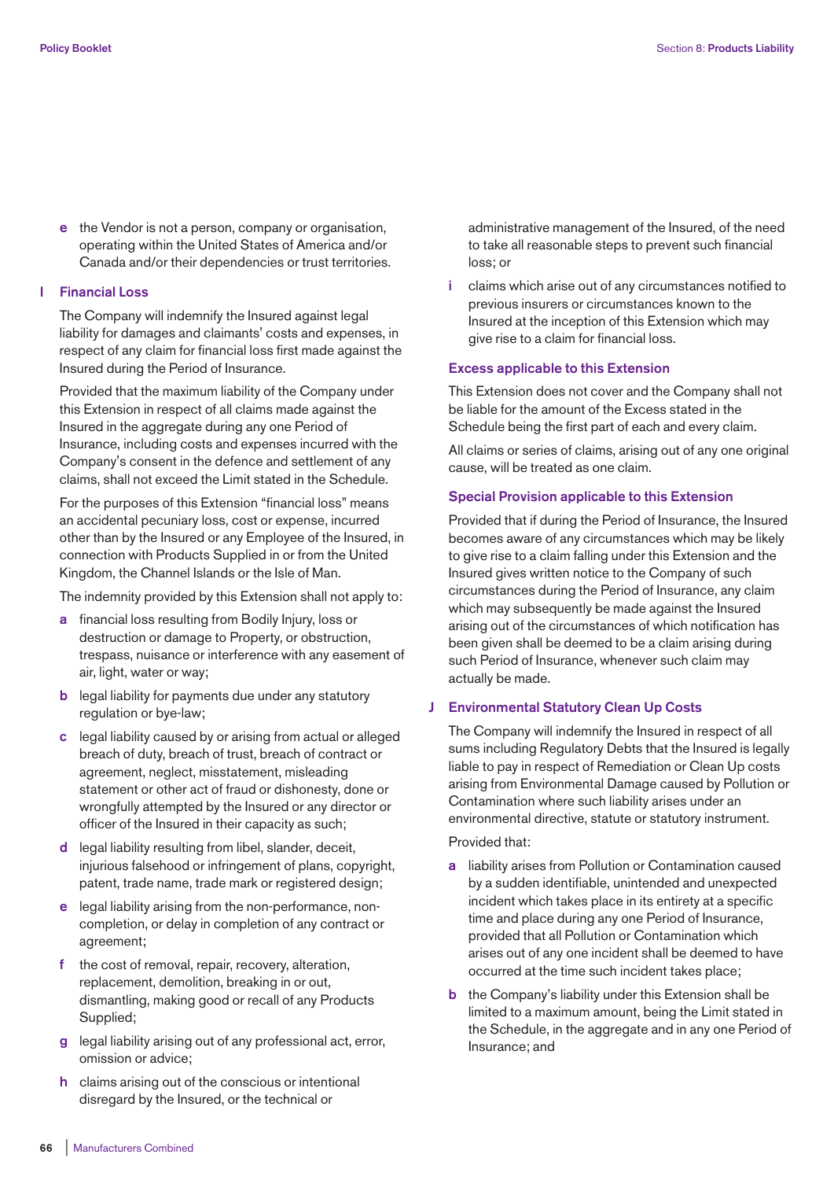e the Vendor is not a person, company or organisation, operating within the United States of America and/or Canada and/or their dependencies or trust territories.

## I Financial Loss

The Company will indemnify the Insured against legal liability for damages and claimants' costs and expenses, in respect of any claim for financial loss first made against the Insured during the Period of Insurance.

Provided that the maximum liability of the Company under this Extension in respect of all claims made against the Insured in the aggregate during any one Period of Insurance, including costs and expenses incurred with the Company's consent in the defence and settlement of any claims, shall not exceed the Limit stated in the Schedule.

For the purposes of this Extension "financial loss" means an accidental pecuniary loss, cost or expense, incurred other than by the Insured or any Employee of the Insured, in connection with Products Supplied in or from the United Kingdom, the Channel Islands or the Isle of Man.

The indemnity provided by this Extension shall not apply to:

a financial loss resulting from Bodily Injury, loss or destruction or damage to Property, or obstruction, trespass, nuisance or interference with any easement of air, light, water or way;

b legal liability for payments due under any statutory regulation or bye-law;

c legal liability caused by or arising from actual or alleged breach of duty, breach of trust, breach of contract or agreement, neglect, misstatement, misleading statement or other act of fraud or dishonesty, done or wrongfully attempted by the Insured or any director or officer of the Insured in their capacity as such;

d legal liability resulting from libel, slander, deceit, injurious falsehood or infringement of plans, copyright, patent, trade name, trade mark or registered design;

e legal liability arising from the non-performance, non-completion, or delay in completion of any contract or agreement;

f the cost of removal, repair, recovery, alteration, replacement, demolition, breaking in or out, dismantling, making good or recall of any Products Supplied;

g legal liability arising out of any professional act, error, omission or advice;

h claims arising out of the conscious or intentional disregard by the Insured, or the technical or administrative management of the Insured, of the need to take all reasonable steps to prevent such financial loss; or

i claims which arise out of any circumstances notified to previous insurers or circumstances known to the Insured at the inception of this Extension which may give rise to a claim for financial loss.

### Excess applicable to this Extension

This Extension does not cover and the Company shall not be liable for the amount of the Excess stated in the Schedule being the first part of each and every claim.

All claims or series of claims, arising out of any one original cause, will be treated as one claim.

### Special Provision applicable to this Extension

Provided that if during the Period of Insurance, the Insured becomes aware of any circumstances which may be likely to give rise to a claim falling under this Extension and the Insured gives written notice to the Company of such circumstances during the Period of Insurance, any claim which may subsequently be made against the Insured arising out of the circumstances of which notification has been given shall be deemed to be a claim arising during such Period of Insurance, whenever such claim may actually be made.

## J Environmental Statutory Clean Up Costs

The Company will indemnify the Insured in respect of all sums including Regulatory Debts that the Insured is legally liable to pay in respect of Remediation or Clean Up costs arising from Environmental Damage caused by Pollution or Contamination where such liability arises under an environmental directive, statute or statutory instrument.

Provided that:

a liability arises from Pollution or Contamination caused by a sudden identifiable, unintended and unexpected incident which takes place in its entirety at a specific time and place during any one Period of Insurance, provided that all Pollution or Contamination which arises out of any one incident shall be deemed to have occurred at the time such incident takes place;

b the Company's liability under this Extension shall be limited to a maximum amount, being the Limit stated in the Schedule, in the aggregate and in any one Period of Insurance; and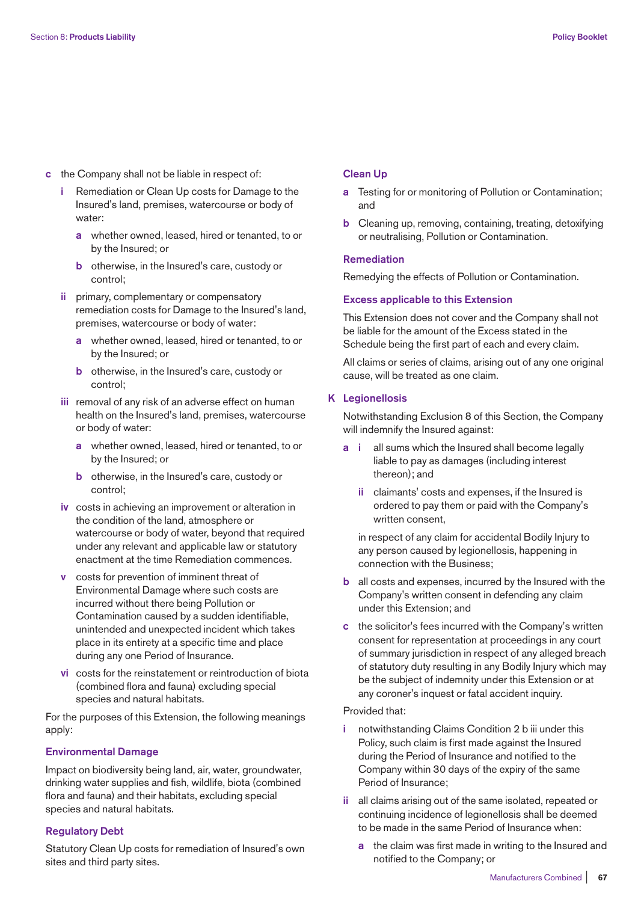**c** the Company shall not be liable in respect of:

  **i** Remediation or Clean Up costs for Damage to the Insured's land, premises, watercourse or body of water:

    **a** whether owned, leased, hired or tenanted, to or by the Insured; or

    **b** otherwise, in the Insured's care, custody or control;

  **ii** primary, complementary or compensatory remediation costs for Damage to the Insured's land, premises, watercourse or body of water:

    **a** whether owned, leased, hired or tenanted, to or by the Insured; or

    **b** otherwise, in the Insured's care, custody or control;

  **iii** removal of any risk of an adverse effect on human health on the Insured's land, premises, watercourse or body of water:

    **a** whether owned, leased, hired or tenanted, to or by the Insured; or

    **b** otherwise, in the Insured's care, custody or control;

  **iv** costs in achieving an improvement or alteration in the condition of the land, atmosphere or watercourse or body of water, beyond that required under any relevant and applicable law or statutory enactment at the time Remediation commences.

  **v** costs for prevention of imminent threat of Environmental Damage where such costs are incurred without there being Pollution or Contamination caused by a sudden identifiable, unintended and unexpected incident which takes place in its entirety at a specific time and place during any one Period of Insurance.

  **vi** costs for the reinstatement or reintroduction of biota (combined flora and fauna) excluding special species and natural habitats.

For the purposes of this Extension, the following meanings apply:

### Environmental Damage

Impact on biodiversity being land, air, water, groundwater, drinking water supplies and fish, wildlife, biota (combined flora and fauna) and their habitats, excluding special species and natural habitats.

### Regulatory Debt

Statutory Clean Up costs for remediation of Insured's own sites and third party sites.

### Clean Up

**a** Testing for or monitoring of Pollution or Contamination; and

**b** Cleaning up, removing, containing, treating, detoxifying or neutralising, Pollution or Contamination.

### Remediation

Remedying the effects of Pollution or Contamination.

### Excess applicable to this Extension

This Extension does not cover and the Company shall not be liable for the amount of the Excess stated in the Schedule being the first part of each and every claim.

All claims or series of claims, arising out of any one original cause, will be treated as one claim.

## K Legionellosis

Notwithstanding Exclusion 8 of this Section, the Company will indemnify the Insured against:

**a** **i** all sums which the Insured shall become legally liable to pay as damages (including interest thereon); and

  **ii** claimants' costs and expenses, if the Insured is ordered to pay them or paid with the Company's written consent,

  in respect of any claim for accidental Bodily Injury to any person caused by legionellosis, happening in connection with the Business;

**b** all costs and expenses, incurred by the Insured with the Company's written consent in defending any claim under this Extension; and

**c** the solicitor's fees incurred with the Company's written consent for representation at proceedings in any court of summary jurisdiction in respect of any alleged breach of statutory duty resulting in any Bodily Injury which may be the subject of indemnity under this Extension or at any coroner's inquest or fatal accident inquiry.

Provided that:

**i** notwithstanding Claims Condition 2 b iii under this Policy, such claim is first made against the Insured during the Period of Insurance and notified to the Company within 30 days of the expiry of the same Period of Insurance;

**ii** all claims arising out of the same isolated, repeated or continuing incidence of legionellosis shall be deemed to be made in the same Period of Insurance when:

  **a** the claim was first made in writing to the Insured and notified to the Company; or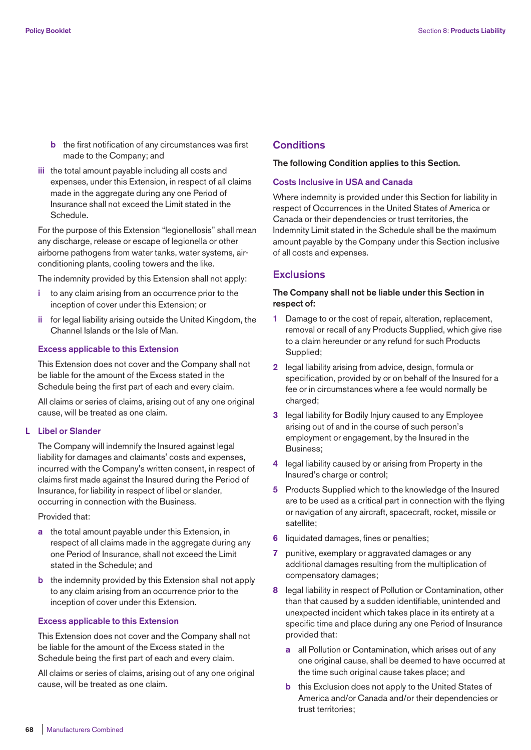- **b** the first notification of any circumstances was first made to the Company; and

**iii** the total amount payable including all costs and expenses, under this Extension, in respect of all claims made in the aggregate during any one Period of Insurance shall not exceed the Limit stated in the Schedule.

For the purpose of this Extension "legionellosis" shall mean any discharge, release or escape of legionella or other airborne pathogens from water tanks, water systems, air-conditioning plants, cooling towers and the like.

The indemnity provided by this Extension shall not apply:

- **i** to any claim arising from an occurrence prior to the inception of cover under this Extension; or
- **ii** for legal liability arising outside the United Kingdom, the Channel Islands or the Isle of Man.

#### Excess applicable to this Extension

This Extension does not cover and the Company shall not be liable for the amount of the Excess stated in the Schedule being the first part of each and every claim.

All claims or series of claims, arising out of any one original cause, will be treated as one claim.

### L Libel or Slander

The Company will indemnify the Insured against legal liability for damages and claimants' costs and expenses, incurred with the Company's written consent, in respect of claims first made against the Insured during the Period of Insurance, for liability in respect of libel or slander, occurring in connection with the Business.

Provided that:

- **a** the total amount payable under this Extension, in respect of all claims made in the aggregate during any one Period of Insurance, shall not exceed the Limit stated in the Schedule; and
- **b** the indemnity provided by this Extension shall not apply to any claim arising from an occurrence prior to the inception of cover under this Extension.

#### Excess applicable to this Extension

This Extension does not cover and the Company shall not be liable for the amount of the Excess stated in the Schedule being the first part of each and every claim.

All claims or series of claims, arising out of any one original cause, will be treated as one claim.

## Conditions

**The following Condition applies to this Section.**

#### Costs Inclusive in USA and Canada

Where indemnity is provided under this Section for liability in respect of Occurrences in the United States of America or Canada or their dependencies or trust territories, the Indemnity Limit stated in the Schedule shall be the maximum amount payable by the Company under this Section inclusive of all costs and expenses.

## Exclusions

**The Company shall not be liable under this Section in respect of:**

1. Damage to or the cost of repair, alteration, replacement, removal or recall of any Products Supplied, which give rise to a claim hereunder or any refund for such Products Supplied;
2. legal liability arising from advice, design, formula or specification, provided by or on behalf of the Insured for a fee or in circumstances where a fee would normally be charged;
3. legal liability for Bodily Injury caused to any Employee arising out of and in the course of such person's employment or engagement, by the Insured in the Business;
4. legal liability caused by or arising from Property in the Insured's charge or control;
5. Products Supplied which to the knowledge of the Insured are to be used as a critical part in connection with the flying or navigation of any aircraft, spacecraft, rocket, missile or satellite;
6. liquidated damages, fines or penalties;
7. punitive, exemplary or aggravated damages or any additional damages resulting from the multiplication of compensatory damages;
8. legal liability in respect of Pollution or Contamination, other than that caused by a sudden identifiable, unintended and unexpected incident which takes place in its entirety at a specific time and place during any one Period of Insurance provided that:
   - **a** all Pollution or Contamination, which arises out of any one original cause, shall be deemed to have occurred at the time such original cause takes place; and
   - **b** this Exclusion does not apply to the United States of America and/or Canada and/or their dependencies or trust territories;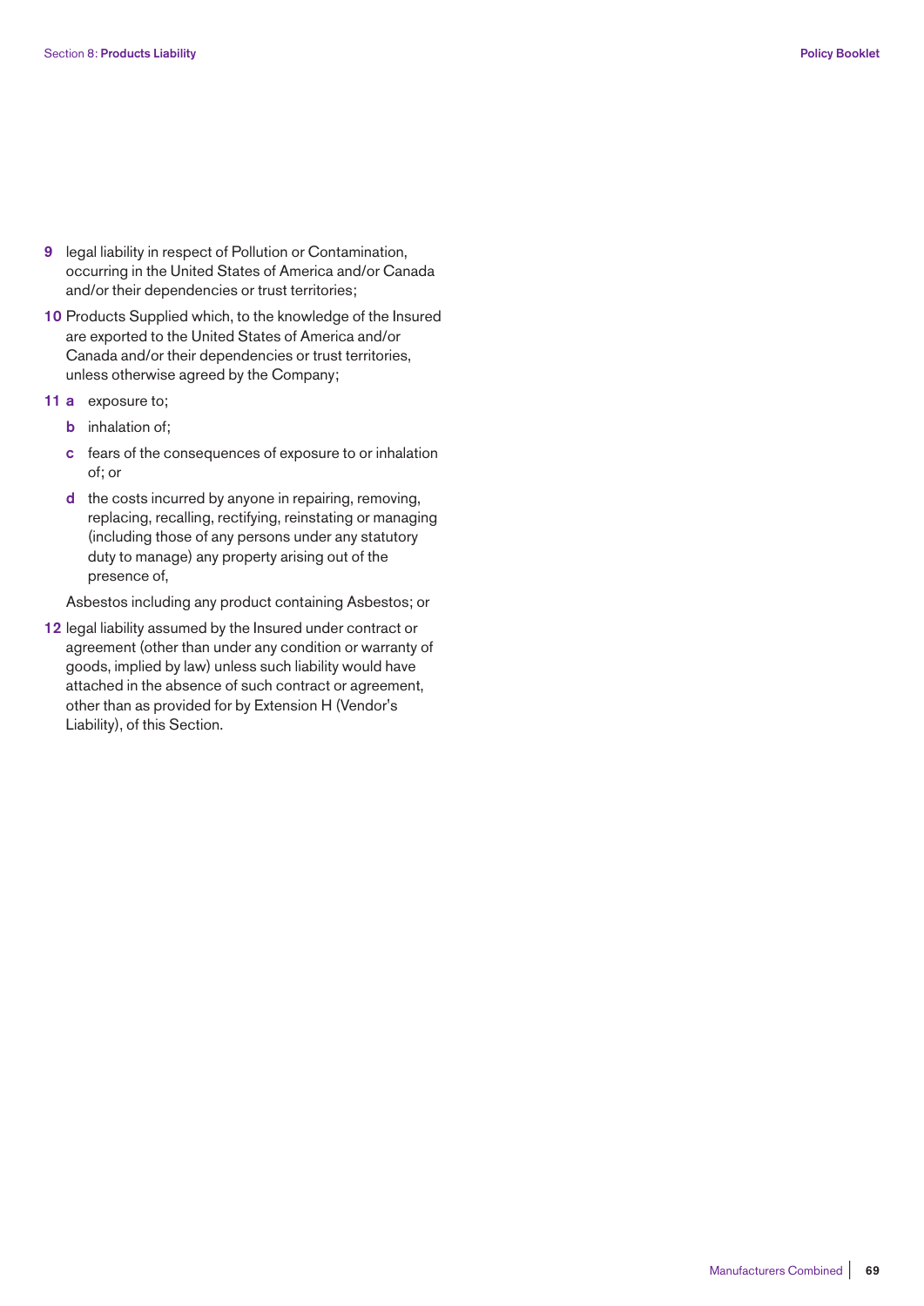9. legal liability in respect of Pollution or Contamination, occurring in the United States of America and/or Canada and/or their dependencies or trust territories;
10. Products Supplied which, to the knowledge of the Insured are exported to the United States of America and/or Canada and/or their dependencies or trust territories, unless otherwise agreed by the Company;
11. 
    a. exposure to;
    b. inhalation of;
    c. fears of the consequences of exposure to or inhalation of; or
    d. the costs incurred by anyone in repairing, removing, replacing, recalling, rectifying, reinstating or managing (including those of any persons under any statutory duty to manage) any property arising out of the presence of,

    Asbestos including any product containing Asbestos; or
12. legal liability assumed by the Insured under contract or agreement (other than under any condition or warranty of goods, implied by law) unless such liability would have attached in the absence of such contract or agreement, other than as provided for by Extension H (Vendor's Liability), of this Section.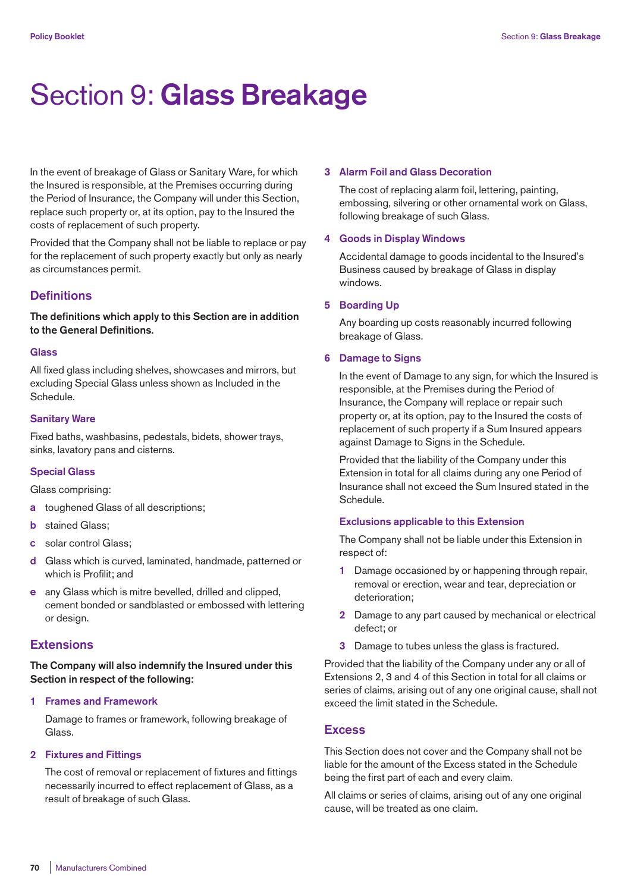# Section 9: **Glass Breakage**

In the event of breakage of Glass or Sanitary Ware, for which the Insured is responsible, at the Premises occurring during the Period of Insurance, the Company will under this Section, replace such property or, at its option, pay to the Insured the costs of replacement of such property.

Provided that the Company shall not be liable to replace or pay for the replacement of such property exactly but only as nearly as circumstances permit.

## Definitions

**The definitions which apply to this Section are in addition to the General Definitions.**

### Glass

All fixed glass including shelves, showcases and mirrors, but excluding Special Glass unless shown as Included in the Schedule.

### Sanitary Ware

Fixed baths, washbasins, pedestals, bidets, shower trays, sinks, lavatory pans and cisterns.

### Special Glass

Glass comprising:

- **a** toughened Glass of all descriptions;
- **b** stained Glass;
- **c** solar control Glass;
- **d** Glass which is curved, laminated, handmade, patterned or which is Profilit; and
- **e** any Glass which is mitre bevelled, drilled and clipped, cement bonded or sandblasted or embossed with lettering or design.

## Extensions

**The Company will also indemnify the Insured under this Section in respect of the following:**

### 1 Frames and Framework

Damage to frames or framework, following breakage of Glass.

### 2 Fixtures and Fittings

The cost of removal or replacement of fixtures and fittings necessarily incurred to effect replacement of Glass, as a result of breakage of such Glass.

### 3 Alarm Foil and Glass Decoration

The cost of replacing alarm foil, lettering, painting, embossing, silvering or other ornamental work on Glass, following breakage of such Glass.

### 4 Goods in Display Windows

Accidental damage to goods incidental to the Insured's Business caused by breakage of Glass in display windows.

### 5 Boarding Up

Any boarding up costs reasonably incurred following breakage of Glass.

### 6 Damage to Signs

In the event of Damage to any sign, for which the Insured is responsible, at the Premises during the Period of Insurance, the Company will replace or repair such property or, at its option, pay to the Insured the costs of replacement of such property if a Sum Insured appears against Damage to Signs in the Schedule.

Provided that the liability of the Company under this Extension in total for all claims during any one Period of Insurance shall not exceed the Sum Insured stated in the Schedule.

#### Exclusions applicable to this Extension

The Company shall not be liable under this Extension in respect of:

1. Damage occasioned by or happening through repair, removal or erection, wear and tear, depreciation or deterioration;
2. Damage to any part caused by mechanical or electrical defect; or
3. Damage to tubes unless the glass is fractured.

Provided that the liability of the Company under any or all of Extensions 2, 3 and 4 of this Section in total for all claims or series of claims, arising out of any one original cause, shall not exceed the limit stated in the Schedule.

## Excess

This Section does not cover and the Company shall not be liable for the amount of the Excess stated in the Schedule being the first part of each and every claim.

All claims or series of claims, arising out of any one original cause, will be treated as one claim.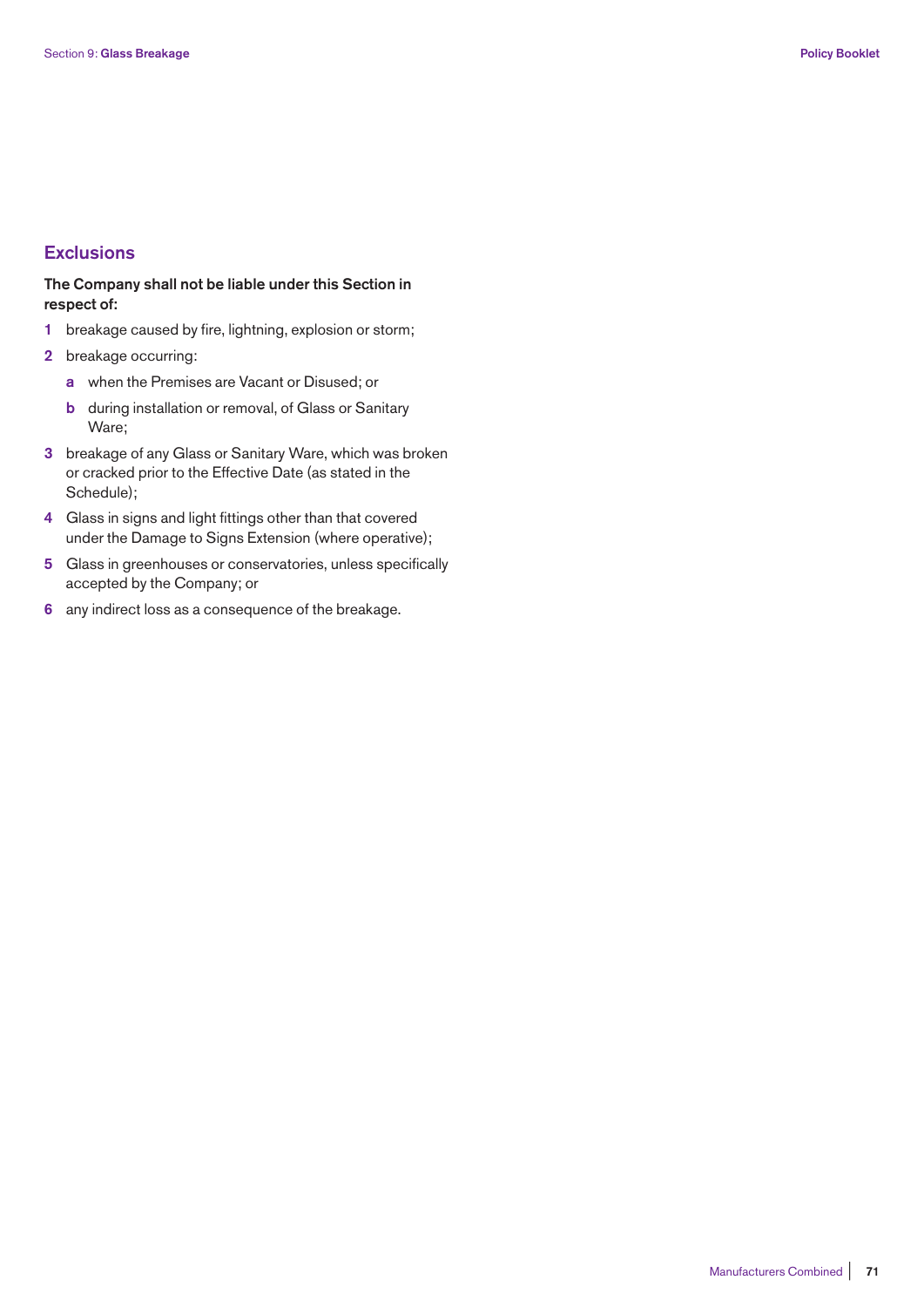## Exclusions

**The Company shall not be liable under this Section in respect of:**

1. breakage caused by fire, lightning, explosion or storm;
2. breakage occurring:
   - a. when the Premises are Vacant or Disused; or
   - b. during installation or removal, of Glass or Sanitary Ware;
3. breakage of any Glass or Sanitary Ware, which was broken or cracked prior to the Effective Date (as stated in the Schedule);
4. Glass in signs and light fittings other than that covered under the Damage to Signs Extension (where operative);
5. Glass in greenhouses or conservatories, unless specifically accepted by the Company; or
6. any indirect loss as a consequence of the breakage.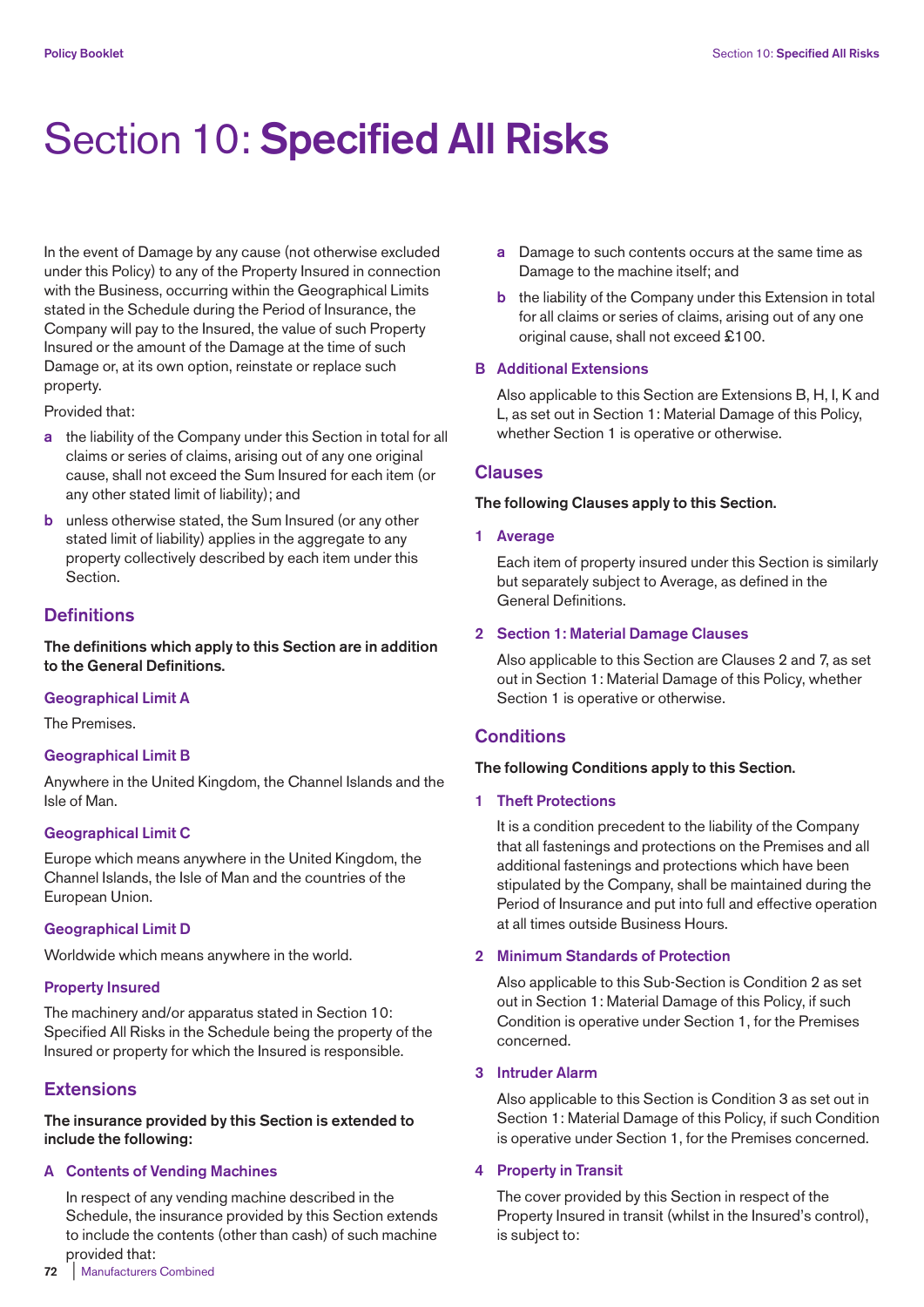# Section 10: **Specified All Risks**

In the event of Damage by any cause (not otherwise excluded under this Policy) to any of the Property Insured in connection with the Business, occurring within the Geographical Limits stated in the Schedule during the Period of Insurance, the Company will pay to the Insured, the value of such Property Insured or the amount of the Damage at the time of such Damage or, at its own option, reinstate or replace such property.

Provided that:

- **a** the liability of the Company under this Section in total for all claims or series of claims, arising out of any one original cause, shall not exceed the Sum Insured for each item (or any other stated limit of liability); and
- **b** unless otherwise stated, the Sum Insured (or any other stated limit of liability) applies in the aggregate to any property collectively described by each item under this Section.

## Definitions

**The definitions which apply to this Section are in addition to the General Definitions.**

### Geographical Limit A

The Premises.

### Geographical Limit B

Anywhere in the United Kingdom, the Channel Islands and the Isle of Man.

### Geographical Limit C

Europe which means anywhere in the United Kingdom, the Channel Islands, the Isle of Man and the countries of the European Union.

### Geographical Limit D

Worldwide which means anywhere in the world.

### Property Insured

The machinery and/or apparatus stated in Section 10: Specified All Risks in the Schedule being the property of the Insured or property for which the Insured is responsible.

## Extensions

**The insurance provided by this Section is extended to include the following:**

### A Contents of Vending Machines

In respect of any vending machine described in the Schedule, the insurance provided by this Section extends to include the contents (other than cash) of such machine provided that:

- **a** Damage to such contents occurs at the same time as Damage to the machine itself; and
- **b** the liability of the Company under this Extension in total for all claims or series of claims, arising out of any one original cause, shall not exceed £100.

### B Additional Extensions

Also applicable to this Section are Extensions B, H, I, K and L, as set out in Section 1: Material Damage of this Policy, whether Section 1 is operative or otherwise.

## Clauses

**The following Clauses apply to this Section.**

### 1 Average

Each item of property insured under this Section is similarly but separately subject to Average, as defined in the General Definitions.

### 2 Section 1: Material Damage Clauses

Also applicable to this Section are Clauses 2 and 7, as set out in Section 1: Material Damage of this Policy, whether Section 1 is operative or otherwise.

## Conditions

**The following Conditions apply to this Section.**

### 1 Theft Protections

It is a condition precedent to the liability of the Company that all fastenings and protections on the Premises and all additional fastenings and protections which have been stipulated by the Company, shall be maintained during the Period of Insurance and put into full and effective operation at all times outside Business Hours.

### 2 Minimum Standards of Protection

Also applicable to this Sub-Section is Condition 2 as set out in Section 1: Material Damage of this Policy, if such Condition is operative under Section 1, for the Premises concerned.

### 3 Intruder Alarm

Also applicable to this Section is Condition 3 as set out in Section 1: Material Damage of this Policy, if such Condition is operative under Section 1, for the Premises concerned.

### 4 Property in Transit

The cover provided by this Section in respect of the Property Insured in transit (whilst in the Insured's control), is subject to: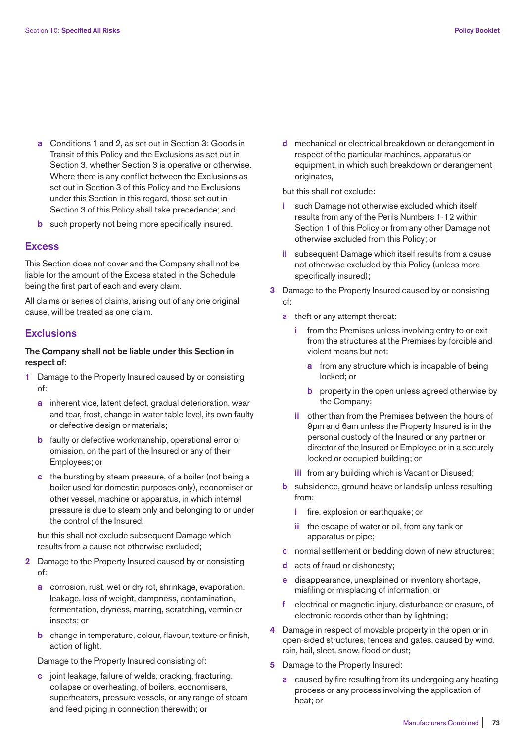- **a** Conditions 1 and 2, as set out in Section 3: Goods in Transit of this Policy and the Exclusions as set out in Section 3, whether Section 3 is operative or otherwise. Where there is any conflict between the Exclusions as set out in Section 3 of this Policy and the Exclusions under this Section in this regard, those set out in Section 3 of this Policy shall take precedence; and
- **b** such property not being more specifically insured.

## Excess

This Section does not cover and the Company shall not be liable for the amount of the Excess stated in the Schedule being the first part of each and every claim.

All claims or series of claims, arising out of any one original cause, will be treated as one claim.

## Exclusions

**The Company shall not be liable under this Section in respect of:**

1. Damage to the Property Insured caused by or consisting of:
   - **a** inherent vice, latent defect, gradual deterioration, wear and tear, frost, change in water table level, its own faulty or defective design or materials;
   - **b** faulty or defective workmanship, operational error or omission, on the part of the Insured or any of their Employees; or
   - **c** the bursting by steam pressure, of a boiler (not being a boiler used for domestic purposes only), economiser or other vessel, machine or apparatus, in which internal pressure is due to steam only and belonging to or under the control of the Insured,

   but this shall not exclude subsequent Damage which results from a cause not otherwise excluded;

2. Damage to the Property Insured caused by or consisting of:
   - **a** corrosion, rust, wet or dry rot, shrinkage, evaporation, leakage, loss of weight, dampness, contamination, fermentation, dryness, marring, scratching, vermin or insects; or
   - **b** change in temperature, colour, flavour, texture or finish, action of light.

   Damage to the Property Insured consisting of:

   - **c** joint leakage, failure of welds, cracking, fracturing, collapse or overheating, of boilers, economisers, superheaters, pressure vessels, or any range of steam and feed piping in connection therewith; or
   - **d** mechanical or electrical breakdown or derangement in respect of the particular machines, apparatus or equipment, in which such breakdown or derangement originates,

   but this shall not exclude:

   - **i** such Damage not otherwise excluded which itself results from any of the Perils Numbers 1-12 within Section 1 of this Policy or from any other Damage not otherwise excluded from this Policy; or
   - **ii** subsequent Damage which itself results from a cause not otherwise excluded by this Policy (unless more specifically insured);

3. Damage to the Property Insured caused by or consisting of:
   - **a** theft or any attempt thereat:
     - **i** from the Premises unless involving entry to or exit from the structures at the Premises by forcible and violent means but not:
       - **a** from any structure which is incapable of being locked; or
       - **b** property in the open unless agreed otherwise by the Company;
     - **ii** other than from the Premises between the hours of 9pm and 6am unless the Property Insured is in the personal custody of the Insured or any partner or director of the Insured or Employee or in a securely locked or occupied building; or
     - **iii** from any building which is Vacant or Disused;
   - **b** subsidence, ground heave or landslip unless resulting from:
     - **i** fire, explosion or earthquake; or
     - **ii** the escape of water or oil, from any tank or apparatus or pipe;
   - **c** normal settlement or bedding down of new structures;
   - **d** acts of fraud or dishonesty;
   - **e** disappearance, unexplained or inventory shortage, misfiling or misplacing of information; or
   - **f** electrical or magnetic injury, disturbance or erasure, of electronic records other than by lightning;

4. Damage in respect of movable property in the open or in open-sided structures, fences and gates, caused by wind, rain, hail, sleet, snow, flood or dust;

5. Damage to the Property Insured:
   - **a** caused by fire resulting from its undergoing any heating process or any process involving the application of heat; or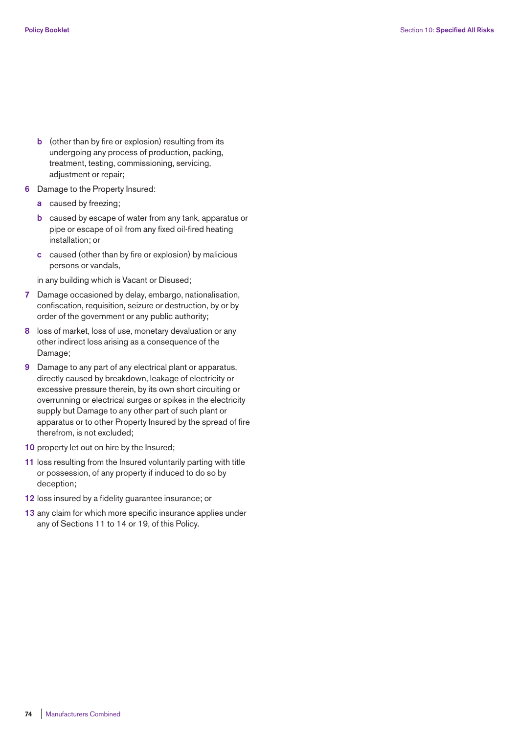b (other than by fire or explosion) resulting from its undergoing any process of production, packing, treatment, testing, commissioning, servicing, adjustment or repair;

6 Damage to the Property Insured:

   a caused by freezing;

   b caused by escape of water from any tank, apparatus or pipe or escape of oil from any fixed oil-fired heating installation; or

   c caused (other than by fire or explosion) by malicious persons or vandals,

   in any building which is Vacant or Disused;

7 Damage occasioned by delay, embargo, nationalisation, confiscation, requisition, seizure or destruction, by or by order of the government or any public authority;

8 loss of market, loss of use, monetary devaluation or any other indirect loss arising as a consequence of the Damage;

9 Damage to any part of any electrical plant or apparatus, directly caused by breakdown, leakage of electricity or excessive pressure therein, by its own short circuiting or overrunning or electrical surges or spikes in the electricity supply but Damage to any other part of such plant or apparatus or to other Property Insured by the spread of fire therefrom, is not excluded;

10 property let out on hire by the Insured;

11 loss resulting from the Insured voluntarily parting with title or possession, of any property if induced to do so by deception;

12 loss insured by a fidelity guarantee insurance; or

13 any claim for which more specific insurance applies under any of Sections 11 to 14 or 19, of this Policy.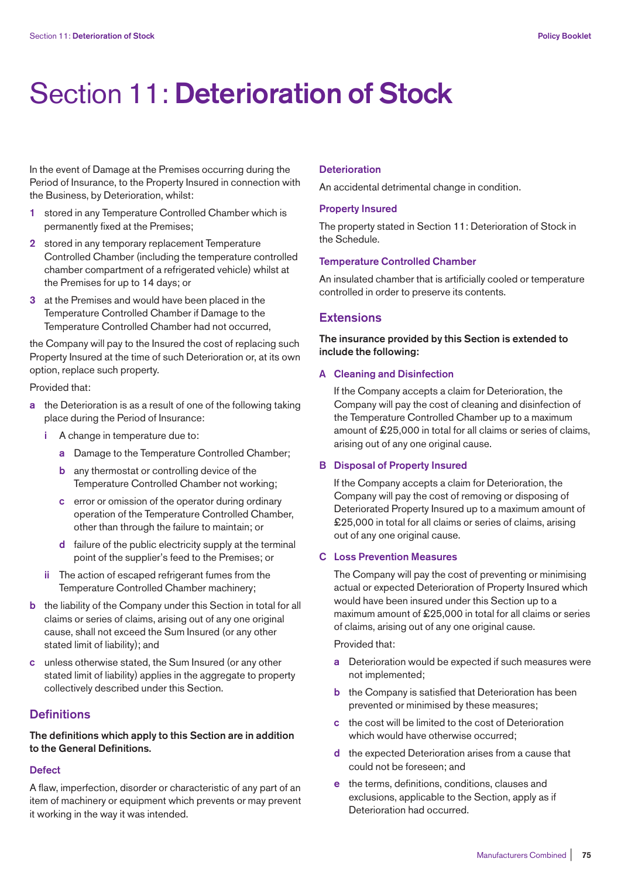# Section 11: **Deterioration of Stock**

In the event of Damage at the Premises occurring during the Period of Insurance, to the Property Insured in connection with the Business, by Deterioration, whilst:

1. stored in any Temperature Controlled Chamber which is permanently fixed at the Premises;
2. stored in any temporary replacement Temperature Controlled Chamber (including the temperature controlled chamber compartment of a refrigerated vehicle) whilst at the Premises for up to 14 days; or
3. at the Premises and would have been placed in the Temperature Controlled Chamber if Damage to the Temperature Controlled Chamber had not occurred,

the Company will pay to the Insured the cost of replacing such Property Insured at the time of such Deterioration or, at its own option, replace such property.

Provided that:

- **a** the Deterioration is as a result of one of the following taking place during the Period of Insurance:
  - **i** A change in temperature due to:
    - **a** Damage to the Temperature Controlled Chamber;
    - **b** any thermostat or controlling device of the Temperature Controlled Chamber not working;
    - **c** error or omission of the operator during ordinary operation of the Temperature Controlled Chamber, other than through the failure to maintain; or
    - **d** failure of the public electricity supply at the terminal point of the supplier's feed to the Premises; or
  - **ii** The action of escaped refrigerant fumes from the Temperature Controlled Chamber machinery;
- **b** the liability of the Company under this Section in total for all claims or series of claims, arising out of any one original cause, shall not exceed the Sum Insured (or any other stated limit of liability); and
- **c** unless otherwise stated, the Sum Insured (or any other stated limit of liability) applies in the aggregate to property collectively described under this Section.

## Definitions

**The definitions which apply to this Section are in addition to the General Definitions.**

### Defect

A flaw, imperfection, disorder or characteristic of any part of an item of machinery or equipment which prevents or may prevent it working in the way it was intended.

### Deterioration

An accidental detrimental change in condition.

### Property Insured

The property stated in Section 11: Deterioration of Stock in the Schedule.

### Temperature Controlled Chamber

An insulated chamber that is artificially cooled or temperature controlled in order to preserve its contents.

## Extensions

**The insurance provided by this Section is extended to include the following:**

### A Cleaning and Disinfection

If the Company accepts a claim for Deterioration, the Company will pay the cost of cleaning and disinfection of the Temperature Controlled Chamber up to a maximum amount of £25,000 in total for all claims or series of claims, arising out of any one original cause.

### B Disposal of Property Insured

If the Company accepts a claim for Deterioration, the Company will pay the cost of removing or disposing of Deteriorated Property Insured up to a maximum amount of £25,000 in total for all claims or series of claims, arising out of any one original cause.

### C Loss Prevention Measures

The Company will pay the cost of preventing or minimising actual or expected Deterioration of Property Insured which would have been insured under this Section up to a maximum amount of £25,000 in total for all claims or series of claims, arising out of any one original cause.

Provided that:

- **a** Deterioration would be expected if such measures were not implemented;
- **b** the Company is satisfied that Deterioration has been prevented or minimised by these measures;
- **c** the cost will be limited to the cost of Deterioration which would have otherwise occurred;
- **d** the expected Deterioration arises from a cause that could not be foreseen; and
- **e** the terms, definitions, conditions, clauses and exclusions, applicable to the Section, apply as if Deterioration had occurred.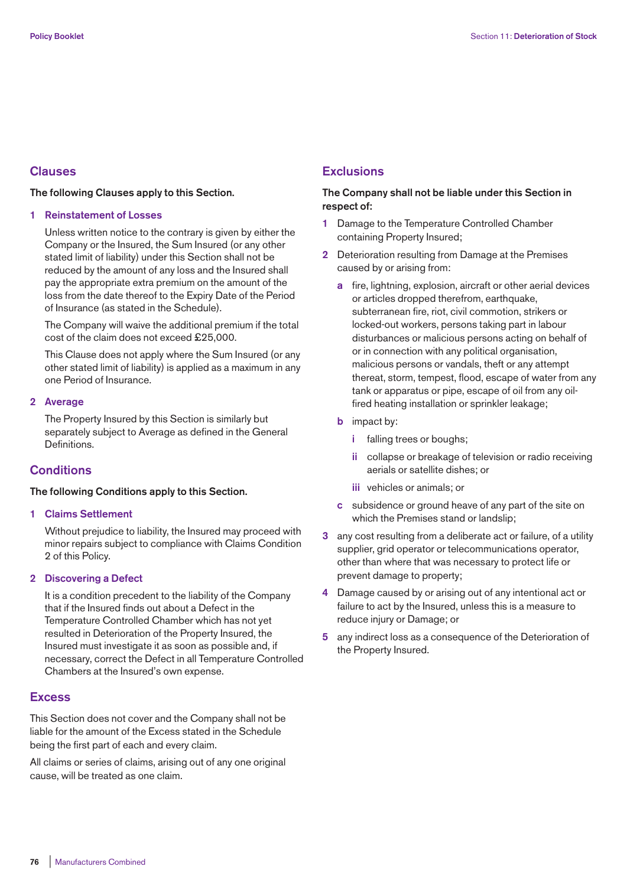## Clauses

**The following Clauses apply to this Section.**

### 1 Reinstatement of Losses

Unless written notice to the contrary is given by either the Company or the Insured, the Sum Insured (or any other stated limit of liability) under this Section shall not be reduced by the amount of any loss and the Insured shall pay the appropriate extra premium on the amount of the loss from the date thereof to the Expiry Date of the Period of Insurance (as stated in the Schedule).

The Company will waive the additional premium if the total cost of the claim does not exceed £25,000.

This Clause does not apply where the Sum Insured (or any other stated limit of liability) is applied as a maximum in any one Period of Insurance.

### 2 Average

The Property Insured by this Section is similarly but separately subject to Average as defined in the General Definitions.

## Conditions

**The following Conditions apply to this Section.**

### 1 Claims Settlement

Without prejudice to liability, the Insured may proceed with minor repairs subject to compliance with Claims Condition 2 of this Policy.

### 2 Discovering a Defect

It is a condition precedent to the liability of the Company that if the Insured finds out about a Defect in the Temperature Controlled Chamber which has not yet resulted in Deterioration of the Property Insured, the Insured must investigate it as soon as possible and, if necessary, correct the Defect in all Temperature Controlled Chambers at the Insured's own expense.

## Excess

This Section does not cover and the Company shall not be liable for the amount of the Excess stated in the Schedule being the first part of each and every claim.

All claims or series of claims, arising out of any one original cause, will be treated as one claim.

## Exclusions

**The Company shall not be liable under this Section in respect of:**

1. Damage to the Temperature Controlled Chamber containing Property Insured;
2. Deterioration resulting from Damage at the Premises caused by or arising from:
   - **a** fire, lightning, explosion, aircraft or other aerial devices or articles dropped therefrom, earthquake, subterranean fire, riot, civil commotion, strikers or locked-out workers, persons taking part in labour disturbances or malicious persons acting on behalf of or in connection with any political organisation, malicious persons or vandals, theft or any attempt thereat, storm, tempest, flood, escape of water from any tank or apparatus or pipe, escape of oil from any oil-fired heating installation or sprinkler leakage;
   - **b** impact by:
     - **i** falling trees or boughs;
     - **ii** collapse or breakage of television or radio receiving aerials or satellite dishes; or
     - **iii** vehicles or animals; or
   - **c** subsidence or ground heave of any part of the site on which the Premises stand or landslip;
3. any cost resulting from a deliberate act or failure, of a utility supplier, grid operator or telecommunications operator, other than where that was necessary to protect life or prevent damage to property;
4. Damage caused by or arising out of any intentional act or failure to act by the Insured, unless this is a measure to reduce injury or Damage; or
5. any indirect loss as a consequence of the Deterioration of the Property Insured.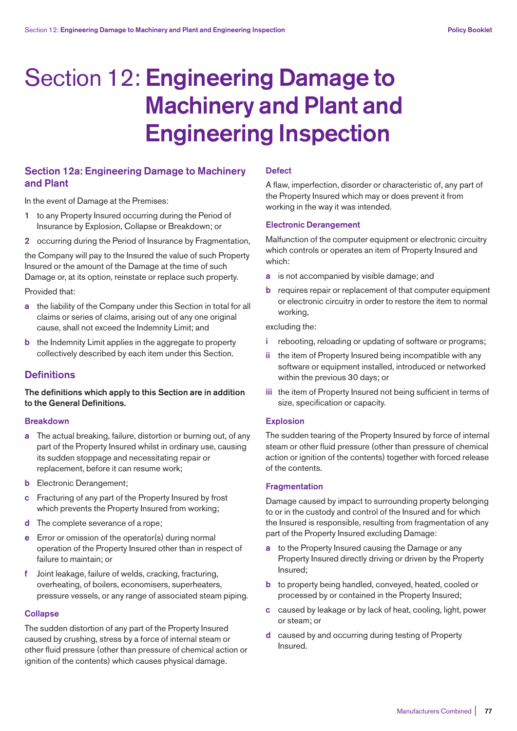# Section 12: Engineering Damage to Machinery and Plant and Engineering Inspection

## Section 12a: Engineering Damage to Machinery and Plant

In the event of Damage at the Premises:

1. to any Property Insured occurring during the Period of Insurance by Explosion, Collapse or Breakdown; or
2. occurring during the Period of Insurance by Fragmentation,

the Company will pay to the Insured the value of such Property Insured or the amount of the Damage at the time of such Damage or, at its option, reinstate or replace such property.

Provided that:

**a** the liability of the Company under this Section in total for all claims or series of claims, arising out of any one original cause, shall not exceed the Indemnity Limit; and

**b** the Indemnity Limit applies in the aggregate to property collectively described by each item under this Section.

## Definitions

**The definitions which apply to this Section are in addition to the General Definitions.**

### Breakdown

**a** The actual breaking, failure, distortion or burning out, of any part of the Property Insured whilst in ordinary use, causing its sudden stoppage and necessitating repair or replacement, before it can resume work;

**b** Electronic Derangement;

**c** Fracturing of any part of the Property Insured by frost which prevents the Property Insured from working;

**d** The complete severance of a rope;

**e** Error or omission of the operator(s) during normal operation of the Property Insured other than in respect of failure to maintain; or

**f** Joint leakage, failure of welds, cracking, fracturing, overheating, of boilers, economisers, superheaters, pressure vessels, or any range of associated steam piping.

### Collapse

The sudden distortion of any part of the Property Insured caused by crushing, stress by a force of internal steam or other fluid pressure (other than pressure of chemical action or ignition of the contents) which causes physical damage.

### Defect

A flaw, imperfection, disorder or characteristic of, any part of the Property Insured which may or does prevent it from working in the way it was intended.

### Electronic Derangement

Malfunction of the computer equipment or electronic circuitry which controls or operates an item of Property Insured and which:

**a** is not accompanied by visible damage; and

**b** requires repair or replacement of that computer equipment or electronic circuitry in order to restore the item to normal working,

excluding the:

**i** rebooting, reloading or updating of software or programs;

**ii** the item of Property Insured being incompatible with any software or equipment installed, introduced or networked within the previous 30 days; or

**iii** the item of Property Insured not being sufficient in terms of size, specification or capacity.

### Explosion

The sudden tearing of the Property Insured by force of internal steam or other fluid pressure (other than pressure of chemical action or ignition of the contents) together with forced release of the contents.

### Fragmentation

Damage caused by impact to surrounding property belonging to or in the custody and control of the Insured and for which the Insured is responsible, resulting from fragmentation of any part of the Property Insured excluding Damage:

**a** to the Property Insured causing the Damage or any Property Insured directly driving or driven by the Property Insured;

**b** to property being handled, conveyed, heated, cooled or processed by or contained in the Property Insured;

**c** caused by leakage or by lack of heat, cooling, light, power or steam; or

**d** caused by and occurring during testing of Property Insured.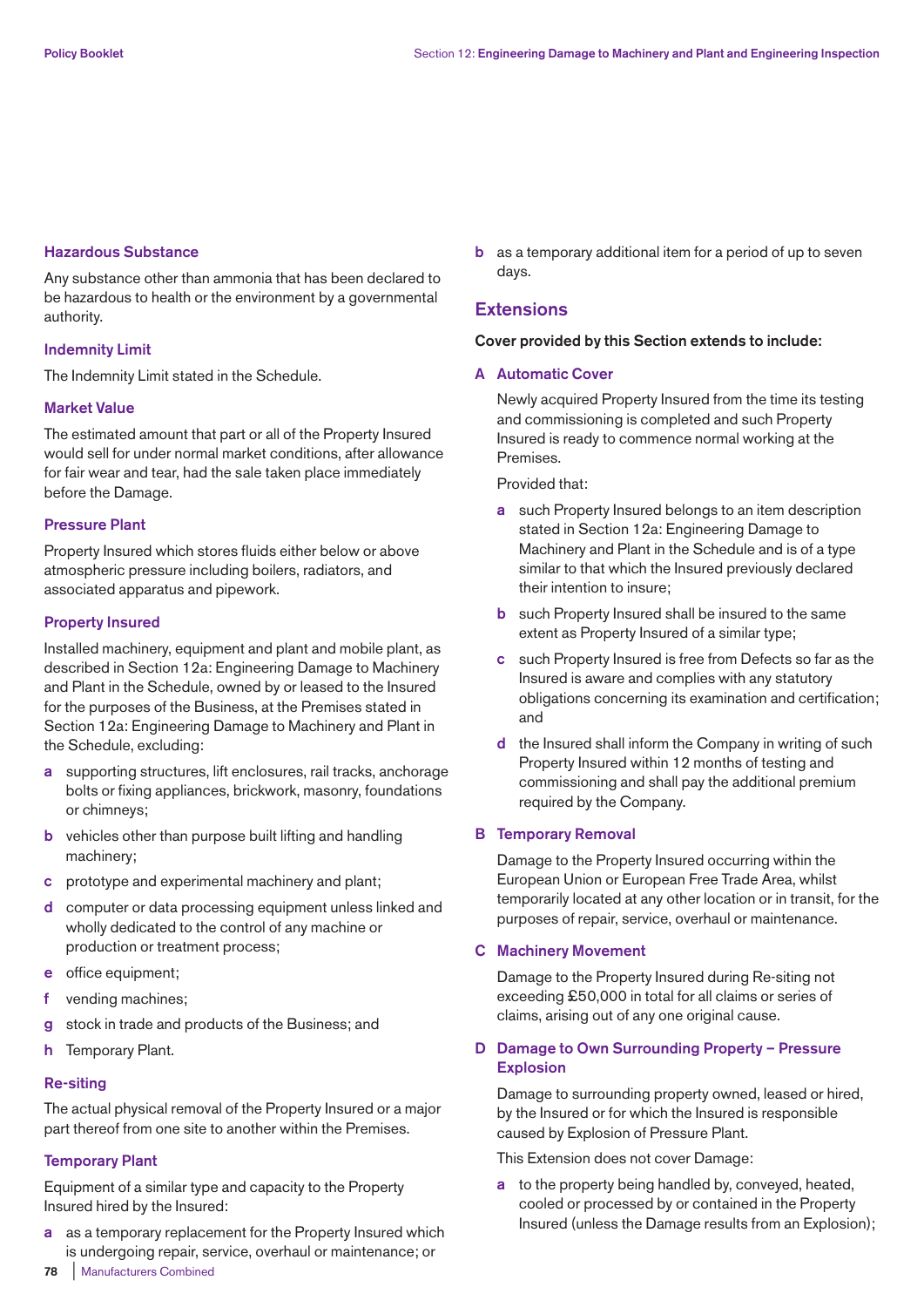### Hazardous Substance

Any substance other than ammonia that has been declared to be hazardous to health or the environment by a governmental authority.

### Indemnity Limit

The Indemnity Limit stated in the Schedule.

### Market Value

The estimated amount that part or all of the Property Insured would sell for under normal market conditions, after allowance for fair wear and tear, had the sale taken place immediately before the Damage.

### Pressure Plant

Property Insured which stores fluids either below or above atmospheric pressure including boilers, radiators, and associated apparatus and pipework.

### Property Insured

Installed machinery, equipment and plant and mobile plant, as described in Section 12a: Engineering Damage to Machinery and Plant in the Schedule, owned by or leased to the Insured for the purposes of the Business, at the Premises stated in Section 12a: Engineering Damage to Machinery and Plant in the Schedule, excluding:

- **a** supporting structures, lift enclosures, rail tracks, anchorage bolts or fixing appliances, brickwork, masonry, foundations or chimneys;
- **b** vehicles other than purpose built lifting and handling machinery;
- **c** prototype and experimental machinery and plant;
- **d** computer or data processing equipment unless linked and wholly dedicated to the control of any machine or production or treatment process;
- **e** office equipment;
- **f** vending machines;
- **g** stock in trade and products of the Business; and
- **h** Temporary Plant.

### Re-siting

The actual physical removal of the Property Insured or a major part thereof from one site to another within the Premises.

### Temporary Plant

Equipment of a similar type and capacity to the Property Insured hired by the Insured:

- **a** as a temporary replacement for the Property Insured which is undergoing repair, service, overhaul or maintenance; or
- **b** as a temporary additional item for a period of up to seven days.

## Extensions

**Cover provided by this Section extends to include:**

### A Automatic Cover

Newly acquired Property Insured from the time its testing and commissioning is completed and such Property Insured is ready to commence normal working at the Premises.

Provided that:

- **a** such Property Insured belongs to an item description stated in Section 12a: Engineering Damage to Machinery and Plant in the Schedule and is of a type similar to that which the Insured previously declared their intention to insure;
- **b** such Property Insured shall be insured to the same extent as Property Insured of a similar type;
- **c** such Property Insured is free from Defects so far as the Insured is aware and complies with any statutory obligations concerning its examination and certification; and
- **d** the Insured shall inform the Company in writing of such Property Insured within 12 months of testing and commissioning and shall pay the additional premium required by the Company.

### B Temporary Removal

Damage to the Property Insured occurring within the European Union or European Free Trade Area, whilst temporarily located at any other location or in transit, for the purposes of repair, service, overhaul or maintenance.

### C Machinery Movement

Damage to the Property Insured during Re-siting not exceeding £50,000 in total for all claims or series of claims, arising out of any one original cause.

### D Damage to Own Surrounding Property – Pressure Explosion

Damage to surrounding property owned, leased or hired, by the Insured or for which the Insured is responsible caused by Explosion of Pressure Plant.

This Extension does not cover Damage:

- **a** to the property being handled by, conveyed, heated, cooled or processed by or contained in the Property Insured (unless the Damage results from an Explosion);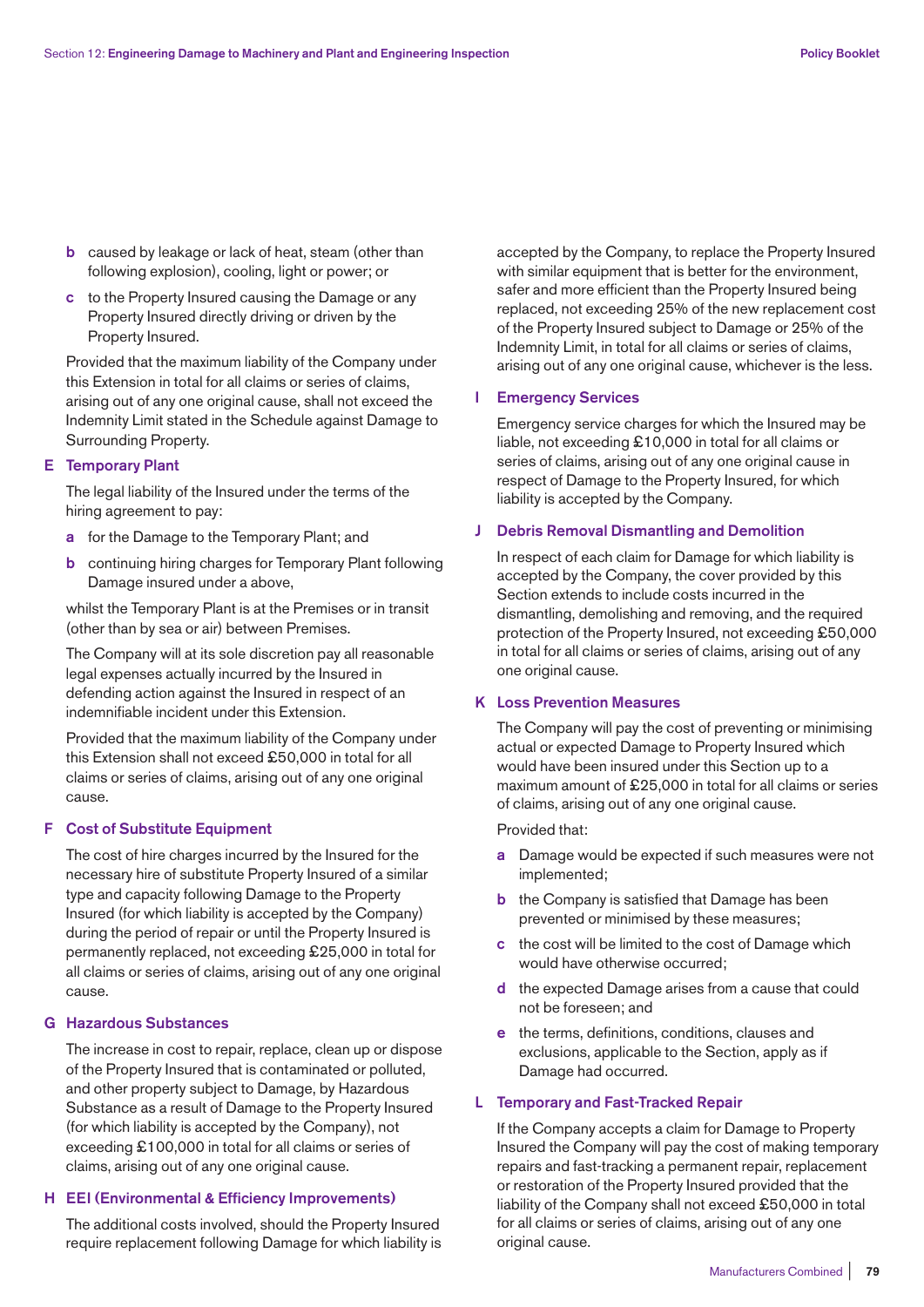- **b** caused by leakage or lack of heat, steam (other than following explosion), cooling, light or power; or
- **c** to the Property Insured causing the Damage or any Property Insured directly driving or driven by the Property Insured.

Provided that the maximum liability of the Company under this Extension in total for all claims or series of claims, arising out of any one original cause, shall not exceed the Indemnity Limit stated in the Schedule against Damage to Surrounding Property.

### E Temporary Plant

The legal liability of the Insured under the terms of the hiring agreement to pay:

- **a** for the Damage to the Temporary Plant; and
- **b** continuing hiring charges for Temporary Plant following Damage insured under a above,

whilst the Temporary Plant is at the Premises or in transit (other than by sea or air) between Premises.

The Company will at its sole discretion pay all reasonable legal expenses actually incurred by the Insured in defending action against the Insured in respect of an indemnifiable incident under this Extension.

Provided that the maximum liability of the Company under this Extension shall not exceed £50,000 in total for all claims or series of claims, arising out of any one original cause.

### F Cost of Substitute Equipment

The cost of hire charges incurred by the Insured for the necessary hire of substitute Property Insured of a similar type and capacity following Damage to the Property Insured (for which liability is accepted by the Company) during the period of repair or until the Property Insured is permanently replaced, not exceeding £25,000 in total for all claims or series of claims, arising out of any one original cause.

### G Hazardous Substances

The increase in cost to repair, replace, clean up or dispose of the Property Insured that is contaminated or polluted, and other property subject to Damage, by Hazardous Substance as a result of Damage to the Property Insured (for which liability is accepted by the Company), not exceeding £100,000 in total for all claims or series of claims, arising out of any one original cause.

### H EEI (Environmental & Efficiency Improvements)

The additional costs involved, should the Property Insured require replacement following Damage for which liability is accepted by the Company, to replace the Property Insured with similar equipment that is better for the environment, safer and more efficient than the Property Insured being replaced, not exceeding 25% of the new replacement cost of the Property Insured subject to Damage or 25% of the Indemnity Limit, in total for all claims or series of claims, arising out of any one original cause, whichever is the less.

### I Emergency Services

Emergency service charges for which the Insured may be liable, not exceeding £10,000 in total for all claims or series of claims, arising out of any one original cause in respect of Damage to the Property Insured, for which liability is accepted by the Company.

### J Debris Removal Dismantling and Demolition

In respect of each claim for Damage for which liability is accepted by the Company, the cover provided by this Section extends to include costs incurred in the dismantling, demolishing and removing, and the required protection of the Property Insured, not exceeding £50,000 in total for all claims or series of claims, arising out of any one original cause.

### K Loss Prevention Measures

The Company will pay the cost of preventing or minimising actual or expected Damage to Property Insured which would have been insured under this Section up to a maximum amount of £25,000 in total for all claims or series of claims, arising out of any one original cause.

Provided that:

- **a** Damage would be expected if such measures were not implemented;
- **b** the Company is satisfied that Damage has been prevented or minimised by these measures;
- **c** the cost will be limited to the cost of Damage which would have otherwise occurred;
- **d** the expected Damage arises from a cause that could not be foreseen; and
- **e** the terms, definitions, conditions, clauses and exclusions, applicable to the Section, apply as if Damage had occurred.

### L Temporary and Fast-Tracked Repair

If the Company accepts a claim for Damage to Property Insured the Company will pay the cost of making temporary repairs and fast-tracking a permanent repair, replacement or restoration of the Property Insured provided that the liability of the Company shall not exceed £50,000 in total for all claims or series of claims, arising out of any one original cause.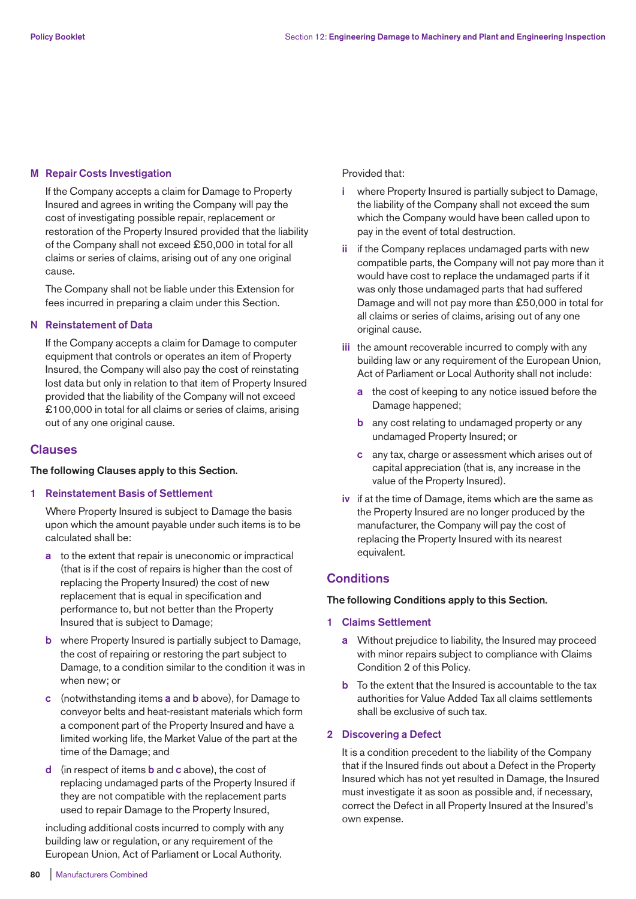**M Repair Costs Investigation**

If the Company accepts a claim for Damage to Property Insured and agrees in writing the Company will pay the cost of investigating possible repair, replacement or restoration of the Property Insured provided that the liability of the Company shall not exceed £50,000 in total for all claims or series of claims, arising out of any one original cause.

The Company shall not be liable under this Extension for fees incurred in preparing a claim under this Section.

**N Reinstatement of Data**

If the Company accepts a claim for Damage to computer equipment that controls or operates an item of Property Insured, the Company will also pay the cost of reinstating lost data but only in relation to that item of Property Insured provided that the liability of the Company will not exceed £100,000 in total for all claims or series of claims, arising out of any one original cause.

## Clauses

**The following Clauses apply to this Section.**

**1 Reinstatement Basis of Settlement**

Where Property Insured is subject to Damage the basis upon which the amount payable under such items is to be calculated shall be:

- **a** to the extent that repair is uneconomic or impractical (that is if the cost of repairs is higher than the cost of replacing the Property Insured) the cost of new replacement that is equal in specification and performance to, but not better than the Property Insured that is subject to Damage;
- **b** where Property Insured is partially subject to Damage, the cost of repairing or restoring the part subject to Damage, to a condition similar to the condition it was in when new; or
- **c** (notwithstanding items **a** and **b** above), for Damage to conveyor belts and heat-resistant materials which form a component part of the Property Insured and have a limited working life, the Market Value of the part at the time of the Damage; and
- **d** (in respect of items **b** and **c** above), the cost of replacing undamaged parts of the Property Insured if they are not compatible with the replacement parts used to repair Damage to the Property Insured,

including additional costs incurred to comply with any building law or regulation, or any requirement of the European Union, Act of Parliament or Local Authority.

Provided that:

- **i** where Property Insured is partially subject to Damage, the liability of the Company shall not exceed the sum which the Company would have been called upon to pay in the event of total destruction.
- **ii** if the Company replaces undamaged parts with new compatible parts, the Company will not pay more than it would have cost to replace the undamaged parts if it was only those undamaged parts that had suffered Damage and will not pay more than £50,000 in total for all claims or series of claims, arising out of any one original cause.
- **iii** the amount recoverable incurred to comply with any building law or any requirement of the European Union, Act of Parliament or Local Authority shall not include:
  - **a** the cost of keeping to any notice issued before the Damage happened;
  - **b** any cost relating to undamaged property or any undamaged Property Insured; or
  - **c** any tax, charge or assessment which arises out of capital appreciation (that is, any increase in the value of the Property Insured).
- **iv** if at the time of Damage, items which are the same as the Property Insured are no longer produced by the manufacturer, the Company will pay the cost of replacing the Property Insured with its nearest equivalent.

## Conditions

**The following Conditions apply to this Section.**

**1 Claims Settlement**

- **a** Without prejudice to liability, the Insured may proceed with minor repairs subject to compliance with Claims Condition 2 of this Policy.
- **b** To the extent that the Insured is accountable to the tax authorities for Value Added Tax all claims settlements shall be exclusive of such tax.

**2 Discovering a Defect**

It is a condition precedent to the liability of the Company that if the Insured finds out about a Defect in the Property Insured which has not yet resulted in Damage, the Insured must investigate it as soon as possible and, if necessary, correct the Defect in all Property Insured at the Insured's own expense.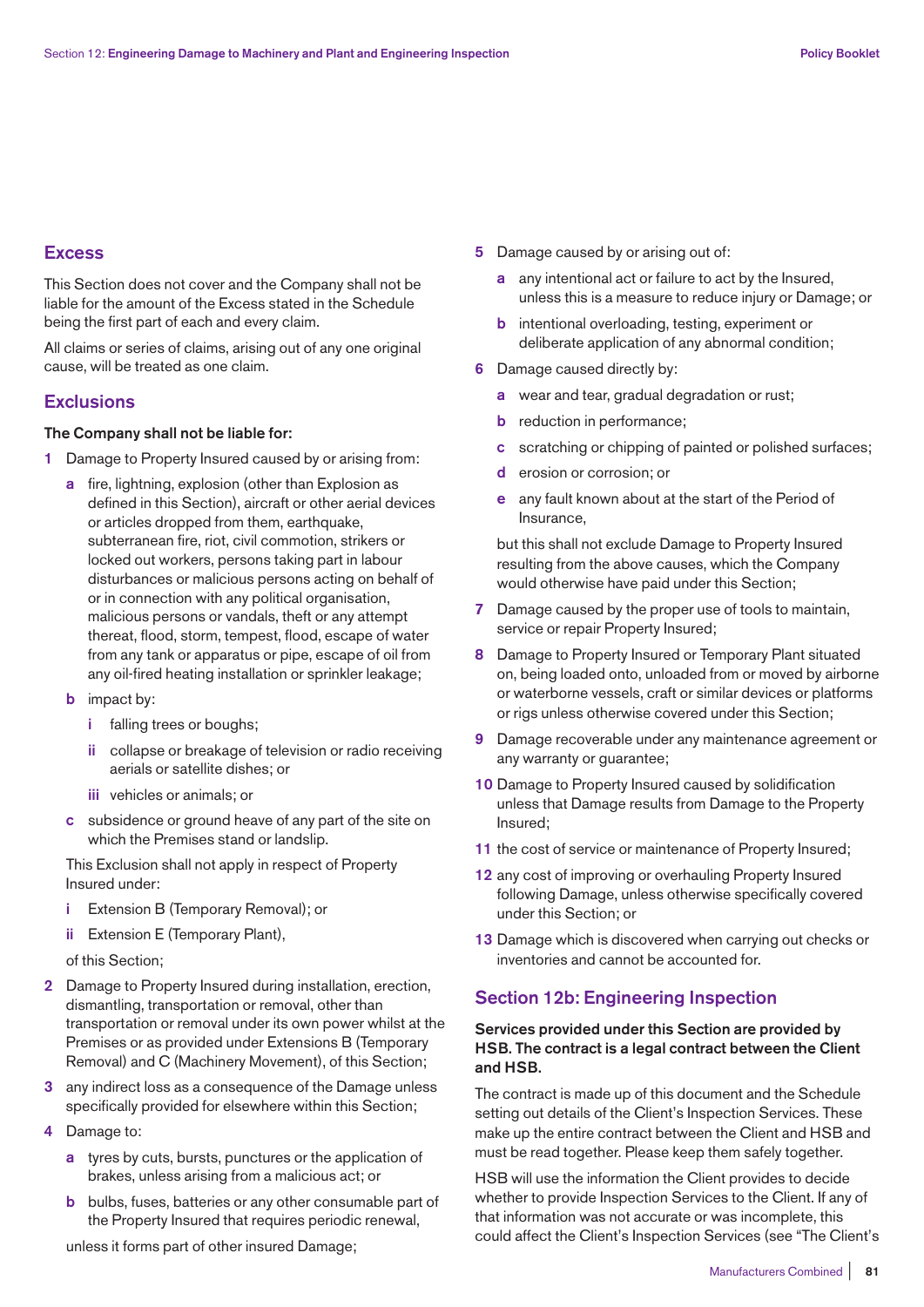## Excess

This Section does not cover and the Company shall not be liable for the amount of the Excess stated in the Schedule being the first part of each and every claim.

All claims or series of claims, arising out of any one original cause, will be treated as one claim.

## Exclusions

**The Company shall not be liable for:**

1. Damage to Property Insured caused by or arising from:
   - **a** fire, lightning, explosion (other than Explosion as defined in this Section), aircraft or other aerial devices or articles dropped from them, earthquake, subterranean fire, riot, civil commotion, strikers or locked out workers, persons taking part in labour disturbances or malicious persons acting on behalf of or in connection with any political organisation, malicious persons or vandals, theft or any attempt thereat, flood, storm, tempest, flood, escape of water from any tank or apparatus or pipe, escape of oil from any oil-fired heating installation or sprinkler leakage;
   - **b** impact by:
     - **i** falling trees or boughs;
     - **ii** collapse or breakage of television or radio receiving aerials or satellite dishes; or
     - **iii** vehicles or animals; or
   - **c** subsidence or ground heave of any part of the site on which the Premises stand or landslip.

   This Exclusion shall not apply in respect of Property Insured under:

   - **i** Extension B (Temporary Removal); or
   - **ii** Extension E (Temporary Plant),

   of this Section;
2. Damage to Property Insured during installation, erection, dismantling, transportation or removal, other than transportation or removal under its own power whilst at the Premises or as provided under Extensions B (Temporary Removal) and C (Machinery Movement), of this Section;
3. any indirect loss as a consequence of the Damage unless specifically provided for elsewhere within this Section;
4. Damage to:
   - **a** tyres by cuts, bursts, punctures or the application of brakes, unless arising from a malicious act; or
   - **b** bulbs, fuses, batteries or any other consumable part of the Property Insured that requires periodic renewal,

   unless it forms part of other insured Damage;
5. Damage caused by or arising out of:
   - **a** any intentional act or failure to act by the Insured, unless this is a measure to reduce injury or Damage; or
   - **b** intentional overloading, testing, experiment or deliberate application of any abnormal condition;
6. Damage caused directly by:
   - **a** wear and tear, gradual degradation or rust;
   - **b** reduction in performance;
   - **c** scratching or chipping of painted or polished surfaces;
   - **d** erosion or corrosion; or
   - **e** any fault known about at the start of the Period of Insurance,

   but this shall not exclude Damage to Property Insured resulting from the above causes, which the Company would otherwise have paid under this Section;
7. Damage caused by the proper use of tools to maintain, service or repair Property Insured;
8. Damage to Property Insured or Temporary Plant situated on, being loaded onto, unloaded from or moved by airborne or waterborne vessels, craft or similar devices or platforms or rigs unless otherwise covered under this Section;
9. Damage recoverable under any maintenance agreement or any warranty or guarantee;
10. Damage to Property Insured caused by solidification unless that Damage results from Damage to the Property Insured;
11. the cost of service or maintenance of Property Insured;
12. any cost of improving or overhauling Property Insured following Damage, unless otherwise specifically covered under this Section; or
13. Damage which is discovered when carrying out checks or inventories and cannot be accounted for.

## Section 12b: Engineering Inspection

**Services provided under this Section are provided by HSB. The contract is a legal contract between the Client and HSB.**

The contract is made up of this document and the Schedule setting out details of the Client's Inspection Services. These make up the entire contract between the Client and HSB and must be read together. Please keep them safely together.

HSB will use the information the Client provides to decide whether to provide Inspection Services to the Client. If any of that information was not accurate or was incomplete, this could affect the Client's Inspection Services (see "The Client's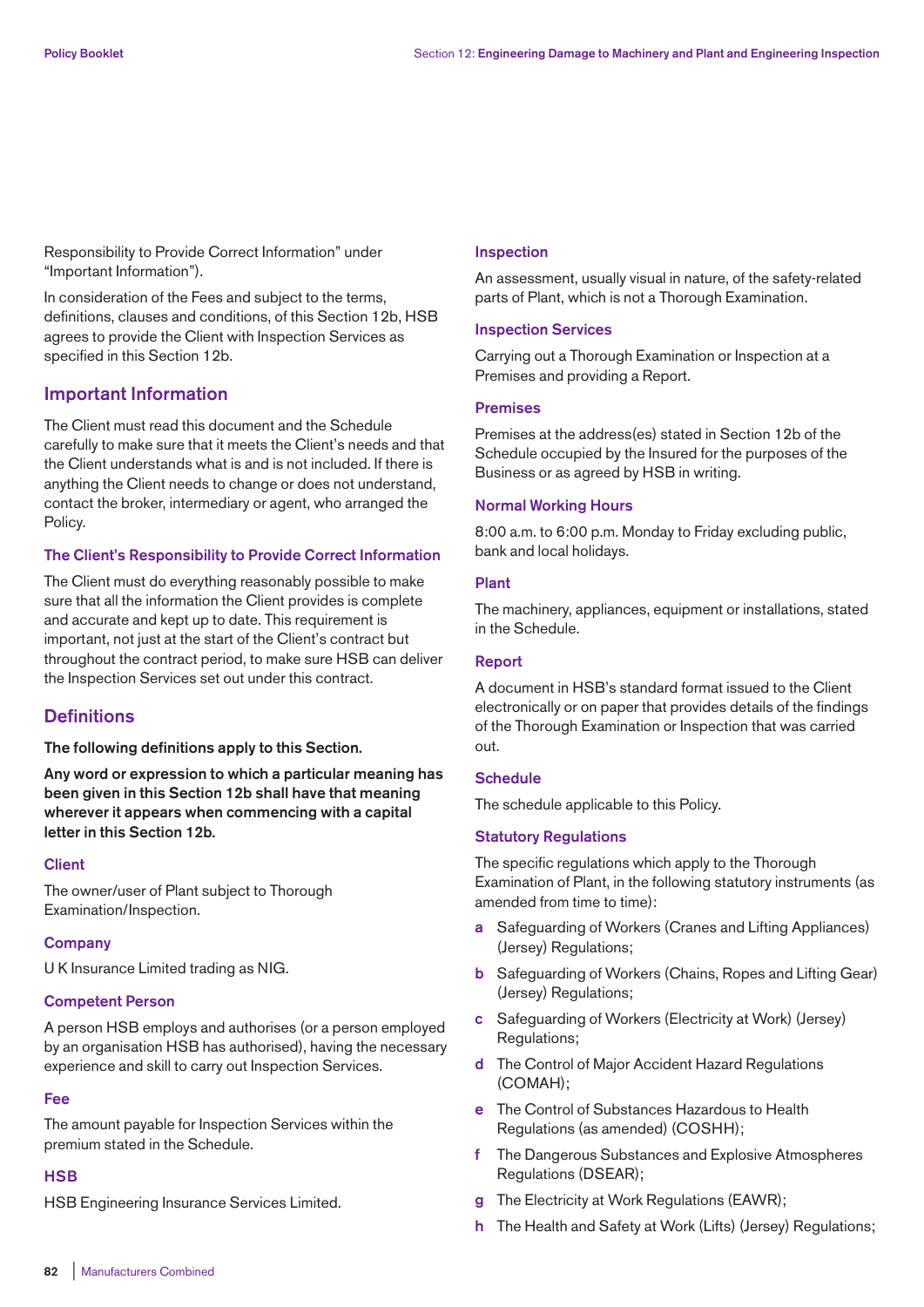Responsibility to Provide Correct Information" under "Important Information").

In consideration of the Fees and subject to the terms, definitions, clauses and conditions, of this Section 12b, HSB agrees to provide the Client with Inspection Services as specified in this Section 12b.

## Important Information

The Client must read this document and the Schedule carefully to make sure that it meets the Client's needs and that the Client understands what is and is not included. If there is anything the Client needs to change or does not understand, contact the broker, intermediary or agent, who arranged the Policy.

### The Client's Responsibility to Provide Correct Information

The Client must do everything reasonably possible to make sure that all the information the Client provides is complete and accurate and kept up to date. This requirement is important, not just at the start of the Client's contract but throughout the contract period, to make sure HSB can deliver the Inspection Services set out under this contract.

## Definitions

**The following definitions apply to this Section.**

**Any word or expression to which a particular meaning has been given in this Section 12b shall have that meaning wherever it appears when commencing with a capital letter in this Section 12b.**

### Client

The owner/user of Plant subject to Thorough Examination/Inspection.

### Company

U K Insurance Limited trading as NIG.

### Competent Person

A person HSB employs and authorises (or a person employed by an organisation HSB has authorised), having the necessary experience and skill to carry out Inspection Services.

### Fee

The amount payable for Inspection Services within the premium stated in the Schedule.

### HSB

HSB Engineering Insurance Services Limited.

### Inspection

An assessment, usually visual in nature, of the safety-related parts of Plant, which is not a Thorough Examination.

### Inspection Services

Carrying out a Thorough Examination or Inspection at a Premises and providing a Report.

### Premises

Premises at the address(es) stated in Section 12b of the Schedule occupied by the Insured for the purposes of the Business or as agreed by HSB in writing.

### Normal Working Hours

8:00 a.m. to 6:00 p.m. Monday to Friday excluding public, bank and local holidays.

### Plant

The machinery, appliances, equipment or installations, stated in the Schedule.

### Report

A document in HSB's standard format issued to the Client electronically or on paper that provides details of the findings of the Thorough Examination or Inspection that was carried out.

### Schedule

The schedule applicable to this Policy.

### Statutory Regulations

The specific regulations which apply to the Thorough Examination of Plant, in the following statutory instruments (as amended from time to time):

- **a** Safeguarding of Workers (Cranes and Lifting Appliances) (Jersey) Regulations;
- **b** Safeguarding of Workers (Chains, Ropes and Lifting Gear) (Jersey) Regulations;
- **c** Safeguarding of Workers (Electricity at Work) (Jersey) Regulations;
- **d** The Control of Major Accident Hazard Regulations (COMAH);
- **e** The Control of Substances Hazardous to Health Regulations (as amended) (COSHH);
- **f** The Dangerous Substances and Explosive Atmospheres Regulations (DSEAR);
- **g** The Electricity at Work Regulations (EAWR);
- **h** The Health and Safety at Work (Lifts) (Jersey) Regulations;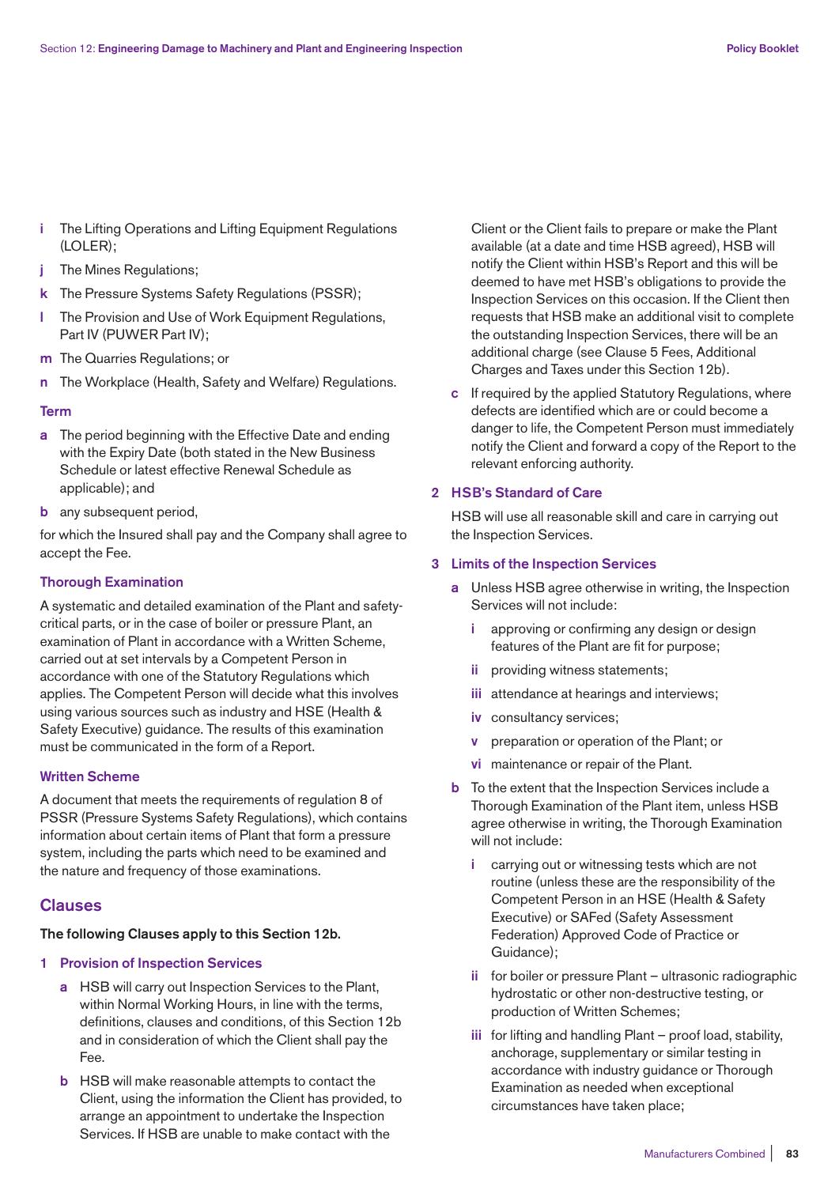- **i** The Lifting Operations and Lifting Equipment Regulations (LOLER);
- **j** The Mines Regulations;
- **k** The Pressure Systems Safety Regulations (PSSR);
- **l** The Provision and Use of Work Equipment Regulations, Part IV (PUWER Part IV);
- **m** The Quarries Regulations; or
- **n** The Workplace (Health, Safety and Welfare) Regulations.

### Term

- **a** The period beginning with the Effective Date and ending with the Expiry Date (both stated in the New Business Schedule or latest effective Renewal Schedule as applicable); and
- **b** any subsequent period,

for which the Insured shall pay and the Company shall agree to accept the Fee.

### Thorough Examination

A systematic and detailed examination of the Plant and safety-critical parts, or in the case of boiler or pressure Plant, an examination of Plant in accordance with a Written Scheme, carried out at set intervals by a Competent Person in accordance with one of the Statutory Regulations which applies. The Competent Person will decide what this involves using various sources such as industry and HSE (Health & Safety Executive) guidance. The results of this examination must be communicated in the form of a Report.

### Written Scheme

A document that meets the requirements of regulation 8 of PSSR (Pressure Systems Safety Regulations), which contains information about certain items of Plant that form a pressure system, including the parts which need to be examined and the nature and frequency of those examinations.

## Clauses

**The following Clauses apply to this Section 12b.**

### 1 Provision of Inspection Services

- **a** HSB will carry out Inspection Services to the Plant, within Normal Working Hours, in line with the terms, definitions, clauses and conditions, of this Section 12b and in consideration of which the Client shall pay the Fee.
- **b** HSB will make reasonable attempts to contact the Client, using the information the Client has provided, to arrange an appointment to undertake the Inspection Services. If HSB are unable to make contact with the Client or the Client fails to prepare or make the Plant available (at a date and time HSB agreed), HSB will notify the Client within HSB's Report and this will be deemed to have met HSB's obligations to provide the Inspection Services on this occasion. If the Client then requests that HSB make an additional visit to complete the outstanding Inspection Services, there will be an additional charge (see Clause 5 Fees, Additional Charges and Taxes under this Section 12b).
- **c** If required by the applied Statutory Regulations, where defects are identified which are or could become a danger to life, the Competent Person must immediately notify the Client and forward a copy of the Report to the relevant enforcing authority.

### 2 HSB's Standard of Care

HSB will use all reasonable skill and care in carrying out the Inspection Services.

### 3 Limits of the Inspection Services

- **a** Unless HSB agree otherwise in writing, the Inspection Services will not include:
  - **i** approving or confirming any design or design features of the Plant are fit for purpose;
  - **ii** providing witness statements;
  - **iii** attendance at hearings and interviews;
  - **iv** consultancy services;
  - **v** preparation or operation of the Plant; or
  - **vi** maintenance or repair of the Plant.
- **b** To the extent that the Inspection Services include a Thorough Examination of the Plant item, unless HSB agree otherwise in writing, the Thorough Examination will not include:
  - **i** carrying out or witnessing tests which are not routine (unless these are the responsibility of the Competent Person in an HSE (Health & Safety Executive) or SAFed (Safety Assessment Federation) Approved Code of Practice or Guidance);
  - **ii** for boiler or pressure Plant – ultrasonic radiographic hydrostatic or other non-destructive testing, or production of Written Schemes;
  - **iii** for lifting and handling Plant – proof load, stability, anchorage, supplementary or similar testing in accordance with industry guidance or Thorough Examination as needed when exceptional circumstances have taken place;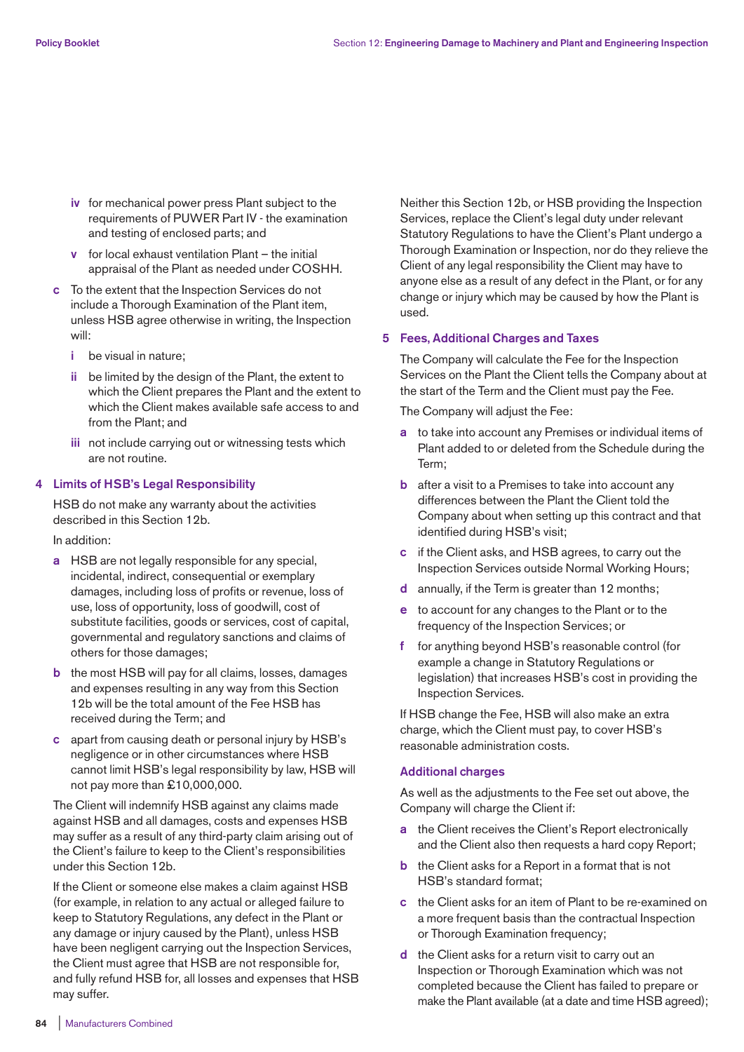- **iv** for mechanical power press Plant subject to the requirements of PUWER Part IV - the examination and testing of enclosed parts; and
- **v** for local exhaust ventilation Plant – the initial appraisal of the Plant as needed under COSHH.

**c** To the extent that the Inspection Services do not include a Thorough Examination of the Plant item, unless HSB agree otherwise in writing, the Inspection will:

- **i** be visual in nature;
- **ii** be limited by the design of the Plant, the extent to which the Client prepares the Plant and the extent to which the Client makes available safe access to and from the Plant; and
- **iii** not include carrying out or witnessing tests which are not routine.

## 4 Limits of HSB's Legal Responsibility

HSB do not make any warranty about the activities described in this Section 12b.

In addition:

- **a** HSB are not legally responsible for any special, incidental, indirect, consequential or exemplary damages, including loss of profits or revenue, loss of use, loss of opportunity, loss of goodwill, cost of substitute facilities, goods or services, cost of capital, governmental and regulatory sanctions and claims of others for those damages;
- **b** the most HSB will pay for all claims, losses, damages and expenses resulting in any way from this Section 12b will be the total amount of the Fee HSB has received during the Term; and
- **c** apart from causing death or personal injury by HSB's negligence or in other circumstances where HSB cannot limit HSB's legal responsibility by law, HSB will not pay more than £10,000,000.

The Client will indemnify HSB against any claims made against HSB and all damages, costs and expenses HSB may suffer as a result of any third-party claim arising out of the Client's failure to keep to the Client's responsibilities under this Section 12b.

If the Client or someone else makes a claim against HSB (for example, in relation to any actual or alleged failure to keep to Statutory Regulations, any defect in the Plant or any damage or injury caused by the Plant), unless HSB have been negligent carrying out the Inspection Services, the Client must agree that HSB are not responsible for, and fully refund HSB for, all losses and expenses that HSB may suffer.

Neither this Section 12b, or HSB providing the Inspection Services, replace the Client's legal duty under relevant Statutory Regulations to have the Client's Plant undergo a Thorough Examination or Inspection, nor do they relieve the Client of any legal responsibility the Client may have to anyone else as a result of any defect in the Plant, or for any change or injury which may be caused by how the Plant is used.

## 5 Fees, Additional Charges and Taxes

The Company will calculate the Fee for the Inspection Services on the Plant the Client tells the Company about at the start of the Term and the Client must pay the Fee.

The Company will adjust the Fee:

- **a** to take into account any Premises or individual items of Plant added to or deleted from the Schedule during the Term;
- **b** after a visit to a Premises to take into account any differences between the Plant the Client told the Company about when setting up this contract and that identified during HSB's visit;
- **c** if the Client asks, and HSB agrees, to carry out the Inspection Services outside Normal Working Hours;
- **d** annually, if the Term is greater than 12 months;
- **e** to account for any changes to the Plant or to the frequency of the Inspection Services; or
- **f** for anything beyond HSB's reasonable control (for example a change in Statutory Regulations or legislation) that increases HSB's cost in providing the Inspection Services.

If HSB change the Fee, HSB will also make an extra charge, which the Client must pay, to cover HSB's reasonable administration costs.

### Additional charges

As well as the adjustments to the Fee set out above, the Company will charge the Client if:

- **a** the Client receives the Client's Report electronically and the Client also then requests a hard copy Report;
- **b** the Client asks for a Report in a format that is not HSB's standard format;
- **c** the Client asks for an item of Plant to be re-examined on a more frequent basis than the contractual Inspection or Thorough Examination frequency;
- **d** the Client asks for a return visit to carry out an Inspection or Thorough Examination which was not completed because the Client has failed to prepare or make the Plant available (at a date and time HSB agreed);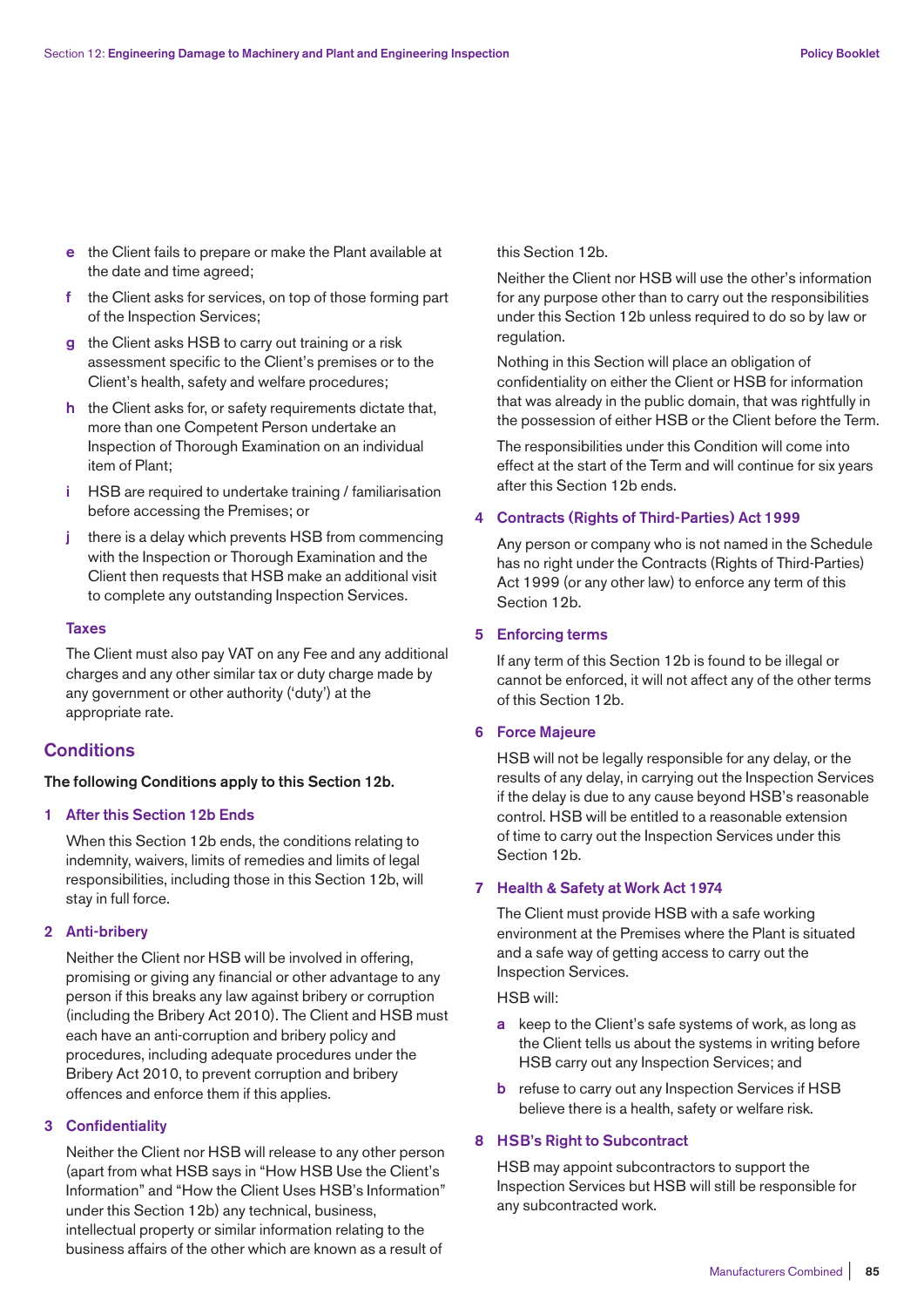e the Client fails to prepare or make the Plant available at the date and time agreed;

f the Client asks for services, on top of those forming part of the Inspection Services;

g the Client asks HSB to carry out training or a risk assessment specific to the Client's premises or to the Client's health, safety and welfare procedures;

h the Client asks for, or safety requirements dictate that, more than one Competent Person undertake an Inspection of Thorough Examination on an individual item of Plant;

i HSB are required to undertake training / familiarisation before accessing the Premises; or

j there is a delay which prevents HSB from commencing with the Inspection or Thorough Examination and the Client then requests that HSB make an additional visit to complete any outstanding Inspection Services.

### Taxes

The Client must also pay VAT on any Fee and any additional charges and any other similar tax or duty charge made by any government or other authority ('duty') at the appropriate rate.

## Conditions

**The following Conditions apply to this Section 12b.**

### 1 After this Section 12b Ends

When this Section 12b ends, the conditions relating to indemnity, waivers, limits of remedies and limits of legal responsibilities, including those in this Section 12b, will stay in full force.

### 2 Anti-bribery

Neither the Client nor HSB will be involved in offering, promising or giving any financial or other advantage to any person if this breaks any law against bribery or corruption (including the Bribery Act 2010). The Client and HSB must each have an anti-corruption and bribery policy and procedures, including adequate procedures under the Bribery Act 2010, to prevent corruption and bribery offences and enforce them if this applies.

### 3 Confidentiality

Neither the Client nor HSB will release to any other person (apart from what HSB says in "How HSB Use the Client's Information" and "How the Client Uses HSB's Information" under this Section 12b) any technical, business, intellectual property or similar information relating to the business affairs of the other which are known as a result of this Section 12b.

Neither the Client nor HSB will use the other's information for any purpose other than to carry out the responsibilities under this Section 12b unless required to do so by law or regulation.

Nothing in this Section will place an obligation of confidentiality on either the Client or HSB for information that was already in the public domain, that was rightfully in the possession of either HSB or the Client before the Term.

The responsibilities under this Condition will come into effect at the start of the Term and will continue for six years after this Section 12b ends.

### 4 Contracts (Rights of Third-Parties) Act 1999

Any person or company who is not named in the Schedule has no right under the Contracts (Rights of Third-Parties) Act 1999 (or any other law) to enforce any term of this Section 12b.

### 5 Enforcing terms

If any term of this Section 12b is found to be illegal or cannot be enforced, it will not affect any of the other terms of this Section 12b.

### 6 Force Majeure

HSB will not be legally responsible for any delay, or the results of any delay, in carrying out the Inspection Services if the delay is due to any cause beyond HSB's reasonable control. HSB will be entitled to a reasonable extension of time to carry out the Inspection Services under this Section 12b.

### 7 Health & Safety at Work Act 1974

The Client must provide HSB with a safe working environment at the Premises where the Plant is situated and a safe way of getting access to carry out the Inspection Services.

HSB will:

a keep to the Client's safe systems of work, as long as the Client tells us about the systems in writing before HSB carry out any Inspection Services; and

b refuse to carry out any Inspection Services if HSB believe there is a health, safety or welfare risk.

### 8 HSB's Right to Subcontract

HSB may appoint subcontractors to support the Inspection Services but HSB will still be responsible for any subcontracted work.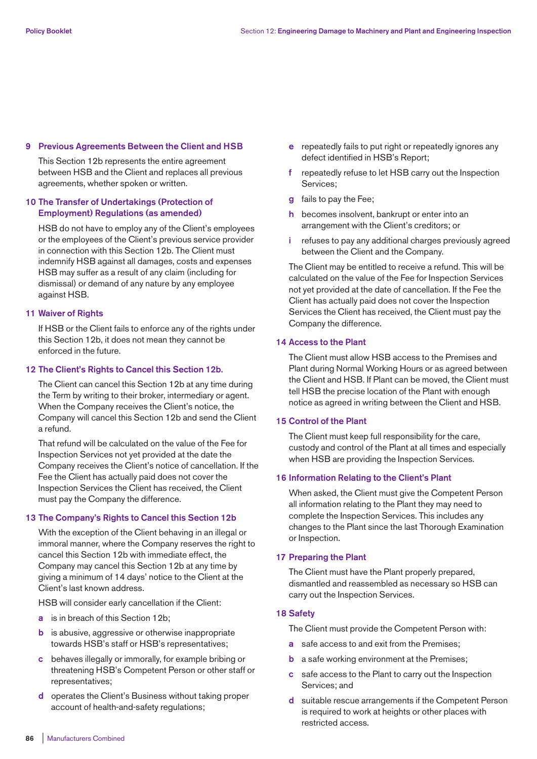## 9 Previous Agreements Between the Client and HSB

This Section 12b represents the entire agreement between HSB and the Client and replaces all previous agreements, whether spoken or written.

## 10 The Transfer of Undertakings (Protection of Employment) Regulations (as amended)

HSB do not have to employ any of the Client's employees or the employees of the Client's previous service provider in connection with this Section 12b. The Client must indemnify HSB against all damages, costs and expenses HSB may suffer as a result of any claim (including for dismissal) or demand of any nature by any employee against HSB.

## 11 Waiver of Rights

If HSB or the Client fails to enforce any of the rights under this Section 12b, it does not mean they cannot be enforced in the future.

## 12 The Client's Rights to Cancel this Section 12b.

The Client can cancel this Section 12b at any time during the Term by writing to their broker, intermediary or agent. When the Company receives the Client's notice, the Company will cancel this Section 12b and send the Client a refund.

That refund will be calculated on the value of the Fee for Inspection Services not yet provided at the date the Company receives the Client's notice of cancellation. If the Fee the Client has actually paid does not cover the Inspection Services the Client has received, the Client must pay the Company the difference.

## 13 The Company's Rights to Cancel this Section 12b

With the exception of the Client behaving in an illegal or immoral manner, where the Company reserves the right to cancel this Section 12b with immediate effect, the Company may cancel this Section 12b at any time by giving a minimum of 14 days' notice to the Client at the Client's last known address.

HSB will consider early cancellation if the Client:

- **a** is in breach of this Section 12b;
- **b** is abusive, aggressive or otherwise inappropriate towards HSB's staff or HSB's representatives;
- **c** behaves illegally or immorally, for example bribing or threatening HSB's Competent Person or other staff or representatives;
- **d** operates the Client's Business without taking proper account of health-and-safety regulations;
- **e** repeatedly fails to put right or repeatedly ignores any defect identified in HSB's Report;
- **f** repeatedly refuse to let HSB carry out the Inspection Services;
- **g** fails to pay the Fee;
- **h** becomes insolvent, bankrupt or enter into an arrangement with the Client's creditors; or
- **i** refuses to pay any additional charges previously agreed between the Client and the Company.

The Client may be entitled to receive a refund. This will be calculated on the value of the Fee for Inspection Services not yet provided at the date of cancellation. If the Fee the Client has actually paid does not cover the Inspection Services the Client has received, the Client must pay the Company the difference.

## 14 Access to the Plant

The Client must allow HSB access to the Premises and Plant during Normal Working Hours or as agreed between the Client and HSB. If Plant can be moved, the Client must tell HSB the precise location of the Plant with enough notice as agreed in writing between the Client and HSB.

## 15 Control of the Plant

The Client must keep full responsibility for the care, custody and control of the Plant at all times and especially when HSB are providing the Inspection Services.

## 16 Information Relating to the Client's Plant

When asked, the Client must give the Competent Person all information relating to the Plant they may need to complete the Inspection Services. This includes any changes to the Plant since the last Thorough Examination or Inspection.

## 17 Preparing the Plant

The Client must have the Plant properly prepared, dismantled and reassembled as necessary so HSB can carry out the Inspection Services.

## 18 Safety

The Client must provide the Competent Person with:

- **a** safe access to and exit from the Premises;
- **b** a safe working environment at the Premises;
- **c** safe access to the Plant to carry out the Inspection Services; and
- **d** suitable rescue arrangements if the Competent Person is required to work at heights or other places with restricted access.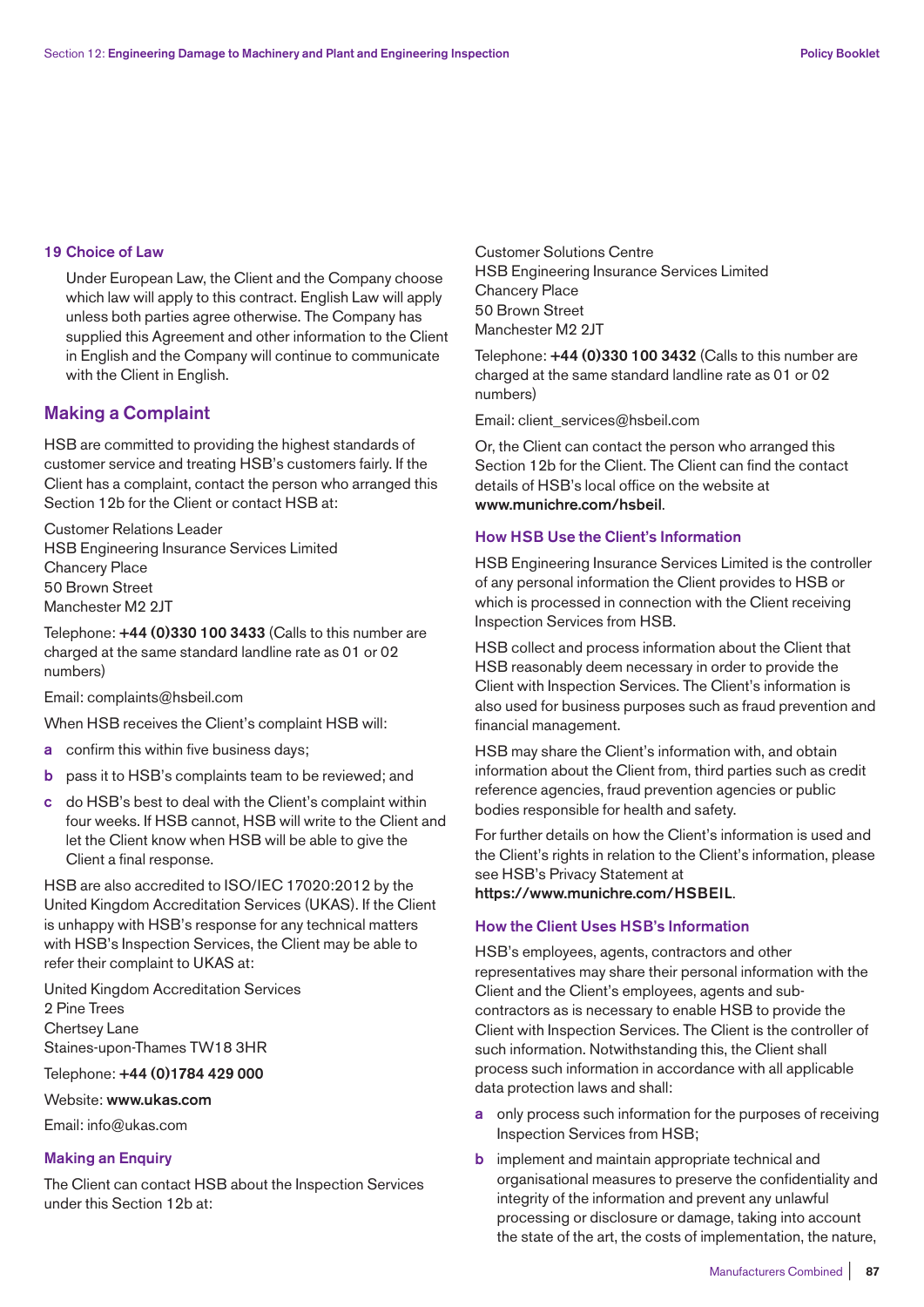### 19 Choice of Law

Under European Law, the Client and the Company choose which law will apply to this contract. English Law will apply unless both parties agree otherwise. The Company has supplied this Agreement and other information to the Client in English and the Company will continue to communicate with the Client in English.

## Making a Complaint

HSB are committed to providing the highest standards of customer service and treating HSB's customers fairly. If the Client has a complaint, contact the person who arranged this Section 12b for the Client or contact HSB at:

Customer Relations Leader
HSB Engineering Insurance Services Limited
Chancery Place
50 Brown Street
Manchester M2 2JT

Telephone: **+44 (0)330 100 3433** (Calls to this number are charged at the same standard landline rate as 01 or 02 numbers)

Email: complaints@hsbeil.com

When HSB receives the Client's complaint HSB will:

**a** confirm this within five business days;

**b** pass it to HSB's complaints team to be reviewed; and

**c** do HSB's best to deal with the Client's complaint within four weeks. If HSB cannot, HSB will write to the Client and let the Client know when HSB will be able to give the Client a final response.

HSB are also accredited to ISO/IEC 17020:2012 by the United Kingdom Accreditation Services (UKAS). If the Client is unhappy with HSB's response for any technical matters with HSB's Inspection Services, the Client may be able to refer their complaint to UKAS at:

United Kingdom Accreditation Services
2 Pine Trees
Chertsey Lane
Staines-upon-Thames TW18 3HR

Telephone: **+44 (0)1784 429 000**

Website: **www.ukas.com**

Email: info@ukas.com

### Making an Enquiry

The Client can contact HSB about the Inspection Services under this Section 12b at:

Customer Solutions Centre
HSB Engineering Insurance Services Limited
Chancery Place
50 Brown Street
Manchester M2 2JT

Telephone: **+44 (0)330 100 3432** (Calls to this number are charged at the same standard landline rate as 01 or 02 numbers)

Email: client_services@hsbeil.com

Or, the Client can contact the person who arranged this Section 12b for the Client. The Client can find the contact details of HSB's local office on the website at **www.munichre.com/hsbeil**.

### How HSB Use the Client's Information

HSB Engineering Insurance Services Limited is the controller of any personal information the Client provides to HSB or which is processed in connection with the Client receiving Inspection Services from HSB.

HSB collect and process information about the Client that HSB reasonably deem necessary in order to provide the Client with Inspection Services. The Client's information is also used for business purposes such as fraud prevention and financial management.

HSB may share the Client's information with, and obtain information about the Client from, third parties such as credit reference agencies, fraud prevention agencies or public bodies responsible for health and safety.

For further details on how the Client's information is used and the Client's rights in relation to the Client's information, please see HSB's Privacy Statement at **https://www.munichre.com/HSBEIL**.

### How the Client Uses HSB's Information

HSB's employees, agents, contractors and other representatives may share their personal information with the Client and the Client's employees, agents and sub-contractors as is necessary to enable HSB to provide the Client with Inspection Services. The Client is the controller of such information. Notwithstanding this, the Client shall process such information in accordance with all applicable data protection laws and shall:

**a** only process such information for the purposes of receiving Inspection Services from HSB;

**b** implement and maintain appropriate technical and organisational measures to preserve the confidentiality and integrity of the information and prevent any unlawful processing or disclosure or damage, taking into account the state of the art, the costs of implementation, the nature,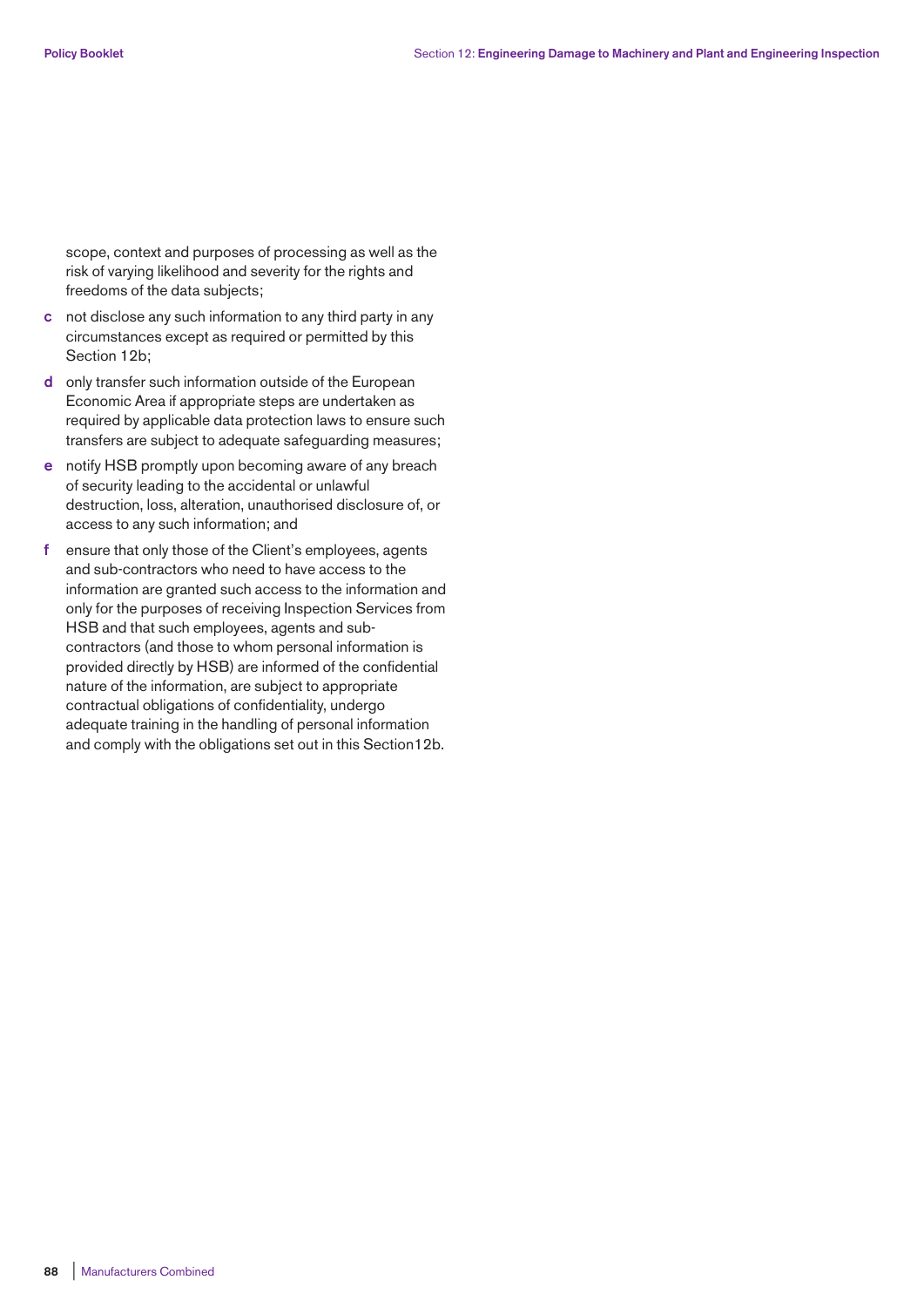scope, context and purposes of processing as well as the risk of varying likelihood and severity for the rights and freedoms of the data subjects;

- **c** not disclose any such information to any third party in any circumstances except as required or permitted by this Section 12b;
- **d** only transfer such information outside of the European Economic Area if appropriate steps are undertaken as required by applicable data protection laws to ensure such transfers are subject to adequate safeguarding measures;
- **e** notify HSB promptly upon becoming aware of any breach of security leading to the accidental or unlawful destruction, loss, alteration, unauthorised disclosure of, or access to any such information; and
- **f** ensure that only those of the Client's employees, agents and sub-contractors who need to have access to the information are granted such access to the information and only for the purposes of receiving Inspection Services from HSB and that such employees, agents and sub-contractors (and those to whom personal information is provided directly by HSB) are informed of the confidential nature of the information, are subject to appropriate contractual obligations of confidentiality, undergo adequate training in the handling of personal information and comply with the obligations set out in this Section12b.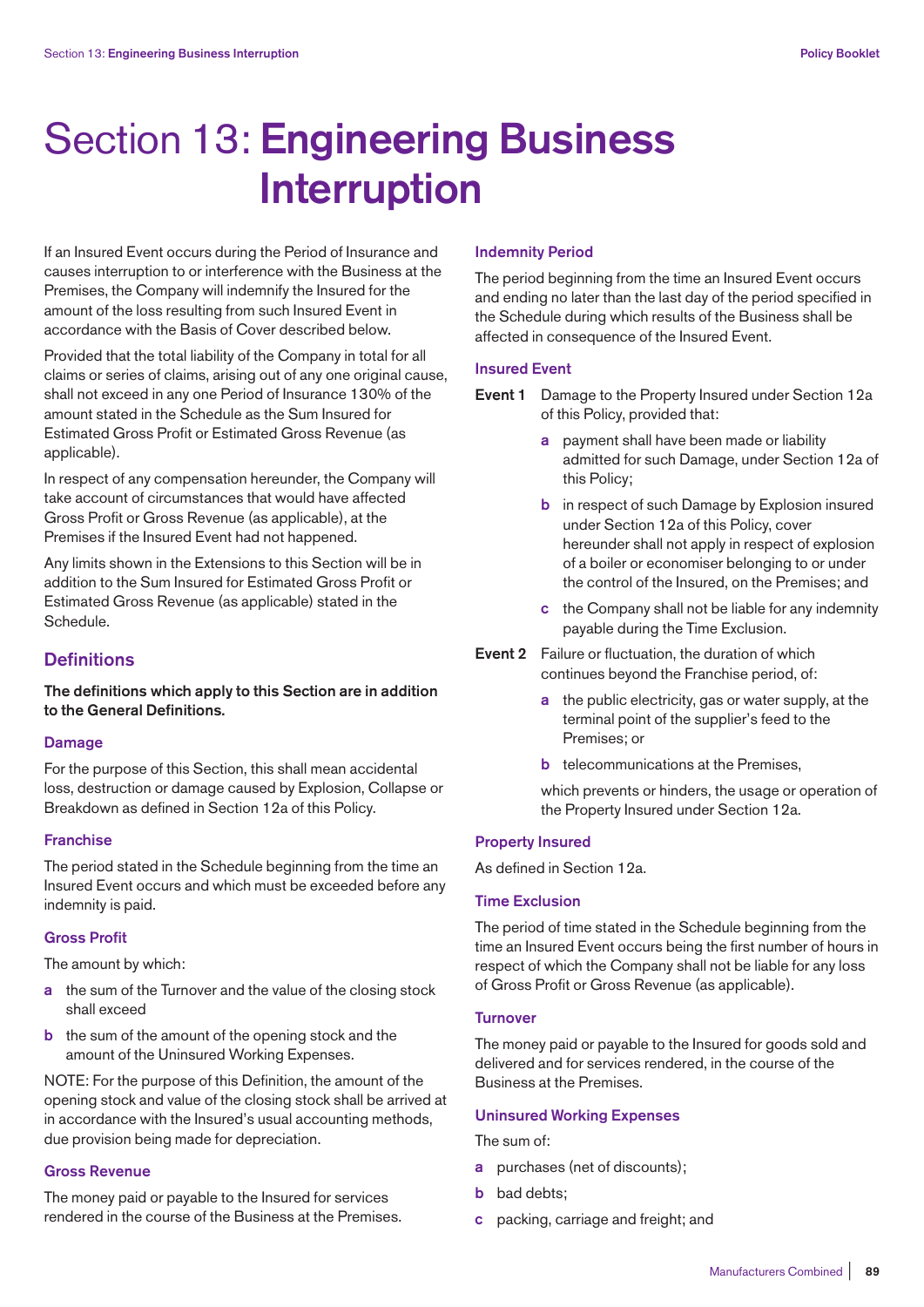# Section 13: **Engineering Business Interruption**

If an Insured Event occurs during the Period of Insurance and causes interruption to or interference with the Business at the Premises, the Company will indemnify the Insured for the amount of the loss resulting from such Insured Event in accordance with the Basis of Cover described below.

Provided that the total liability of the Company in total for all claims or series of claims, arising out of any one original cause, shall not exceed in any one Period of Insurance 130% of the amount stated in the Schedule as the Sum Insured for Estimated Gross Profit or Estimated Gross Revenue (as applicable).

In respect of any compensation hereunder, the Company will take account of circumstances that would have affected Gross Profit or Gross Revenue (as applicable), at the Premises if the Insured Event had not happened.

Any limits shown in the Extensions to this Section will be in addition to the Sum Insured for Estimated Gross Profit or Estimated Gross Revenue (as applicable) stated in the Schedule.

## Definitions

**The definitions which apply to this Section are in addition to the General Definitions.**

### Damage

For the purpose of this Section, this shall mean accidental loss, destruction or damage caused by Explosion, Collapse or Breakdown as defined in Section 12a of this Policy.

### Franchise

The period stated in the Schedule beginning from the time an Insured Event occurs and which must be exceeded before any indemnity is paid.

### Gross Profit

The amount by which:

- **a** the sum of the Turnover and the value of the closing stock shall exceed
- **b** the sum of the amount of the opening stock and the amount of the Uninsured Working Expenses.

NOTE: For the purpose of this Definition, the amount of the opening stock and value of the closing stock shall be arrived at in accordance with the Insured's usual accounting methods, due provision being made for depreciation.

### Gross Revenue

The money paid or payable to the Insured for services rendered in the course of the Business at the Premises.

### Indemnity Period

The period beginning from the time an Insured Event occurs and ending no later than the last day of the period specified in the Schedule during which results of the Business shall be affected in consequence of the Insured Event.

### Insured Event

**Event 1** Damage to the Property Insured under Section 12a of this Policy, provided that:

- **a** payment shall have been made or liability admitted for such Damage, under Section 12a of this Policy;
- **b** in respect of such Damage by Explosion insured under Section 12a of this Policy, cover hereunder shall not apply in respect of explosion of a boiler or economiser belonging to or under the control of the Insured, on the Premises; and
- **c** the Company shall not be liable for any indemnity payable during the Time Exclusion.

**Event 2** Failure or fluctuation, the duration of which continues beyond the Franchise period, of:

- **a** the public electricity, gas or water supply, at the terminal point of the supplier's feed to the Premises; or
- **b** telecommunications at the Premises,

which prevents or hinders, the usage or operation of the Property Insured under Section 12a.

### Property Insured

As defined in Section 12a.

### Time Exclusion

The period of time stated in the Schedule beginning from the time an Insured Event occurs being the first number of hours in respect of which the Company shall not be liable for any loss of Gross Profit or Gross Revenue (as applicable).

### Turnover

The money paid or payable to the Insured for goods sold and delivered and for services rendered, in the course of the Business at the Premises.

### Uninsured Working Expenses

The sum of:

- **a** purchases (net of discounts);
- **b** bad debts;
- **c** packing, carriage and freight; and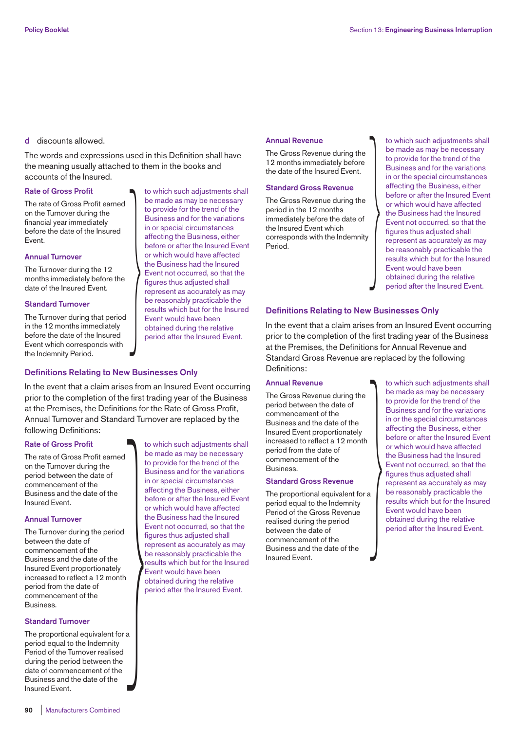**d** discounts allowed.

The words and expressions used in this Definition shall have the meaning usually attached to them in the books and accounts of the Insured.

### Rate of Gross Profit

The rate of Gross Profit earned on the Turnover during the financial year immediately before the date of the Insured Event.

### Annual Turnover

The Turnover during the 12 months immediately before the date of the Insured Event.

### Standard Turnover

The Turnover during that period in the 12 months immediately before the date of the Insured Event which corresponds with the Indemnity Period.

to which such adjustments shall be made as may be necessary to provide for the trend of the Business and for the variations in or special circumstances affecting the Business, either before or after the Insured Event or which would have affected the Business had the Insured Event not occurred, so that the figures thus adjusted shall represent as accurately as may be reasonably practicable the results which but for the Insured Event would have been obtained during the relative period after the Insured Event.

## Definitions Relating to New Businesses Only

In the event that a claim arises from an Insured Event occurring prior to the completion of the first trading year of the Business at the Premises, the Definitions for the Rate of Gross Profit, Annual Turnover and Standard Turnover are replaced by the following Definitions:

### Rate of Gross Profit

The rate of Gross Profit earned on the Turnover during the period between the date of commencement of the Business and the date of the Insured Event.

### Annual Turnover

The Turnover during the period between the date of commencement of the Business and the date of the Insured Event proportionately increased to reflect a 12 month period from the date of commencement of the Business.

### Standard Turnover

The proportional equivalent for a period equal to the Indemnity Period of the Turnover realised during the period between the date of commencement of the Business and the date of the Insured Event.

to which such adjustments shall be made as may be necessary to provide for the trend of the Business and for the variations in or special circumstances affecting the Business, either before or after the Insured Event or which would have affected the Business had the Insured Event not occurred, so that the figures thus adjusted shall represent as accurately as may be reasonably practicable the results which but for the Insured Event would have been obtained during the relative period after the Insured Event.

### Annual Revenue

The Gross Revenue during the 12 months immediately before the date of the Insured Event.

### Standard Gross Revenue

The Gross Revenue during the period in the 12 months immediately before the date of the Insured Event which corresponds with the Indemnity Period.

to which such adjustments shall be made as may be necessary to provide for the trend of the Business and for the variations in or the special circumstances affecting the Business, either before or after the Insured Event or which would have affected the Business had the Insured Event not occurred, so that the figures thus adjusted shall represent as accurately as may be reasonably practicable the results which but for the Insured Event would have been obtained during the relative period after the Insured Event.

## Definitions Relating to New Businesses Only

In the event that a claim arises from an Insured Event occurring prior to the completion of the first trading year of the Business at the Premises, the Definitions for Annual Revenue and Standard Gross Revenue are replaced by the following Definitions:

### Annual Revenue

The Gross Revenue during the period between the date of commencement of the Business and the date of the Insured Event proportionately increased to reflect a 12 month period from the date of commencement of the Business.

### Standard Gross Revenue

The proportional equivalent for a period equal to the Indemnity Period of the Gross Revenue realised during the period between the date of commencement of the Business and the date of the Insured Event.

to which such adjustments shall be made as may be necessary to provide for the trend of the Business and for the variations in or the special circumstances affecting the Business, either before or after the Insured Event or which would have affected the Business had the Insured Event not occurred, so that the figures thus adjusted shall represent as accurately as may be reasonably practicable the results which but for the Insured Event would have been obtained during the relative period after the Insured Event.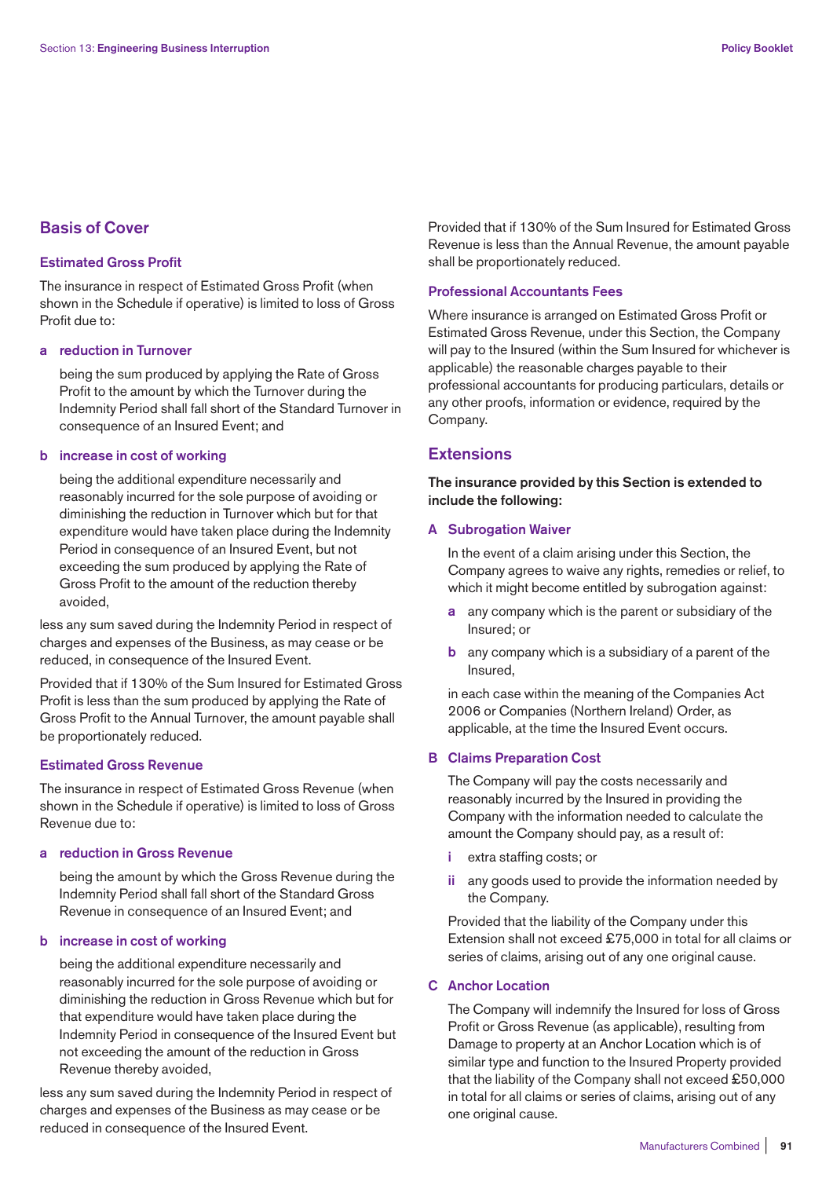## Basis of Cover

### Estimated Gross Profit

The insurance in respect of Estimated Gross Profit (when shown in the Schedule if operative) is limited to loss of Gross Profit due to:

**a reduction in Turnover**

being the sum produced by applying the Rate of Gross Profit to the amount by which the Turnover during the Indemnity Period shall fall short of the Standard Turnover in consequence of an Insured Event; and

**b increase in cost of working**

being the additional expenditure necessarily and reasonably incurred for the sole purpose of avoiding or diminishing the reduction in Turnover which but for that expenditure would have taken place during the Indemnity Period in consequence of an Insured Event, but not exceeding the sum produced by applying the Rate of Gross Profit to the amount of the reduction thereby avoided,

less any sum saved during the Indemnity Period in respect of charges and expenses of the Business, as may cease or be reduced, in consequence of the Insured Event.

Provided that if 130% of the Sum Insured for Estimated Gross Profit is less than the sum produced by applying the Rate of Gross Profit to the Annual Turnover, the amount payable shall be proportionately reduced.

### Estimated Gross Revenue

The insurance in respect of Estimated Gross Revenue (when shown in the Schedule if operative) is limited to loss of Gross Revenue due to:

**a reduction in Gross Revenue**

being the amount by which the Gross Revenue during the Indemnity Period shall fall short of the Standard Gross Revenue in consequence of an Insured Event; and

**b increase in cost of working**

being the additional expenditure necessarily and reasonably incurred for the sole purpose of avoiding or diminishing the reduction in Gross Revenue which but for that expenditure would have taken place during the Indemnity Period in consequence of the Insured Event but not exceeding the amount of the reduction in Gross Revenue thereby avoided,

less any sum saved during the Indemnity Period in respect of charges and expenses of the Business as may cease or be reduced in consequence of the Insured Event.

Provided that if 130% of the Sum Insured for Estimated Gross Revenue is less than the Annual Revenue, the amount payable shall be proportionately reduced.

### Professional Accountants Fees

Where insurance is arranged on Estimated Gross Profit or Estimated Gross Revenue, under this Section, the Company will pay to the Insured (within the Sum Insured for whichever is applicable) the reasonable charges payable to their professional accountants for producing particulars, details or any other proofs, information or evidence, required by the Company.

## Extensions

**The insurance provided by this Section is extended to include the following:**

### A Subrogation Waiver

In the event of a claim arising under this Section, the Company agrees to waive any rights, remedies or relief, to which it might become entitled by subrogation against:

- **a** any company which is the parent or subsidiary of the Insured; or
- **b** any company which is a subsidiary of a parent of the Insured,

in each case within the meaning of the Companies Act 2006 or Companies (Northern Ireland) Order, as applicable, at the time the Insured Event occurs.

### B Claims Preparation Cost

The Company will pay the costs necessarily and reasonably incurred by the Insured in providing the Company with the information needed to calculate the amount the Company should pay, as a result of:

- **i** extra staffing costs; or
- **ii** any goods used to provide the information needed by the Company.

Provided that the liability of the Company under this Extension shall not exceed £75,000 in total for all claims or series of claims, arising out of any one original cause.

### C Anchor Location

The Company will indemnify the Insured for loss of Gross Profit or Gross Revenue (as applicable), resulting from Damage to property at an Anchor Location which is of similar type and function to the Insured Property provided that the liability of the Company shall not exceed £50,000 in total for all claims or series of claims, arising out of any one original cause.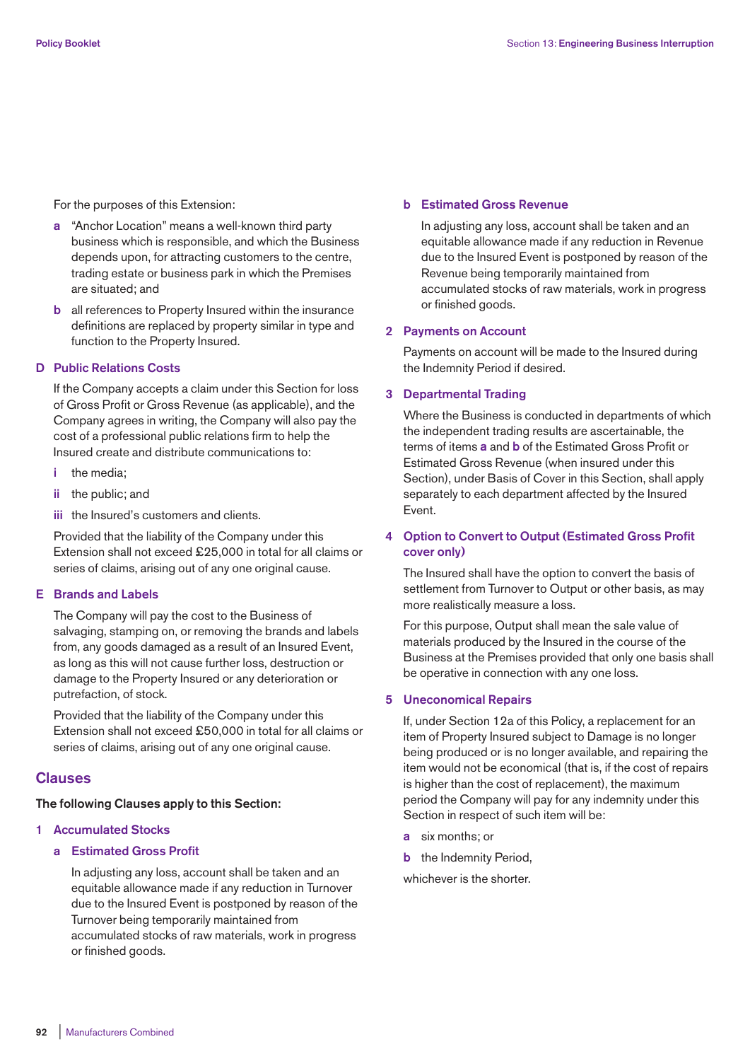For the purposes of this Extension:

**a** "Anchor Location" means a well-known third party business which is responsible, and which the Business depends upon, for attracting customers to the centre, trading estate or business park in which the Premises are situated; and

**b** all references to Property Insured within the insurance definitions are replaced by property similar in type and function to the Property Insured.

### D Public Relations Costs

If the Company accepts a claim under this Section for loss of Gross Profit or Gross Revenue (as applicable), and the Company agrees in writing, the Company will also pay the cost of a professional public relations firm to help the Insured create and distribute communications to:

**i** the media;

**ii** the public; and

**iii** the Insured's customers and clients.

Provided that the liability of the Company under this Extension shall not exceed £25,000 in total for all claims or series of claims, arising out of any one original cause.

### E Brands and Labels

The Company will pay the cost to the Business of salvaging, stamping on, or removing the brands and labels from, any goods damaged as a result of an Insured Event, as long as this will not cause further loss, destruction or damage to the Property Insured or any deterioration or putrefaction, of stock.

Provided that the liability of the Company under this Extension shall not exceed £50,000 in total for all claims or series of claims, arising out of any one original cause.

## Clauses

**The following Clauses apply to this Section:**

### 1 Accumulated Stocks

#### a Estimated Gross Profit

In adjusting any loss, account shall be taken and an equitable allowance made if any reduction in Turnover due to the Insured Event is postponed by reason of the Turnover being temporarily maintained from accumulated stocks of raw materials, work in progress or finished goods.

#### b Estimated Gross Revenue

In adjusting any loss, account shall be taken and an equitable allowance made if any reduction in Revenue due to the Insured Event is postponed by reason of the Revenue being temporarily maintained from accumulated stocks of raw materials, work in progress or finished goods.

### 2 Payments on Account

Payments on account will be made to the Insured during the Indemnity Period if desired.

### 3 Departmental Trading

Where the Business is conducted in departments of which the independent trading results are ascertainable, the terms of items **a** and **b** of the Estimated Gross Profit or Estimated Gross Revenue (when insured under this Section), under Basis of Cover in this Section, shall apply separately to each department affected by the Insured Event.

### 4 Option to Convert to Output (Estimated Gross Profit cover only)

The Insured shall have the option to convert the basis of settlement from Turnover to Output or other basis, as may more realistically measure a loss.

For this purpose, Output shall mean the sale value of materials produced by the Insured in the course of the Business at the Premises provided that only one basis shall be operative in connection with any one loss.

### 5 Uneconomical Repairs

If, under Section 12a of this Policy, a replacement for an item of Property Insured subject to Damage is no longer being produced or is no longer available, and repairing the item would not be economical (that is, if the cost of repairs is higher than the cost of replacement), the maximum period the Company will pay for any indemnity under this Section in respect of such item will be:

**a** six months; or

**b** the Indemnity Period,

whichever is the shorter.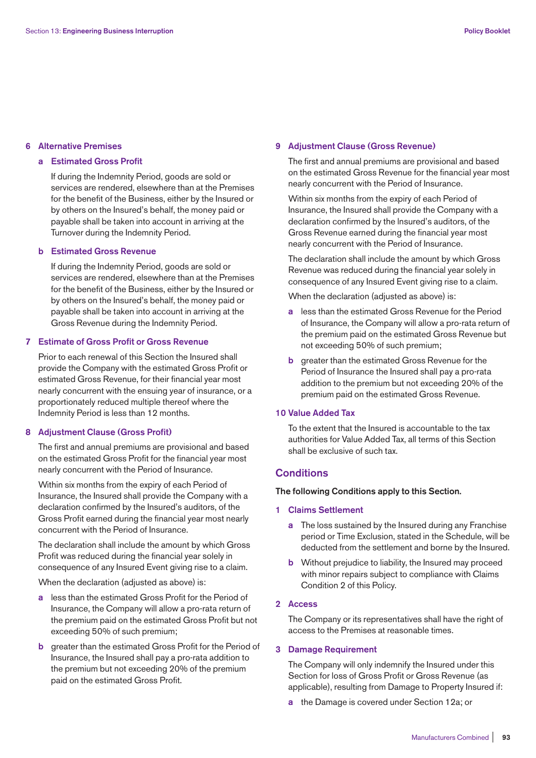## 6 Alternative Premises

### a Estimated Gross Profit

If during the Indemnity Period, goods are sold or services are rendered, elsewhere than at the Premises for the benefit of the Business, either by the Insured or by others on the Insured's behalf, the money paid or payable shall be taken into account in arriving at the Turnover during the Indemnity Period.

### b Estimated Gross Revenue

If during the Indemnity Period, goods are sold or services are rendered, elsewhere than at the Premises for the benefit of the Business, either by the Insured or by others on the Insured's behalf, the money paid or payable shall be taken into account in arriving at the Gross Revenue during the Indemnity Period.

## 7 Estimate of Gross Profit or Gross Revenue

Prior to each renewal of this Section the Insured shall provide the Company with the estimated Gross Profit or estimated Gross Revenue, for their financial year most nearly concurrent with the ensuing year of insurance, or a proportionately reduced multiple thereof where the Indemnity Period is less than 12 months.

## 8 Adjustment Clause (Gross Profit)

The first and annual premiums are provisional and based on the estimated Gross Profit for the financial year most nearly concurrent with the Period of Insurance.

Within six months from the expiry of each Period of Insurance, the Insured shall provide the Company with a declaration confirmed by the Insured's auditors, of the Gross Profit earned during the financial year most nearly concurrent with the Period of Insurance.

The declaration shall include the amount by which Gross Profit was reduced during the financial year solely in consequence of any Insured Event giving rise to a claim.

When the declaration (adjusted as above) is:

- **a** less than the estimated Gross Profit for the Period of Insurance, the Company will allow a pro-rata return of the premium paid on the estimated Gross Profit but not exceeding 50% of such premium;
- **b** greater than the estimated Gross Profit for the Period of Insurance, the Insured shall pay a pro-rata addition to the premium but not exceeding 20% of the premium paid on the estimated Gross Profit.

## 9 Adjustment Clause (Gross Revenue)

The first and annual premiums are provisional and based on the estimated Gross Revenue for the financial year most nearly concurrent with the Period of Insurance.

Within six months from the expiry of each Period of Insurance, the Insured shall provide the Company with a declaration confirmed by the Insured's auditors, of the Gross Revenue earned during the financial year most nearly concurrent with the Period of Insurance.

The declaration shall include the amount by which Gross Revenue was reduced during the financial year solely in consequence of any Insured Event giving rise to a claim.

When the declaration (adjusted as above) is:

- **a** less than the estimated Gross Revenue for the Period of Insurance, the Company will allow a pro-rata return of the premium paid on the estimated Gross Revenue but not exceeding 50% of such premium;
- **b** greater than the estimated Gross Revenue for the Period of Insurance the Insured shall pay a pro-rata addition to the premium but not exceeding 20% of the premium paid on the estimated Gross Revenue.

## 10 Value Added Tax

To the extent that the Insured is accountable to the tax authorities for Value Added Tax, all terms of this Section shall be exclusive of such tax.

# Conditions

**The following Conditions apply to this Section.**

## 1 Claims Settlement

- **a** The loss sustained by the Insured during any Franchise period or Time Exclusion, stated in the Schedule, will be deducted from the settlement and borne by the Insured.
- **b** Without prejudice to liability, the Insured may proceed with minor repairs subject to compliance with Claims Condition 2 of this Policy.

## 2 Access

The Company or its representatives shall have the right of access to the Premises at reasonable times.

## 3 Damage Requirement

The Company will only indemnify the Insured under this Section for loss of Gross Profit or Gross Revenue (as applicable), resulting from Damage to Property Insured if:

- **a** the Damage is covered under Section 12a; or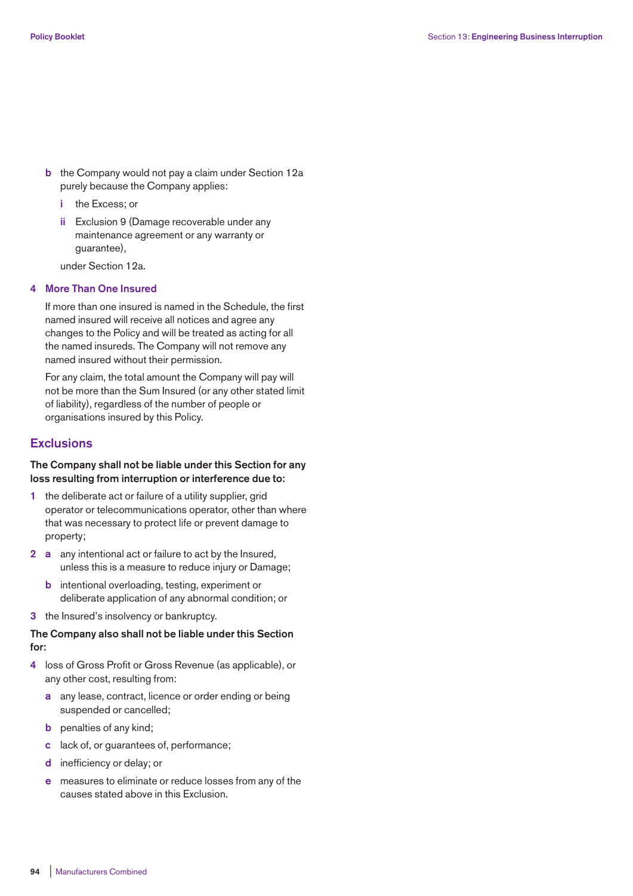- **b** the Company would not pay a claim under Section 12a purely because the Company applies:
  - **i** the Excess; or
  - **ii** Exclusion 9 (Damage recoverable under any maintenance agreement or any warranty or guarantee),

  under Section 12a.

### 4 More Than One Insured

If more than one insured is named in the Schedule, the first named insured will receive all notices and agree any changes to the Policy and will be treated as acting for all the named insureds. The Company will not remove any named insured without their permission.

For any claim, the total amount the Company will pay will not be more than the Sum Insured (or any other stated limit of liability), regardless of the number of people or organisations insured by this Policy.

## Exclusions

**The Company shall not be liable under this Section for any loss resulting from interruption or interference due to:**

1. the deliberate act or failure of a utility supplier, grid operator or telecommunications operator, other than where that was necessary to protect life or prevent damage to property;
2. **a** any intentional act or failure to act by the Insured, unless this is a measure to reduce injury or Damage;

   **b** intentional overloading, testing, experiment or deliberate application of any abnormal condition; or
3. the Insured's insolvency or bankruptcy.

**The Company also shall not be liable under this Section for:**

4. loss of Gross Profit or Gross Revenue (as applicable), or any other cost, resulting from:
   - **a** any lease, contract, licence or order ending or being suspended or cancelled;
   - **b** penalties of any kind;
   - **c** lack of, or guarantees of, performance;
   - **d** inefficiency or delay; or
   - **e** measures to eliminate or reduce losses from any of the causes stated above in this Exclusion.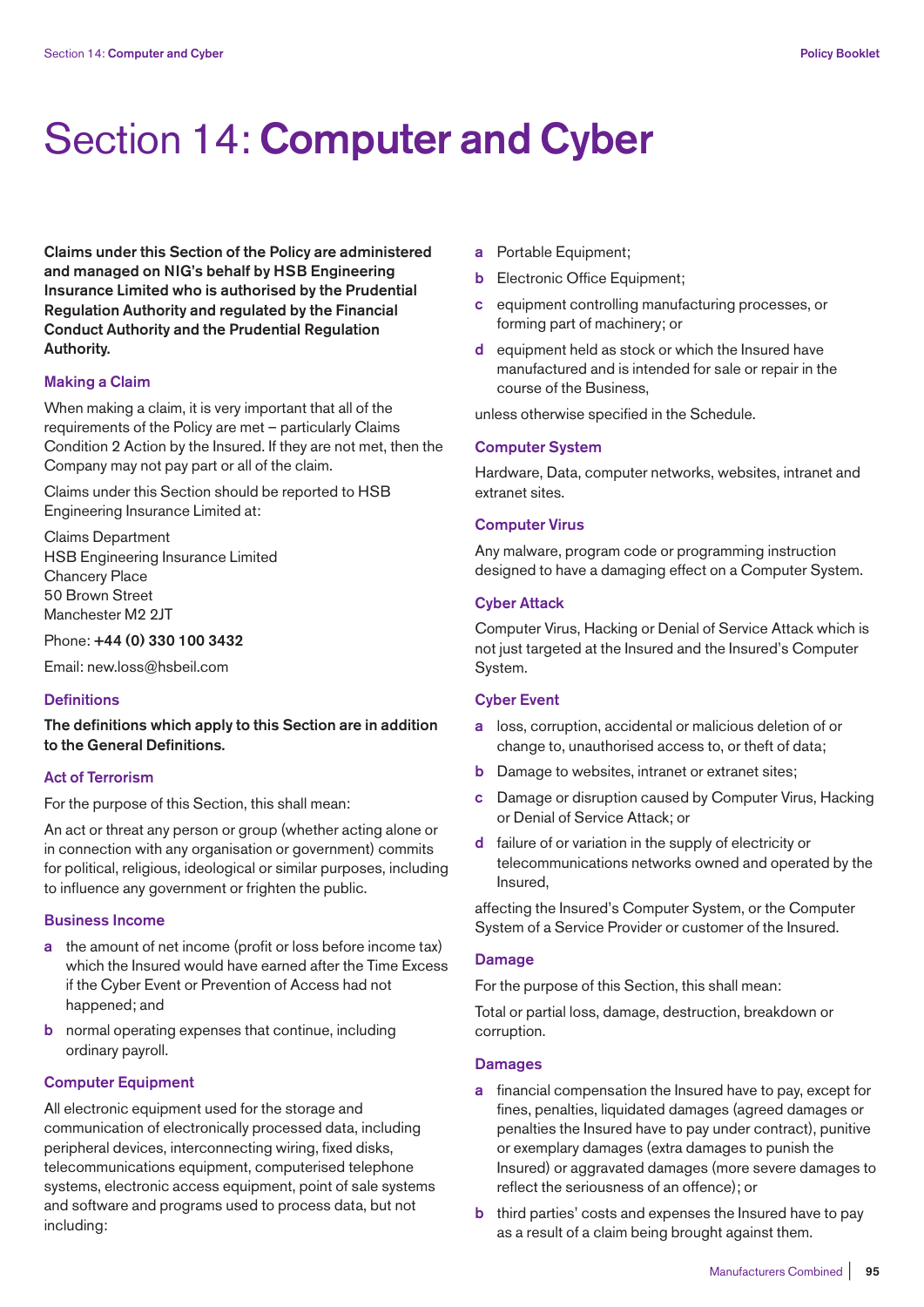# Section 14: **Computer and Cyber**

**Claims under this Section of the Policy are administered and managed on NIG's behalf by HSB Engineering Insurance Limited who is authorised by the Prudential Regulation Authority and regulated by the Financial Conduct Authority and the Prudential Regulation Authority.**

### Making a Claim

When making a claim, it is very important that all of the requirements of the Policy are met – particularly Claims Condition 2 Action by the Insured. If they are not met, then the Company may not pay part or all of the claim.

Claims under this Section should be reported to HSB Engineering Insurance Limited at:

Claims Department
HSB Engineering Insurance Limited
Chancery Place
50 Brown Street
Manchester M2 2JT

Phone: **+44 (0) 330 100 3432**

Email: new.loss@hsbeil.com

### Definitions

**The definitions which apply to this Section are in addition to the General Definitions.**

### Act of Terrorism

For the purpose of this Section, this shall mean:

An act or threat any person or group (whether acting alone or in connection with any organisation or government) commits for political, religious, ideological or similar purposes, including to influence any government or frighten the public.

### Business Income

**a** the amount of net income (profit or loss before income tax) which the Insured would have earned after the Time Excess if the Cyber Event or Prevention of Access had not happened; and

**b** normal operating expenses that continue, including ordinary payroll.

### Computer Equipment

All electronic equipment used for the storage and communication of electronically processed data, including peripheral devices, interconnecting wiring, fixed disks, telecommunications equipment, computerised telephone systems, electronic access equipment, point of sale systems and software and programs used to process data, but not including:

**a** Portable Equipment;

**b** Electronic Office Equipment;

**c** equipment controlling manufacturing processes, or forming part of machinery; or

**d** equipment held as stock or which the Insured have manufactured and is intended for sale or repair in the course of the Business,

unless otherwise specified in the Schedule.

### Computer System

Hardware, Data, computer networks, websites, intranet and extranet sites.

### Computer Virus

Any malware, program code or programming instruction designed to have a damaging effect on a Computer System.

### Cyber Attack

Computer Virus, Hacking or Denial of Service Attack which is not just targeted at the Insured and the Insured's Computer System.

### Cyber Event

**a** loss, corruption, accidental or malicious deletion of or change to, unauthorised access to, or theft of data;

**b** Damage to websites, intranet or extranet sites;

**c** Damage or disruption caused by Computer Virus, Hacking or Denial of Service Attack; or

**d** failure of or variation in the supply of electricity or telecommunications networks owned and operated by the Insured,

affecting the Insured's Computer System, or the Computer System of a Service Provider or customer of the Insured.

### Damage

For the purpose of this Section, this shall mean:

Total or partial loss, damage, destruction, breakdown or corruption.

### Damages

**a** financial compensation the Insured have to pay, except for fines, penalties, liquidated damages (agreed damages or penalties the Insured have to pay under contract), punitive or exemplary damages (extra damages to punish the Insured) or aggravated damages (more severe damages to reflect the seriousness of an offence); or

**b** third parties' costs and expenses the Insured have to pay as a result of a claim being brought against them.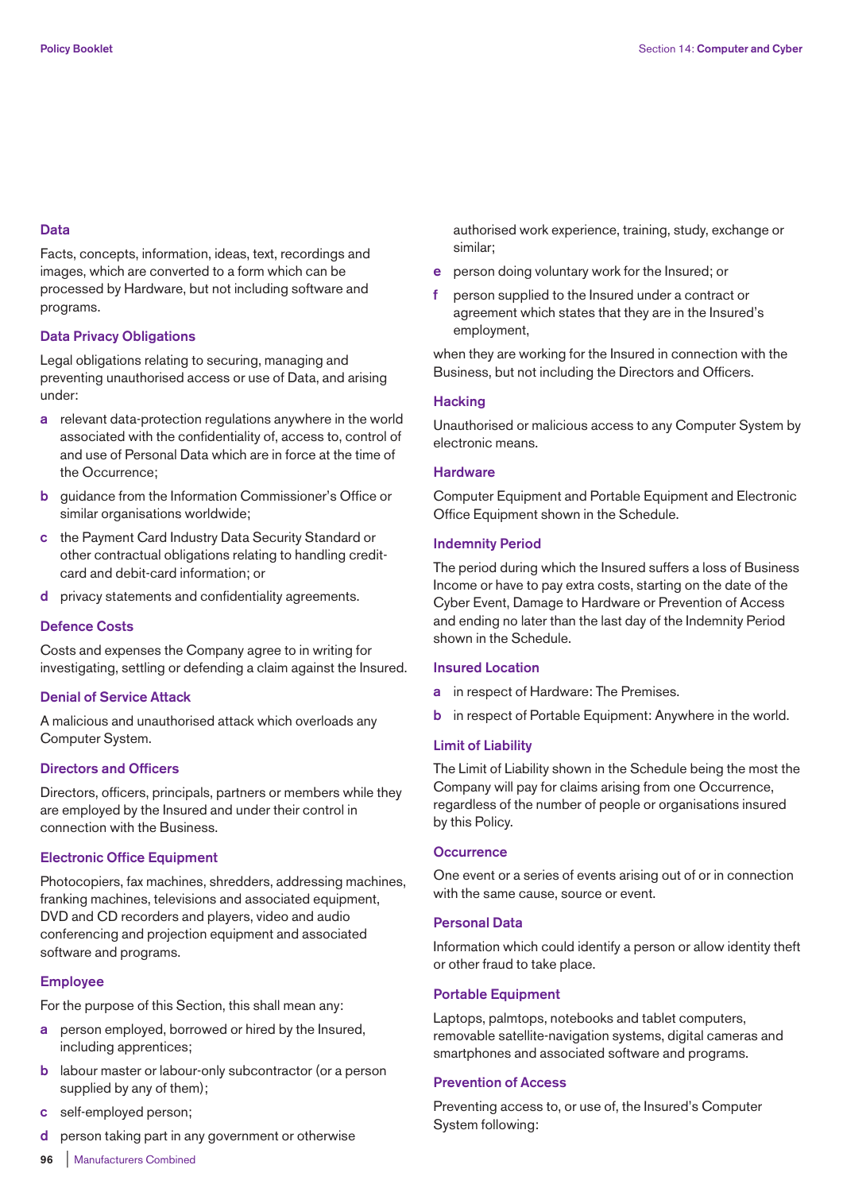### Data

Facts, concepts, information, ideas, text, recordings and images, which are converted to a form which can be processed by Hardware, but not including software and programs.

### Data Privacy Obligations

Legal obligations relating to securing, managing and preventing unauthorised access or use of Data, and arising under:

- **a** relevant data-protection regulations anywhere in the world associated with the confidentiality of, access to, control of and use of Personal Data which are in force at the time of the Occurrence;
- **b** guidance from the Information Commissioner's Office or similar organisations worldwide;
- **c** the Payment Card Industry Data Security Standard or other contractual obligations relating to handling credit-card and debit-card information; or
- **d** privacy statements and confidentiality agreements.

### Defence Costs

Costs and expenses the Company agree to in writing for investigating, settling or defending a claim against the Insured.

### Denial of Service Attack

A malicious and unauthorised attack which overloads any Computer System.

### Directors and Officers

Directors, officers, principals, partners or members while they are employed by the Insured and under their control in connection with the Business.

### Electronic Office Equipment

Photocopiers, fax machines, shredders, addressing machines, franking machines, televisions and associated equipment, DVD and CD recorders and players, video and audio conferencing and projection equipment and associated software and programs.

### Employee

For the purpose of this Section, this shall mean any:

- **a** person employed, borrowed or hired by the Insured, including apprentices;
- **b** labour master or labour-only subcontractor (or a person supplied by any of them);
- **c** self-employed person;
- **d** person taking part in any government or otherwise authorised work experience, training, study, exchange or similar;
- **e** person doing voluntary work for the Insured; or
- **f** person supplied to the Insured under a contract or agreement which states that they are in the Insured's employment,

when they are working for the Insured in connection with the Business, but not including the Directors and Officers.

### Hacking

Unauthorised or malicious access to any Computer System by electronic means.

### Hardware

Computer Equipment and Portable Equipment and Electronic Office Equipment shown in the Schedule.

### Indemnity Period

The period during which the Insured suffers a loss of Business Income or have to pay extra costs, starting on the date of the Cyber Event, Damage to Hardware or Prevention of Access and ending no later than the last day of the Indemnity Period shown in the Schedule.

### Insured Location

- **a** in respect of Hardware: The Premises.
- **b** in respect of Portable Equipment: Anywhere in the world.

### Limit of Liability

The Limit of Liability shown in the Schedule being the most the Company will pay for claims arising from one Occurrence, regardless of the number of people or organisations insured by this Policy.

### Occurrence

One event or a series of events arising out of or in connection with the same cause, source or event.

### Personal Data

Information which could identify a person or allow identity theft or other fraud to take place.

### Portable Equipment

Laptops, palmtops, notebooks and tablet computers, removable satellite-navigation systems, digital cameras and smartphones and associated software and programs.

### Prevention of Access

Preventing access to, or use of, the Insured's Computer System following: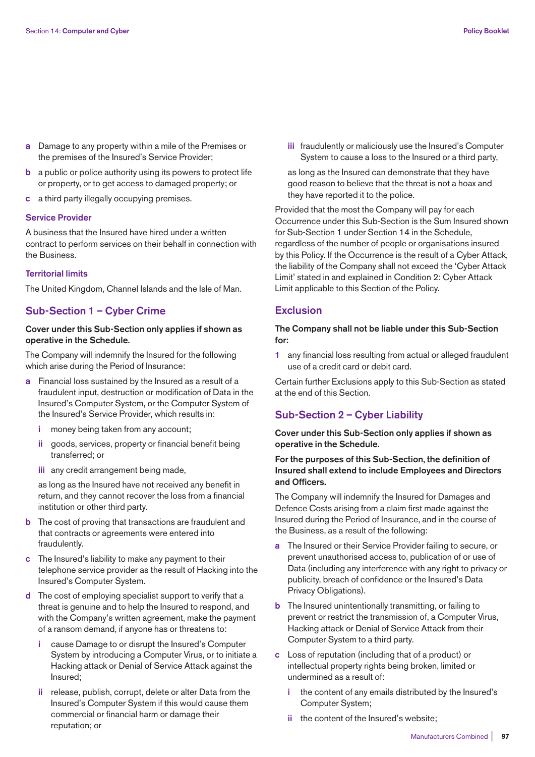- **a** Damage to any property within a mile of the Premises or the premises of the Insured's Service Provider;
- **b** a public or police authority using its powers to protect life or property, or to get access to damaged property; or
- **c** a third party illegally occupying premises.

### Service Provider

A business that the Insured have hired under a written contract to perform services on their behalf in connection with the Business.

### Territorial limits

The United Kingdom, Channel Islands and the Isle of Man.

## Sub-Section 1 – Cyber Crime

**Cover under this Sub-Section only applies if shown as operative in the Schedule.**

The Company will indemnify the Insured for the following which arise during the Period of Insurance:

- **a** Financial loss sustained by the Insured as a result of a fraudulent input, destruction or modification of Data in the Insured's Computer System, or the Computer System of the Insured's Service Provider, which results in:
  - **i** money being taken from any account;
  - **ii** goods, services, property or financial benefit being transferred; or
  - **iii** any credit arrangement being made,

  as long as the Insured have not received any benefit in return, and they cannot recover the loss from a financial institution or other third party.
- **b** The cost of proving that transactions are fraudulent and that contracts or agreements were entered into fraudulently.
- **c** The Insured's liability to make any payment to their telephone service provider as the result of Hacking into the Insured's Computer System.
- **d** The cost of employing specialist support to verify that a threat is genuine and to help the Insured to respond, and with the Company's written agreement, make the payment of a ransom demand, if anyone has or threatens to:
  - **i** cause Damage to or disrupt the Insured's Computer System by introducing a Computer Virus, or to initiate a Hacking attack or Denial of Service Attack against the Insured;
  - **ii** release, publish, corrupt, delete or alter Data from the Insured's Computer System if this would cause them commercial or financial harm or damage their reputation; or
  - **iii** fraudulently or maliciously use the Insured's Computer System to cause a loss to the Insured or a third party,

  as long as the Insured can demonstrate that they have good reason to believe that the threat is not a hoax and they have reported it to the police.

Provided that the most the Company will pay for each Occurrence under this Sub-Section is the Sum Insured shown for Sub-Section 1 under Section 14 in the Schedule, regardless of the number of people or organisations insured by this Policy. If the Occurrence is the result of a Cyber Attack, the liability of the Company shall not exceed the 'Cyber Attack Limit' stated in and explained in Condition 2: Cyber Attack Limit applicable to this Section of the Policy.

## Exclusion

**The Company shall not be liable under this Sub-Section for:**

1. any financial loss resulting from actual or alleged fraudulent use of a credit card or debit card.

Certain further Exclusions apply to this Sub-Section as stated at the end of this Section.

## Sub-Section 2 – Cyber Liability

**Cover under this Sub-Section only applies if shown as operative in the Schedule.**

**For the purposes of this Sub-Section, the definition of Insured shall extend to include Employees and Directors and Officers.**

The Company will indemnify the Insured for Damages and Defence Costs arising from a claim first made against the Insured during the Period of Insurance, and in the course of the Business, as a result of the following:

- **a** The Insured or their Service Provider failing to secure, or prevent unauthorised access to, publication of or use of Data (including any interference with any right to privacy or publicity, breach of confidence or the Insured's Data Privacy Obligations).
- **b** The Insured unintentionally transmitting, or failing to prevent or restrict the transmission of, a Computer Virus, Hacking attack or Denial of Service Attack from their Computer System to a third party.
- **c** Loss of reputation (including that of a product) or intellectual property rights being broken, limited or undermined as a result of:
  - **i** the content of any emails distributed by the Insured's Computer System;
  - **ii** the content of the Insured's website;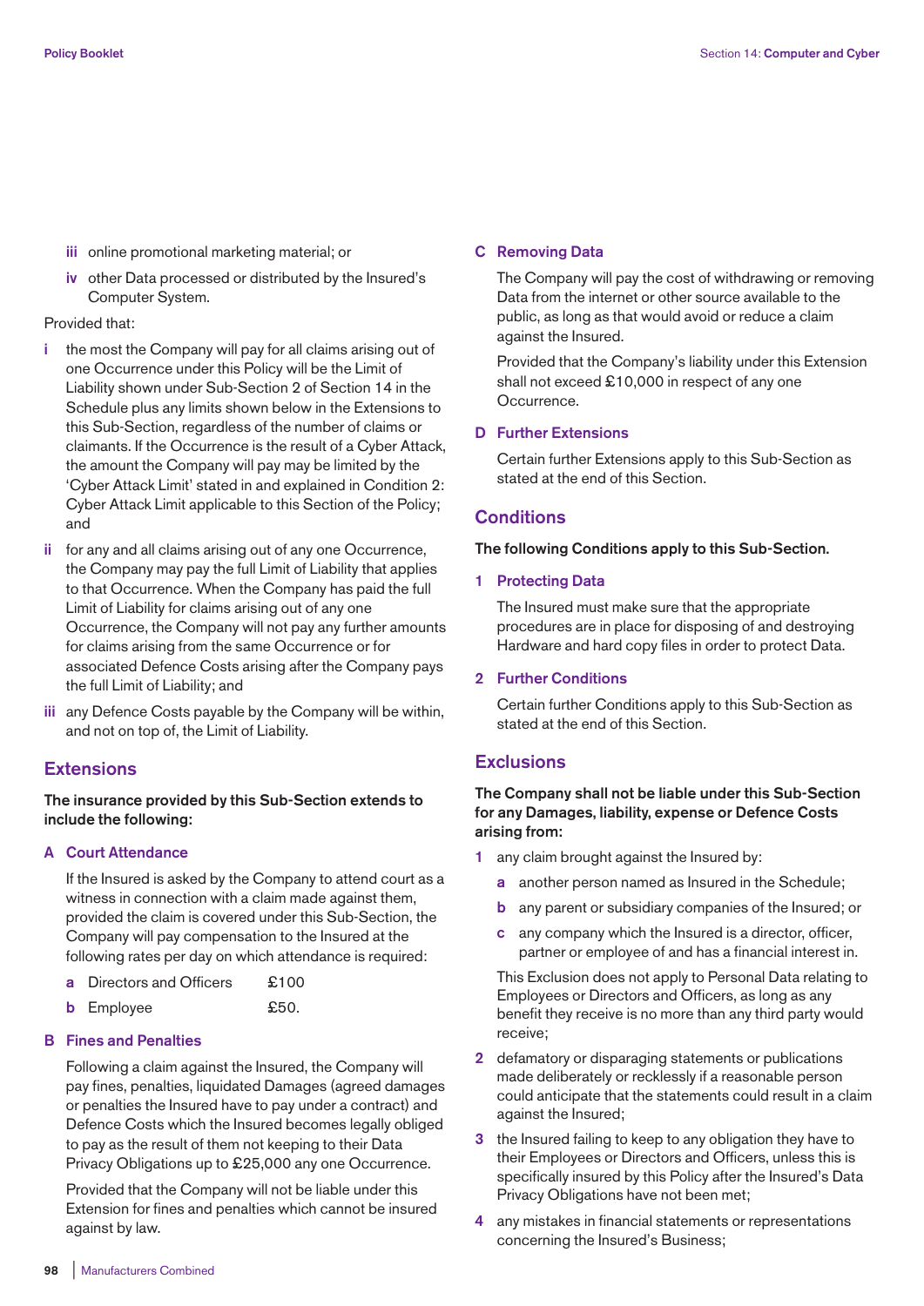iii online promotional marketing material; or

iv other Data processed or distributed by the Insured's Computer System.

Provided that:

i the most the Company will pay for all claims arising out of one Occurrence under this Policy will be the Limit of Liability shown under Sub-Section 2 of Section 14 in the Schedule plus any limits shown below in the Extensions to this Sub-Section, regardless of the number of claims or claimants. If the Occurrence is the result of a Cyber Attack, the amount the Company will pay may be limited by the 'Cyber Attack Limit' stated in and explained in Condition 2: Cyber Attack Limit applicable to this Section of the Policy; and

ii for any and all claims arising out of any one Occurrence, the Company may pay the full Limit of Liability that applies to that Occurrence. When the Company has paid the full Limit of Liability for claims arising out of any one Occurrence, the Company will not pay any further amounts for claims arising from the same Occurrence or for associated Defence Costs arising after the Company pays the full Limit of Liability; and

iii any Defence Costs payable by the Company will be within, and not on top of, the Limit of Liability.

## Extensions

**The insurance provided by this Sub-Section extends to include the following:**

### A Court Attendance

If the Insured is asked by the Company to attend court as a witness in connection with a claim made against them, provided the claim is covered under this Sub-Section, the Company will pay compensation to the Insured at the following rates per day on which attendance is required:

a Directors and Officers £100

b Employee £50.

### B Fines and Penalties

Following a claim against the Insured, the Company will pay fines, penalties, liquidated Damages (agreed damages or penalties the Insured have to pay under a contract) and Defence Costs which the Insured becomes legally obliged to pay as the result of them not keeping to their Data Privacy Obligations up to £25,000 any one Occurrence.

Provided that the Company will not be liable under this Extension for fines and penalties which cannot be insured against by law.

### C Removing Data

The Company will pay the cost of withdrawing or removing Data from the internet or other source available to the public, as long as that would avoid or reduce a claim against the Insured.

Provided that the Company's liability under this Extension shall not exceed £10,000 in respect of any one Occurrence.

### D Further Extensions

Certain further Extensions apply to this Sub-Section as stated at the end of this Section.

## Conditions

**The following Conditions apply to this Sub-Section.**

### 1 Protecting Data

The Insured must make sure that the appropriate procedures are in place for disposing of and destroying Hardware and hard copy files in order to protect Data.

### 2 Further Conditions

Certain further Conditions apply to this Sub-Section as stated at the end of this Section.

## Exclusions

**The Company shall not be liable under this Sub-Section for any Damages, liability, expense or Defence Costs arising from:**

1 any claim brought against the Insured by:

a another person named as Insured in the Schedule;

b any parent or subsidiary companies of the Insured; or

c any company which the Insured is a director, officer, partner or employee of and has a financial interest in.

This Exclusion does not apply to Personal Data relating to Employees or Directors and Officers, as long as any benefit they receive is no more than any third party would receive;

2 defamatory or disparaging statements or publications made deliberately or recklessly if a reasonable person could anticipate that the statements could result in a claim against the Insured;

3 the Insured failing to keep to any obligation they have to their Employees or Directors and Officers, unless this is specifically insured by this Policy after the Insured's Data Privacy Obligations have not been met;

4 any mistakes in financial statements or representations concerning the Insured's Business;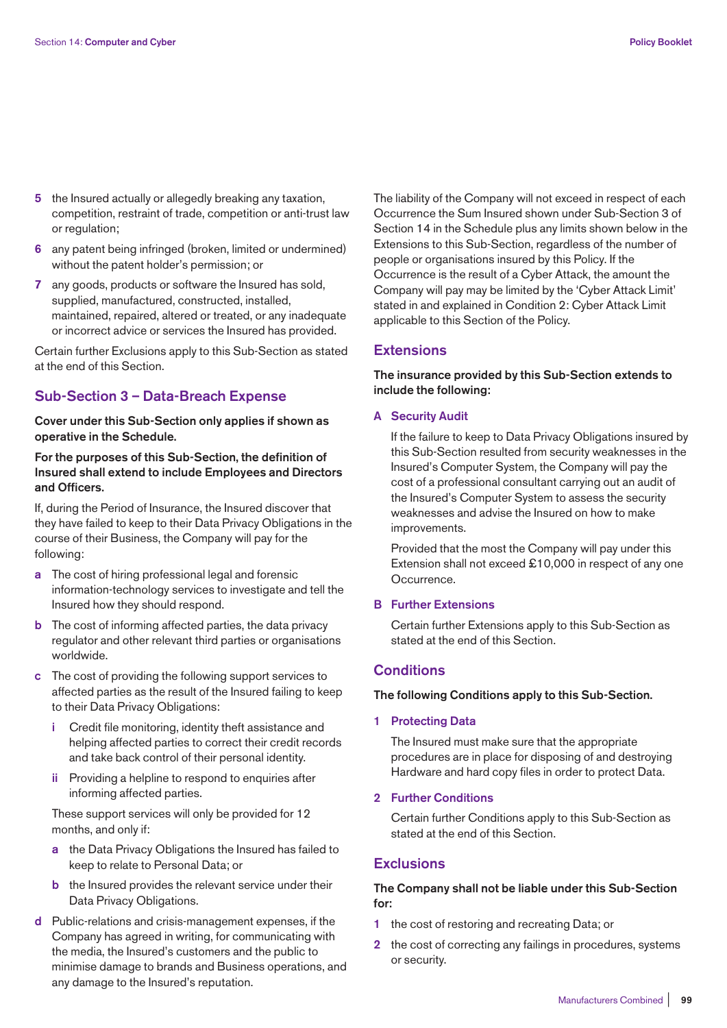5 the Insured actually or allegedly breaking any taxation, competition, restraint of trade, competition or anti-trust law or regulation;

6 any patent being infringed (broken, limited or undermined) without the patent holder's permission; or

7 any goods, products or software the Insured has sold, supplied, manufactured, constructed, installed, maintained, repaired, altered or treated, or any inadequate or incorrect advice or services the Insured has provided.

Certain further Exclusions apply to this Sub-Section as stated at the end of this Section.

## Sub-Section 3 – Data-Breach Expense

**Cover under this Sub-Section only applies if shown as operative in the Schedule.**

**For the purposes of this Sub-Section, the definition of Insured shall extend to include Employees and Directors and Officers.**

If, during the Period of Insurance, the Insured discover that they have failed to keep to their Data Privacy Obligations in the course of their Business, the Company will pay for the following:

a The cost of hiring professional legal and forensic information-technology services to investigate and tell the Insured how they should respond.

b The cost of informing affected parties, the data privacy regulator and other relevant third parties or organisations worldwide.

c The cost of providing the following support services to affected parties as the result of the Insured failing to keep to their Data Privacy Obligations:

   i Credit file monitoring, identity theft assistance and helping affected parties to correct their credit records and take back control of their personal identity.

   ii Providing a helpline to respond to enquiries after informing affected parties.

   These support services will only be provided for 12 months, and only if:

   a the Data Privacy Obligations the Insured has failed to keep to relate to Personal Data; or

   b the Insured provides the relevant service under their Data Privacy Obligations.

d Public-relations and crisis-management expenses, if the Company has agreed in writing, for communicating with the media, the Insured's customers and the public to minimise damage to brands and Business operations, and any damage to the Insured's reputation.

The liability of the Company will not exceed in respect of each Occurrence the Sum Insured shown under Sub-Section 3 of Section 14 in the Schedule plus any limits shown below in the Extensions to this Sub-Section, regardless of the number of people or organisations insured by this Policy. If the Occurrence is the result of a Cyber Attack, the amount the Company will pay may be limited by the 'Cyber Attack Limit' stated in and explained in Condition 2: Cyber Attack Limit applicable to this Section of the Policy.

### Extensions

**The insurance provided by this Sub-Section extends to include the following:**

#### A Security Audit

If the failure to keep to Data Privacy Obligations insured by this Sub-Section resulted from security weaknesses in the Insured's Computer System, the Company will pay the cost of a professional consultant carrying out an audit of the Insured's Computer System to assess the security weaknesses and advise the Insured on how to make improvements.

Provided that the most the Company will pay under this Extension shall not exceed £10,000 in respect of any one Occurrence.

#### B Further Extensions

Certain further Extensions apply to this Sub-Section as stated at the end of this Section.

### Conditions

**The following Conditions apply to this Sub-Section.**

#### 1 Protecting Data

The Insured must make sure that the appropriate procedures are in place for disposing of and destroying Hardware and hard copy files in order to protect Data.

#### 2 Further Conditions

Certain further Conditions apply to this Sub-Section as stated at the end of this Section.

### Exclusions

**The Company shall not be liable under this Sub-Section for:**

1 the cost of restoring and recreating Data; or

2 the cost of correcting any failings in procedures, systems or security.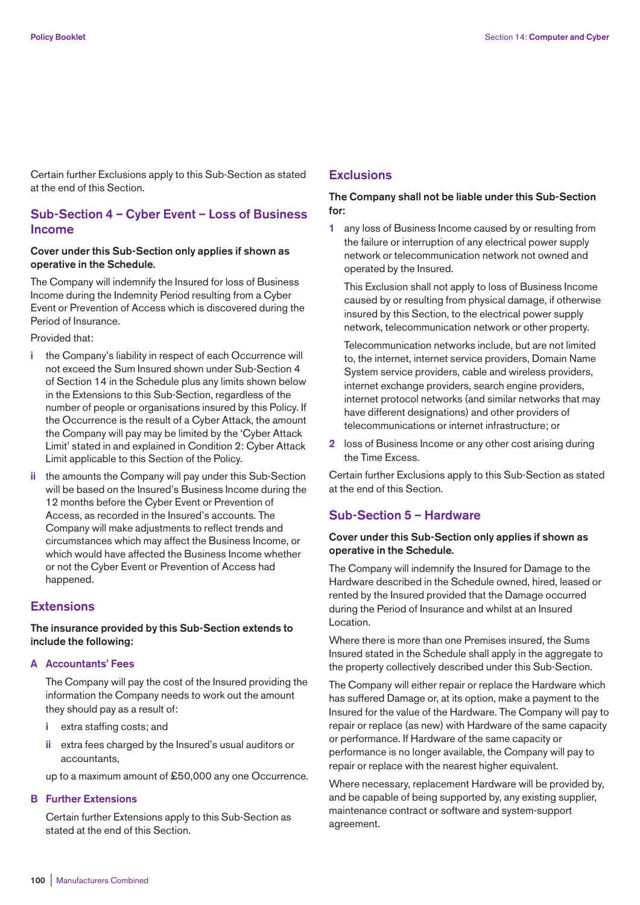Certain further Exclusions apply to this Sub-Section as stated at the end of this Section.

## Sub-Section 4 – Cyber Event – Loss of Business Income

**Cover under this Sub-Section only applies if shown as operative in the Schedule.**

The Company will indemnify the Insured for loss of Business Income during the Indemnity Period resulting from a Cyber Event or Prevention of Access which is discovered during the Period of Insurance.

Provided that:

- **i** the Company's liability in respect of each Occurrence will not exceed the Sum Insured shown under Sub-Section 4 of Section 14 in the Schedule plus any limits shown below in the Extensions to this Sub-Section, regardless of the number of people or organisations insured by this Policy. If the Occurrence is the result of a Cyber Attack, the amount the Company will pay may be limited by the 'Cyber Attack Limit' stated in and explained in Condition 2: Cyber Attack Limit applicable to this Section of the Policy.
- **ii** the amounts the Company will pay under this Sub-Section will be based on the Insured's Business Income during the 12 months before the Cyber Event or Prevention of Access, as recorded in the Insured's accounts. The Company will make adjustments to reflect trends and circumstances which may affect the Business Income, or which would have affected the Business Income whether or not the Cyber Event or Prevention of Access had happened.

### Extensions

**The insurance provided by this Sub-Section extends to include the following:**

#### A Accountants' Fees

The Company will pay the cost of the Insured providing the information the Company needs to work out the amount they should pay as a result of:

- **i** extra staffing costs; and
- **ii** extra fees charged by the Insured's usual auditors or accountants,

up to a maximum amount of £50,000 any one Occurrence.

#### B Further Extensions

Certain further Extensions apply to this Sub-Section as stated at the end of this Section.

### Exclusions

**The Company shall not be liable under this Sub-Section for:**

1. any loss of Business Income caused by or resulting from the failure or interruption of any electrical power supply network or telecommunication network not owned and operated by the Insured.

   This Exclusion shall not apply to loss of Business Income caused by or resulting from physical damage, if otherwise insured by this Section, to the electrical power supply network, telecommunication network or other property.

   Telecommunication networks include, but are not limited to, the internet, internet service providers, Domain Name System service providers, cable and wireless providers, internet exchange providers, search engine providers, internet protocol networks (and similar networks that may have different designations) and other providers of telecommunications or internet infrastructure; or
2. loss of Business Income or any other cost arising during the Time Excess.

Certain further Exclusions apply to this Sub-Section as stated at the end of this Section.

## Sub-Section 5 – Hardware

**Cover under this Sub-Section only applies if shown as operative in the Schedule.**

The Company will indemnify the Insured for Damage to the Hardware described in the Schedule owned, hired, leased or rented by the Insured provided that the Damage occurred during the Period of Insurance and whilst at an Insured Location.

Where there is more than one Premises insured, the Sums Insured stated in the Schedule shall apply in the aggregate to the property collectively described under this Sub-Section.

The Company will either repair or replace the Hardware which has suffered Damage or, at its option, make a payment to the Insured for the value of the Hardware. The Company will pay to repair or replace (as new) with Hardware of the same capacity or performance. If Hardware of the same capacity or performance is no longer available, the Company will pay to repair or replace with the nearest higher equivalent.

Where necessary, replacement Hardware will be provided by, and be capable of being supported by, any existing supplier, maintenance contract or software and system-support agreement.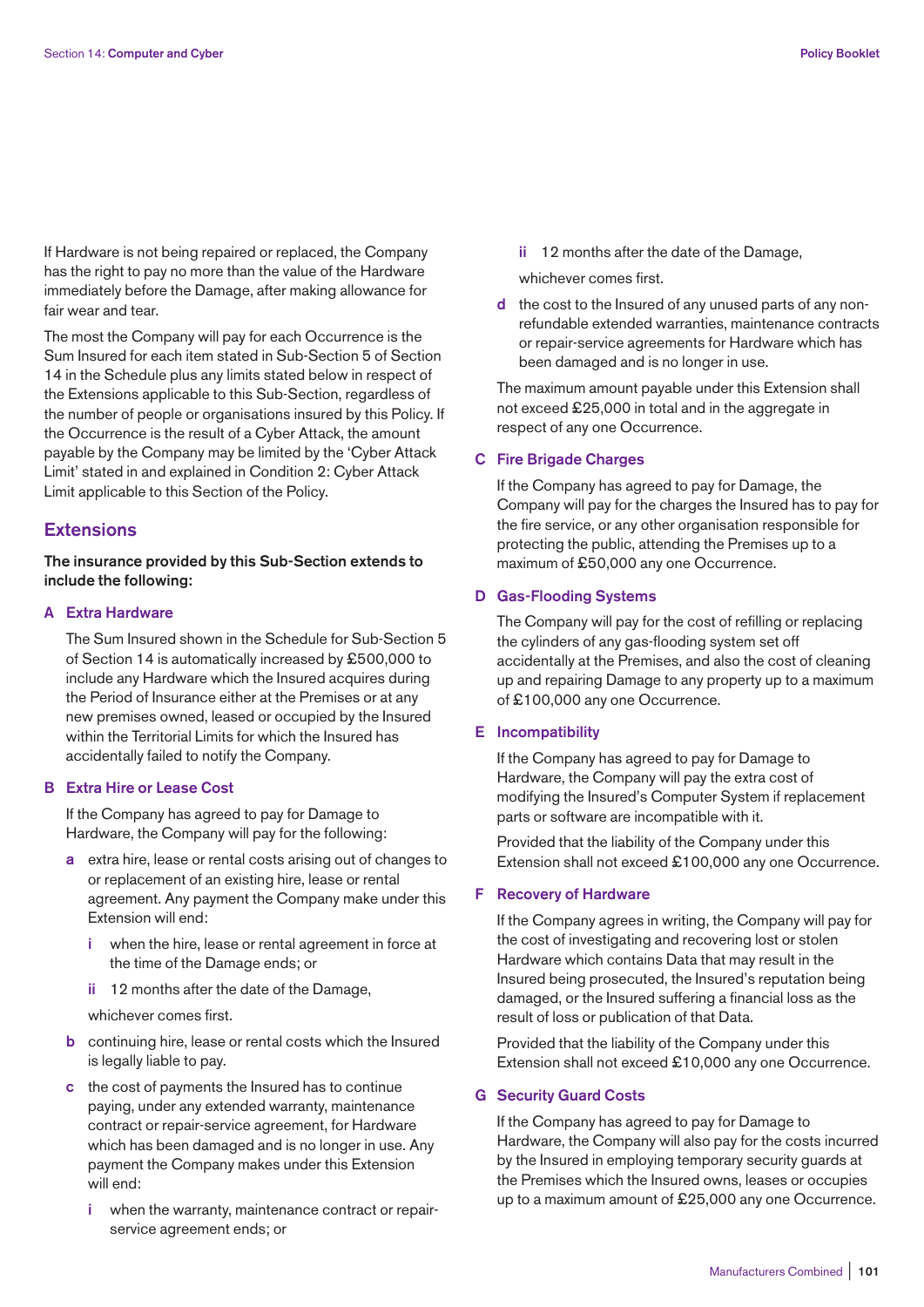If Hardware is not being repaired or replaced, the Company has the right to pay no more than the value of the Hardware immediately before the Damage, after making allowance for fair wear and tear.

The most the Company will pay for each Occurrence is the Sum Insured for each item stated in Sub-Section 5 of Section 14 in the Schedule plus any limits stated below in respect of the Extensions applicable to this Sub-Section, regardless of the number of people or organisations insured by this Policy. If the Occurrence is the result of a Cyber Attack, the amount payable by the Company may be limited by the 'Cyber Attack Limit' stated in and explained in Condition 2: Cyber Attack Limit applicable to this Section of the Policy.

## Extensions

**The insurance provided by this Sub-Section extends to include the following:**

### A Extra Hardware

The Sum Insured shown in the Schedule for Sub-Section 5 of Section 14 is automatically increased by £500,000 to include any Hardware which the Insured acquires during the Period of Insurance either at the Premises or at any new premises owned, leased or occupied by the Insured within the Territorial Limits for which the Insured has accidentally failed to notify the Company.

### B Extra Hire or Lease Cost

If the Company has agreed to pay for Damage to Hardware, the Company will pay for the following:

- **a** extra hire, lease or rental costs arising out of changes to or replacement of an existing hire, lease or rental agreement. Any payment the Company make under this Extension will end:
  - **i** when the hire, lease or rental agreement in force at the time of the Damage ends; or
  - **ii** 12 months after the date of the Damage,

  whichever comes first.
- **b** continuing hire, lease or rental costs which the Insured is legally liable to pay.
- **c** the cost of payments the Insured has to continue paying, under any extended warranty, maintenance contract or repair-service agreement, for Hardware which has been damaged and is no longer in use. Any payment the Company makes under this Extension will end:
  - **i** when the warranty, maintenance contract or repair-service agreement ends; or
  - **ii** 12 months after the date of the Damage,

  whichever comes first.
- **d** the cost to the Insured of any unused parts of any non-refundable extended warranties, maintenance contracts or repair-service agreements for Hardware which has been damaged and is no longer in use.

The maximum amount payable under this Extension shall not exceed £25,000 in total and in the aggregate in respect of any one Occurrence.

### C Fire Brigade Charges

If the Company has agreed to pay for Damage, the Company will pay for the charges the Insured has to pay for the fire service, or any other organisation responsible for protecting the public, attending the Premises up to a maximum of £50,000 any one Occurrence.

### D Gas-Flooding Systems

The Company will pay for the cost of refilling or replacing the cylinders of any gas-flooding system set off accidentally at the Premises, and also the cost of cleaning up and repairing Damage to any property up to a maximum of £100,000 any one Occurrence.

### E Incompatibility

If the Company has agreed to pay for Damage to Hardware, the Company will pay the extra cost of modifying the Insured's Computer System if replacement parts or software are incompatible with it.

Provided that the liability of the Company under this Extension shall not exceed £100,000 any one Occurrence.

### F Recovery of Hardware

If the Company agrees in writing, the Company will pay for the cost of investigating and recovering lost or stolen Hardware which contains Data that may result in the Insured being prosecuted, the Insured's reputation being damaged, or the Insured suffering a financial loss as the result of loss or publication of that Data.

Provided that the liability of the Company under this Extension shall not exceed £10,000 any one Occurrence.

### G Security Guard Costs

If the Company has agreed to pay for Damage to Hardware, the Company will also pay for the costs incurred by the Insured in employing temporary security guards at the Premises which the Insured owns, leases or occupies up to a maximum amount of £25,000 any one Occurrence.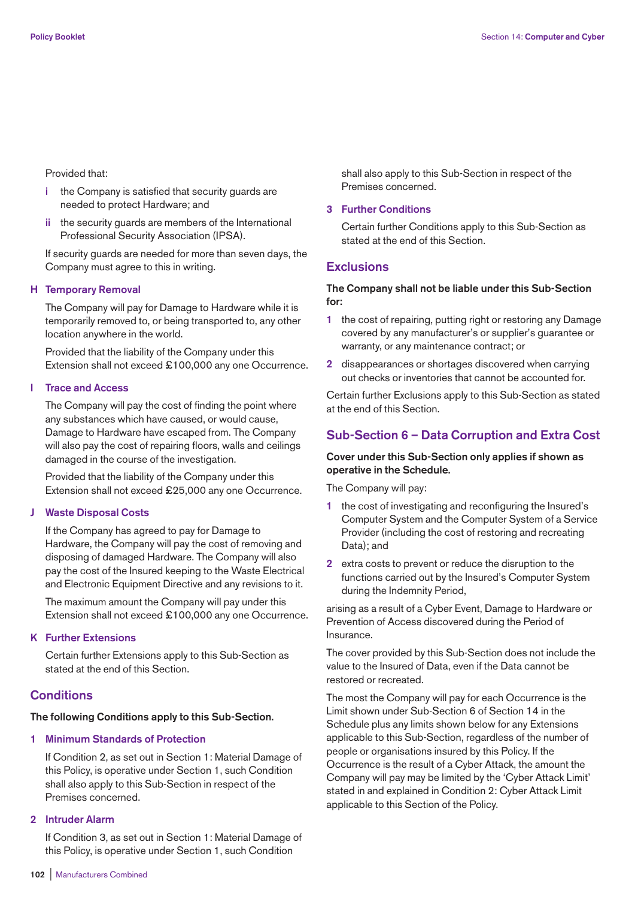Provided that:

i the Company is satisfied that security guards are needed to protect Hardware; and

ii the security guards are members of the International Professional Security Association (IPSA).

If security guards are needed for more than seven days, the Company must agree to this in writing.

### H Temporary Removal

The Company will pay for Damage to Hardware while it is temporarily removed to, or being transported to, any other location anywhere in the world.

Provided that the liability of the Company under this Extension shall not exceed £100,000 any one Occurrence.

### I Trace and Access

The Company will pay the cost of finding the point where any substances which have caused, or would cause, Damage to Hardware have escaped from. The Company will also pay the cost of repairing floors, walls and ceilings damaged in the course of the investigation.

Provided that the liability of the Company under this Extension shall not exceed £25,000 any one Occurrence.

### J Waste Disposal Costs

If the Company has agreed to pay for Damage to Hardware, the Company will pay the cost of removing and disposing of damaged Hardware. The Company will also pay the cost of the Insured keeping to the Waste Electrical and Electronic Equipment Directive and any revisions to it.

The maximum amount the Company will pay under this Extension shall not exceed £100,000 any one Occurrence.

### K Further Extensions

Certain further Extensions apply to this Sub-Section as stated at the end of this Section.

## Conditions

**The following Conditions apply to this Sub-Section.**

### 1 Minimum Standards of Protection

If Condition 2, as set out in Section 1: Material Damage of this Policy, is operative under Section 1, such Condition shall also apply to this Sub-Section in respect of the Premises concerned.

### 2 Intruder Alarm

If Condition 3, as set out in Section 1: Material Damage of this Policy, is operative under Section 1, such Condition shall also apply to this Sub-Section in respect of the Premises concerned.

### 3 Further Conditions

Certain further Conditions apply to this Sub-Section as stated at the end of this Section.

## Exclusions

**The Company shall not be liable under this Sub-Section for:**

1 the cost of repairing, putting right or restoring any Damage covered by any manufacturer's or supplier's guarantee or warranty, or any maintenance contract; or

2 disappearances or shortages discovered when carrying out checks or inventories that cannot be accounted for.

Certain further Exclusions apply to this Sub-Section as stated at the end of this Section.

## Sub-Section 6 – Data Corruption and Extra Cost

**Cover under this Sub-Section only applies if shown as operative in the Schedule.**

The Company will pay:

1 the cost of investigating and reconfiguring the Insured's Computer System and the Computer System of a Service Provider (including the cost of restoring and recreating Data); and

2 extra costs to prevent or reduce the disruption to the functions carried out by the Insured's Computer System during the Indemnity Period,

arising as a result of a Cyber Event, Damage to Hardware or Prevention of Access discovered during the Period of Insurance.

The cover provided by this Sub-Section does not include the value to the Insured of Data, even if the Data cannot be restored or recreated.

The most the Company will pay for each Occurrence is the Limit shown under Sub-Section 6 of Section 14 in the Schedule plus any limits shown below for any Extensions applicable to this Sub-Section, regardless of the number of people or organisations insured by this Policy. If the Occurrence is the result of a Cyber Attack, the amount the Company will pay may be limited by the 'Cyber Attack Limit' stated in and explained in Condition 2: Cyber Attack Limit applicable to this Section of the Policy.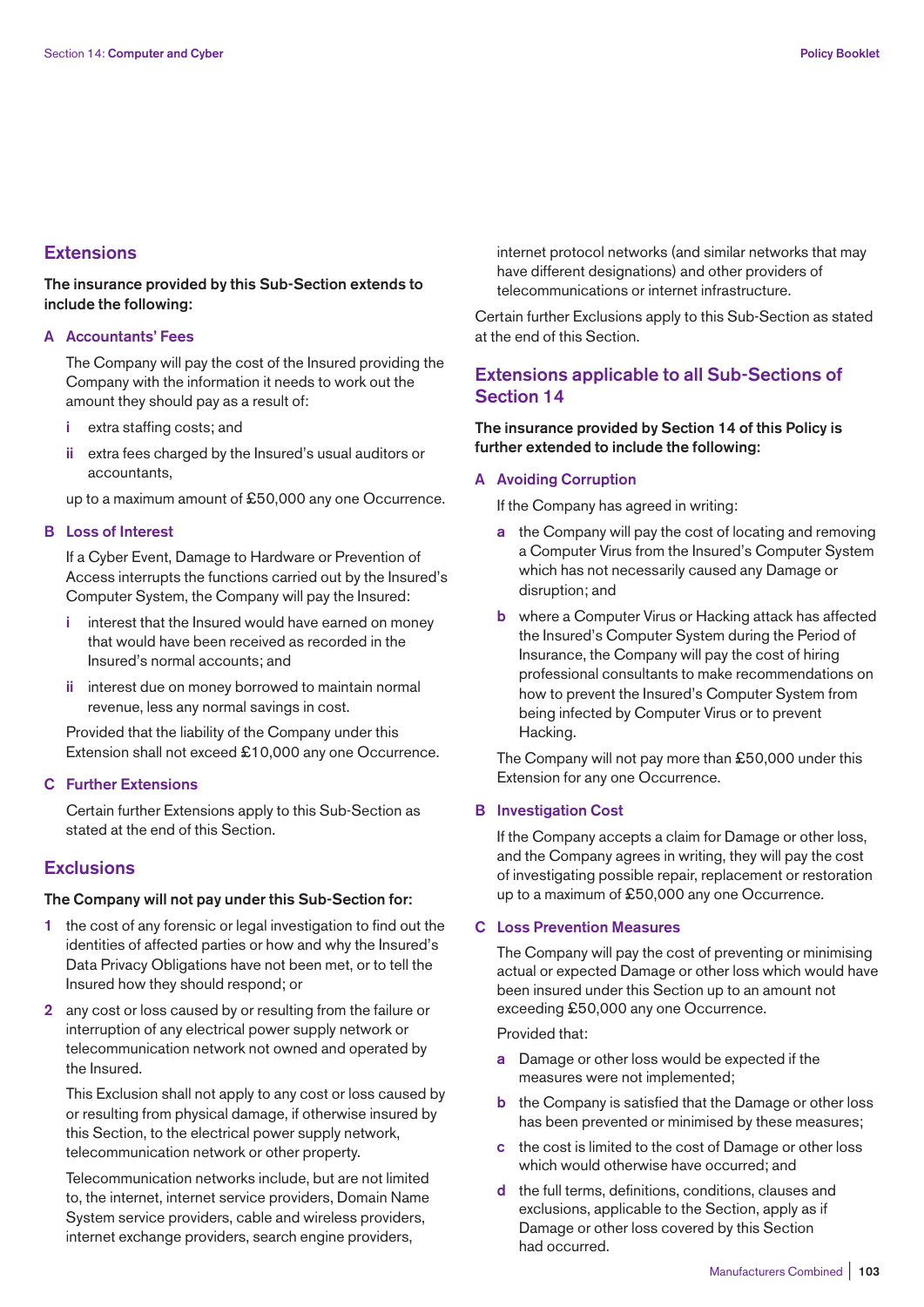## Extensions

**The insurance provided by this Sub-Section extends to include the following:**

### A Accountants' Fees

The Company will pay the cost of the Insured providing the Company with the information it needs to work out the amount they should pay as a result of:

- i extra staffing costs; and
- ii extra fees charged by the Insured's usual auditors or accountants,

up to a maximum amount of £50,000 any one Occurrence.

### B Loss of Interest

If a Cyber Event, Damage to Hardware or Prevention of Access interrupts the functions carried out by the Insured's Computer System, the Company will pay the Insured:

- i interest that the Insured would have earned on money that would have been received as recorded in the Insured's normal accounts; and
- ii interest due on money borrowed to maintain normal revenue, less any normal savings in cost.

Provided that the liability of the Company under this Extension shall not exceed £10,000 any one Occurrence.

### C Further Extensions

Certain further Extensions apply to this Sub-Section as stated at the end of this Section.

## Exclusions

**The Company will not pay under this Sub-Section for:**

1. the cost of any forensic or legal investigation to find out the identities of affected parties or how and why the Insured's Data Privacy Obligations have not been met, or to tell the Insured how they should respond; or
2. any cost or loss caused by or resulting from the failure or interruption of any electrical power supply network or telecommunication network not owned and operated by the Insured.

   This Exclusion shall not apply to any cost or loss caused by or resulting from physical damage, if otherwise insured by this Section, to the electrical power supply network, telecommunication network or other property.

   Telecommunication networks include, but are not limited to, the internet, internet service providers, Domain Name System service providers, cable and wireless providers, internet exchange providers, search engine providers, internet protocol networks (and similar networks that may have different designations) and other providers of telecommunications or internet infrastructure.

Certain further Exclusions apply to this Sub-Section as stated at the end of this Section.

## Extensions applicable to all Sub-Sections of Section 14

**The insurance provided by Section 14 of this Policy is further extended to include the following:**

### A Avoiding Corruption

If the Company has agreed in writing:

- a the Company will pay the cost of locating and removing a Computer Virus from the Insured's Computer System which has not necessarily caused any Damage or disruption; and
- b where a Computer Virus or Hacking attack has affected the Insured's Computer System during the Period of Insurance, the Company will pay the cost of hiring professional consultants to make recommendations on how to prevent the Insured's Computer System from being infected by Computer Virus or to prevent Hacking.

The Company will not pay more than £50,000 under this Extension for any one Occurrence.

### B Investigation Cost

If the Company accepts a claim for Damage or other loss, and the Company agrees in writing, they will pay the cost of investigating possible repair, replacement or restoration up to a maximum of £50,000 any one Occurrence.

### C Loss Prevention Measures

The Company will pay the cost of preventing or minimising actual or expected Damage or other loss which would have been insured under this Section up to an amount not exceeding £50,000 any one Occurrence.

Provided that:

- a Damage or other loss would be expected if the measures were not implemented;
- b the Company is satisfied that the Damage or other loss has been prevented or minimised by these measures;
- c the cost is limited to the cost of Damage or other loss which would otherwise have occurred; and
- d the full terms, definitions, conditions, clauses and exclusions, applicable to the Section, apply as if Damage or other loss covered by this Section had occurred.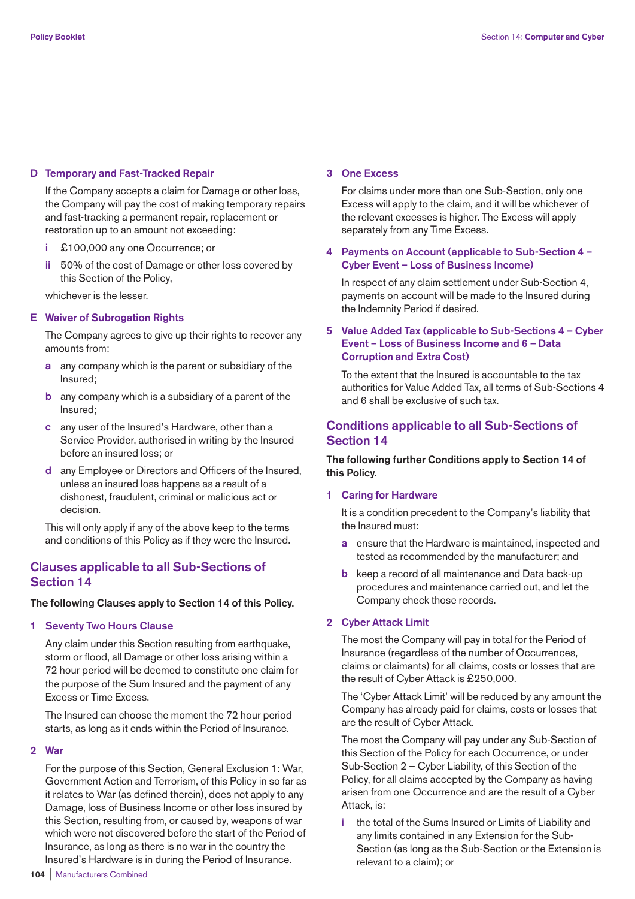### D Temporary and Fast-Tracked Repair

If the Company accepts a claim for Damage or other loss, the Company will pay the cost of making temporary repairs and fast-tracking a permanent repair, replacement or restoration up to an amount not exceeding:

- i £100,000 any one Occurrence; or
- ii 50% of the cost of Damage or other loss covered by this Section of the Policy,

whichever is the lesser.

### E Waiver of Subrogation Rights

The Company agrees to give up their rights to recover any amounts from:

- a any company which is the parent or subsidiary of the Insured;
- b any company which is a subsidiary of a parent of the Insured;
- c any user of the Insured's Hardware, other than a Service Provider, authorised in writing by the Insured before an insured loss; or
- d any Employee or Directors and Officers of the Insured, unless an insured loss happens as a result of a dishonest, fraudulent, criminal or malicious act or decision.

This will only apply if any of the above keep to the terms and conditions of this Policy as if they were the Insured.

## Clauses applicable to all Sub-Sections of Section 14

**The following Clauses apply to Section 14 of this Policy.**

### 1 Seventy Two Hours Clause

Any claim under this Section resulting from earthquake, storm or flood, all Damage or other loss arising within a 72 hour period will be deemed to constitute one claim for the purpose of the Sum Insured and the payment of any Excess or Time Excess.

The Insured can choose the moment the 72 hour period starts, as long as it ends within the Period of Insurance.

### 2 War

For the purpose of this Section, General Exclusion 1: War, Government Action and Terrorism, of this Policy in so far as it relates to War (as defined therein), does not apply to any Damage, loss of Business Income or other loss insured by this Section, resulting from, or caused by, weapons of war which were not discovered before the start of the Period of Insurance, as long as there is no war in the country the Insured's Hardware is in during the Period of Insurance.

### 3 One Excess

For claims under more than one Sub-Section, only one Excess will apply to the claim, and it will be whichever of the relevant excesses is higher. The Excess will apply separately from any Time Excess.

### 4 Payments on Account (applicable to Sub-Section 4 – Cyber Event – Loss of Business Income)

In respect of any claim settlement under Sub-Section 4, payments on account will be made to the Insured during the Indemnity Period if desired.

### 5 Value Added Tax (applicable to Sub-Sections 4 – Cyber Event – Loss of Business Income and 6 – Data Corruption and Extra Cost)

To the extent that the Insured is accountable to the tax authorities for Value Added Tax, all terms of Sub-Sections 4 and 6 shall be exclusive of such tax.

## Conditions applicable to all Sub-Sections of Section 14

**The following further Conditions apply to Section 14 of this Policy.**

### 1 Caring for Hardware

It is a condition precedent to the Company's liability that the Insured must:

- a ensure that the Hardware is maintained, inspected and tested as recommended by the manufacturer; and
- b keep a record of all maintenance and Data back-up procedures and maintenance carried out, and let the Company check those records.

### 2 Cyber Attack Limit

The most the Company will pay in total for the Period of Insurance (regardless of the number of Occurrences, claims or claimants) for all claims, costs or losses that are the result of Cyber Attack is £250,000.

The 'Cyber Attack Limit' will be reduced by any amount the Company has already paid for claims, costs or losses that are the result of Cyber Attack.

The most the Company will pay under any Sub-Section of this Section of the Policy for each Occurrence, or under Sub-Section 2 – Cyber Liability, of this Section of the Policy, for all claims accepted by the Company as having arisen from one Occurrence and are the result of a Cyber Attack, is:

- i the total of the Sums Insured or Limits of Liability and any limits contained in any Extension for the Sub-Section (as long as the Sub-Section or the Extension is relevant to a claim); or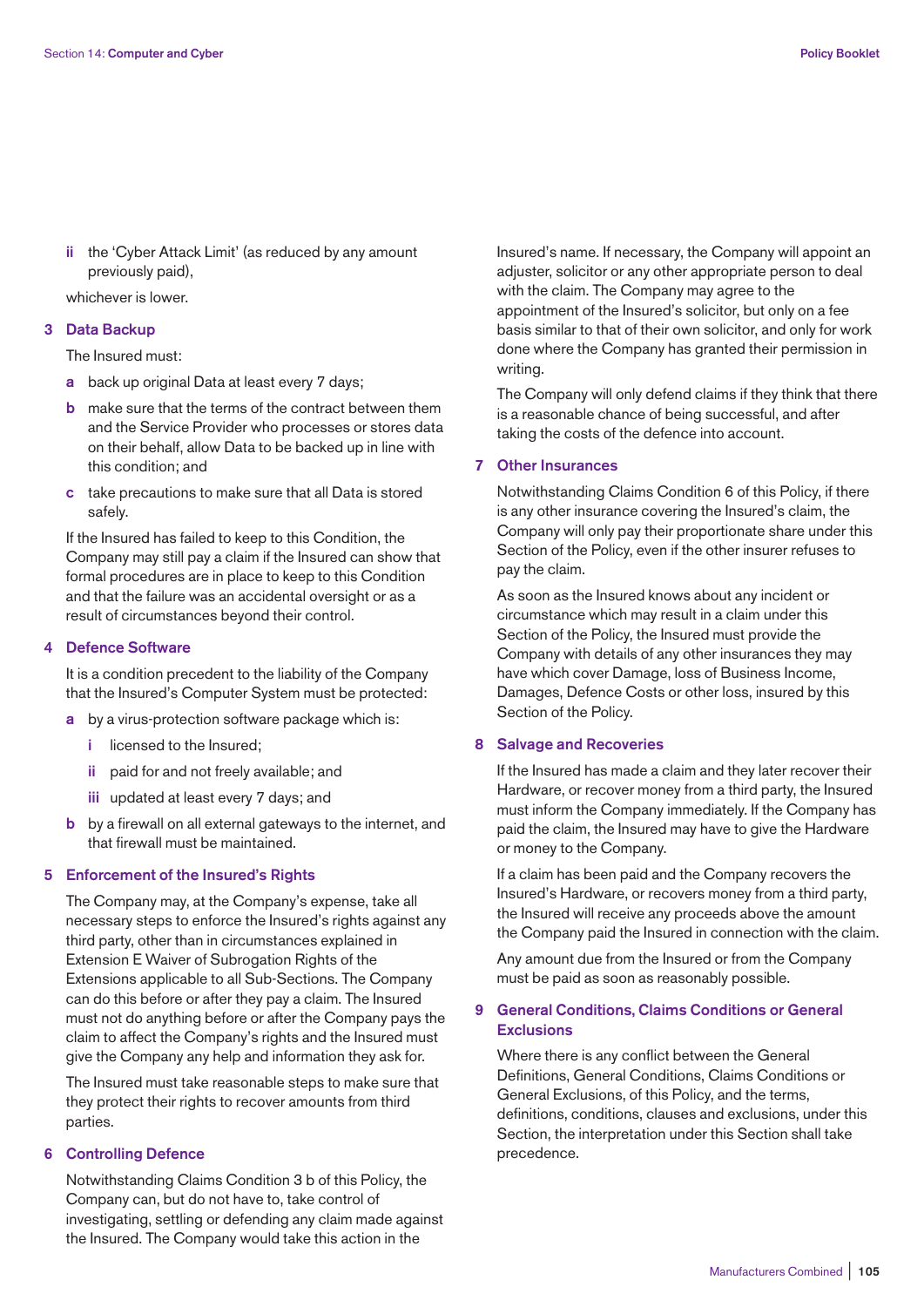ii the 'Cyber Attack Limit' (as reduced by any amount previously paid),

whichever is lower.

### 3 Data Backup

The Insured must:

a back up original Data at least every 7 days;

b make sure that the terms of the contract between them and the Service Provider who processes or stores data on their behalf, allow Data to be backed up in line with this condition; and

c take precautions to make sure that all Data is stored safely.

If the Insured has failed to keep to this Condition, the Company may still pay a claim if the Insured can show that formal procedures are in place to keep to this Condition and that the failure was an accidental oversight or as a result of circumstances beyond their control.

### 4 Defence Software

It is a condition precedent to the liability of the Company that the Insured's Computer System must be protected:

a by a virus-protection software package which is:

i licensed to the Insured;

ii paid for and not freely available; and

iii updated at least every 7 days; and

b by a firewall on all external gateways to the internet, and that firewall must be maintained.

### 5 Enforcement of the Insured's Rights

The Company may, at the Company's expense, take all necessary steps to enforce the Insured's rights against any third party, other than in circumstances explained in Extension E Waiver of Subrogation Rights of the Extensions applicable to all Sub-Sections. The Company can do this before or after they pay a claim. The Insured must not do anything before or after the Company pays the claim to affect the Company's rights and the Insured must give the Company any help and information they ask for.

The Insured must take reasonable steps to make sure that they protect their rights to recover amounts from third parties.

### 6 Controlling Defence

Notwithstanding Claims Condition 3 b of this Policy, the Company can, but do not have to, take control of investigating, settling or defending any claim made against the Insured. The Company would take this action in the Insured's name. If necessary, the Company will appoint an adjuster, solicitor or any other appropriate person to deal with the claim. The Company may agree to the appointment of the Insured's solicitor, but only on a fee basis similar to that of their own solicitor, and only for work done where the Company has granted their permission in writing.

The Company will only defend claims if they think that there is a reasonable chance of being successful, and after taking the costs of the defence into account.

### 7 Other Insurances

Notwithstanding Claims Condition 6 of this Policy, if there is any other insurance covering the Insured's claim, the Company will only pay their proportionate share under this Section of the Policy, even if the other insurer refuses to pay the claim.

As soon as the Insured knows about any incident or circumstance which may result in a claim under this Section of the Policy, the Insured must provide the Company with details of any other insurances they may have which cover Damage, loss of Business Income, Damages, Defence Costs or other loss, insured by this Section of the Policy.

### 8 Salvage and Recoveries

If the Insured has made a claim and they later recover their Hardware, or recover money from a third party, the Insured must inform the Company immediately. If the Company has paid the claim, the Insured may have to give the Hardware or money to the Company.

If a claim has been paid and the Company recovers the Insured's Hardware, or recovers money from a third party, the Insured will receive any proceeds above the amount the Company paid the Insured in connection with the claim.

Any amount due from the Insured or from the Company must be paid as soon as reasonably possible.

### 9 General Conditions, Claims Conditions or General Exclusions

Where there is any conflict between the General Definitions, General Conditions, Claims Conditions or General Exclusions, of this Policy, and the terms, definitions, conditions, clauses and exclusions, under this Section, the interpretation under this Section shall take precedence.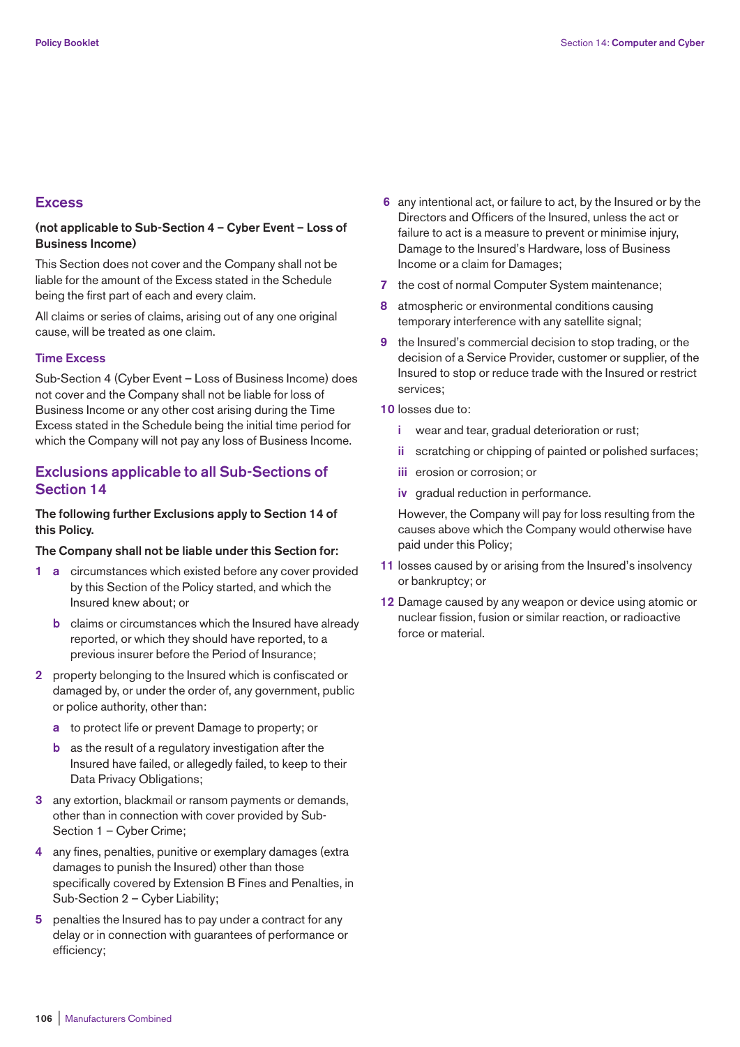## Excess

**(not applicable to Sub-Section 4 – Cyber Event – Loss of Business Income)**

This Section does not cover and the Company shall not be liable for the amount of the Excess stated in the Schedule being the first part of each and every claim.

All claims or series of claims, arising out of any one original cause, will be treated as one claim.

### Time Excess

Sub-Section 4 (Cyber Event – Loss of Business Income) does not cover and the Company shall not be liable for loss of Business Income or any other cost arising during the Time Excess stated in the Schedule being the initial time period for which the Company will not pay any loss of Business Income.

## Exclusions applicable to all Sub-Sections of Section 14

**The following further Exclusions apply to Section 14 of this Policy.**

**The Company shall not be liable under this Section for:**

1. a. circumstances which existed before any cover provided by this Section of the Policy started, and which the Insured knew about; or
   b. claims or circumstances which the Insured have already reported, or which they should have reported, to a previous insurer before the Period of Insurance;
2. property belonging to the Insured which is confiscated or damaged by, or under the order of, any government, public or police authority, other than:
   a. to protect life or prevent Damage to property; or
   b. as the result of a regulatory investigation after the Insured have failed, or allegedly failed, to keep to their Data Privacy Obligations;
3. any extortion, blackmail or ransom payments or demands, other than in connection with cover provided by Sub-Section 1 – Cyber Crime;
4. any fines, penalties, punitive or exemplary damages (extra damages to punish the Insured) other than those specifically covered by Extension B Fines and Penalties, in Sub-Section 2 – Cyber Liability;
5. penalties the Insured has to pay under a contract for any delay or in connection with guarantees of performance or efficiency;
6. any intentional act, or failure to act, by the Insured or by the Directors and Officers of the Insured, unless the act or failure to act is a measure to prevent or minimise injury, Damage to the Insured's Hardware, loss of Business Income or a claim for Damages;
7. the cost of normal Computer System maintenance;
8. atmospheric or environmental conditions causing temporary interference with any satellite signal;
9. the Insured's commercial decision to stop trading, or the decision of a Service Provider, customer or supplier, of the Insured to stop or reduce trade with the Insured or restrict services;
10. losses due to:
    i. wear and tear, gradual deterioration or rust;
    ii. scratching or chipping of painted or polished surfaces;
    iii. erosion or corrosion; or
    iv. gradual reduction in performance.

    However, the Company will pay for loss resulting from the causes above which the Company would otherwise have paid under this Policy;
11. losses caused by or arising from the Insured's insolvency or bankruptcy; or
12. Damage caused by any weapon or device using atomic or nuclear fission, fusion or similar reaction, or radioactive force or material.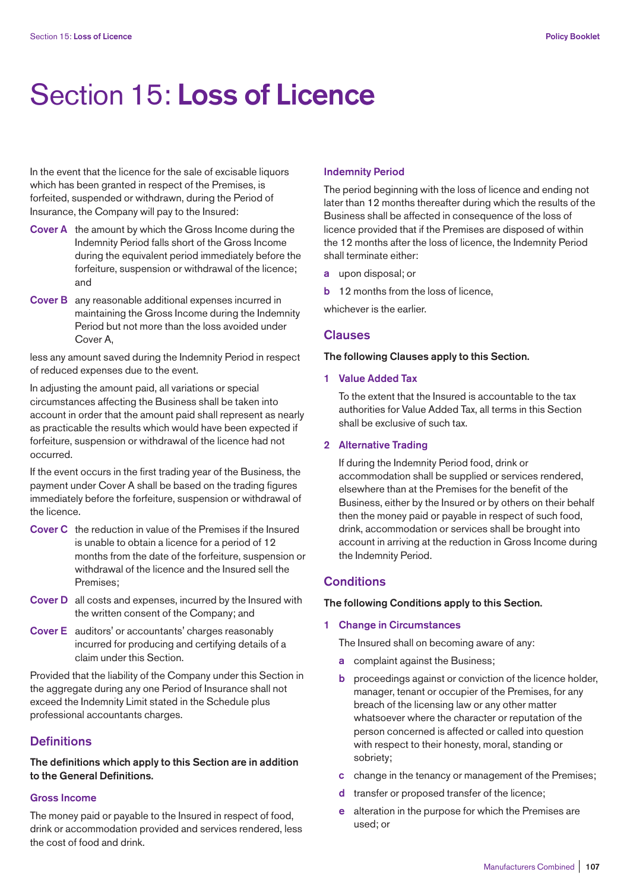# Section 15: **Loss of Licence**

In the event that the licence for the sale of excisable liquors which has been granted in respect of the Premises, is forfeited, suspended or withdrawn, during the Period of Insurance, the Company will pay to the Insured:

**Cover A** the amount by which the Gross Income during the Indemnity Period falls short of the Gross Income during the equivalent period immediately before the forfeiture, suspension or withdrawal of the licence; and

**Cover B** any reasonable additional expenses incurred in maintaining the Gross Income during the Indemnity Period but not more than the loss avoided under Cover A,

less any amount saved during the Indemnity Period in respect of reduced expenses due to the event.

In adjusting the amount paid, all variations or special circumstances affecting the Business shall be taken into account in order that the amount paid shall represent as nearly as practicable the results which would have been expected if forfeiture, suspension or withdrawal of the licence had not occurred.

If the event occurs in the first trading year of the Business, the payment under Cover A shall be based on the trading figures immediately before the forfeiture, suspension or withdrawal of the licence.

**Cover C** the reduction in value of the Premises if the Insured is unable to obtain a licence for a period of 12 months from the date of the forfeiture, suspension or withdrawal of the licence and the Insured sell the Premises;

**Cover D** all costs and expenses, incurred by the Insured with the written consent of the Company; and

**Cover E** auditors' or accountants' charges reasonably incurred for producing and certifying details of a claim under this Section.

Provided that the liability of the Company under this Section in the aggregate during any one Period of Insurance shall not exceed the Indemnity Limit stated in the Schedule plus professional accountants charges.

## Definitions

**The definitions which apply to this Section are in addition to the General Definitions.**

### Gross Income

The money paid or payable to the Insured in respect of food, drink or accommodation provided and services rendered, less the cost of food and drink.

### Indemnity Period

The period beginning with the loss of licence and ending not later than 12 months thereafter during which the results of the Business shall be affected in consequence of the loss of licence provided that if the Premises are disposed of within the 12 months after the loss of licence, the Indemnity Period shall terminate either:

**a** upon disposal; or

**b** 12 months from the loss of licence,

whichever is the earlier.

## Clauses

**The following Clauses apply to this Section.**

### 1 Value Added Tax

To the extent that the Insured is accountable to the tax authorities for Value Added Tax, all terms in this Section shall be exclusive of such tax.

### 2 Alternative Trading

If during the Indemnity Period food, drink or accommodation shall be supplied or services rendered, elsewhere than at the Premises for the benefit of the Business, either by the Insured or by others on their behalf then the money paid or payable in respect of such food, drink, accommodation or services shall be brought into account in arriving at the reduction in Gross Income during the Indemnity Period.

## Conditions

**The following Conditions apply to this Section.**

### 1 Change in Circumstances

The Insured shall on becoming aware of any:

**a** complaint against the Business;

**b** proceedings against or conviction of the licence holder, manager, tenant or occupier of the Premises, for any breach of the licensing law or any other matter whatsoever where the character or reputation of the person concerned is affected or called into question with respect to their honesty, moral, standing or sobriety;

**c** change in the tenancy or management of the Premises;

**d** transfer or proposed transfer of the licence;

**e** alteration in the purpose for which the Premises are used; or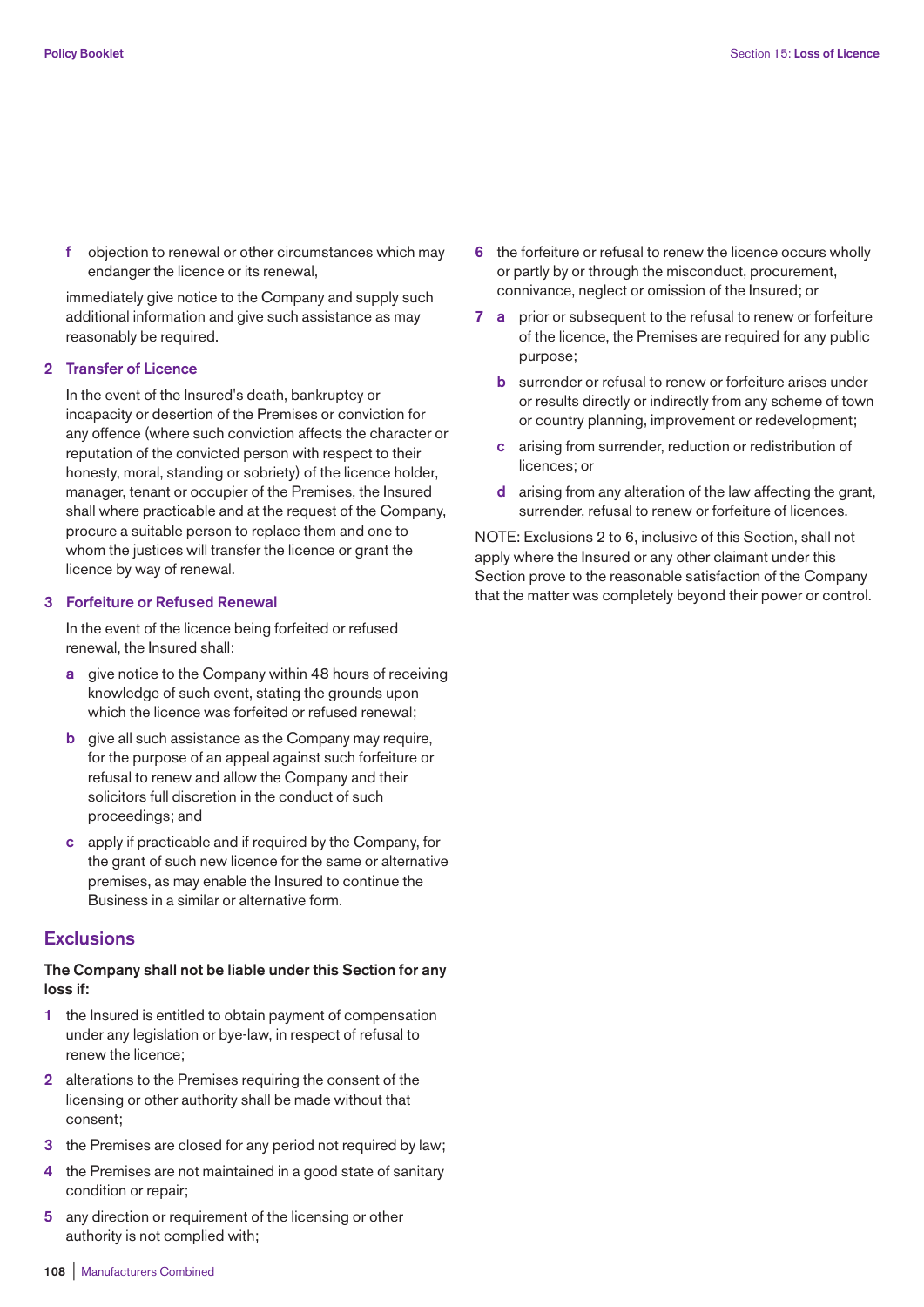f objection to renewal or other circumstances which may endanger the licence or its renewal,

immediately give notice to the Company and supply such additional information and give such assistance as may reasonably be required.

**2 Transfer of Licence**

In the event of the Insured's death, bankruptcy or incapacity or desertion of the Premises or conviction for any offence (where such conviction affects the character or reputation of the convicted person with respect to their honesty, moral, standing or sobriety) of the licence holder, manager, tenant or occupier of the Premises, the Insured shall where practicable and at the request of the Company, procure a suitable person to replace them and one to whom the justices will transfer the licence or grant the licence by way of renewal.

**3 Forfeiture or Refused Renewal**

In the event of the licence being forfeited or refused renewal, the Insured shall:

- **a** give notice to the Company within 48 hours of receiving knowledge of such event, stating the grounds upon which the licence was forfeited or refused renewal;
- **b** give all such assistance as the Company may require, for the purpose of an appeal against such forfeiture or refusal to renew and allow the Company and their solicitors full discretion in the conduct of such proceedings; and
- **c** apply if practicable and if required by the Company, for the grant of such new licence for the same or alternative premises, as may enable the Insured to continue the Business in a similar or alternative form.

## Exclusions

**The Company shall not be liable under this Section for any loss if:**

1. the Insured is entitled to obtain payment of compensation under any legislation or bye-law, in respect of refusal to renew the licence;
2. alterations to the Premises requiring the consent of the licensing or other authority shall be made without that consent;
3. the Premises are closed for any period not required by law;
4. the Premises are not maintained in a good state of sanitary condition or repair;
5. any direction or requirement of the licensing or other authority is not complied with;
6. the forfeiture or refusal to renew the licence occurs wholly or partly by or through the misconduct, procurement, connivance, neglect or omission of the Insured; or
7. **a** prior or subsequent to the refusal to renew or forfeiture of the licence, the Premises are required for any public purpose;
   **b** surrender or refusal to renew or forfeiture arises under or results directly or indirectly from any scheme of town or country planning, improvement or redevelopment;
   **c** arising from surrender, reduction or redistribution of licences; or
   **d** arising from any alteration of the law affecting the grant, surrender, refusal to renew or forfeiture of licences.

NOTE: Exclusions 2 to 6, inclusive of this Section, shall not apply where the Insured or any other claimant under this Section prove to the reasonable satisfaction of the Company that the matter was completely beyond their power or control.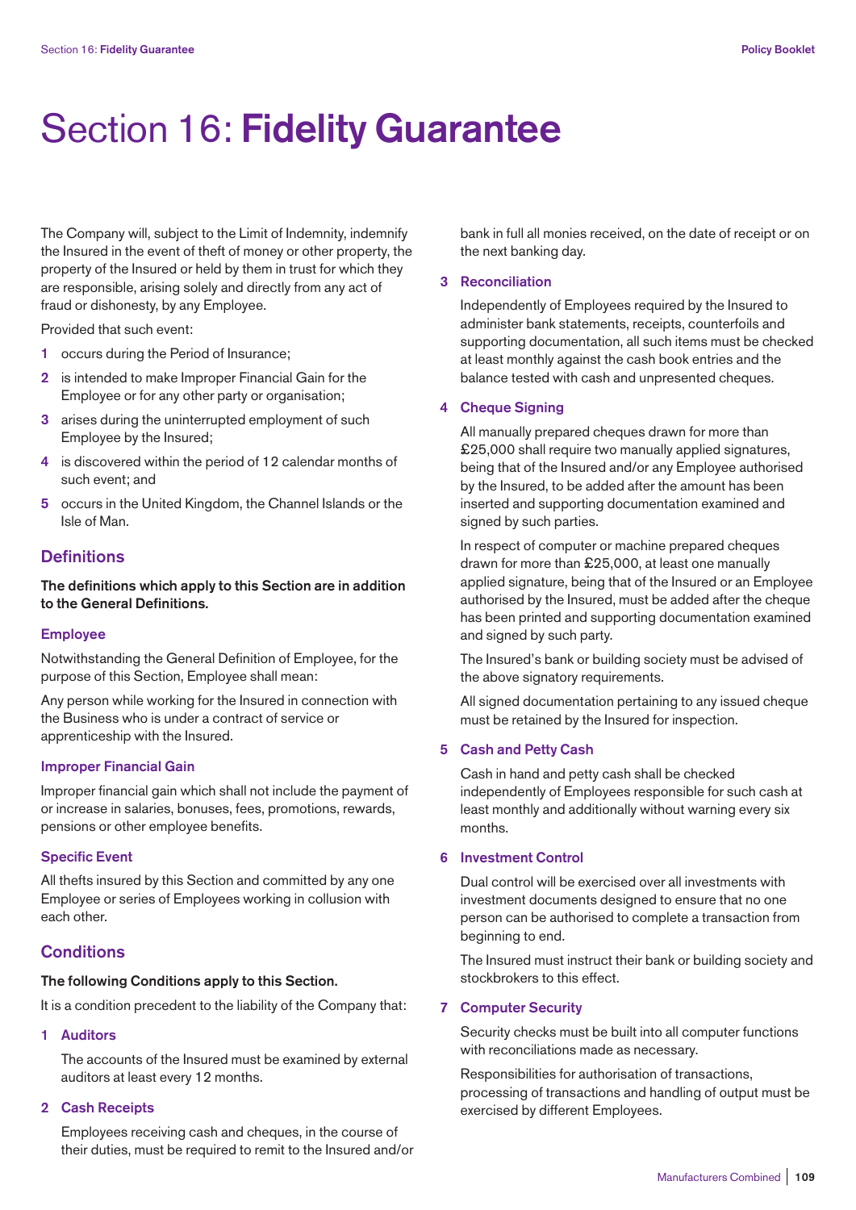# Section 16: **Fidelity Guarantee**

The Company will, subject to the Limit of Indemnity, indemnify the Insured in the event of theft of money or other property, the property of the Insured or held by them in trust for which they are responsible, arising solely and directly from any act of fraud or dishonesty, by any Employee.

Provided that such event:

1. occurs during the Period of Insurance;
2. is intended to make Improper Financial Gain for the Employee or for any other party or organisation;
3. arises during the uninterrupted employment of such Employee by the Insured;
4. is discovered within the period of 12 calendar months of such event; and
5. occurs in the United Kingdom, the Channel Islands or the Isle of Man.

## Definitions

**The definitions which apply to this Section are in addition to the General Definitions.**

### Employee

Notwithstanding the General Definition of Employee, for the purpose of this Section, Employee shall mean:

Any person while working for the Insured in connection with the Business who is under a contract of service or apprenticeship with the Insured.

### Improper Financial Gain

Improper financial gain which shall not include the payment of or increase in salaries, bonuses, fees, promotions, rewards, pensions or other employee benefits.

### Specific Event

All thefts insured by this Section and committed by any one Employee or series of Employees working in collusion with each other.

## Conditions

**The following Conditions apply to this Section.**

It is a condition precedent to the liability of the Company that:

### 1 Auditors

The accounts of the Insured must be examined by external auditors at least every 12 months.

### 2 Cash Receipts

Employees receiving cash and cheques, in the course of their duties, must be required to remit to the Insured and/or bank in full all monies received, on the date of receipt or on the next banking day.

### 3 Reconciliation

Independently of Employees required by the Insured to administer bank statements, receipts, counterfoils and supporting documentation, all such items must be checked at least monthly against the cash book entries and the balance tested with cash and unpresented cheques.

### 4 Cheque Signing

All manually prepared cheques drawn for more than £25,000 shall require two manually applied signatures, being that of the Insured and/or any Employee authorised by the Insured, to be added after the amount has been inserted and supporting documentation examined and signed by such parties.

In respect of computer or machine prepared cheques drawn for more than £25,000, at least one manually applied signature, being that of the Insured or an Employee authorised by the Insured, must be added after the cheque has been printed and supporting documentation examined and signed by such party.

The Insured's bank or building society must be advised of the above signatory requirements.

All signed documentation pertaining to any issued cheque must be retained by the Insured for inspection.

### 5 Cash and Petty Cash

Cash in hand and petty cash shall be checked independently of Employees responsible for such cash at least monthly and additionally without warning every six months.

### 6 Investment Control

Dual control will be exercised over all investments with investment documents designed to ensure that no one person can be authorised to complete a transaction from beginning to end.

The Insured must instruct their bank or building society and stockbrokers to this effect.

### 7 Computer Security

Security checks must be built into all computer functions with reconciliations made as necessary.

Responsibilities for authorisation of transactions, processing of transactions and handling of output must be exercised by different Employees.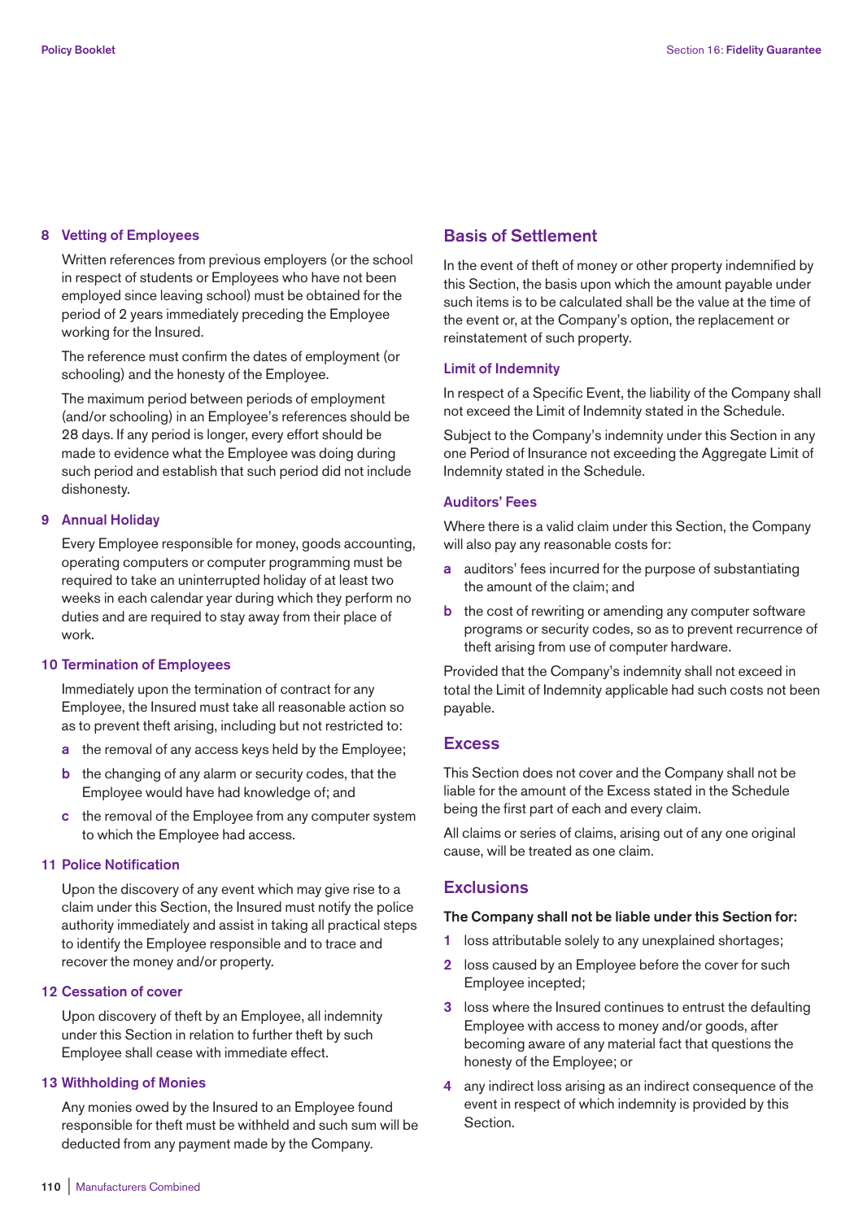### 8 Vetting of Employees

Written references from previous employers (or the school in respect of students or Employees who have not been employed since leaving school) must be obtained for the period of 2 years immediately preceding the Employee working for the Insured.

The reference must confirm the dates of employment (or schooling) and the honesty of the Employee.

The maximum period between periods of employment (and/or schooling) in an Employee's references should be 28 days. If any period is longer, every effort should be made to evidence what the Employee was doing during such period and establish that such period did not include dishonesty.

### 9 Annual Holiday

Every Employee responsible for money, goods accounting, operating computers or computer programming must be required to take an uninterrupted holiday of at least two weeks in each calendar year during which they perform no duties and are required to stay away from their place of work.

### 10 Termination of Employees

Immediately upon the termination of contract for any Employee, the Insured must take all reasonable action so as to prevent theft arising, including but not restricted to:

- **a** the removal of any access keys held by the Employee;
- **b** the changing of any alarm or security codes, that the Employee would have had knowledge of; and
- **c** the removal of the Employee from any computer system to which the Employee had access.

### 11 Police Notification

Upon the discovery of any event which may give rise to a claim under this Section, the Insured must notify the police authority immediately and assist in taking all practical steps to identify the Employee responsible and to trace and recover the money and/or property.

### 12 Cessation of cover

Upon discovery of theft by an Employee, all indemnity under this Section in relation to further theft by such Employee shall cease with immediate effect.

### 13 Withholding of Monies

Any monies owed by the Insured to an Employee found responsible for theft must be withheld and such sum will be deducted from any payment made by the Company.

## Basis of Settlement

In the event of theft of money or other property indemnified by this Section, the basis upon which the amount payable under such items is to be calculated shall be the value at the time of the event or, at the Company's option, the replacement or reinstatement of such property.

### Limit of Indemnity

In respect of a Specific Event, the liability of the Company shall not exceed the Limit of Indemnity stated in the Schedule.

Subject to the Company's indemnity under this Section in any one Period of Insurance not exceeding the Aggregate Limit of Indemnity stated in the Schedule.

### Auditors' Fees

Where there is a valid claim under this Section, the Company will also pay any reasonable costs for:

- **a** auditors' fees incurred for the purpose of substantiating the amount of the claim; and
- **b** the cost of rewriting or amending any computer software programs or security codes, so as to prevent recurrence of theft arising from use of computer hardware.

Provided that the Company's indemnity shall not exceed in total the Limit of Indemnity applicable had such costs not been payable.

## Excess

This Section does not cover and the Company shall not be liable for the amount of the Excess stated in the Schedule being the first part of each and every claim.

All claims or series of claims, arising out of any one original cause, will be treated as one claim.

## Exclusions

**The Company shall not be liable under this Section for:**

1. loss attributable solely to any unexplained shortages;
2. loss caused by an Employee before the cover for such Employee incepted;
3. loss where the Insured continues to entrust the defaulting Employee with access to money and/or goods, after becoming aware of any material fact that questions the honesty of the Employee; or
4. any indirect loss arising as an indirect consequence of the event in respect of which indemnity is provided by this Section.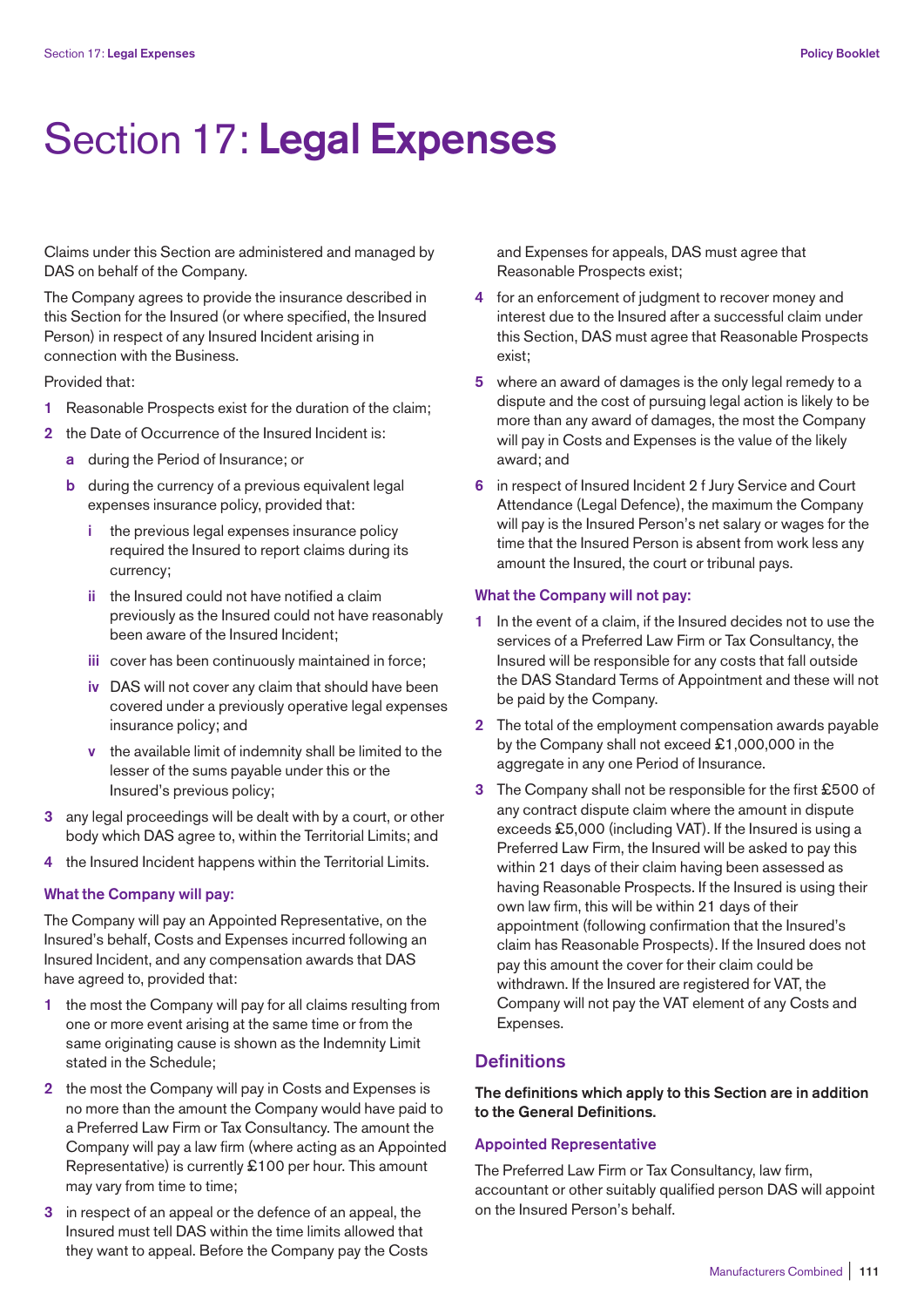# Section 17: **Legal Expenses**

Claims under this Section are administered and managed by DAS on behalf of the Company.

The Company agrees to provide the insurance described in this Section for the Insured (or where specified, the Insured Person) in respect of any Insured Incident arising in connection with the Business.

Provided that:

1. Reasonable Prospects exist for the duration of the claim;
2. the Date of Occurrence of the Insured Incident is:
   - **a** during the Period of Insurance; or
   - **b** during the currency of a previous equivalent legal expenses insurance policy, provided that:
     - **i** the previous legal expenses insurance policy required the Insured to report claims during its currency;
     - **ii** the Insured could not have notified a claim previously as the Insured could not have reasonably been aware of the Insured Incident;
     - **iii** cover has been continuously maintained in force;
     - **iv** DAS will not cover any claim that should have been covered under a previously operative legal expenses insurance policy; and
     - **v** the available limit of indemnity shall be limited to the lesser of the sums payable under this or the Insured's previous policy;
3. any legal proceedings will be dealt with by a court, or other body which DAS agree to, within the Territorial Limits; and
4. the Insured Incident happens within the Territorial Limits.

### What the Company will pay:

The Company will pay an Appointed Representative, on the Insured's behalf, Costs and Expenses incurred following an Insured Incident, and any compensation awards that DAS have agreed to, provided that:

1. the most the Company will pay for all claims resulting from one or more event arising at the same time or from the same originating cause is shown as the Indemnity Limit stated in the Schedule;
2. the most the Company will pay in Costs and Expenses is no more than the amount the Company would have paid to a Preferred Law Firm or Tax Consultancy. The amount the Company will pay a law firm (where acting as an Appointed Representative) is currently £100 per hour. This amount may vary from time to time;
3. in respect of an appeal or the defence of an appeal, the Insured must tell DAS within the time limits allowed that they want to appeal. Before the Company pay the Costs and Expenses for appeals, DAS must agree that Reasonable Prospects exist;
4. for an enforcement of judgment to recover money and interest due to the Insured after a successful claim under this Section, DAS must agree that Reasonable Prospects exist;
5. where an award of damages is the only legal remedy to a dispute and the cost of pursuing legal action is likely to be more than any award of damages, the most the Company will pay in Costs and Expenses is the value of the likely award; and
6. in respect of Insured Incident 2 f Jury Service and Court Attendance (Legal Defence), the maximum the Company will pay is the Insured Person's net salary or wages for the time that the Insured Person is absent from work less any amount the Insured, the court or tribunal pays.

### What the Company will not pay:

1. In the event of a claim, if the Insured decides not to use the services of a Preferred Law Firm or Tax Consultancy, the Insured will be responsible for any costs that fall outside the DAS Standard Terms of Appointment and these will not be paid by the Company.
2. The total of the employment compensation awards payable by the Company shall not exceed £1,000,000 in the aggregate in any one Period of Insurance.
3. The Company shall not be responsible for the first £500 of any contract dispute claim where the amount in dispute exceeds £5,000 (including VAT). If the Insured is using a Preferred Law Firm, the Insured will be asked to pay this within 21 days of their claim having been assessed as having Reasonable Prospects. If the Insured is using their own law firm, this will be within 21 days of their appointment (following confirmation that the Insured's claim has Reasonable Prospects). If the Insured does not pay this amount the cover for their claim could be withdrawn. If the Insured are registered for VAT, the Company will not pay the VAT element of any Costs and Expenses.

## Definitions

**The definitions which apply to this Section are in addition to the General Definitions.**

### Appointed Representative

The Preferred Law Firm or Tax Consultancy, law firm, accountant or other suitably qualified person DAS will appoint on the Insured Person's behalf.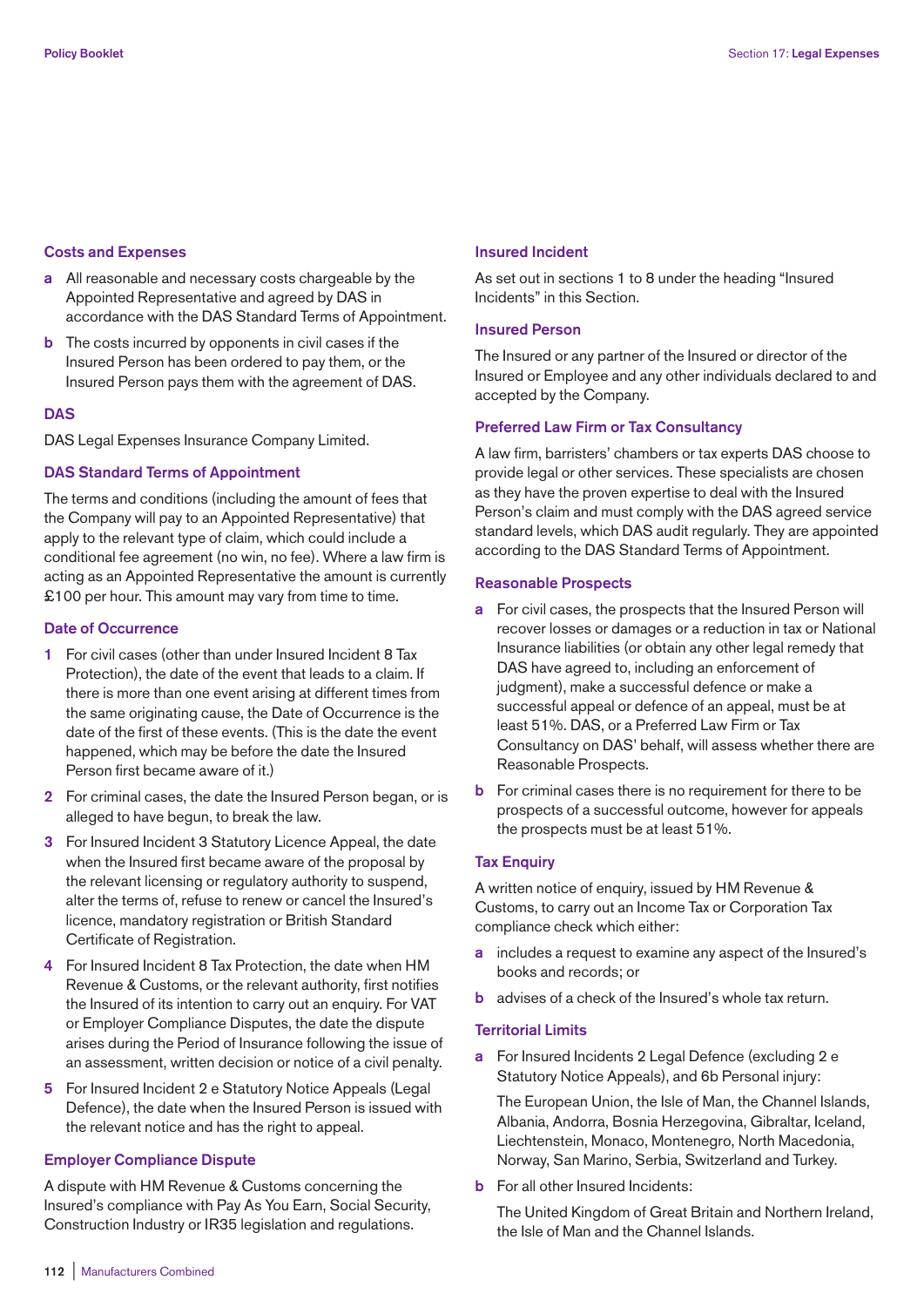### Costs and Expenses

- **a** All reasonable and necessary costs chargeable by the Appointed Representative and agreed by DAS in accordance with the DAS Standard Terms of Appointment.
- **b** The costs incurred by opponents in civil cases if the Insured Person has been ordered to pay them, or the Insured Person pays them with the agreement of DAS.

### DAS

DAS Legal Expenses Insurance Company Limited.

### DAS Standard Terms of Appointment

The terms and conditions (including the amount of fees that the Company will pay to an Appointed Representative) that apply to the relevant type of claim, which could include a conditional fee agreement (no win, no fee). Where a law firm is acting as an Appointed Representative the amount is currently £100 per hour. This amount may vary from time to time.

### Date of Occurrence

1. For civil cases (other than under Insured Incident 8 Tax Protection), the date of the event that leads to a claim. If there is more than one event arising at different times from the same originating cause, the Date of Occurrence is the date of the first of these events. (This is the date the event happened, which may be before the date the Insured Person first became aware of it.)
2. For criminal cases, the date the Insured Person began, or is alleged to have begun, to break the law.
3. For Insured Incident 3 Statutory Licence Appeal, the date when the Insured first became aware of the proposal by the relevant licensing or regulatory authority to suspend, alter the terms of, refuse to renew or cancel the Insured's licence, mandatory registration or British Standard Certificate of Registration.
4. For Insured Incident 8 Tax Protection, the date when HM Revenue & Customs, or the relevant authority, first notifies the Insured of its intention to carry out an enquiry. For VAT or Employer Compliance Disputes, the date the dispute arises during the Period of Insurance following the issue of an assessment, written decision or notice of a civil penalty.
5. For Insured Incident 2 e Statutory Notice Appeals (Legal Defence), the date when the Insured Person is issued with the relevant notice and has the right to appeal.

### Employer Compliance Dispute

A dispute with HM Revenue & Customs concerning the Insured's compliance with Pay As You Earn, Social Security, Construction Industry or IR35 legislation and regulations.

### Insured Incident

As set out in sections 1 to 8 under the heading "Insured Incidents" in this Section.

### Insured Person

The Insured or any partner of the Insured or director of the Insured or Employee and any other individuals declared to and accepted by the Company.

### Preferred Law Firm or Tax Consultancy

A law firm, barristers' chambers or tax experts DAS choose to provide legal or other services. These specialists are chosen as they have the proven expertise to deal with the Insured Person's claim and must comply with the DAS agreed service standard levels, which DAS audit regularly. They are appointed according to the DAS Standard Terms of Appointment.

### Reasonable Prospects

- **a** For civil cases, the prospects that the Insured Person will recover losses or damages or a reduction in tax or National Insurance liabilities (or obtain any other legal remedy that DAS have agreed to, including an enforcement of judgment), make a successful defence or make a successful appeal or defence of an appeal, must be at least 51%. DAS, or a Preferred Law Firm or Tax Consultancy on DAS' behalf, will assess whether there are Reasonable Prospects.
- **b** For criminal cases there is no requirement for there to be prospects of a successful outcome, however for appeals the prospects must be at least 51%.

### Tax Enquiry

A written notice of enquiry, issued by HM Revenue & Customs, to carry out an Income Tax or Corporation Tax compliance check which either:

- **a** includes a request to examine any aspect of the Insured's books and records; or
- **b** advises of a check of the Insured's whole tax return.

### Territorial Limits

- **a** For Insured Incidents 2 Legal Defence (excluding 2 e Statutory Notice Appeals), and 6b Personal injury:

  The European Union, the Isle of Man, the Channel Islands, Albania, Andorra, Bosnia Herzegovina, Gibraltar, Iceland, Liechtenstein, Monaco, Montenegro, North Macedonia, Norway, San Marino, Serbia, Switzerland and Turkey.

- **b** For all other Insured Incidents:

  The United Kingdom of Great Britain and Northern Ireland, the Isle of Man and the Channel Islands.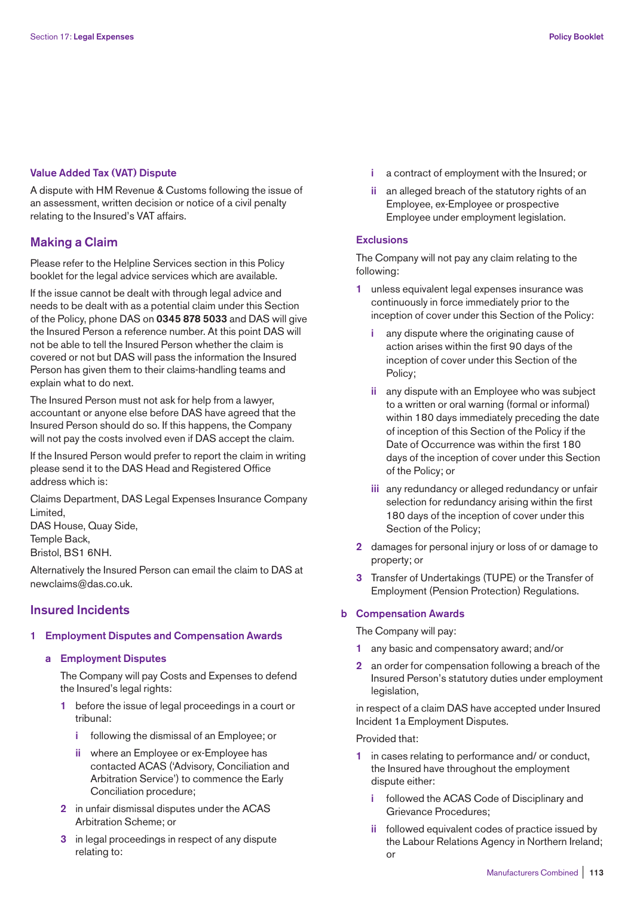### Value Added Tax (VAT) Dispute

A dispute with HM Revenue & Customs following the issue of an assessment, written decision or notice of a civil penalty relating to the Insured's VAT affairs.

## Making a Claim

Please refer to the Helpline Services section in this Policy booklet for the legal advice services which are available.

If the issue cannot be dealt with through legal advice and needs to be dealt with as a potential claim under this Section of the Policy, phone DAS on **0345 878 5033** and DAS will give the Insured Person a reference number. At this point DAS will not be able to tell the Insured Person whether the claim is covered or not but DAS will pass the information the Insured Person has given them to their claims-handling teams and explain what to do next.

The Insured Person must not ask for help from a lawyer, accountant or anyone else before DAS have agreed that the Insured Person should do so. If this happens, the Company will not pay the costs involved even if DAS accept the claim.

If the Insured Person would prefer to report the claim in writing please send it to the DAS Head and Registered Office address which is:

Claims Department, DAS Legal Expenses Insurance Company Limited,
DAS House, Quay Side,
Temple Back,
Bristol, BS1 6NH.

Alternatively the Insured Person can email the claim to DAS at newclaims@das.co.uk.

## Insured Incidents

### 1 Employment Disputes and Compensation Awards

#### a Employment Disputes

The Company will pay Costs and Expenses to defend the Insured's legal rights:

1. before the issue of legal proceedings in a court or tribunal:
   - i following the dismissal of an Employee; or
   - ii where an Employee or ex-Employee has contacted ACAS ('Advisory, Conciliation and Arbitration Service') to commence the Early Conciliation procedure;
2. in unfair dismissal disputes under the ACAS Arbitration Scheme; or
3. in legal proceedings in respect of any dispute relating to:
   - i a contract of employment with the Insured; or
   - ii an alleged breach of the statutory rights of an Employee, ex-Employee or prospective Employee under employment legislation.

**Exclusions**

The Company will not pay any claim relating to the following:

1. unless equivalent legal expenses insurance was continuously in force immediately prior to the inception of cover under this Section of the Policy:
   - i any dispute where the originating cause of action arises within the first 90 days of the inception of cover under this Section of the Policy;
   - ii any dispute with an Employee who was subject to a written or oral warning (formal or informal) within 180 days immediately preceding the date of inception of this Section of the Policy if the Date of Occurrence was within the first 180 days of the inception of cover under this Section of the Policy; or
   - iii any redundancy or alleged redundancy or unfair selection for redundancy arising within the first 180 days of the inception of cover under this Section of the Policy;
2. damages for personal injury or loss of or damage to property; or
3. Transfer of Undertakings (TUPE) or the Transfer of Employment (Pension Protection) Regulations.

#### b Compensation Awards

The Company will pay:

1. any basic and compensatory award; and/or
2. an order for compensation following a breach of the Insured Person's statutory duties under employment legislation,

in respect of a claim DAS have accepted under Insured Incident 1a Employment Disputes.

Provided that:

1. in cases relating to performance and/ or conduct, the Insured have throughout the employment dispute either:
   - i followed the ACAS Code of Disciplinary and Grievance Procedures;
   - ii followed equivalent codes of practice issued by the Labour Relations Agency in Northern Ireland; or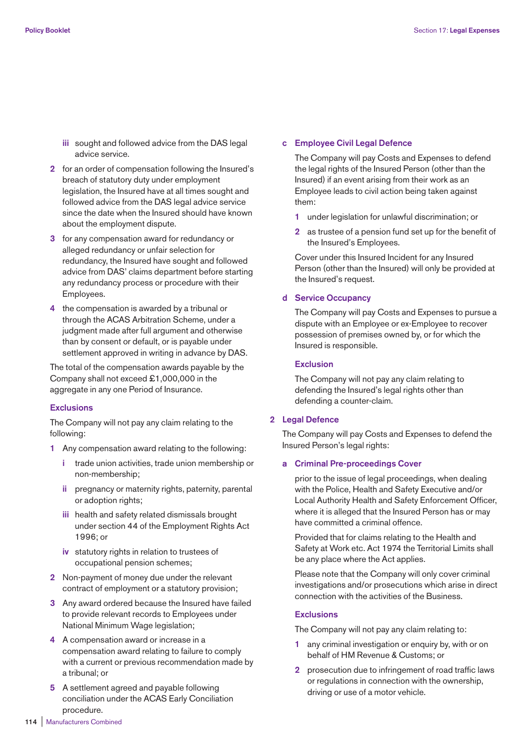iii sought and followed advice from the DAS legal advice service.

2 for an order of compensation following the Insured's breach of statutory duty under employment legislation, the Insured have at all times sought and followed advice from the DAS legal advice service since the date when the Insured should have known about the employment dispute.

3 for any compensation award for redundancy or alleged redundancy or unfair selection for redundancy, the Insured have sought and followed advice from DAS' claims department before starting any redundancy process or procedure with their Employees.

4 the compensation is awarded by a tribunal or through the ACAS Arbitration Scheme, under a judgment made after full argument and otherwise than by consent or default, or is payable under settlement approved in writing in advance by DAS.

The total of the compensation awards payable by the Company shall not exceed £1,000,000 in the aggregate in any one Period of Insurance.

### Exclusions

The Company will not pay any claim relating to the following:

1 Any compensation award relating to the following:

   i trade union activities, trade union membership or non-membership;

   ii pregnancy or maternity rights, paternity, parental or adoption rights;

   iii health and safety related dismissals brought under section 44 of the Employment Rights Act 1996; or

   iv statutory rights in relation to trustees of occupational pension schemes;

2 Non-payment of money due under the relevant contract of employment or a statutory provision;

3 Any award ordered because the Insured have failed to provide relevant records to Employees under National Minimum Wage legislation;

4 A compensation award or increase in a compensation award relating to failure to comply with a current or previous recommendation made by a tribunal; or

5 A settlement agreed and payable following conciliation under the ACAS Early Conciliation procedure.

### c Employee Civil Legal Defence

The Company will pay Costs and Expenses to defend the legal rights of the Insured Person (other than the Insured) if an event arising from their work as an Employee leads to civil action being taken against them:

1 under legislation for unlawful discrimination; or

2 as trustee of a pension fund set up for the benefit of the Insured's Employees.

Cover under this Insured Incident for any Insured Person (other than the Insured) will only be provided at the Insured's request.

### d Service Occupancy

The Company will pay Costs and Expenses to pursue a dispute with an Employee or ex-Employee to recover possession of premises owned by, or for which the Insured is responsible.

### Exclusion

The Company will not pay any claim relating to defending the Insured's legal rights other than defending a counter-claim.

## 2 Legal Defence

The Company will pay Costs and Expenses to defend the Insured Person's legal rights:

### a Criminal Pre-proceedings Cover

prior to the issue of legal proceedings, when dealing with the Police, Health and Safety Executive and/or Local Authority Health and Safety Enforcement Officer, where it is alleged that the Insured Person has or may have committed a criminal offence.

Provided that for claims relating to the Health and Safety at Work etc. Act 1974 the Territorial Limits shall be any place where the Act applies.

Please note that the Company will only cover criminal investigations and/or prosecutions which arise in direct connection with the activities of the Business.

### Exclusions

The Company will not pay any claim relating to:

1 any criminal investigation or enquiry by, with or on behalf of HM Revenue & Customs; or

2 prosecution due to infringement of road traffic laws or regulations in connection with the ownership, driving or use of a motor vehicle.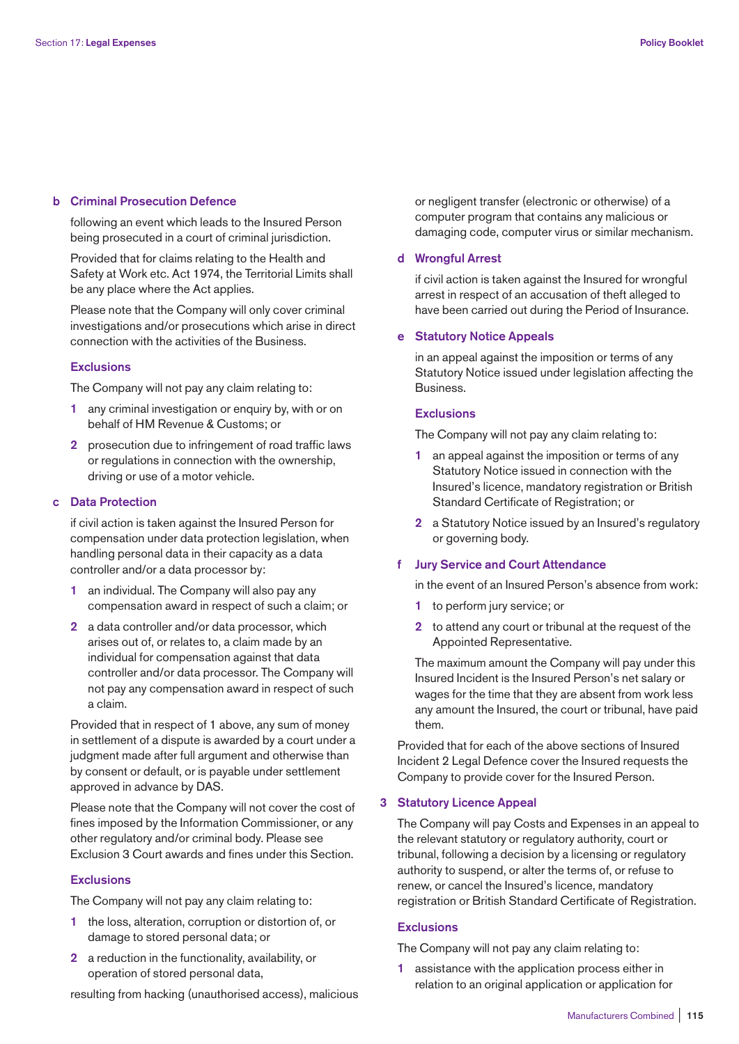### b Criminal Prosecution Defence

following an event which leads to the Insured Person being prosecuted in a court of criminal jurisdiction.

Provided that for claims relating to the Health and Safety at Work etc. Act 1974, the Territorial Limits shall be any place where the Act applies.

Please note that the Company will only cover criminal investigations and/or prosecutions which arise in direct connection with the activities of the Business.

#### Exclusions

The Company will not pay any claim relating to:

1 any criminal investigation or enquiry by, with or on behalf of HM Revenue & Customs; or

2 prosecution due to infringement of road traffic laws or regulations in connection with the ownership, driving or use of a motor vehicle.

### c Data Protection

if civil action is taken against the Insured Person for compensation under data protection legislation, when handling personal data in their capacity as a data controller and/or a data processor by:

1 an individual. The Company will also pay any compensation award in respect of such a claim; or

2 a data controller and/or data processor, which arises out of, or relates to, a claim made by an individual for compensation against that data controller and/or data processor. The Company will not pay any compensation award in respect of such a claim.

Provided that in respect of 1 above, any sum of money in settlement of a dispute is awarded by a court under a judgment made after full argument and otherwise than by consent or default, or is payable under settlement approved in advance by DAS.

Please note that the Company will not cover the cost of fines imposed by the Information Commissioner, or any other regulatory and/or criminal body. Please see Exclusion 3 Court awards and fines under this Section.

#### Exclusions

The Company will not pay any claim relating to:

1 the loss, alteration, corruption or distortion of, or damage to stored personal data; or

2 a reduction in the functionality, availability, or operation of stored personal data,

resulting from hacking (unauthorised access), malicious or negligent transfer (electronic or otherwise) of a computer program that contains any malicious or damaging code, computer virus or similar mechanism.

### d Wrongful Arrest

if civil action is taken against the Insured for wrongful arrest in respect of an accusation of theft alleged to have been carried out during the Period of Insurance.

### e Statutory Notice Appeals

in an appeal against the imposition or terms of any Statutory Notice issued under legislation affecting the Business.

#### Exclusions

The Company will not pay any claim relating to:

1 an appeal against the imposition or terms of any Statutory Notice issued in connection with the Insured's licence, mandatory registration or British Standard Certificate of Registration; or

2 a Statutory Notice issued by an Insured's regulatory or governing body.

### f Jury Service and Court Attendance

in the event of an Insured Person's absence from work:

1 to perform jury service; or

2 to attend any court or tribunal at the request of the Appointed Representative.

The maximum amount the Company will pay under this Insured Incident is the Insured Person's net salary or wages for the time that they are absent from work less any amount the Insured, the court or tribunal, have paid them.

Provided that for each of the above sections of Insured Incident 2 Legal Defence cover the Insured requests the Company to provide cover for the Insured Person.

## 3 Statutory Licence Appeal

The Company will pay Costs and Expenses in an appeal to the relevant statutory or regulatory authority, court or tribunal, following a decision by a licensing or regulatory authority to suspend, or alter the terms of, or refuse to renew, or cancel the Insured's licence, mandatory registration or British Standard Certificate of Registration.

#### Exclusions

The Company will not pay any claim relating to:

1 assistance with the application process either in relation to an original application or application for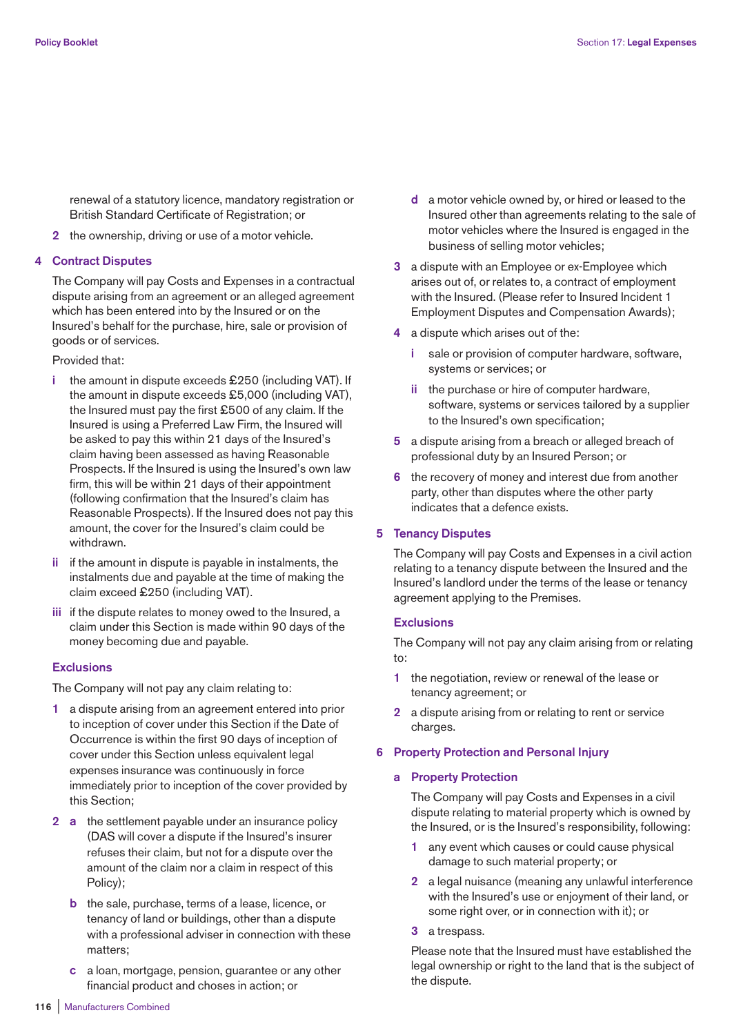renewal of a statutory licence, mandatory registration or British Standard Certificate of Registration; or

2. the ownership, driving or use of a motor vehicle.

## 4 Contract Disputes

The Company will pay Costs and Expenses in a contractual dispute arising from an agreement or an alleged agreement which has been entered into by the Insured or on the Insured's behalf for the purchase, hire, sale or provision of goods or of services.

Provided that:

- i the amount in dispute exceeds £250 (including VAT). If the amount in dispute exceeds £5,000 (including VAT), the Insured must pay the first £500 of any claim. If the Insured is using a Preferred Law Firm, the Insured will be asked to pay this within 21 days of the Insured's claim having been assessed as having Reasonable Prospects. If the Insured is using the Insured's own law firm, this will be within 21 days of their appointment (following confirmation that the Insured's claim has Reasonable Prospects). If the Insured does not pay this amount, the cover for the Insured's claim could be withdrawn.
- ii if the amount in dispute is payable in instalments, the instalments due and payable at the time of making the claim exceed £250 (including VAT).
- iii if the dispute relates to money owed to the Insured, a claim under this Section is made within 90 days of the money becoming due and payable.

### Exclusions

The Company will not pay any claim relating to:

1. a dispute arising from an agreement entered into prior to inception of cover under this Section if the Date of Occurrence is within the first 90 days of inception of cover under this Section unless equivalent legal expenses insurance was continuously in force immediately prior to inception of the cover provided by this Section;
2. a the settlement payable under an insurance policy (DAS will cover a dispute if the Insured's insurer refuses their claim, but not for a dispute over the amount of the claim nor a claim in respect of this Policy);

   b the sale, purchase, terms of a lease, licence, or tenancy of land or buildings, other than a dispute with a professional adviser in connection with these matters;

   c a loan, mortgage, pension, guarantee or any other financial product and choses in action; or

   d a motor vehicle owned by, or hired or leased to the Insured other than agreements relating to the sale of motor vehicles where the Insured is engaged in the business of selling motor vehicles;
3. a dispute with an Employee or ex-Employee which arises out of, or relates to, a contract of employment with the Insured. (Please refer to Insured Incident 1 Employment Disputes and Compensation Awards);
4. a dispute which arises out of the:

   i sale or provision of computer hardware, software, systems or services; or

   ii the purchase or hire of computer hardware, software, systems or services tailored by a supplier to the Insured's own specification;
5. a dispute arising from a breach or alleged breach of professional duty by an Insured Person; or
6. the recovery of money and interest due from another party, other than disputes where the other party indicates that a defence exists.

## 5 Tenancy Disputes

The Company will pay Costs and Expenses in a civil action relating to a tenancy dispute between the Insured and the Insured's landlord under the terms of the lease or tenancy agreement applying to the Premises.

### Exclusions

The Company will not pay any claim arising from or relating to:

1. the negotiation, review or renewal of the lease or tenancy agreement; or
2. a dispute arising from or relating to rent or service charges.

## 6 Property Protection and Personal Injury

### a Property Protection

The Company will pay Costs and Expenses in a civil dispute relating to material property which is owned by the Insured, or is the Insured's responsibility, following:

1. any event which causes or could cause physical damage to such material property; or
2. a legal nuisance (meaning any unlawful interference with the Insured's use or enjoyment of their land, or some right over, or in connection with it); or
3. a trespass.

Please note that the Insured must have established the legal ownership or right to the land that is the subject of the dispute.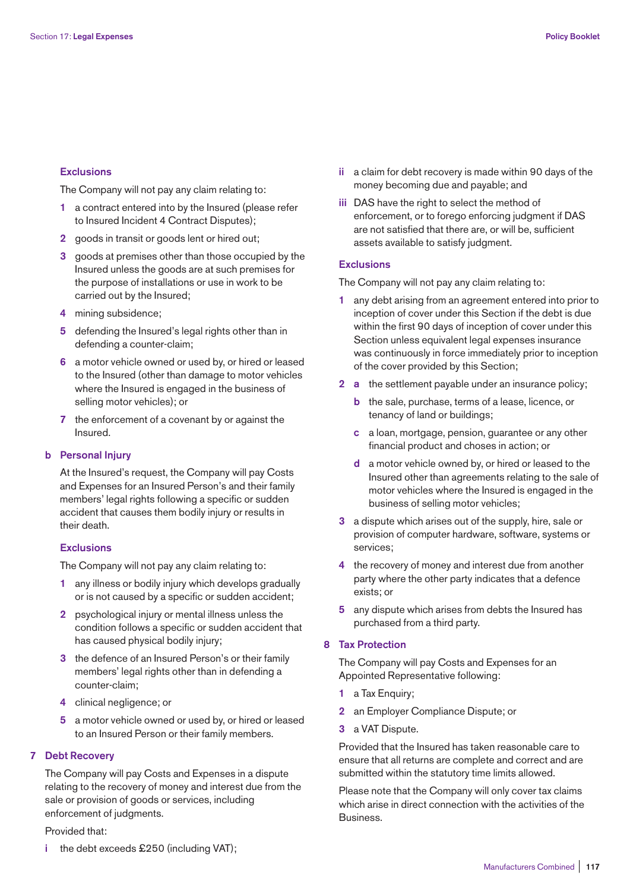#### Exclusions

The Company will not pay any claim relating to:

1. a contract entered into by the Insured (please refer to Insured Incident 4 Contract Disputes);
2. goods in transit or goods lent or hired out;
3. goods at premises other than those occupied by the Insured unless the goods are at such premises for the purpose of installations or use in work to be carried out by the Insured;
4. mining subsidence;
5. defending the Insured's legal rights other than in defending a counter-claim;
6. a motor vehicle owned or used by, or hired or leased to the Insured (other than damage to motor vehicles where the Insured is engaged in the business of selling motor vehicles); or
7. the enforcement of a covenant by or against the Insured.

### b Personal Injury

At the Insured's request, the Company will pay Costs and Expenses for an Insured Person's and their family members' legal rights following a specific or sudden accident that causes them bodily injury or results in their death.

#### Exclusions

The Company will not pay any claim relating to:

1. any illness or bodily injury which develops gradually or is not caused by a specific or sudden accident;
2. psychological injury or mental illness unless the condition follows a specific or sudden accident that has caused physical bodily injury;
3. the defence of an Insured Person's or their family members' legal rights other than in defending a counter-claim;
4. clinical negligence; or
5. a motor vehicle owned or used by, or hired or leased to an Insured Person or their family members.

## 7 Debt Recovery

The Company will pay Costs and Expenses in a dispute relating to the recovery of money and interest due from the sale or provision of goods or services, including enforcement of judgments.

Provided that:

i the debt exceeds £250 (including VAT);

ii a claim for debt recovery is made within 90 days of the money becoming due and payable; and

iii DAS have the right to select the method of enforcement, or to forego enforcing judgment if DAS are not satisfied that there are, or will be, sufficient assets available to satisfy judgment.

#### Exclusions

The Company will not pay any claim relating to:

1. any debt arising from an agreement entered into prior to inception of cover under this Section if the debt is due within the first 90 days of inception of cover under this Section unless equivalent legal expenses insurance was continuously in force immediately prior to inception of the cover provided by this Section;
2. a. the settlement payable under an insurance policy;
   b. the sale, purchase, terms of a lease, licence, or tenancy of land or buildings;
   c. a loan, mortgage, pension, guarantee or any other financial product and choses in action; or
   d. a motor vehicle owned by, or hired or leased to the Insured other than agreements relating to the sale of motor vehicles where the Insured is engaged in the business of selling motor vehicles;
3. a dispute which arises out of the supply, hire, sale or provision of computer hardware, software, systems or services;
4. the recovery of money and interest due from another party where the other party indicates that a defence exists; or
5. any dispute which arises from debts the Insured has purchased from a third party.

## 8 Tax Protection

The Company will pay Costs and Expenses for an Appointed Representative following:

1. a Tax Enquiry;
2. an Employer Compliance Dispute; or
3. a VAT Dispute.

Provided that the Insured has taken reasonable care to ensure that all returns are complete and correct and are submitted within the statutory time limits allowed.

Please note that the Company will only cover tax claims which arise in direct connection with the activities of the Business.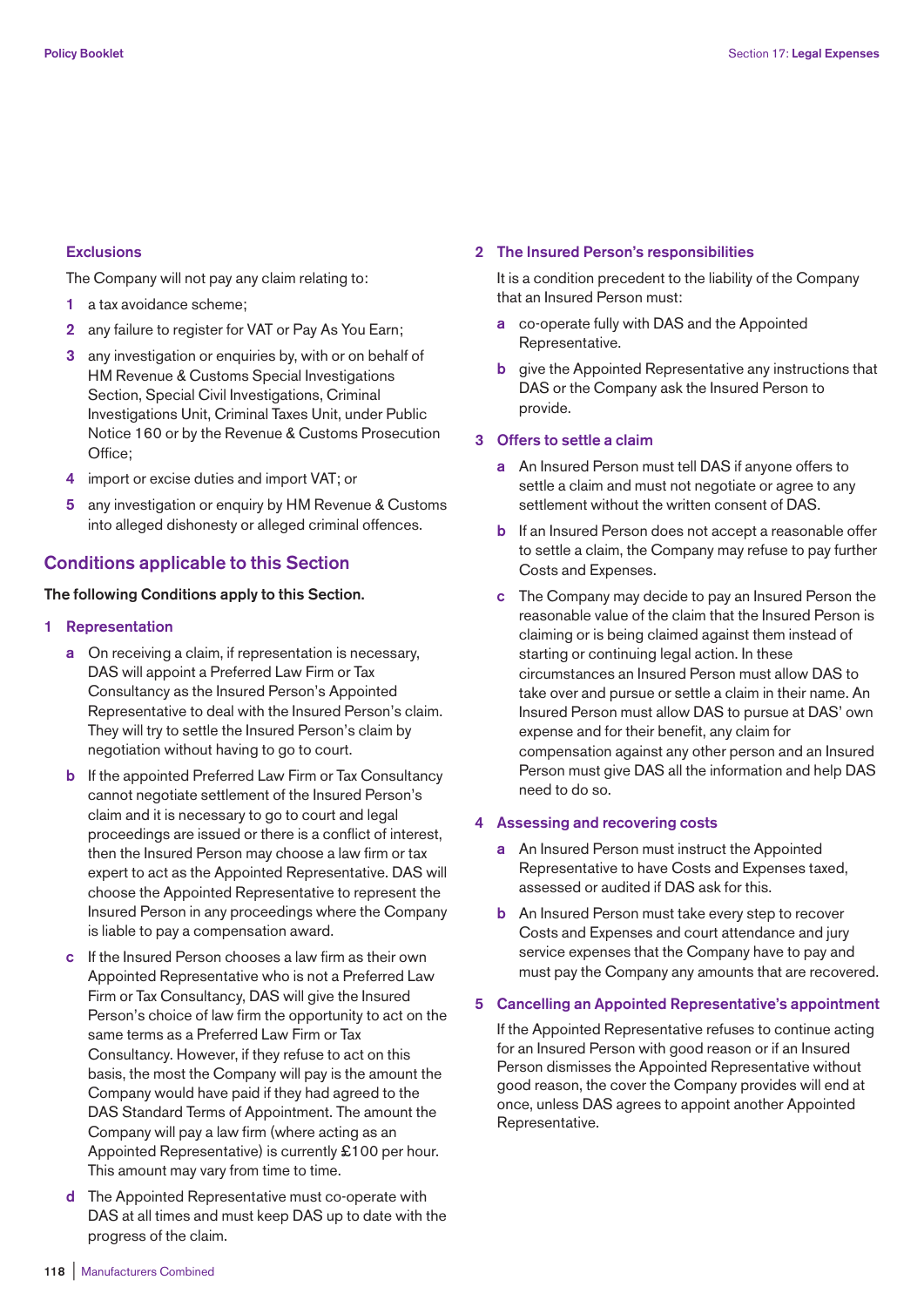### Exclusions

The Company will not pay any claim relating to:

1. a tax avoidance scheme;
2. any failure to register for VAT or Pay As You Earn;
3. any investigation or enquiries by, with or on behalf of HM Revenue & Customs Special Investigations Section, Special Civil Investigations, Criminal Investigations Unit, Criminal Taxes Unit, under Public Notice 160 or by the Revenue & Customs Prosecution Office;
4. import or excise duties and import VAT; or
5. any investigation or enquiry by HM Revenue & Customs into alleged dishonesty or alleged criminal offences.

## Conditions applicable to this Section

**The following Conditions apply to this Section.**

### 1 Representation

**a** On receiving a claim, if representation is necessary, DAS will appoint a Preferred Law Firm or Tax Consultancy as the Insured Person's Appointed Representative to deal with the Insured Person's claim. They will try to settle the Insured Person's claim by negotiation without having to go to court.

**b** If the appointed Preferred Law Firm or Tax Consultancy cannot negotiate settlement of the Insured Person's claim and it is necessary to go to court and legal proceedings are issued or there is a conflict of interest, then the Insured Person may choose a law firm or tax expert to act as the Appointed Representative. DAS will choose the Appointed Representative to represent the Insured Person in any proceedings where the Company is liable to pay a compensation award.

**c** If the Insured Person chooses a law firm as their own Appointed Representative who is not a Preferred Law Firm or Tax Consultancy, DAS will give the Insured Person's choice of law firm the opportunity to act on the same terms as a Preferred Law Firm or Tax Consultancy. However, if they refuse to act on this basis, the most the Company will pay is the amount the Company would have paid if they had agreed to the DAS Standard Terms of Appointment. The amount the Company will pay a law firm (where acting as an Appointed Representative) is currently £100 per hour. This amount may vary from time to time.

**d** The Appointed Representative must co-operate with DAS at all times and must keep DAS up to date with the progress of the claim.

### 2 The Insured Person's responsibilities

It is a condition precedent to the liability of the Company that an Insured Person must:

**a** co-operate fully with DAS and the Appointed Representative.

**b** give the Appointed Representative any instructions that DAS or the Company ask the Insured Person to provide.

### 3 Offers to settle a claim

**a** An Insured Person must tell DAS if anyone offers to settle a claim and must not negotiate or agree to any settlement without the written consent of DAS.

**b** If an Insured Person does not accept a reasonable offer to settle a claim, the Company may refuse to pay further Costs and Expenses.

**c** The Company may decide to pay an Insured Person the reasonable value of the claim that the Insured Person is claiming or is being claimed against them instead of starting or continuing legal action. In these circumstances an Insured Person must allow DAS to take over and pursue or settle a claim in their name. An Insured Person must allow DAS to pursue at DAS' own expense and for their benefit, any claim for compensation against any other person and an Insured Person must give DAS all the information and help DAS need to do so.

### 4 Assessing and recovering costs

**a** An Insured Person must instruct the Appointed Representative to have Costs and Expenses taxed, assessed or audited if DAS ask for this.

**b** An Insured Person must take every step to recover Costs and Expenses and court attendance and jury service expenses that the Company have to pay and must pay the Company any amounts that are recovered.

### 5 Cancelling an Appointed Representative's appointment

If the Appointed Representative refuses to continue acting for an Insured Person with good reason or if an Insured Person dismisses the Appointed Representative without good reason, the cover the Company provides will end at once, unless DAS agrees to appoint another Appointed Representative.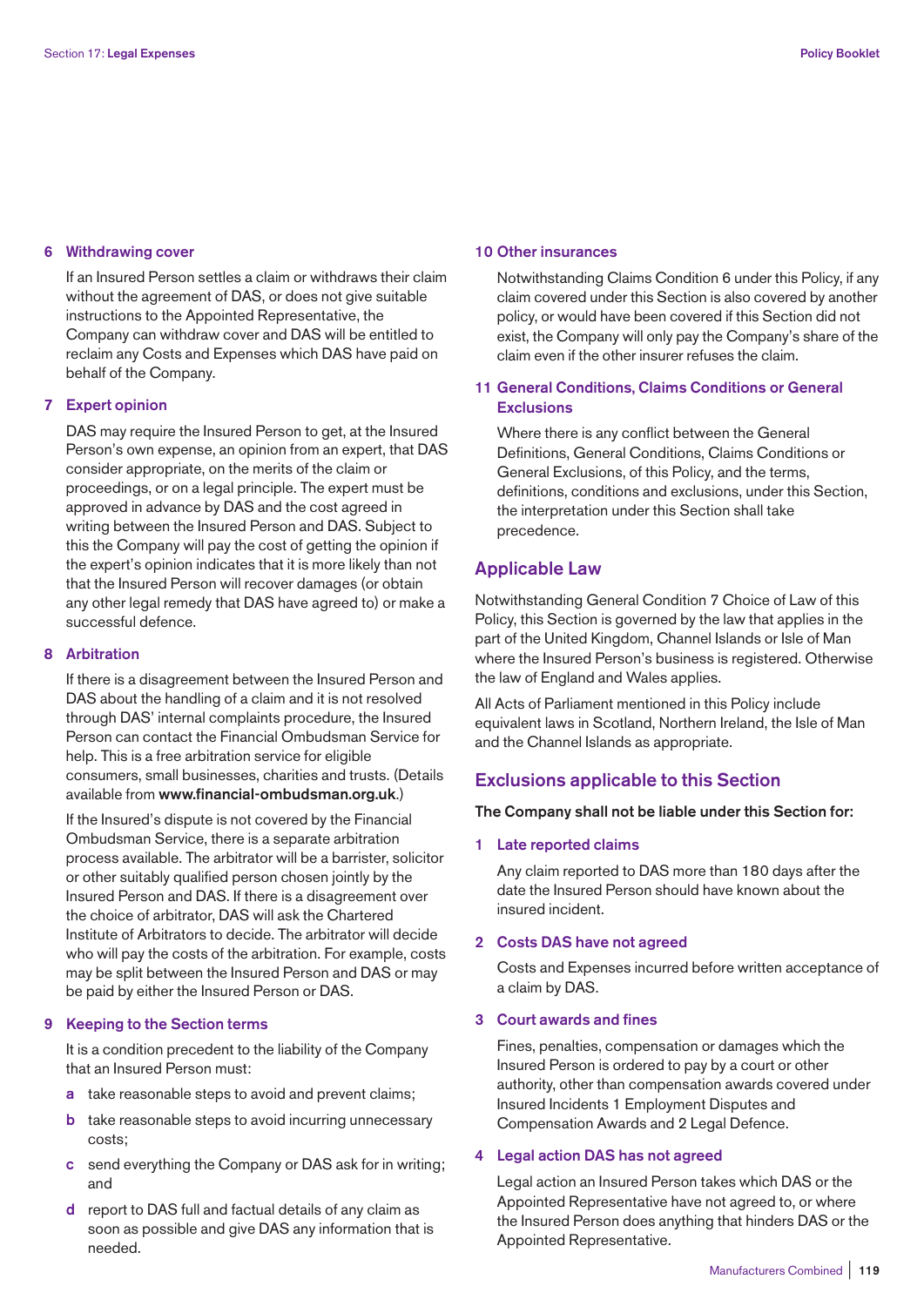### 6 Withdrawing cover

If an Insured Person settles a claim or withdraws their claim without the agreement of DAS, or does not give suitable instructions to the Appointed Representative, the Company can withdraw cover and DAS will be entitled to reclaim any Costs and Expenses which DAS have paid on behalf of the Company.

### 7 Expert opinion

DAS may require the Insured Person to get, at the Insured Person's own expense, an opinion from an expert, that DAS consider appropriate, on the merits of the claim or proceedings, or on a legal principle. The expert must be approved in advance by DAS and the cost agreed in writing between the Insured Person and DAS. Subject to this the Company will pay the cost of getting the opinion if the expert's opinion indicates that it is more likely than not that the Insured Person will recover damages (or obtain any other legal remedy that DAS have agreed to) or make a successful defence.

### 8 Arbitration

If there is a disagreement between the Insured Person and DAS about the handling of a claim and it is not resolved through DAS' internal complaints procedure, the Insured Person can contact the Financial Ombudsman Service for help. This is a free arbitration service for eligible consumers, small businesses, charities and trusts. (Details available from **www.financial-ombudsman.org.uk**.)

If the Insured's dispute is not covered by the Financial Ombudsman Service, there is a separate arbitration process available. The arbitrator will be a barrister, solicitor or other suitably qualified person chosen jointly by the Insured Person and DAS. If there is a disagreement over the choice of arbitrator, DAS will ask the Chartered Institute of Arbitrators to decide. The arbitrator will decide who will pay the costs of the arbitration. For example, costs may be split between the Insured Person and DAS or may be paid by either the Insured Person or DAS.

### 9 Keeping to the Section terms

It is a condition precedent to the liability of the Company that an Insured Person must:

- **a** take reasonable steps to avoid and prevent claims;
- **b** take reasonable steps to avoid incurring unnecessary costs;
- **c** send everything the Company or DAS ask for in writing; and
- **d** report to DAS full and factual details of any claim as soon as possible and give DAS any information that is needed.

### 10 Other insurances

Notwithstanding Claims Condition 6 under this Policy, if any claim covered under this Section is also covered by another policy, or would have been covered if this Section did not exist, the Company will only pay the Company's share of the claim even if the other insurer refuses the claim.

### 11 General Conditions, Claims Conditions or General Exclusions

Where there is any conflict between the General Definitions, General Conditions, Claims Conditions or General Exclusions, of this Policy, and the terms, definitions, conditions and exclusions, under this Section, the interpretation under this Section shall take precedence.

## Applicable Law

Notwithstanding General Condition 7 Choice of Law of this Policy, this Section is governed by the law that applies in the part of the United Kingdom, Channel Islands or Isle of Man where the Insured Person's business is registered. Otherwise the law of England and Wales applies.

All Acts of Parliament mentioned in this Policy include equivalent laws in Scotland, Northern Ireland, the Isle of Man and the Channel Islands as appropriate.

## Exclusions applicable to this Section

**The Company shall not be liable under this Section for:**

### 1 Late reported claims

Any claim reported to DAS more than 180 days after the date the Insured Person should have known about the insured incident.

### 2 Costs DAS have not agreed

Costs and Expenses incurred before written acceptance of a claim by DAS.

### 3 Court awards and fines

Fines, penalties, compensation or damages which the Insured Person is ordered to pay by a court or other authority, other than compensation awards covered under Insured Incidents 1 Employment Disputes and Compensation Awards and 2 Legal Defence.

### 4 Legal action DAS has not agreed

Legal action an Insured Person takes which DAS or the Appointed Representative have not agreed to, or where the Insured Person does anything that hinders DAS or the Appointed Representative.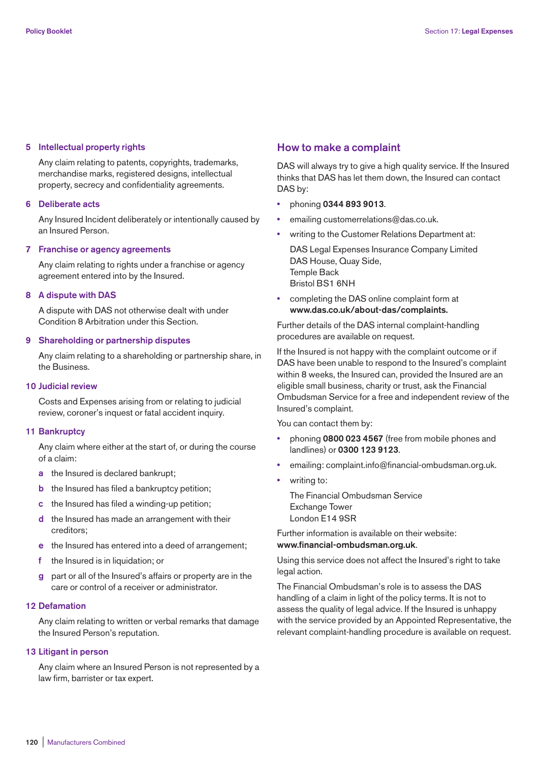### 5 Intellectual property rights

Any claim relating to patents, copyrights, trademarks, merchandise marks, registered designs, intellectual property, secrecy and confidentiality agreements.

### 6 Deliberate acts

Any Insured Incident deliberately or intentionally caused by an Insured Person.

### 7 Franchise or agency agreements

Any claim relating to rights under a franchise or agency agreement entered into by the Insured.

### 8 A dispute with DAS

A dispute with DAS not otherwise dealt with under Condition 8 Arbitration under this Section.

### 9 Shareholding or partnership disputes

Any claim relating to a shareholding or partnership share, in the Business.

### 10 Judicial review

Costs and Expenses arising from or relating to judicial review, coroner's inquest or fatal accident inquiry.

### 11 Bankruptcy

Any claim where either at the start of, or during the course of a claim:

- **a** the Insured is declared bankrupt;
- **b** the Insured has filed a bankruptcy petition;
- **c** the Insured has filed a winding-up petition;
- **d** the Insured has made an arrangement with their creditors;
- **e** the Insured has entered into a deed of arrangement;
- **f** the Insured is in liquidation; or
- **g** part or all of the Insured's affairs or property are in the care or control of a receiver or administrator.

### 12 Defamation

Any claim relating to written or verbal remarks that damage the Insured Person's reputation.

### 13 Litigant in person

Any claim where an Insured Person is not represented by a law firm, barrister or tax expert.

## How to make a complaint

DAS will always try to give a high quality service. If the Insured thinks that DAS has let them down, the Insured can contact DAS by:

- phoning **0344 893 9013**.
- emailing customerrelations@das.co.uk.
- writing to the Customer Relations Department at:

  DAS Legal Expenses Insurance Company Limited
  DAS House, Quay Side,
  Temple Back
  Bristol BS1 6NH

- completing the DAS online complaint form at **www.das.co.uk/about-das/complaints.**

Further details of the DAS internal complaint-handling procedures are available on request.

If the Insured is not happy with the complaint outcome or if DAS have been unable to respond to the Insured's complaint within 8 weeks, the Insured can, provided the Insured are an eligible small business, charity or trust, ask the Financial Ombudsman Service for a free and independent review of the Insured's complaint.

You can contact them by:

- phoning **0800 023 4567** (free from mobile phones and landlines) or **0300 123 9123**.
- emailing: complaint.info@financial-ombudsman.org.uk.
- writing to:

  The Financial Ombudsman Service
  Exchange Tower
  London E14 9SR

Further information is available on their website: **www.financial-ombudsman.org.uk**.

Using this service does not affect the Insured's right to take legal action.

The Financial Ombudsman's role is to assess the DAS handling of a claim in light of the policy terms. It is not to assess the quality of legal advice. If the Insured is unhappy with the service provided by an Appointed Representative, the relevant complaint-handling procedure is available on request.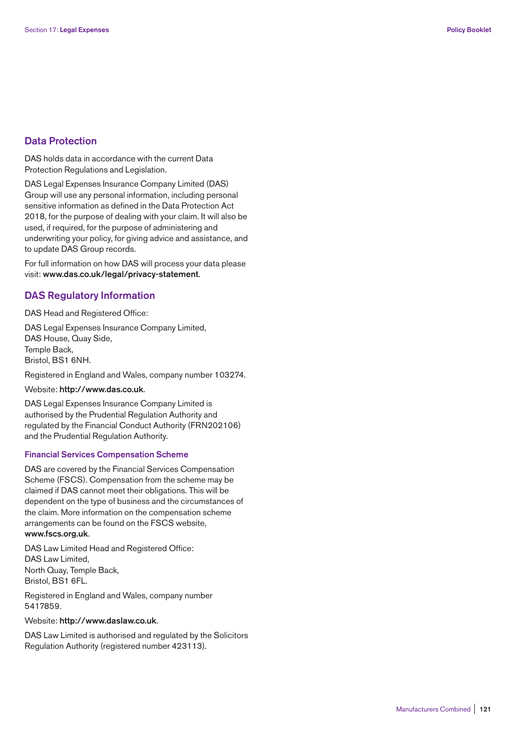## Data Protection

DAS holds data in accordance with the current Data Protection Regulations and Legislation.

DAS Legal Expenses Insurance Company Limited (DAS) Group will use any personal information, including personal sensitive information as defined in the Data Protection Act 2018, for the purpose of dealing with your claim. It will also be used, if required, for the purpose of administering and underwriting your policy, for giving advice and assistance, and to update DAS Group records.

For full information on how DAS will process your data please visit: **www.das.co.uk/legal/privacy-statement**.

## DAS Regulatory Information

DAS Head and Registered Office:

DAS Legal Expenses Insurance Company Limited,
DAS House, Quay Side,
Temple Back,
Bristol, BS1 6NH.

Registered in England and Wales, company number 103274.

Website: **http://www.das.co.uk**.

DAS Legal Expenses Insurance Company Limited is authorised by the Prudential Regulation Authority and regulated by the Financial Conduct Authority (FRN202106) and the Prudential Regulation Authority.

### Financial Services Compensation Scheme

DAS are covered by the Financial Services Compensation Scheme (FSCS). Compensation from the scheme may be claimed if DAS cannot meet their obligations. This will be dependent on the type of business and the circumstances of the claim. More information on the compensation scheme arrangements can be found on the FSCS website, **www.fscs.org.uk**.

DAS Law Limited Head and Registered Office:
DAS Law Limited,
North Quay, Temple Back,
Bristol, BS1 6FL.

Registered in England and Wales, company number 5417859.

Website: **http://www.daslaw.co.uk**.

DAS Law Limited is authorised and regulated by the Solicitors Regulation Authority (registered number 423113).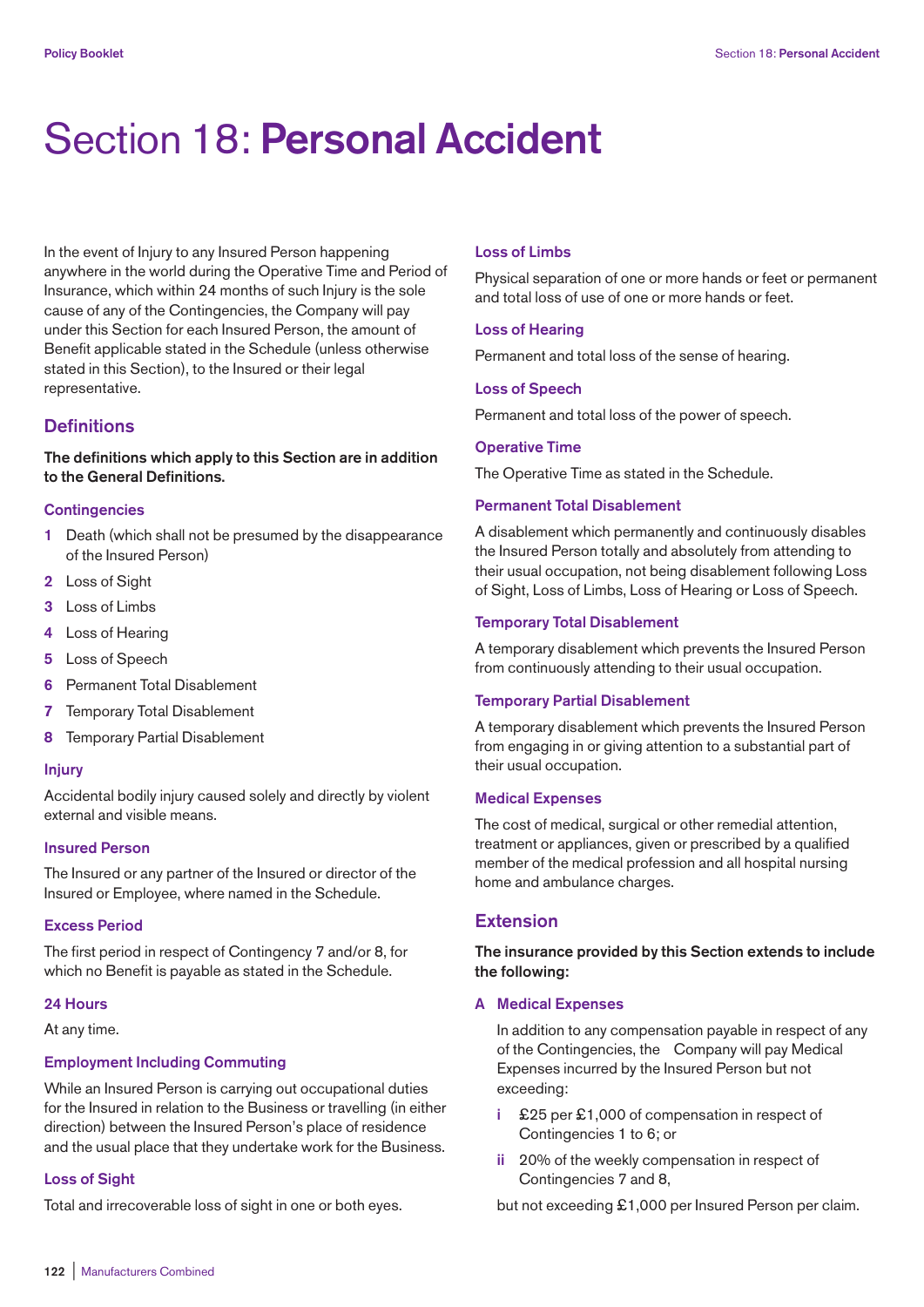# Section 18: **Personal Accident**

In the event of Injury to any Insured Person happening anywhere in the world during the Operative Time and Period of Insurance, which within 24 months of such Injury is the sole cause of any of the Contingencies, the Company will pay under this Section for each Insured Person, the amount of Benefit applicable stated in the Schedule (unless otherwise stated in this Section), to the Insured or their legal representative.

## Definitions

**The definitions which apply to this Section are in addition to the General Definitions.**

### Contingencies

1. Death (which shall not be presumed by the disappearance of the Insured Person)
2. Loss of Sight
3. Loss of Limbs
4. Loss of Hearing
5. Loss of Speech
6. Permanent Total Disablement
7. Temporary Total Disablement
8. Temporary Partial Disablement

### Injury

Accidental bodily injury caused solely and directly by violent external and visible means.

### Insured Person

The Insured or any partner of the Insured or director of the Insured or Employee, where named in the Schedule.

### Excess Period

The first period in respect of Contingency 7 and/or 8, for which no Benefit is payable as stated in the Schedule.

### 24 Hours

At any time.

### Employment Including Commuting

While an Insured Person is carrying out occupational duties for the Insured in relation to the Business or travelling (in either direction) between the Insured Person's place of residence and the usual place that they undertake work for the Business.

### Loss of Sight

Total and irrecoverable loss of sight in one or both eyes.

### Loss of Limbs

Physical separation of one or more hands or feet or permanent and total loss of use of one or more hands or feet.

### Loss of Hearing

Permanent and total loss of the sense of hearing.

### Loss of Speech

Permanent and total loss of the power of speech.

### Operative Time

The Operative Time as stated in the Schedule.

### Permanent Total Disablement

A disablement which permanently and continuously disables the Insured Person totally and absolutely from attending to their usual occupation, not being disablement following Loss of Sight, Loss of Limbs, Loss of Hearing or Loss of Speech.

### Temporary Total Disablement

A temporary disablement which prevents the Insured Person from continuously attending to their usual occupation.

### Temporary Partial Disablement

A temporary disablement which prevents the Insured Person from engaging in or giving attention to a substantial part of their usual occupation.

### Medical Expenses

The cost of medical, surgical or other remedial attention, treatment or appliances, given or prescribed by a qualified member of the medical profession and all hospital nursing home and ambulance charges.

## Extension

**The insurance provided by this Section extends to include the following:**

### A Medical Expenses

In addition to any compensation payable in respect of any of the Contingencies, the Company will pay Medical Expenses incurred by the Insured Person but not exceeding:

- i £25 per £1,000 of compensation in respect of Contingencies 1 to 6; or
- ii 20% of the weekly compensation in respect of Contingencies 7 and 8,

but not exceeding £1,000 per Insured Person per claim.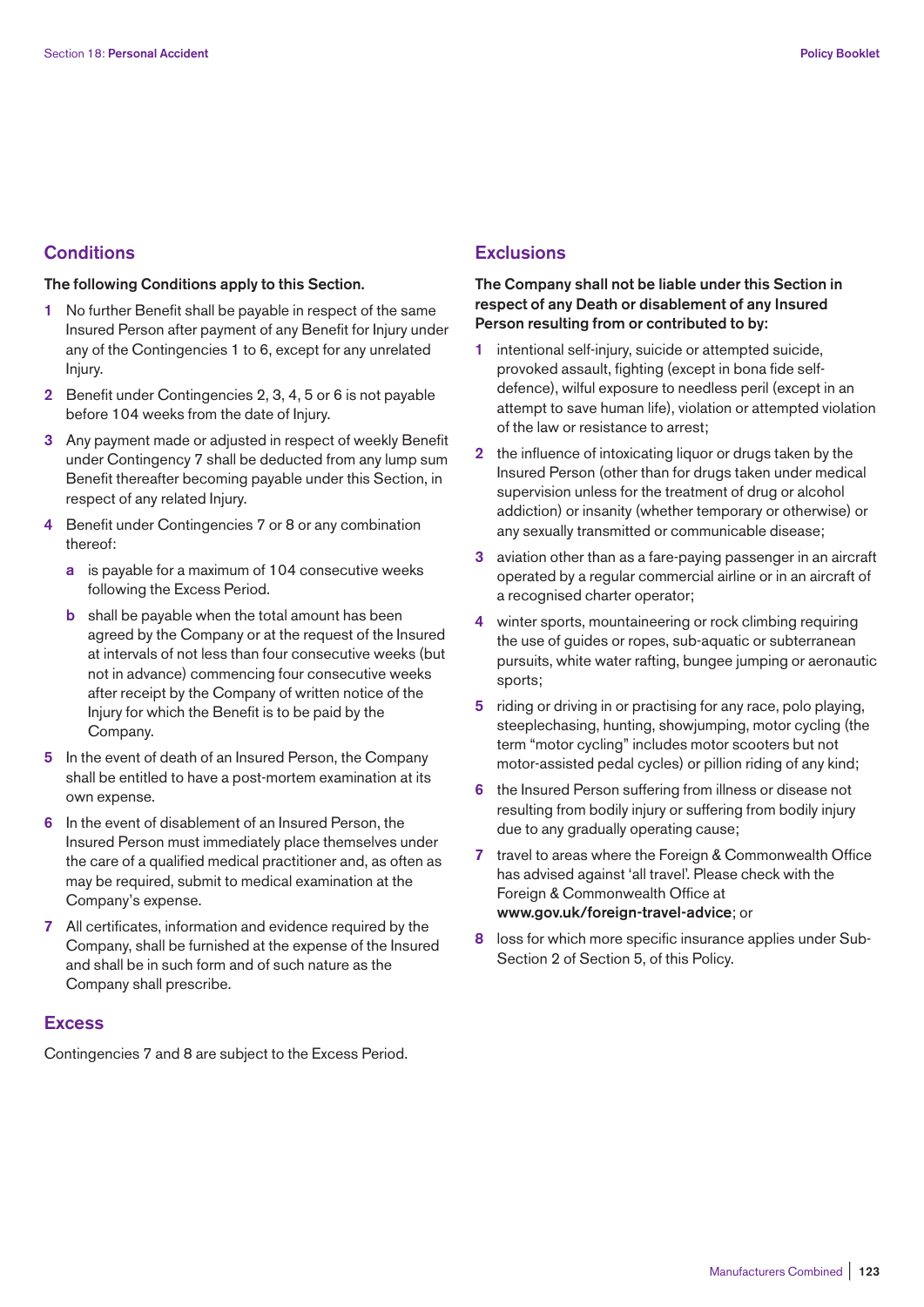## Conditions

**The following Conditions apply to this Section.**

1. No further Benefit shall be payable in respect of the same Insured Person after payment of any Benefit for Injury under any of the Contingencies 1 to 6, except for any unrelated Injury.
2. Benefit under Contingencies 2, 3, 4, 5 or 6 is not payable before 104 weeks from the date of Injury.
3. Any payment made or adjusted in respect of weekly Benefit under Contingency 7 shall be deducted from any lump sum Benefit thereafter becoming payable under this Section, in respect of any related Injury.
4. Benefit under Contingencies 7 or 8 or any combination thereof:
   a. is payable for a maximum of 104 consecutive weeks following the Excess Period.
   b. shall be payable when the total amount has been agreed by the Company or at the request of the Insured at intervals of not less than four consecutive weeks (but not in advance) commencing four consecutive weeks after receipt by the Company of written notice of the Injury for which the Benefit is to be paid by the Company.
5. In the event of death of an Insured Person, the Company shall be entitled to have a post-mortem examination at its own expense.
6. In the event of disablement of an Insured Person, the Insured Person must immediately place themselves under the care of a qualified medical practitioner and, as often as may be required, submit to medical examination at the Company's expense.
7. All certificates, information and evidence required by the Company, shall be furnished at the expense of the Insured and shall be in such form and of such nature as the Company shall prescribe.

## Excess

Contingencies 7 and 8 are subject to the Excess Period.

## Exclusions

**The Company shall not be liable under this Section in respect of any Death or disablement of any Insured Person resulting from or contributed to by:**

1. intentional self-injury, suicide or attempted suicide, provoked assault, fighting (except in bona fide self-defence), wilful exposure to needless peril (except in an attempt to save human life), violation or attempted violation of the law or resistance to arrest;
2. the influence of intoxicating liquor or drugs taken by the Insured Person (other than for drugs taken under medical supervision unless for the treatment of drug or alcohol addiction) or insanity (whether temporary or otherwise) or any sexually transmitted or communicable disease;
3. aviation other than as a fare-paying passenger in an aircraft operated by a regular commercial airline or in an aircraft of a recognised charter operator;
4. winter sports, mountaineering or rock climbing requiring the use of guides or ropes, sub-aquatic or subterranean pursuits, white water rafting, bungee jumping or aeronautic sports;
5. riding or driving in or practising for any race, polo playing, steeplechasing, hunting, showjumping, motor cycling (the term "motor cycling" includes motor scooters but not motor-assisted pedal cycles) or pillion riding of any kind;
6. the Insured Person suffering from illness or disease not resulting from bodily injury or suffering from bodily injury due to any gradually operating cause;
7. travel to areas where the Foreign & Commonwealth Office has advised against 'all travel'. Please check with the Foreign & Commonwealth Office at **www.gov.uk/foreign-travel-advice**; or
8. loss for which more specific insurance applies under Sub-Section 2 of Section 5, of this Policy.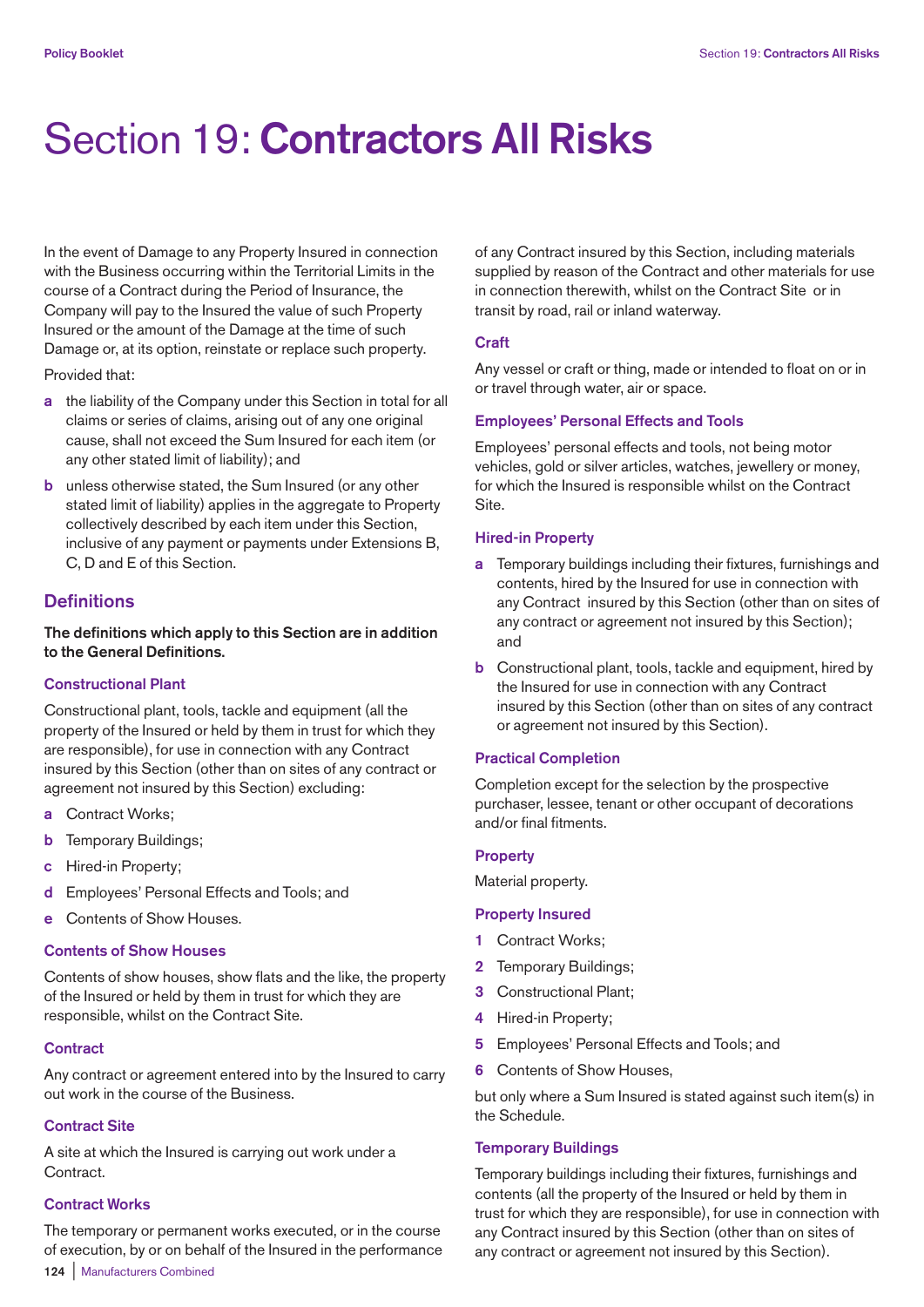# Section 19: **Contractors All Risks**

In the event of Damage to any Property Insured in connection with the Business occurring within the Territorial Limits in the course of a Contract during the Period of Insurance, the Company will pay to the Insured the value of such Property Insured or the amount of the Damage at the time of such Damage or, at its option, reinstate or replace such property.

Provided that:

- **a** the liability of the Company under this Section in total for all claims or series of claims, arising out of any one original cause, shall not exceed the Sum Insured for each item (or any other stated limit of liability); and
- **b** unless otherwise stated, the Sum Insured (or any other stated limit of liability) applies in the aggregate to Property collectively described by each item under this Section, inclusive of any payment or payments under Extensions B, C, D and E of this Section.

## Definitions

**The definitions which apply to this Section are in addition to the General Definitions.**

### Constructional Plant

Constructional plant, tools, tackle and equipment (all the property of the Insured or held by them in trust for which they are responsible), for use in connection with any Contract insured by this Section (other than on sites of any contract or agreement not insured by this Section) excluding:

- **a** Contract Works;
- **b** Temporary Buildings;
- **c** Hired-in Property;
- **d** Employees' Personal Effects and Tools; and
- **e** Contents of Show Houses.

### Contents of Show Houses

Contents of show houses, show flats and the like, the property of the Insured or held by them in trust for which they are responsible, whilst on the Contract Site.

### Contract

Any contract or agreement entered into by the Insured to carry out work in the course of the Business.

### Contract Site

A site at which the Insured is carrying out work under a Contract.

### Contract Works

The temporary or permanent works executed, or in the course of execution, by or on behalf of the Insured in the performance of any Contract insured by this Section, including materials supplied by reason of the Contract and other materials for use in connection therewith, whilst on the Contract Site or in transit by road, rail or inland waterway.

### Craft

Any vessel or craft or thing, made or intended to float on or in or travel through water, air or space.

### Employees' Personal Effects and Tools

Employees' personal effects and tools, not being motor vehicles, gold or silver articles, watches, jewellery or money, for which the Insured is responsible whilst on the Contract Site.

### Hired-in Property

- **a** Temporary buildings including their fixtures, furnishings and contents, hired by the Insured for use in connection with any Contract insured by this Section (other than on sites of any contract or agreement not insured by this Section); and
- **b** Constructional plant, tools, tackle and equipment, hired by the Insured for use in connection with any Contract insured by this Section (other than on sites of any contract or agreement not insured by this Section).

### Practical Completion

Completion except for the selection by the prospective purchaser, lessee, tenant or other occupant of decorations and/or final fitments.

### Property

Material property.

### Property Insured

1. Contract Works;
2. Temporary Buildings;
3. Constructional Plant;
4. Hired-in Property;
5. Employees' Personal Effects and Tools; and
6. Contents of Show Houses,

but only where a Sum Insured is stated against such item(s) in the Schedule.

### Temporary Buildings

Temporary buildings including their fixtures, furnishings and contents (all the property of the Insured or held by them in trust for which they are responsible), for use in connection with any Contract insured by this Section (other than on sites of any contract or agreement not insured by this Section).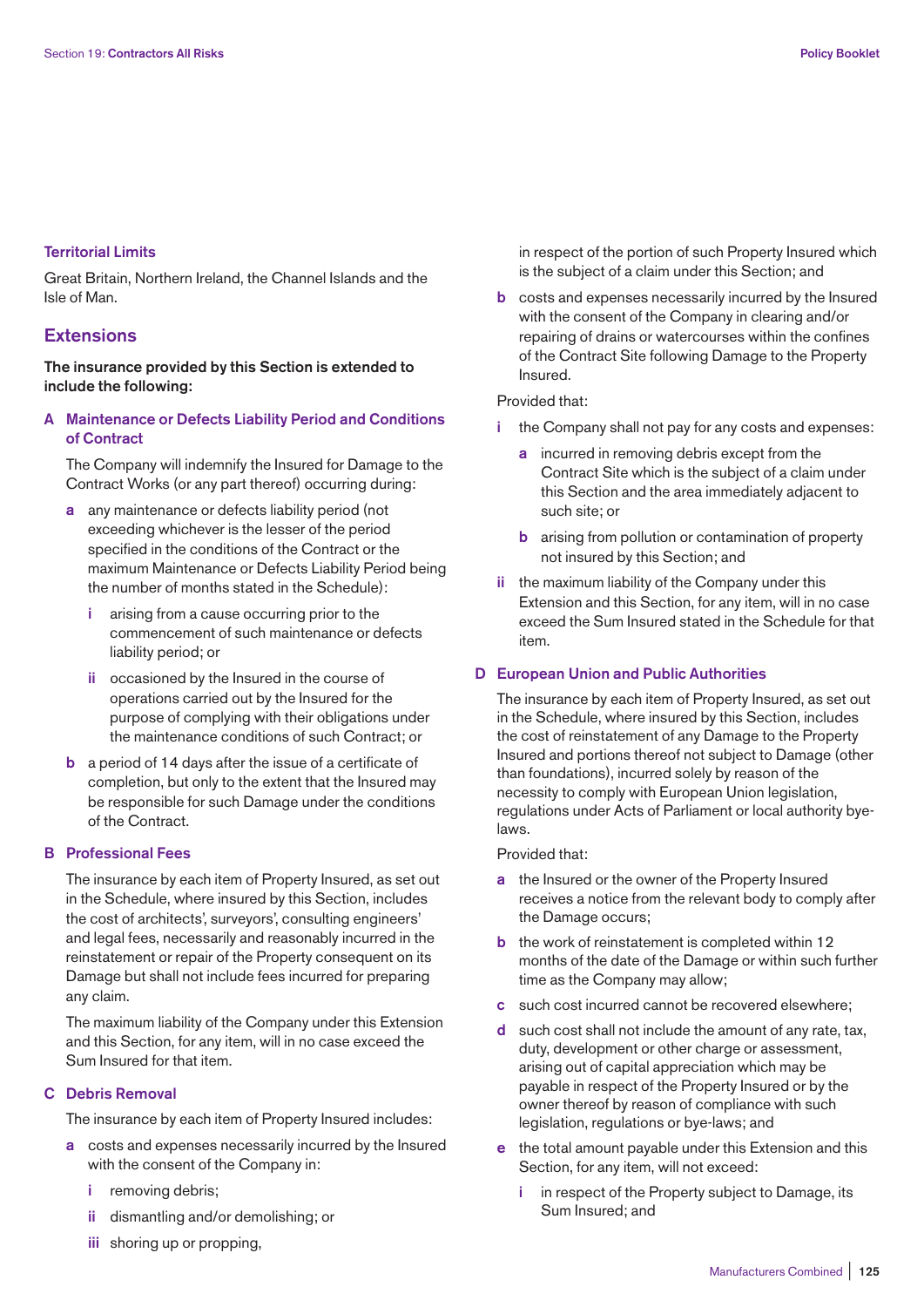### Territorial Limits

Great Britain, Northern Ireland, the Channel Islands and the Isle of Man.

## Extensions

**The insurance provided by this Section is extended to include the following:**

### A Maintenance or Defects Liability Period and Conditions of Contract

The Company will indemnify the Insured for Damage to the Contract Works (or any part thereof) occurring during:

- **a** any maintenance or defects liability period (not exceeding whichever is the lesser of the period specified in the conditions of the Contract or the maximum Maintenance or Defects Liability Period being the number of months stated in the Schedule):
  - **i** arising from a cause occurring prior to the commencement of such maintenance or defects liability period; or
  - **ii** occasioned by the Insured in the course of operations carried out by the Insured for the purpose of complying with their obligations under the maintenance conditions of such Contract; or
- **b** a period of 14 days after the issue of a certificate of completion, but only to the extent that the Insured may be responsible for such Damage under the conditions of the Contract.

### B Professional Fees

The insurance by each item of Property Insured, as set out in the Schedule, where insured by this Section, includes the cost of architects', surveyors', consulting engineers' and legal fees, necessarily and reasonably incurred in the reinstatement or repair of the Property consequent on its Damage but shall not include fees incurred for preparing any claim.

The maximum liability of the Company under this Extension and this Section, for any item, will in no case exceed the Sum Insured for that item.

### C Debris Removal

The insurance by each item of Property Insured includes:

- **a** costs and expenses necessarily incurred by the Insured with the consent of the Company in:
  - **i** removing debris;
  - **ii** dismantling and/or demolishing; or
  - **iii** shoring up or propping,

  in respect of the portion of such Property Insured which is the subject of a claim under this Section; and
- **b** costs and expenses necessarily incurred by the Insured with the consent of the Company in clearing and/or repairing of drains or watercourses within the confines of the Contract Site following Damage to the Property Insured.

Provided that:

- **i** the Company shall not pay for any costs and expenses:
  - **a** incurred in removing debris except from the Contract Site which is the subject of a claim under this Section and the area immediately adjacent to such site; or
  - **b** arising from pollution or contamination of property not insured by this Section; and
- **ii** the maximum liability of the Company under this Extension and this Section, for any item, will in no case exceed the Sum Insured stated in the Schedule for that item.

### D European Union and Public Authorities

The insurance by each item of Property Insured, as set out in the Schedule, where insured by this Section, includes the cost of reinstatement of any Damage to the Property Insured and portions thereof not subject to Damage (other than foundations), incurred solely by reason of the necessity to comply with European Union legislation, regulations under Acts of Parliament or local authority bye-laws.

Provided that:

- **a** the Insured or the owner of the Property Insured receives a notice from the relevant body to comply after the Damage occurs;
- **b** the work of reinstatement is completed within 12 months of the date of the Damage or within such further time as the Company may allow;
- **c** such cost incurred cannot be recovered elsewhere;
- **d** such cost shall not include the amount of any rate, tax, duty, development or other charge or assessment, arising out of capital appreciation which may be payable in respect of the Property Insured or by the owner thereof by reason of compliance with such legislation, regulations or bye-laws; and
- **e** the total amount payable under this Extension and this Section, for any item, will not exceed:
  - **i** in respect of the Property subject to Damage, its Sum Insured; and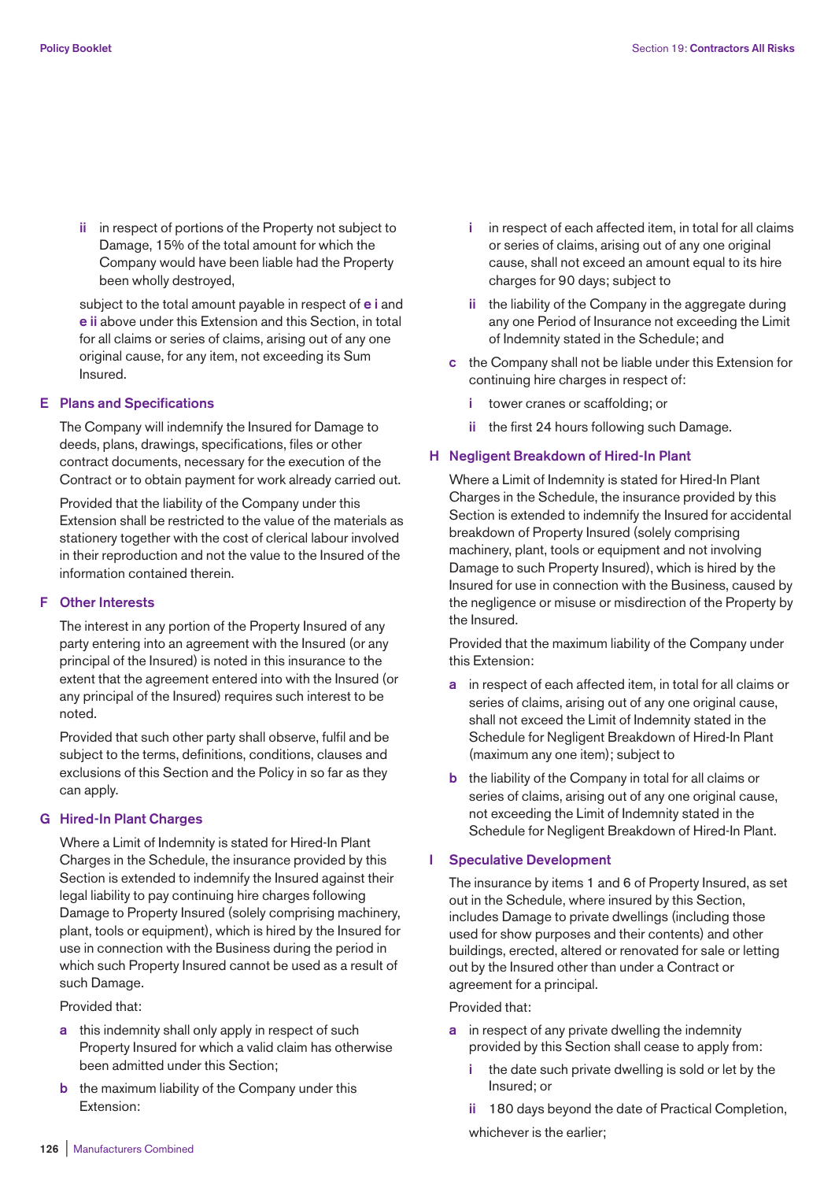ii in respect of portions of the Property not subject to Damage, 15% of the total amount for which the Company would have been liable had the Property been wholly destroyed,

subject to the total amount payable in respect of **e i** and **e ii** above under this Extension and this Section, in total for all claims or series of claims, arising out of any one original cause, for any item, not exceeding its Sum Insured.

### E Plans and Specifications

The Company will indemnify the Insured for Damage to deeds, plans, drawings, specifications, files or other contract documents, necessary for the execution of the Contract or to obtain payment for work already carried out.

Provided that the liability of the Company under this Extension shall be restricted to the value of the materials as stationery together with the cost of clerical labour involved in their reproduction and not the value to the Insured of the information contained therein.

### F Other Interests

The interest in any portion of the Property Insured of any party entering into an agreement with the Insured (or any principal of the Insured) is noted in this insurance to the extent that the agreement entered into with the Insured (or any principal of the Insured) requires such interest to be noted.

Provided that such other party shall observe, fulfil and be subject to the terms, definitions, conditions, clauses and exclusions of this Section and the Policy in so far as they can apply.

### G Hired-In Plant Charges

Where a Limit of Indemnity is stated for Hired-In Plant Charges in the Schedule, the insurance provided by this Section is extended to indemnify the Insured against their legal liability to pay continuing hire charges following Damage to Property Insured (solely comprising machinery, plant, tools or equipment), which is hired by the Insured for use in connection with the Business during the period in which such Property Insured cannot be used as a result of such Damage.

Provided that:

**a** this indemnity shall only apply in respect of such Property Insured for which a valid claim has otherwise been admitted under this Section;

**b** the maximum liability of the Company under this Extension:

- i in respect of each affected item, in total for all claims or series of claims, arising out of any one original cause, shall not exceed an amount equal to its hire charges for 90 days; subject to
- ii the liability of the Company in the aggregate during any one Period of Insurance not exceeding the Limit of Indemnity stated in the Schedule; and

**c** the Company shall not be liable under this Extension for continuing hire charges in respect of:

- i tower cranes or scaffolding; or
- ii the first 24 hours following such Damage.

### H Negligent Breakdown of Hired-In Plant

Where a Limit of Indemnity is stated for Hired-In Plant Charges in the Schedule, the insurance provided by this Section is extended to indemnify the Insured for accidental breakdown of Property Insured (solely comprising machinery, plant, tools or equipment and not involving Damage to such Property Insured), which is hired by the Insured for use in connection with the Business, caused by the negligence or misuse or misdirection of the Property by the Insured.

Provided that the maximum liability of the Company under this Extension:

**a** in respect of each affected item, in total for all claims or series of claims, arising out of any one original cause, shall not exceed the Limit of Indemnity stated in the Schedule for Negligent Breakdown of Hired-In Plant (maximum any one item); subject to

**b** the liability of the Company in total for all claims or series of claims, arising out of any one original cause, not exceeding the Limit of Indemnity stated in the Schedule for Negligent Breakdown of Hired-In Plant.

### I Speculative Development

The insurance by items 1 and 6 of Property Insured, as set out in the Schedule, where insured by this Section, includes Damage to private dwellings (including those used for show purposes and their contents) and other buildings, erected, altered or renovated for sale or letting out by the Insured other than under a Contract or agreement for a principal.

Provided that:

**a** in respect of any private dwelling the indemnity provided by this Section shall cease to apply from:

- i the date such private dwelling is sold or let by the Insured; or
- ii 180 days beyond the date of Practical Completion,

whichever is the earlier;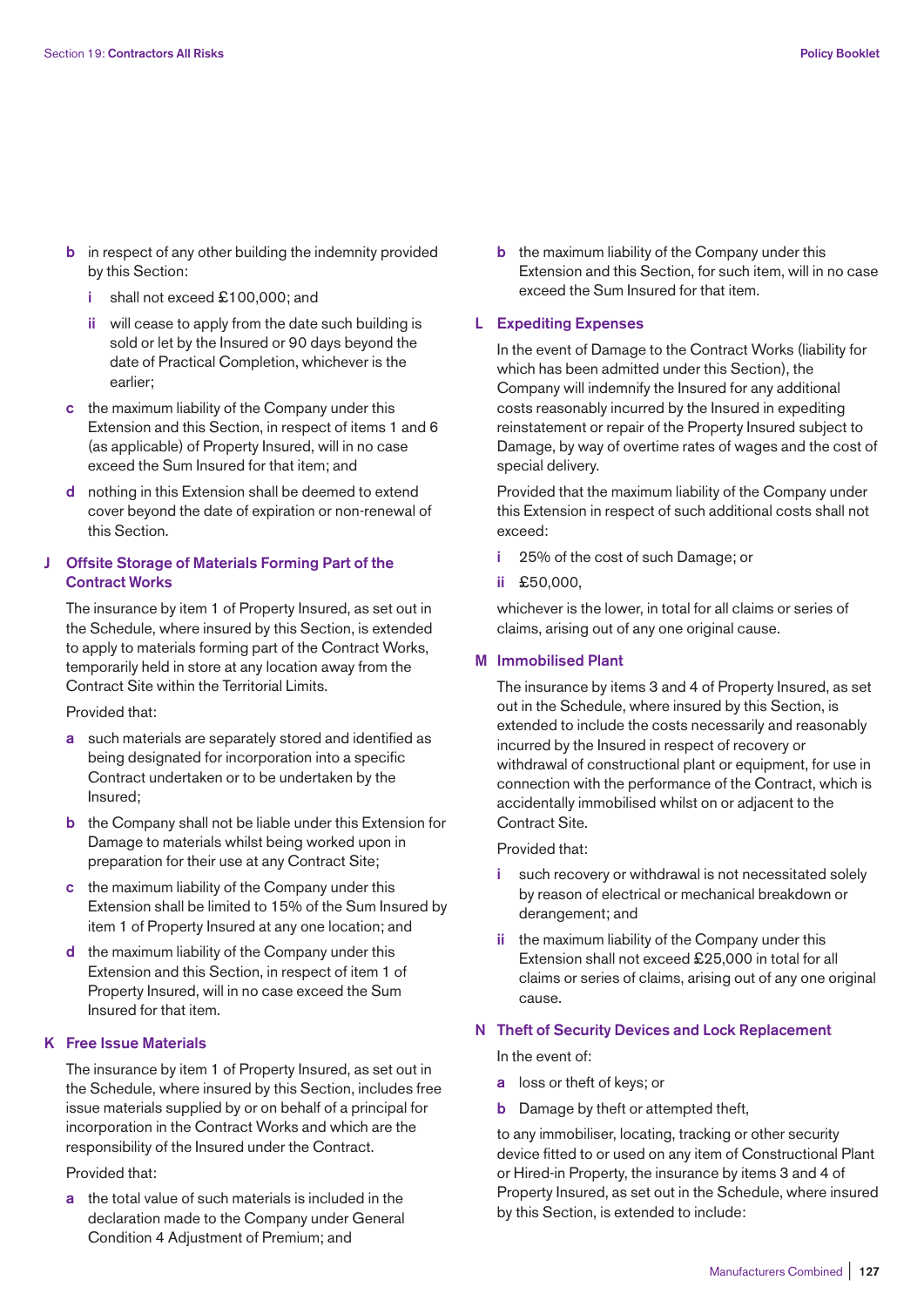- **b** in respect of any other building the indemnity provided by this Section:
  - **i** shall not exceed £100,000; and
  - **ii** will cease to apply from the date such building is sold or let by the Insured or 90 days beyond the date of Practical Completion, whichever is the earlier;
- **c** the maximum liability of the Company under this Extension and this Section, in respect of items 1 and 6 (as applicable) of Property Insured, will in no case exceed the Sum Insured for that item; and
- **d** nothing in this Extension shall be deemed to extend cover beyond the date of expiration or non-renewal of this Section.

### J Offsite Storage of Materials Forming Part of the Contract Works

The insurance by item 1 of Property Insured, as set out in the Schedule, where insured by this Section, is extended to apply to materials forming part of the Contract Works, temporarily held in store at any location away from the Contract Site within the Territorial Limits.

Provided that:

- **a** such materials are separately stored and identified as being designated for incorporation into a specific Contract undertaken or to be undertaken by the Insured;
- **b** the Company shall not be liable under this Extension for Damage to materials whilst being worked upon in preparation for their use at any Contract Site;
- **c** the maximum liability of the Company under this Extension shall be limited to 15% of the Sum Insured by item 1 of Property Insured at any one location; and
- **d** the maximum liability of the Company under this Extension and this Section, in respect of item 1 of Property Insured, will in no case exceed the Sum Insured for that item.

### K Free Issue Materials

The insurance by item 1 of Property Insured, as set out in the Schedule, where insured by this Section, includes free issue materials supplied by or on behalf of a principal for incorporation in the Contract Works and which are the responsibility of the Insured under the Contract.

Provided that:

- **a** the total value of such materials is included in the declaration made to the Company under General Condition 4 Adjustment of Premium; and
- **b** the maximum liability of the Company under this Extension and this Section, for such item, will in no case exceed the Sum Insured for that item.

### L Expediting Expenses

In the event of Damage to the Contract Works (liability for which has been admitted under this Section), the Company will indemnify the Insured for any additional costs reasonably incurred by the Insured in expediting reinstatement or repair of the Property Insured subject to Damage, by way of overtime rates of wages and the cost of special delivery.

Provided that the maximum liability of the Company under this Extension in respect of such additional costs shall not exceed:

- **i** 25% of the cost of such Damage; or
- **ii** £50,000,

whichever is the lower, in total for all claims or series of claims, arising out of any one original cause.

### M Immobilised Plant

The insurance by items 3 and 4 of Property Insured, as set out in the Schedule, where insured by this Section, is extended to include the costs necessarily and reasonably incurred by the Insured in respect of recovery or withdrawal of constructional plant or equipment, for use in connection with the performance of the Contract, which is accidentally immobilised whilst on or adjacent to the Contract Site.

Provided that:

- **i** such recovery or withdrawal is not necessitated solely by reason of electrical or mechanical breakdown or derangement; and
- **ii** the maximum liability of the Company under this Extension shall not exceed £25,000 in total for all claims or series of claims, arising out of any one original cause.

### N Theft of Security Devices and Lock Replacement

In the event of:

- **a** loss or theft of keys; or
- **b** Damage by theft or attempted theft,

to any immobiliser, locating, tracking or other security device fitted to or used on any item of Constructional Plant or Hired-in Property, the insurance by items 3 and 4 of Property Insured, as set out in the Schedule, where insured by this Section, is extended to include: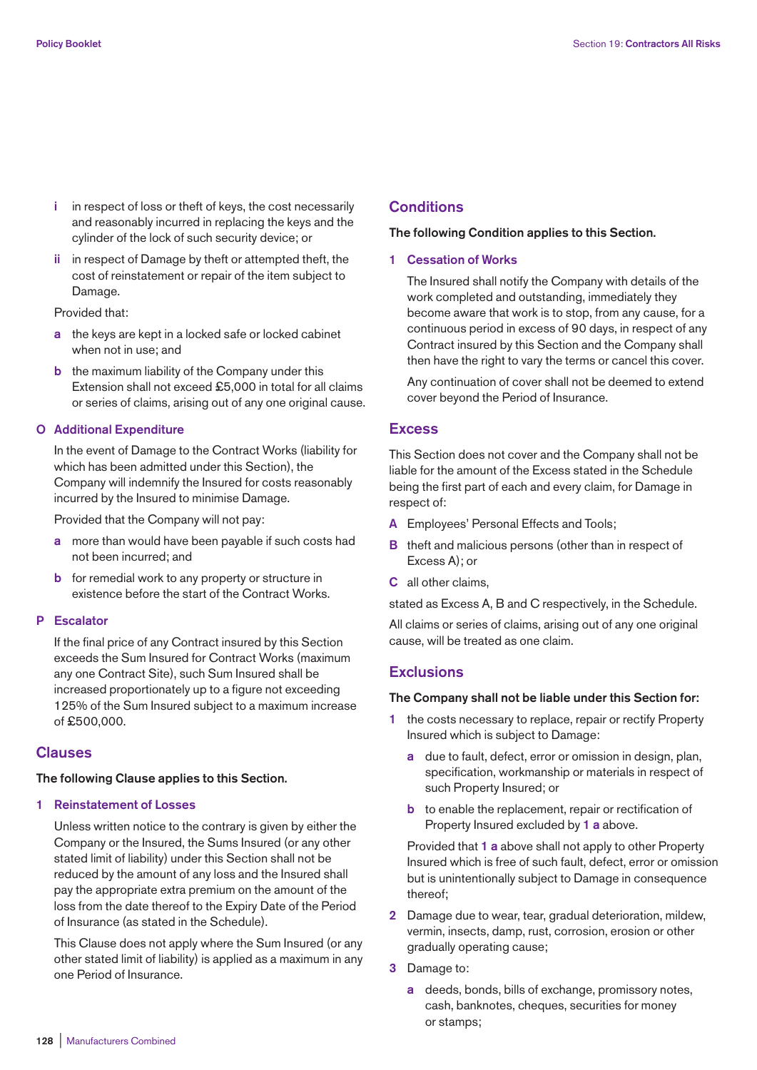i in respect of loss or theft of keys, the cost necessarily and reasonably incurred in replacing the keys and the cylinder of the lock of such security device; or

ii in respect of Damage by theft or attempted theft, the cost of reinstatement or repair of the item subject to Damage.

Provided that:

a the keys are kept in a locked safe or locked cabinet when not in use; and

b the maximum liability of the Company under this Extension shall not exceed £5,000 in total for all claims or series of claims, arising out of any one original cause.

### O Additional Expenditure

In the event of Damage to the Contract Works (liability for which has been admitted under this Section), the Company will indemnify the Insured for costs reasonably incurred by the Insured to minimise Damage.

Provided that the Company will not pay:

a more than would have been payable if such costs had not been incurred; and

b for remedial work to any property or structure in existence before the start of the Contract Works.

### P Escalator

If the final price of any Contract insured by this Section exceeds the Sum Insured for Contract Works (maximum any one Contract Site), such Sum Insured shall be increased proportionately up to a figure not exceeding 125% of the Sum Insured subject to a maximum increase of £500,000.

## Clauses

**The following Clause applies to this Section.**

### 1 Reinstatement of Losses

Unless written notice to the contrary is given by either the Company or the Insured, the Sums Insured (or any other stated limit of liability) under this Section shall not be reduced by the amount of any loss and the Insured shall pay the appropriate extra premium on the amount of the loss from the date thereof to the Expiry Date of the Period of Insurance (as stated in the Schedule).

This Clause does not apply where the Sum Insured (or any other stated limit of liability) is applied as a maximum in any one Period of Insurance.

## Conditions

**The following Condition applies to this Section.**

### 1 Cessation of Works

The Insured shall notify the Company with details of the work completed and outstanding, immediately they become aware that work is to stop, from any cause, for a continuous period in excess of 90 days, in respect of any Contract insured by this Section and the Company shall then have the right to vary the terms or cancel this cover.

Any continuation of cover shall not be deemed to extend cover beyond the Period of Insurance.

## Excess

This Section does not cover and the Company shall not be liable for the amount of the Excess stated in the Schedule being the first part of each and every claim, for Damage in respect of:

A Employees' Personal Effects and Tools;

B theft and malicious persons (other than in respect of Excess A); or

C all other claims,

stated as Excess A, B and C respectively, in the Schedule.

All claims or series of claims, arising out of any one original cause, will be treated as one claim.

## Exclusions

**The Company shall not be liable under this Section for:**

1 the costs necessary to replace, repair or rectify Property Insured which is subject to Damage:

  a due to fault, defect, error or omission in design, plan, specification, workmanship or materials in respect of such Property Insured; or

  b to enable the replacement, repair or rectification of Property Insured excluded by **1 a** above.

  Provided that **1 a** above shall not apply to other Property Insured which is free of such fault, defect, error or omission but is unintentionally subject to Damage in consequence thereof;

2 Damage due to wear, tear, gradual deterioration, mildew, vermin, insects, damp, rust, corrosion, erosion or other gradually operating cause;

3 Damage to:

  a deeds, bonds, bills of exchange, promissory notes, cash, banknotes, cheques, securities for money or stamps;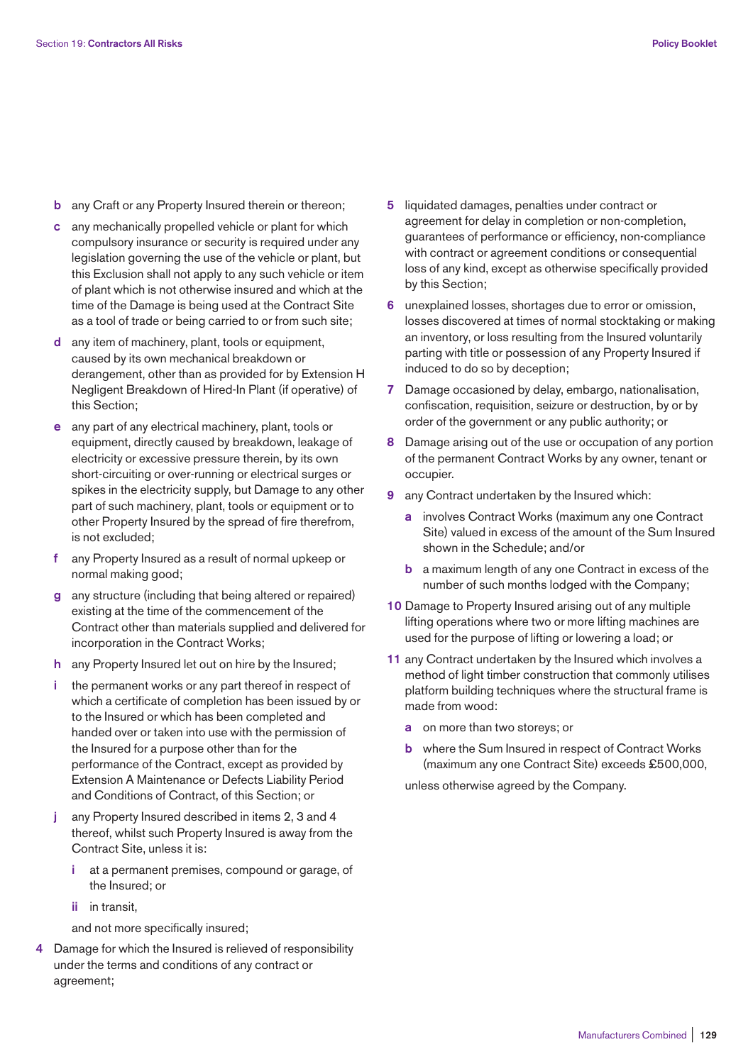b any Craft or any Property Insured therein or thereon;

c any mechanically propelled vehicle or plant for which compulsory insurance or security is required under any legislation governing the use of the vehicle or plant, but this Exclusion shall not apply to any such vehicle or item of plant which is not otherwise insured and which at the time of the Damage is being used at the Contract Site as a tool of trade or being carried to or from such site;

d any item of machinery, plant, tools or equipment, caused by its own mechanical breakdown or derangement, other than as provided for by Extension H Negligent Breakdown of Hired-In Plant (if operative) of this Section;

e any part of any electrical machinery, plant, tools or equipment, directly caused by breakdown, leakage of electricity or excessive pressure therein, by its own short-circuiting or over-running or electrical surges or spikes in the electricity supply, but Damage to any other part of such machinery, plant, tools or equipment or to other Property Insured by the spread of fire therefrom, is not excluded;

f any Property Insured as a result of normal upkeep or normal making good;

g any structure (including that being altered or repaired) existing at the time of the commencement of the Contract other than materials supplied and delivered for incorporation in the Contract Works;

h any Property Insured let out on hire by the Insured;

i the permanent works or any part thereof in respect of which a certificate of completion has been issued by or to the Insured or which has been completed and handed over or taken into use with the permission of the Insured for a purpose other than for the performance of the Contract, except as provided by Extension A Maintenance or Defects Liability Period and Conditions of Contract, of this Section; or

j any Property Insured described in items 2, 3 and 4 thereof, whilst such Property Insured is away from the Contract Site, unless it is:

   i at a permanent premises, compound or garage, of the Insured; or

   ii in transit,

   and not more specifically insured;

4 Damage for which the Insured is relieved of responsibility under the terms and conditions of any contract or agreement;

5 liquidated damages, penalties under contract or agreement for delay in completion or non-completion, guarantees of performance or efficiency, non-compliance with contract or agreement conditions or consequential loss of any kind, except as otherwise specifically provided by this Section;

6 unexplained losses, shortages due to error or omission, losses discovered at times of normal stocktaking or making an inventory, or loss resulting from the Insured voluntarily parting with title or possession of any Property Insured if induced to do so by deception;

7 Damage occasioned by delay, embargo, nationalisation, confiscation, requisition, seizure or destruction, by or by order of the government or any public authority; or

8 Damage arising out of the use or occupation of any portion of the permanent Contract Works by any owner, tenant or occupier.

9 any Contract undertaken by the Insured which:

   a involves Contract Works (maximum any one Contract Site) valued in excess of the amount of the Sum Insured shown in the Schedule; and/or

   b a maximum length of any one Contract in excess of the number of such months lodged with the Company;

10 Damage to Property Insured arising out of any multiple lifting operations where two or more lifting machines are used for the purpose of lifting or lowering a load; or

11 any Contract undertaken by the Insured which involves a method of light timber construction that commonly utilises platform building techniques where the structural frame is made from wood:

   a on more than two storeys; or

   b where the Sum Insured in respect of Contract Works (maximum any one Contract Site) exceeds £500,000,

   unless otherwise agreed by the Company.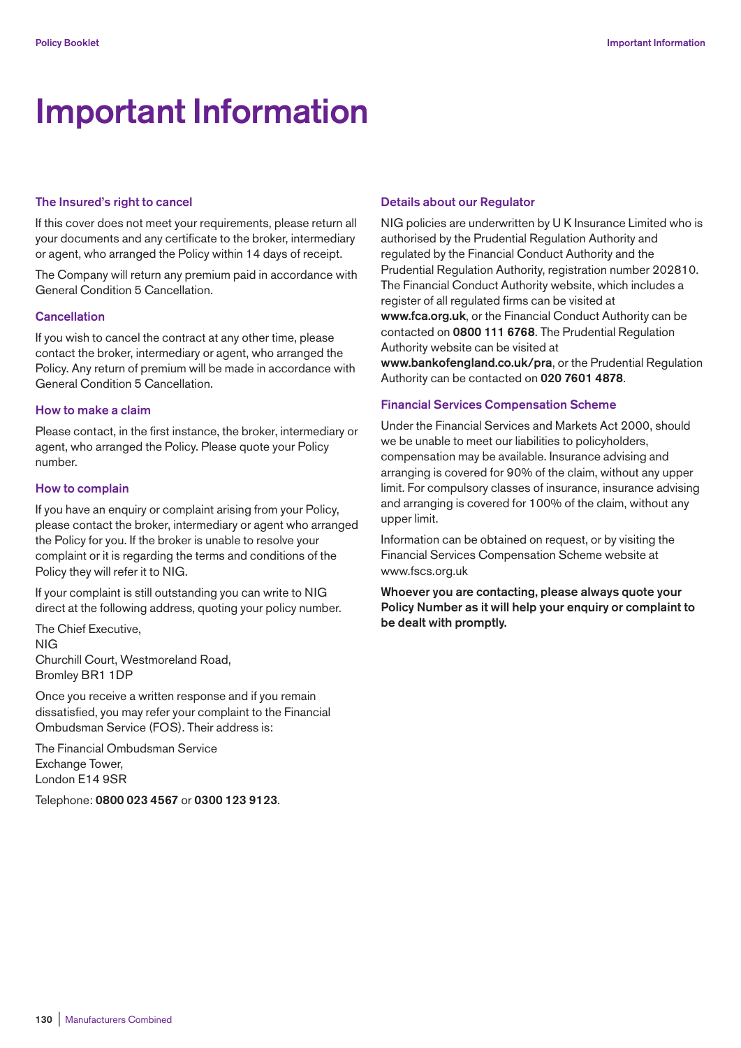# Important Information

### The Insured's right to cancel

If this cover does not meet your requirements, please return all your documents and any certificate to the broker, intermediary or agent, who arranged the Policy within 14 days of receipt.

The Company will return any premium paid in accordance with General Condition 5 Cancellation.

### Cancellation

If you wish to cancel the contract at any other time, please contact the broker, intermediary or agent, who arranged the Policy. Any return of premium will be made in accordance with General Condition 5 Cancellation.

### How to make a claim

Please contact, in the first instance, the broker, intermediary or agent, who arranged the Policy. Please quote your Policy number.

### How to complain

If you have an enquiry or complaint arising from your Policy, please contact the broker, intermediary or agent who arranged the Policy for you. If the broker is unable to resolve your complaint or it is regarding the terms and conditions of the Policy they will refer it to NIG.

If your complaint is still outstanding you can write to NIG direct at the following address, quoting your policy number.

The Chief Executive,
NIG
Churchill Court, Westmoreland Road,
Bromley BR1 1DP

Once you receive a written response and if you remain dissatisfied, you may refer your complaint to the Financial Ombudsman Service (FOS). Their address is:

The Financial Ombudsman Service
Exchange Tower,
London E14 9SR

Telephone: **0800 023 4567** or **0300 123 9123**.

### Details about our Regulator

NIG policies are underwritten by U K Insurance Limited who is authorised by the Prudential Regulation Authority and regulated by the Financial Conduct Authority and the Prudential Regulation Authority, registration number 202810. The Financial Conduct Authority website, which includes a register of all regulated firms can be visited at **www.fca.org.uk**, or the Financial Conduct Authority can be contacted on **0800 111 6768**. The Prudential Regulation Authority website can be visited at **www.bankofengland.co.uk/pra**, or the Prudential Regulation Authority can be contacted on **020 7601 4878**.

### Financial Services Compensation Scheme

Under the Financial Services and Markets Act 2000, should we be unable to meet our liabilities to policyholders, compensation may be available. Insurance advising and arranging is covered for 90% of the claim, without any upper limit. For compulsory classes of insurance, insurance advising and arranging is covered for 100% of the claim, without any upper limit.

Information can be obtained on request, or by visiting the Financial Services Compensation Scheme website at www.fscs.org.uk

**Whoever you are contacting, please always quote your Policy Number as it will help your enquiry or complaint to be dealt with promptly.**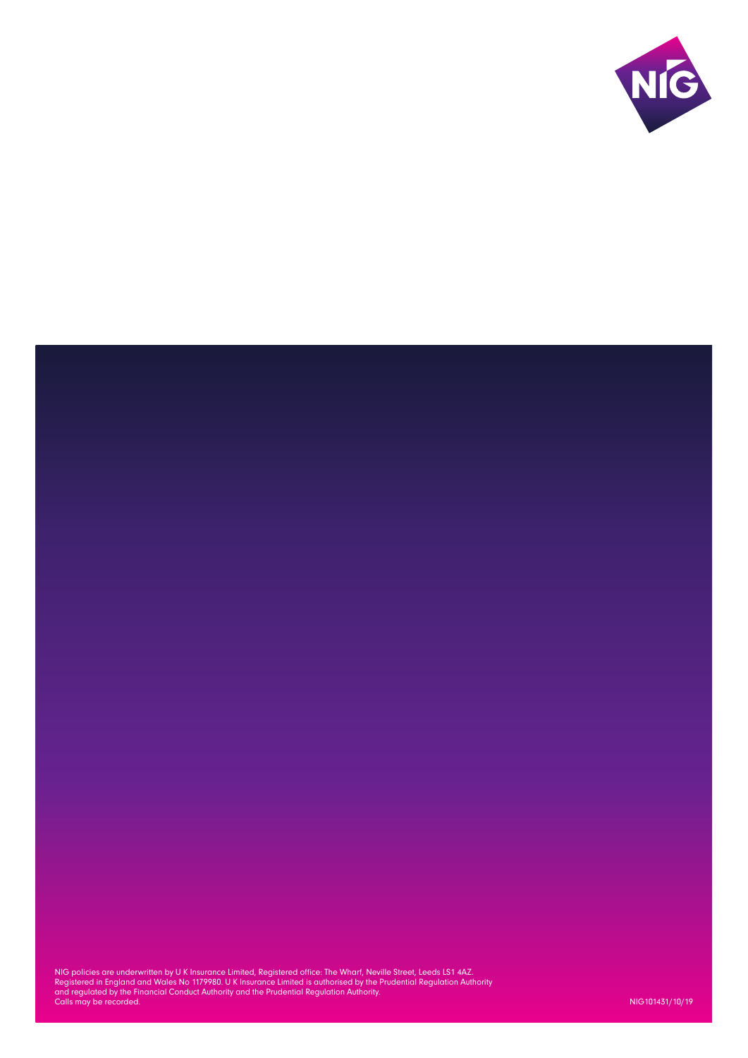NIG policies are underwritten by U K Insurance Limited, Registered office: The Wharf, Neville Street, Leeds LS1 4AZ.
Registered in England and Wales No 1179980. U K Insurance Limited is authorised by the Prudential Regulation Authority
and regulated by the Financial Conduct Authority and the Prudential Regulation Authority.
Calls may be recorded.

NIG101431/10/19